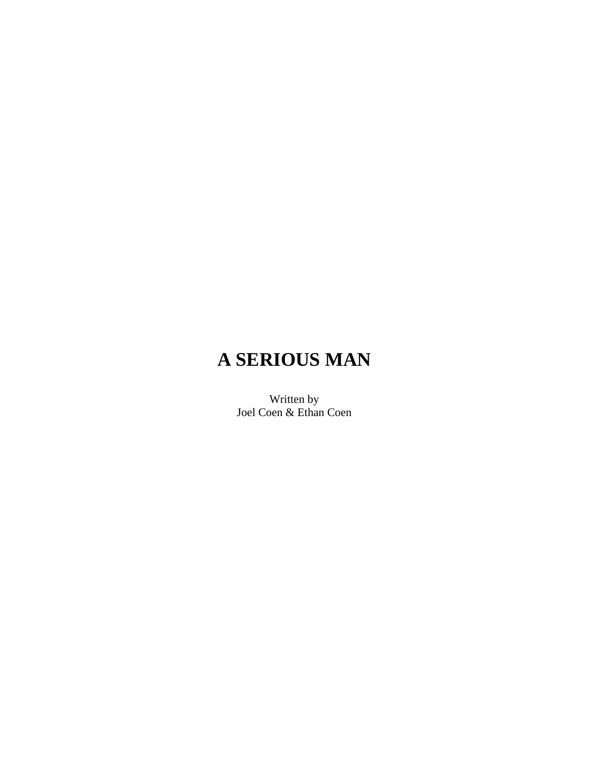# A SERIOUS MAN

Written by
Joel Coen & Ethan Coen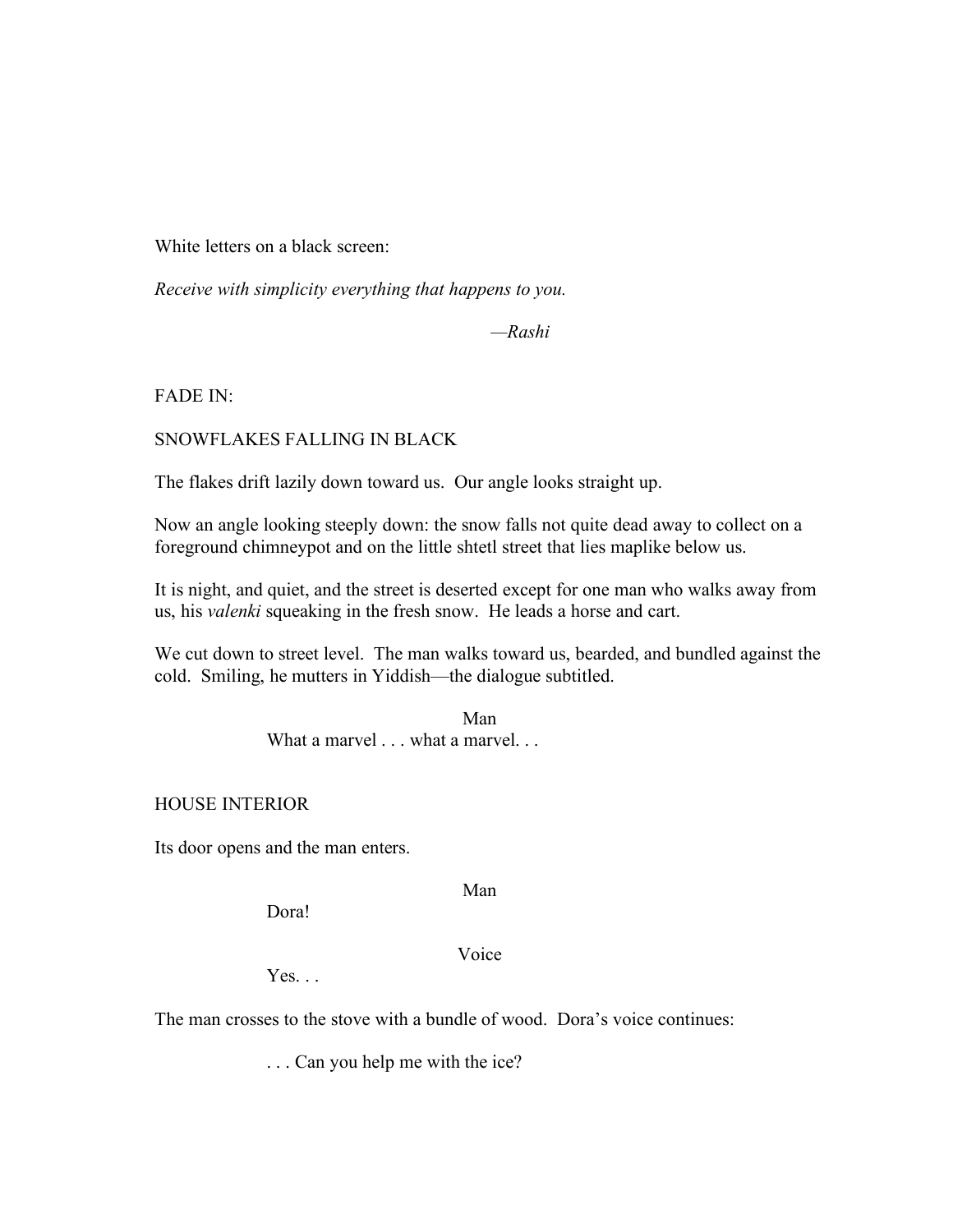White letters on a black screen:

*Receive with simplicity everything that happens to you.*

*—Rashi*

FADE IN:

SNOWFLAKES FALLING IN BLACK

The flakes drift lazily down toward us. Our angle looks straight up.

Now an angle looking steeply down: the snow falls not quite dead away to collect on a foreground chimneypot and on the little shtetl street that lies maplike below us.

It is night, and quiet, and the street is deserted except for one man who walks away from us, his *valenki* squeaking in the fresh snow. He leads a horse and cart.

We cut down to street level. The man walks toward us, bearded, and bundled against the cold. Smiling, he mutters in Yiddish—the dialogue subtitled.

Man

What a marvel . . . what a marvel. . .

HOUSE INTERIOR

Its door opens and the man enters.

Man

Dora!

Voice

Yes. . .

The man crosses to the stove with a bundle of wood. Dora's voice continues:

. . . Can you help me with the ice?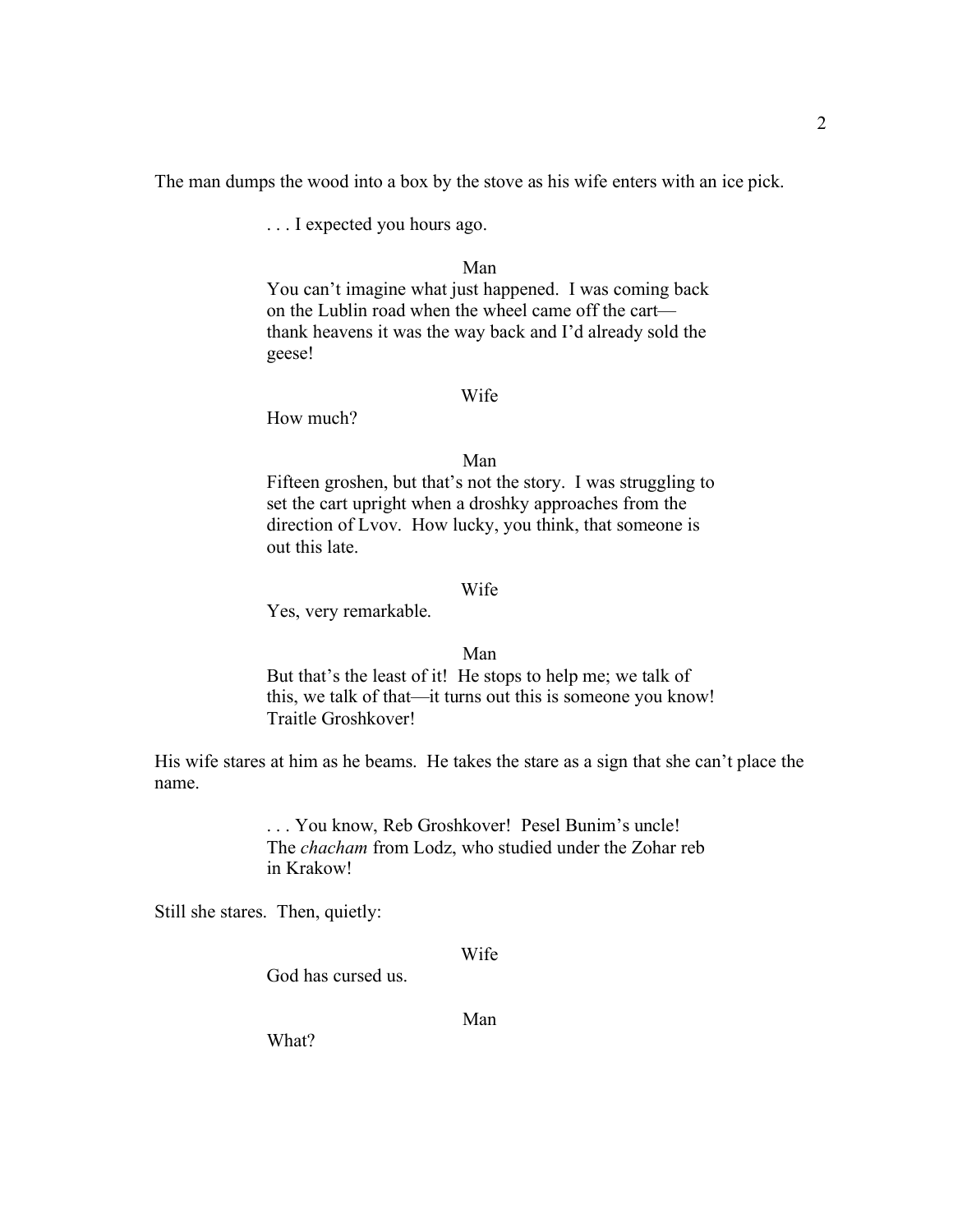The man dumps the wood into a box by the stove as his wife enters with an ice pick.

. . . I expected you hours ago.

Man

You can't imagine what just happened. I was coming back on the Lublin road when the wheel came off the cart—thank heavens it was the way back and I'd already sold the geese!

Wife

How much?

Man

Fifteen groshen, but that's not the story. I was struggling to set the cart upright when a droshky approaches from the direction of Lvov. How lucky, you think, that someone is out this late.

Wife

Yes, very remarkable.

Man

But that's the least of it! He stops to help me; we talk of this, we talk of that—it turns out this is someone you know! Traitle Groshkover!

His wife stares at him as he beams. He takes the stare as a sign that she can't place the name.

. . . You know, Reb Groshkover! Pesel Bunim's uncle! The *chacham* from Lodz, who studied under the Zohar reb in Krakow!

Still she stares. Then, quietly:

Wife

God has cursed us.

Man

What?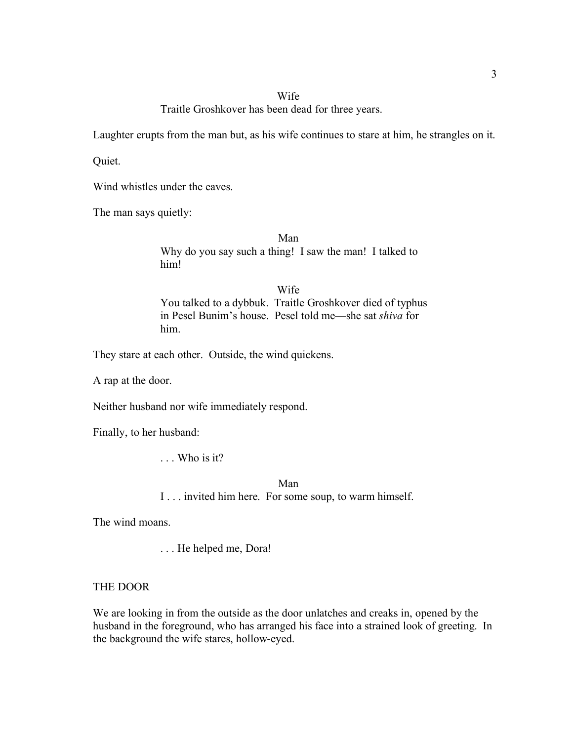Wife

Traitle Groshkover has been dead for three years.

Laughter erupts from the man but, as his wife continues to stare at him, he strangles on it.

Quiet.

Wind whistles under the eaves.

The man says quietly:

Man

Why do you say such a thing! I saw the man! I talked to him!

Wife

You talked to a dybbuk. Traitle Groshkover died of typhus in Pesel Bunim's house. Pesel told me—she sat *shiva* for him.

They stare at each other. Outside, the wind quickens.

A rap at the door.

Neither husband nor wife immediately respond.

Finally, to her husband:

. . . Who is it?

Man

I . . . invited him here. For some soup, to warm himself.

The wind moans.

. . . He helped me, Dora!

THE DOOR

We are looking in from the outside as the door unlatches and creaks in, opened by the husband in the foreground, who has arranged his face into a strained look of greeting. In the background the wife stares, hollow-eyed.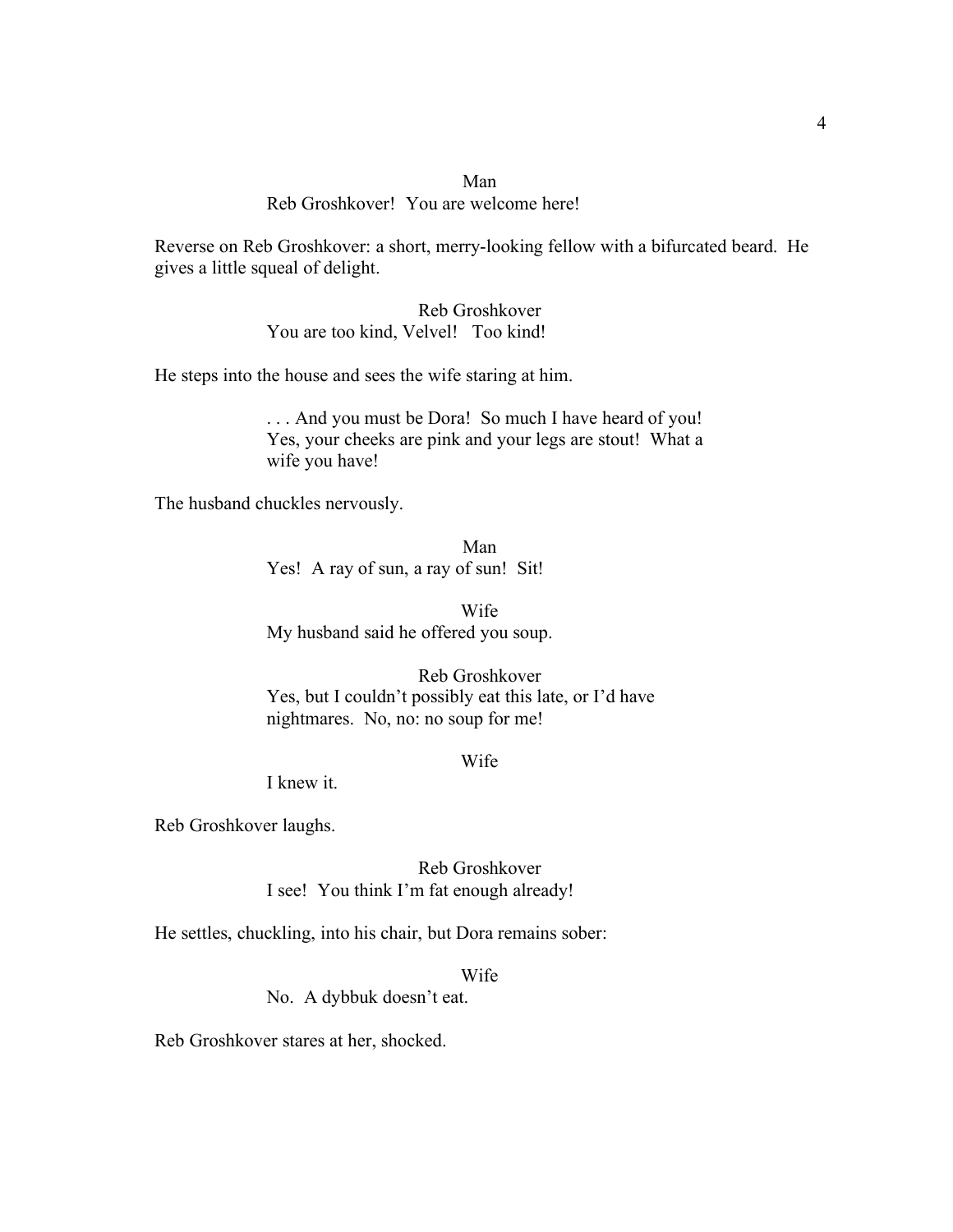Man

Reb Groshkover! You are welcome here!

Reverse on Reb Groshkover: a short, merry-looking fellow with a bifurcated beard. He gives a little squeal of delight.

Reb Groshkover

You are too kind, Velvel! Too kind!

He steps into the house and sees the wife staring at him.

. . . And you must be Dora! So much I have heard of you! Yes, your cheeks are pink and your legs are stout! What a wife you have!

The husband chuckles nervously.

Man

Yes! A ray of sun, a ray of sun! Sit!

Wife

My husband said he offered you soup.

Reb Groshkover

Yes, but I couldn't possibly eat this late, or I'd have nightmares. No, no: no soup for me!

Wife

I knew it.

Reb Groshkover laughs.

Reb Groshkover

I see! You think I'm fat enough already!

He settles, chuckling, into his chair, but Dora remains sober:

Wife

No. A dybbuk doesn't eat.

Reb Groshkover stares at her, shocked.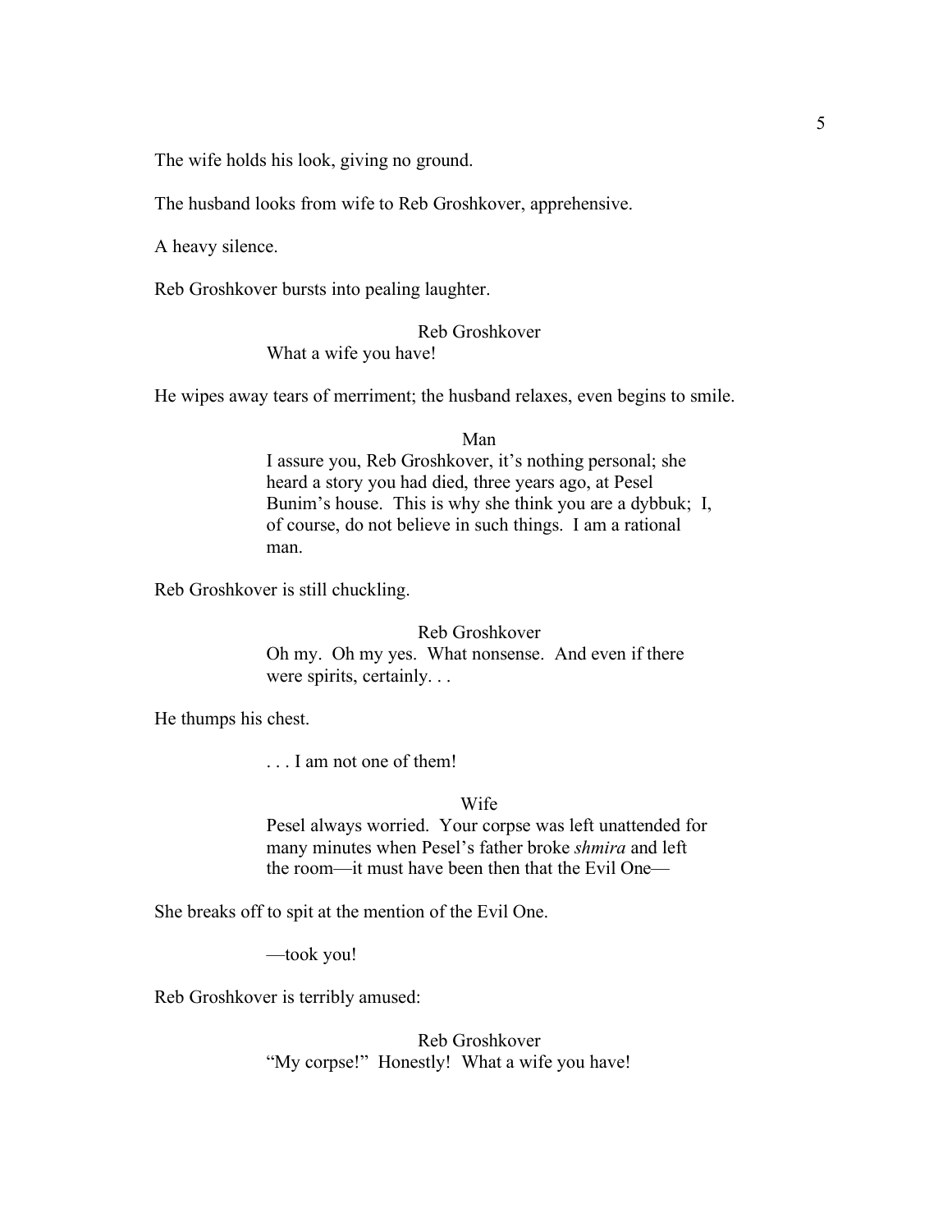The wife holds his look, giving no ground.

The husband looks from wife to Reb Groshkover, apprehensive.

A heavy silence.

Reb Groshkover bursts into pealing laughter.

Reb Groshkover

What a wife you have!

He wipes away tears of merriment; the husband relaxes, even begins to smile.

Man

I assure you, Reb Groshkover, it's nothing personal; she heard a story you had died, three years ago, at Pesel Bunim's house. This is why she think you are a dybbuk; I, of course, do not believe in such things. I am a rational man.

Reb Groshkover is still chuckling.

Reb Groshkover

Oh my. Oh my yes. What nonsense. And even if there were spirits, certainly. . .

He thumps his chest.

. . . I am not one of them!

Wife

Pesel always worried. Your corpse was left unattended for many minutes when Pesel's father broke *shmira* and left the room—it must have been then that the Evil One—

She breaks off to spit at the mention of the Evil One.

—took you!

Reb Groshkover is terribly amused:

Reb Groshkover

"My corpse!" Honestly! What a wife you have!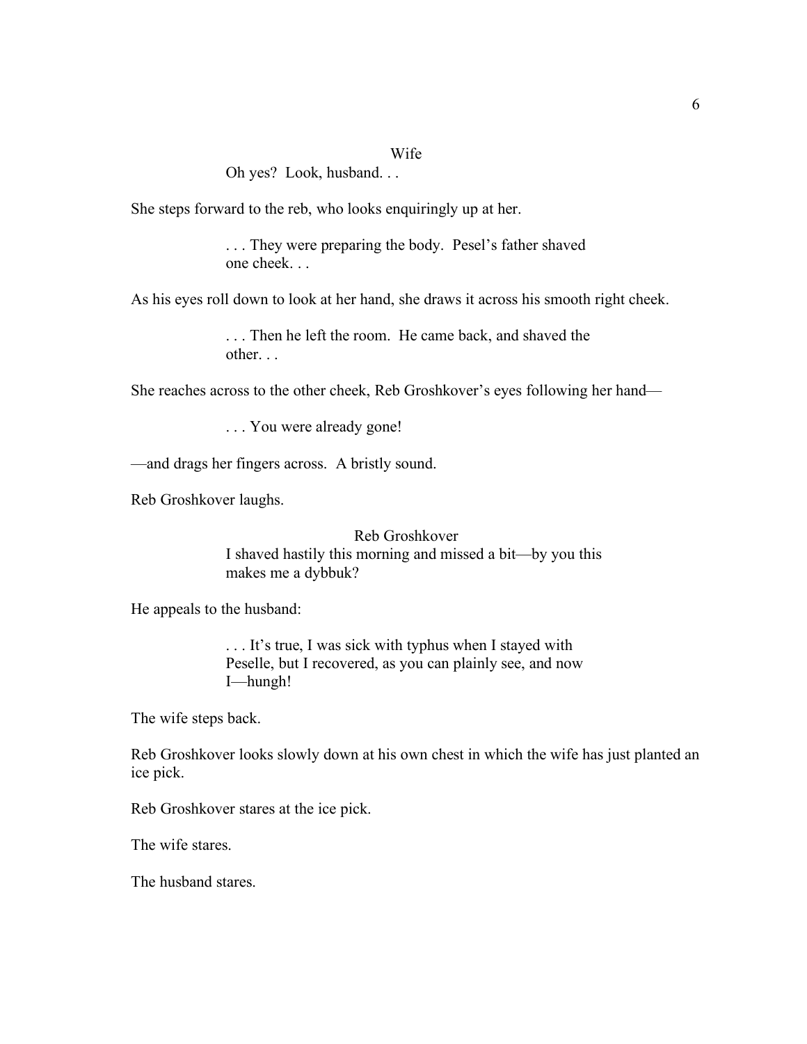Wife

Oh yes?  Look, husband. . .

She steps forward to the reb, who looks enquiringly up at her.

. . . They were preparing the body.  Pesel's father shaved one cheek. . .

As his eyes roll down to look at her hand, she draws it across his smooth right cheek.

. . . Then he left the room.  He came back, and shaved the other. . .

She reaches across to the other cheek, Reb Groshkover's eyes following her hand—

. . . You were already gone!

—and drags her fingers across.  A bristly sound.

Reb Groshkover laughs.

Reb Groshkover

I shaved hastily this morning and missed a bit—by you this makes me a dybbuk?

He appeals to the husband:

. . . It's true, I was sick with typhus when I stayed with Peselle, but I recovered, as you can plainly see, and now I—hungh!

The wife steps back.

Reb Groshkover looks slowly down at his own chest in which the wife has just planted an ice pick.

Reb Groshkover stares at the ice pick.

The wife stares.

The husband stares.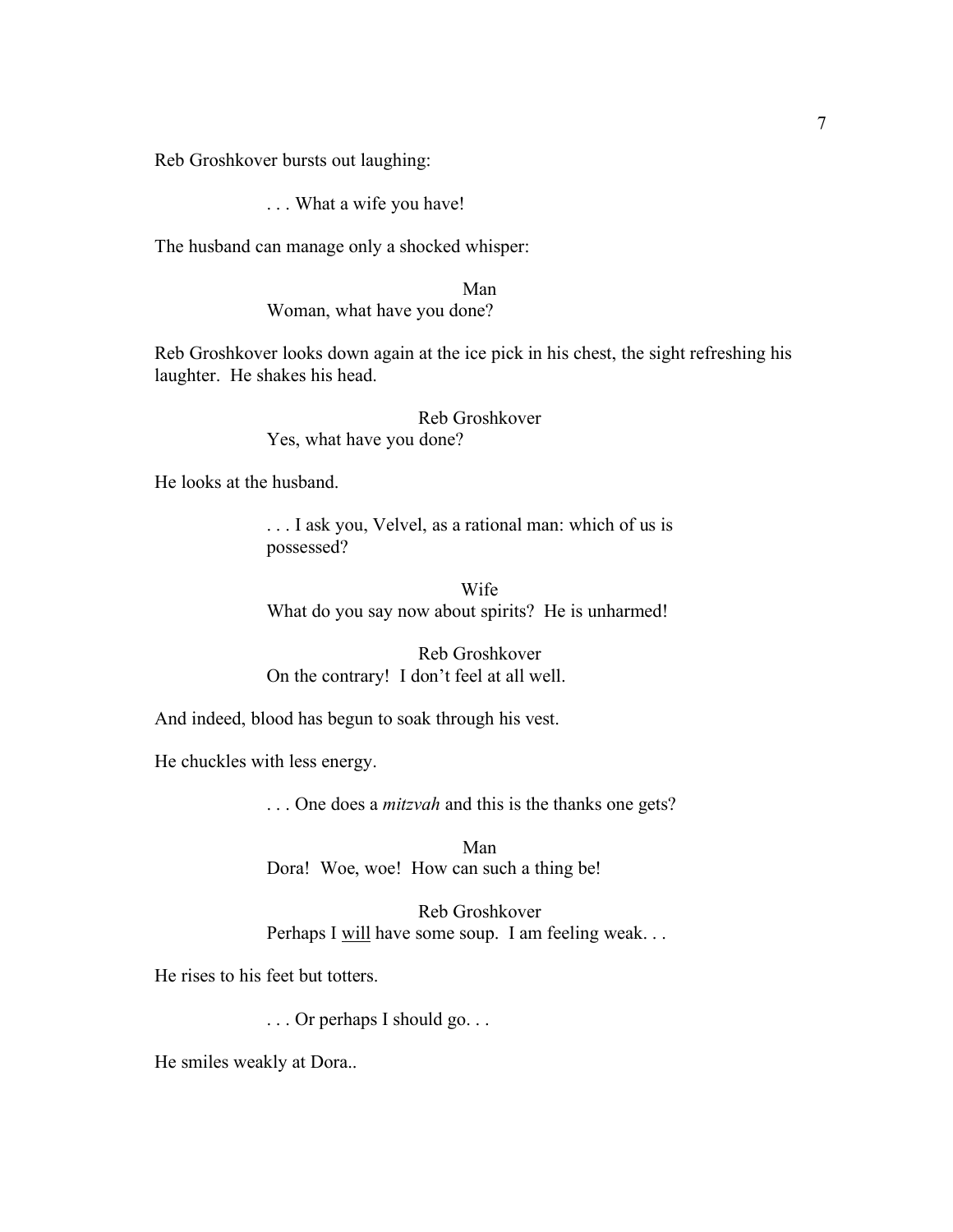Reb Groshkover bursts out laughing:

. . . What a wife you have!

The husband can manage only a shocked whisper:

Man
Woman, what have you done?

Reb Groshkover looks down again at the ice pick in his chest, the sight refreshing his laughter. He shakes his head.

Reb Groshkover
Yes, what have you done?

He looks at the husband.

. . . I ask you, Velvel, as a rational man: which of us is possessed?

Wife
What do you say now about spirits? He is unharmed!

Reb Groshkover
On the contrary! I don't feel at all well.

And indeed, blood has begun to soak through his vest.

He chuckles with less energy.

. . . One does a *mitzvah* and this is the thanks one gets?

Man
Dora! Woe, woe! How can such a thing be!

Reb Groshkover
Perhaps I <u>will</u> have some soup. I am feeling weak. . .

He rises to his feet but totters.

. . . Or perhaps I should go. . .

He smiles weakly at Dora..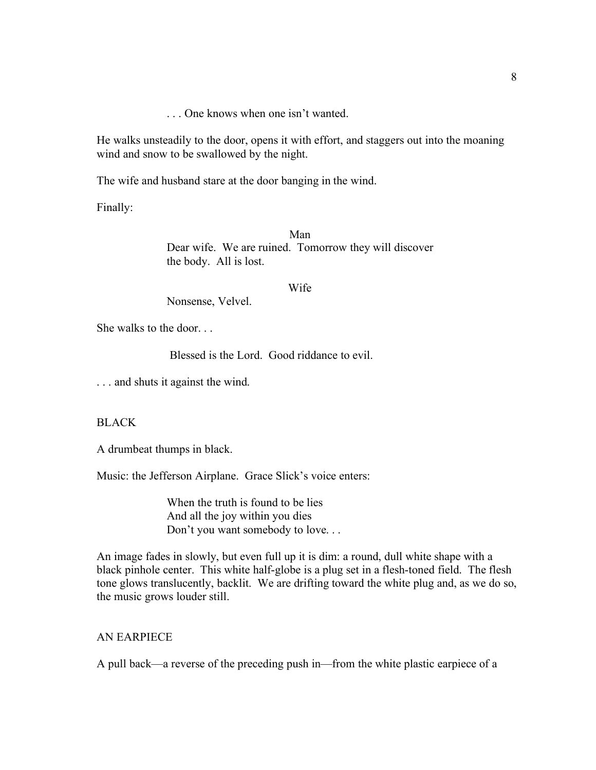. . . One knows when one isn't wanted.

He walks unsteadily to the door, opens it with effort, and staggers out into the moaning wind and snow to be swallowed by the night.

The wife and husband stare at the door banging in the wind.

Finally:

Man

Dear wife. We are ruined. Tomorrow they will discover the body. All is lost.

Wife

Nonsense, Velvel.

She walks to the door. . .

Blessed is the Lord. Good riddance to evil.

. . . and shuts it against the wind.

BLACK

A drumbeat thumps in black.

Music: the Jefferson Airplane. Grace Slick's voice enters:

When the truth is found to be lies
And all the joy within you dies
Don't you want somebody to love. . .

An image fades in slowly, but even full up it is dim: a round, dull white shape with a black pinhole center. This white half-globe is a plug set in a flesh-toned field. The flesh tone glows translucently, backlit. We are drifting toward the white plug and, as we do so, the music grows louder still.

AN EARPIECE

A pull back—a reverse of the preceding push in—from the white plastic earpiece of a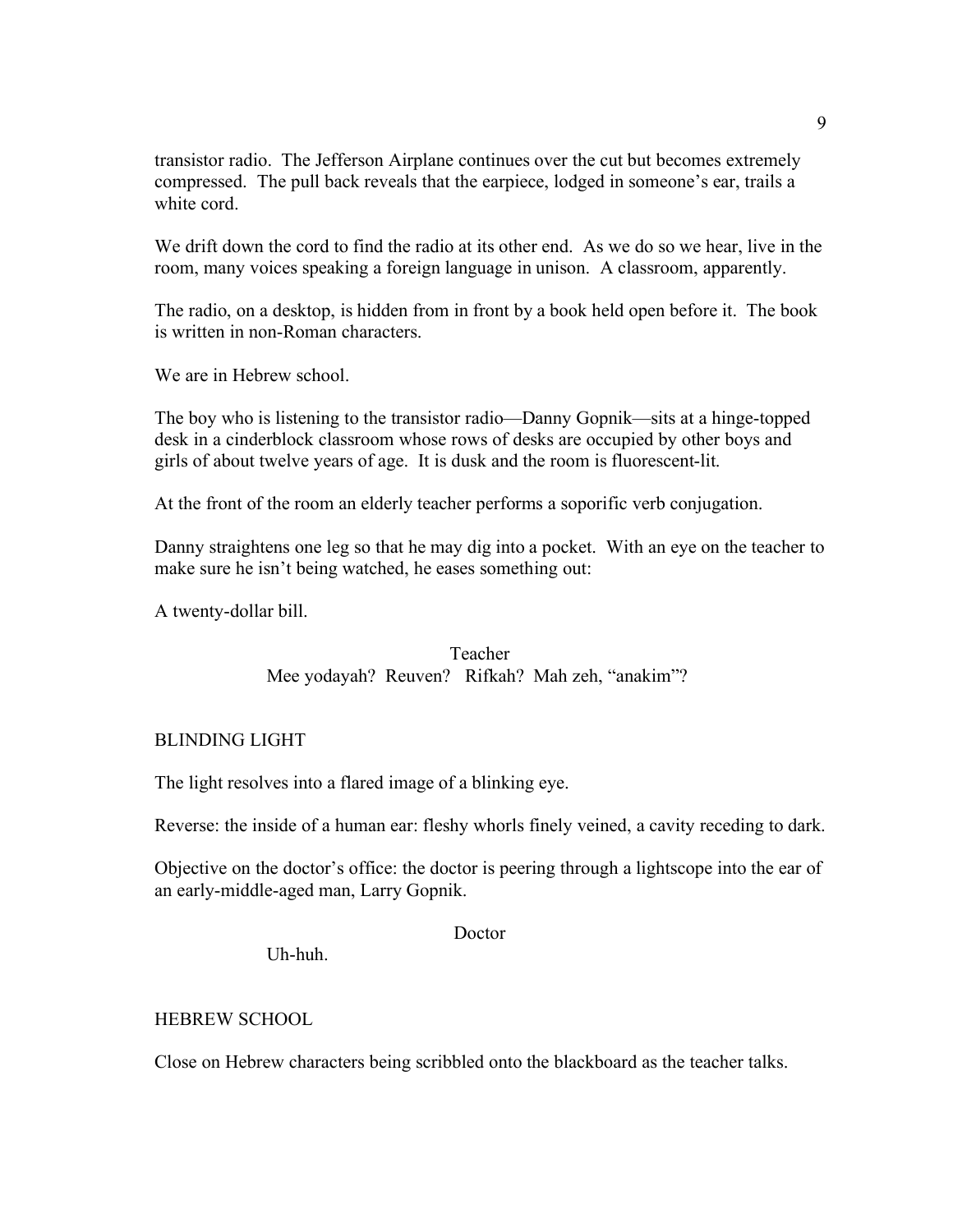transistor radio. The Jefferson Airplane continues over the cut but becomes extremely compressed. The pull back reveals that the earpiece, lodged in someone's ear, trails a white cord.

We drift down the cord to find the radio at its other end. As we do so we hear, live in the room, many voices speaking a foreign language in unison. A classroom, apparently.

The radio, on a desktop, is hidden from in front by a book held open before it. The book is written in non-Roman characters.

We are in Hebrew school.

The boy who is listening to the transistor radio—Danny Gopnik—sits at a hinge-topped desk in a cinderblock classroom whose rows of desks are occupied by other boys and girls of about twelve years of age. It is dusk and the room is fluorescent-lit.

At the front of the room an elderly teacher performs a soporific verb conjugation.

Danny straightens one leg so that he may dig into a pocket. With an eye on the teacher to make sure he isn't being watched, he eases something out:

A twenty-dollar bill.

Teacher

Mee yodayah? Reuven? Rifkah? Mah zeh, "anakim"?

BLINDING LIGHT

The light resolves into a flared image of a blinking eye.

Reverse: the inside of a human ear: fleshy whorls finely veined, a cavity receding to dark.

Objective on the doctor's office: the doctor is peering through a lightscope into the ear of an early-middle-aged man, Larry Gopnik.

Doctor

Uh-huh.

HEBREW SCHOOL

Close on Hebrew characters being scribbled onto the blackboard as the teacher talks.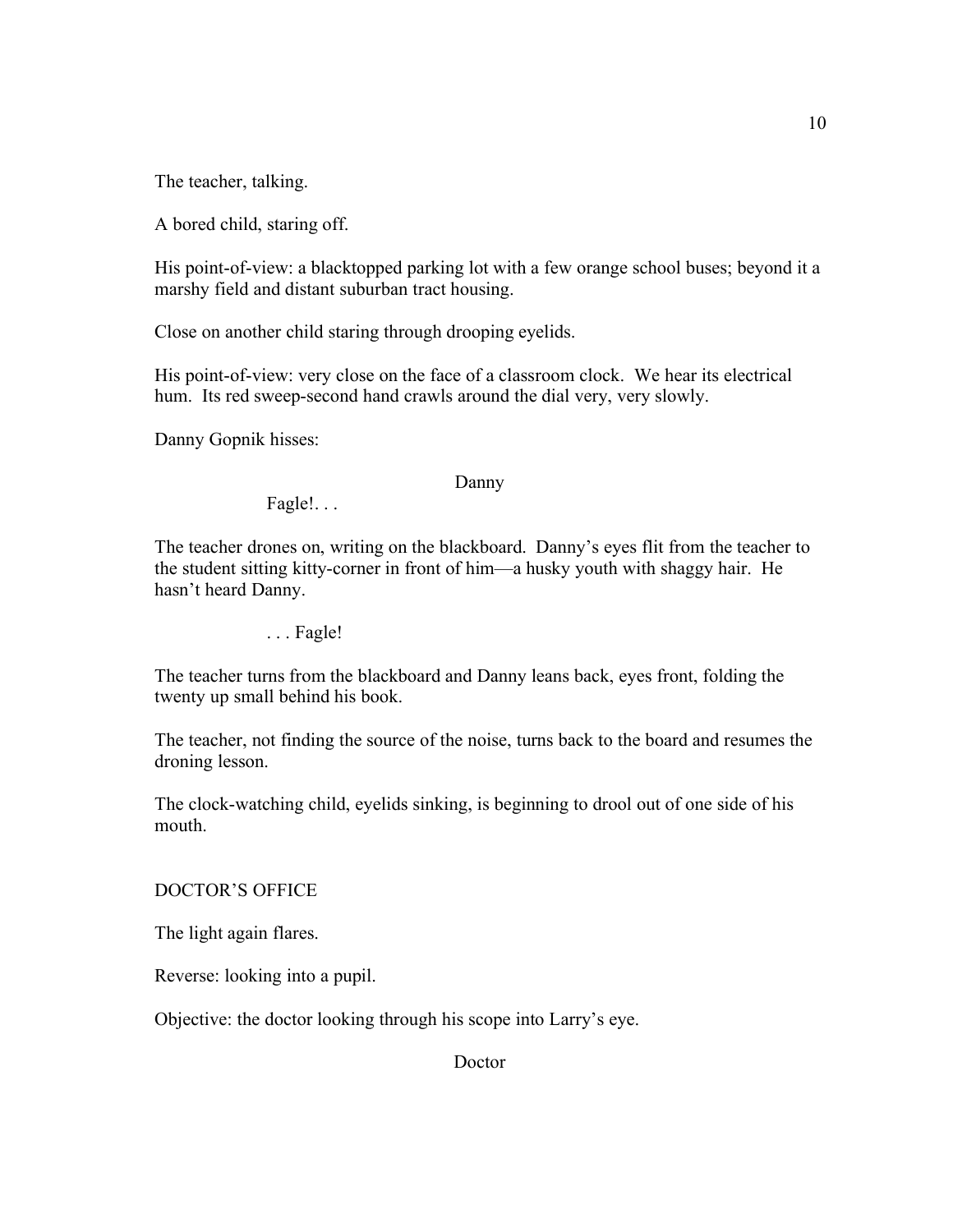The teacher, talking.

A bored child, staring off.

His point-of-view: a blacktopped parking lot with a few orange school buses; beyond it a marshy field and distant suburban tract housing.

Close on another child staring through drooping eyelids.

His point-of-view: very close on the face of a classroom clock. We hear its electrical hum. Its red sweep-second hand crawls around the dial very, very slowly.

Danny Gopnik hisses:

Danny

Fagle!. . .

The teacher drones on, writing on the blackboard. Danny's eyes flit from the teacher to the student sitting kitty-corner in front of him—a husky youth with shaggy hair. He hasn't heard Danny.

. . . Fagle!

The teacher turns from the blackboard and Danny leans back, eyes front, folding the twenty up small behind his book.

The teacher, not finding the source of the noise, turns back to the board and resumes the droning lesson.

The clock-watching child, eyelids sinking, is beginning to drool out of one side of his mouth.

DOCTOR'S OFFICE

The light again flares.

Reverse: looking into a pupil.

Objective: the doctor looking through his scope into Larry's eye.

Doctor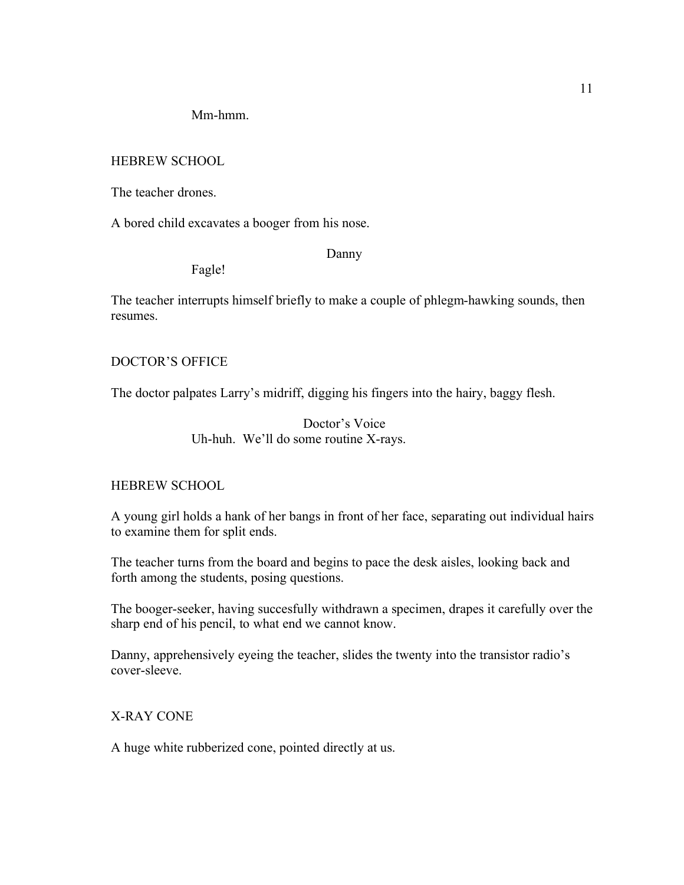Mm-hmm.

HEBREW SCHOOL

The teacher drones.

A bored child excavates a booger from his nose.

Danny

Fagle!

The teacher interrupts himself briefly to make a couple of phlegm-hawking sounds, then resumes.

DOCTOR'S OFFICE

The doctor palpates Larry's midriff, digging his fingers into the hairy, baggy flesh.

Doctor's Voice

Uh-huh. We'll do some routine X-rays.

HEBREW SCHOOL

A young girl holds a hank of her bangs in front of her face, separating out individual hairs to examine them for split ends.

The teacher turns from the board and begins to pace the desk aisles, looking back and forth among the students, posing questions.

The booger-seeker, having succesfully withdrawn a specimen, drapes it carefully over the sharp end of his pencil, to what end we cannot know.

Danny, apprehensively eyeing the teacher, slides the twenty into the transistor radio's cover-sleeve.

X-RAY CONE

A huge white rubberized cone, pointed directly at us.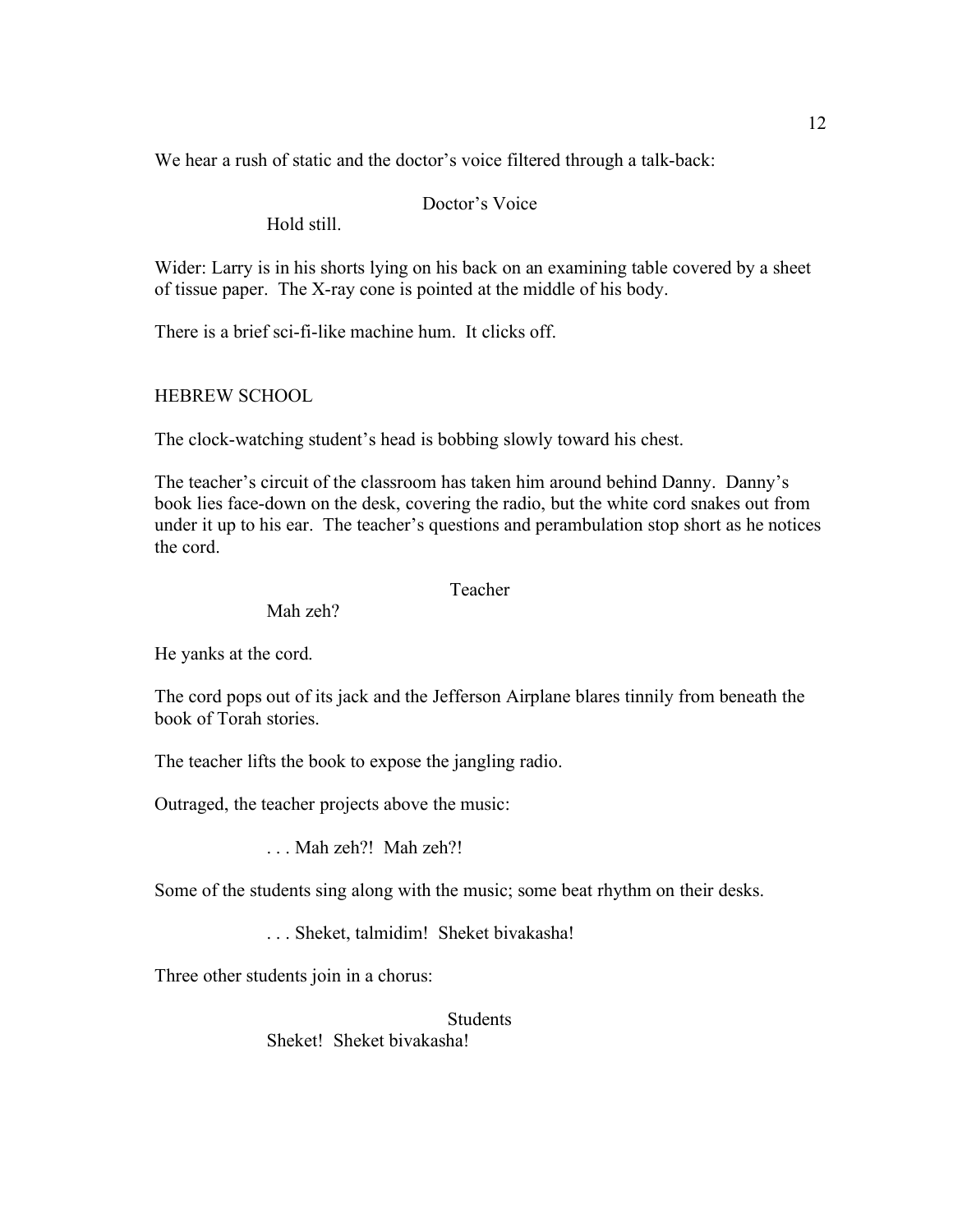We hear a rush of static and the doctor's voice filtered through a talk-back:

Doctor's Voice

Hold still.

Wider: Larry is in his shorts lying on his back on an examining table covered by a sheet of tissue paper. The X-ray cone is pointed at the middle of his body.

There is a brief sci-fi-like machine hum. It clicks off.

HEBREW SCHOOL

The clock-watching student's head is bobbing slowly toward his chest.

The teacher's circuit of the classroom has taken him around behind Danny. Danny's book lies face-down on the desk, covering the radio, but the white cord snakes out from under it up to his ear. The teacher's questions and perambulation stop short as he notices the cord.

Teacher

Mah zeh?

He yanks at the cord.

The cord pops out of its jack and the Jefferson Airplane blares tinnily from beneath the book of Torah stories.

The teacher lifts the book to expose the jangling radio.

Outraged, the teacher projects above the music:

. . . Mah zeh?! Mah zeh?!

Some of the students sing along with the music; some beat rhythm on their desks.

. . . Sheket, talmidim! Sheket bivakasha!

Three other students join in a chorus:

Students

Sheket! Sheket bivakasha!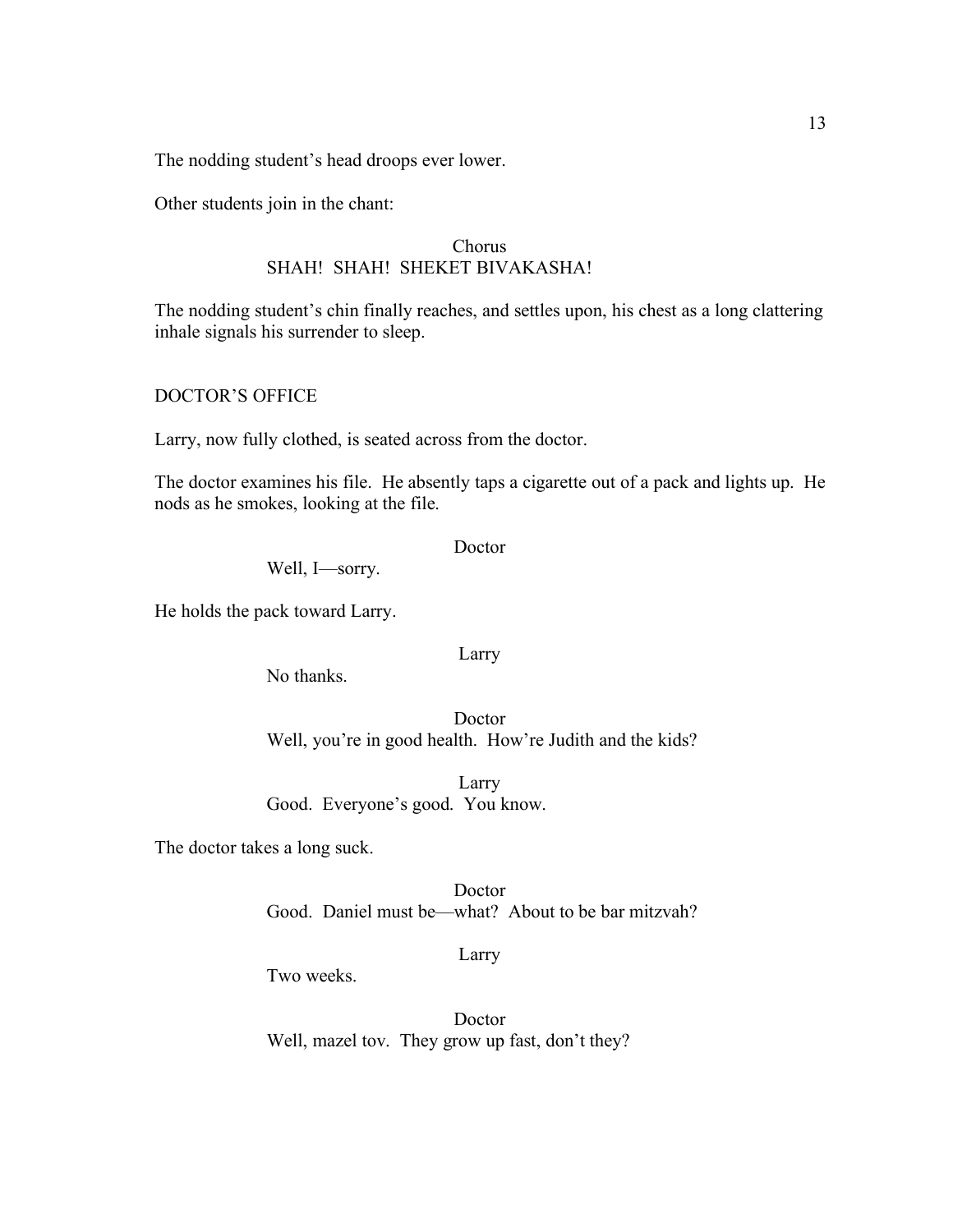The nodding student's head droops ever lower.

Other students join in the chant:

Chorus
SHAH! SHAH! SHEKET BIVAKASHA!

The nodding student's chin finally reaches, and settles upon, his chest as a long clattering inhale signals his surrender to sleep.

DOCTOR'S OFFICE

Larry, now fully clothed, is seated across from the doctor.

The doctor examines his file. He absently taps a cigarette out of a pack and lights up. He nods as he smokes, looking at the file.

Doctor
Well, I—sorry.

He holds the pack toward Larry.

Larry
No thanks.

Doctor
Well, you're in good health. How're Judith and the kids?

Larry
Good. Everyone's good. You know.

The doctor takes a long suck.

Doctor
Good. Daniel must be—what? About to be bar mitzvah?

Larry
Two weeks.

Doctor
Well, mazel tov. They grow up fast, don't they?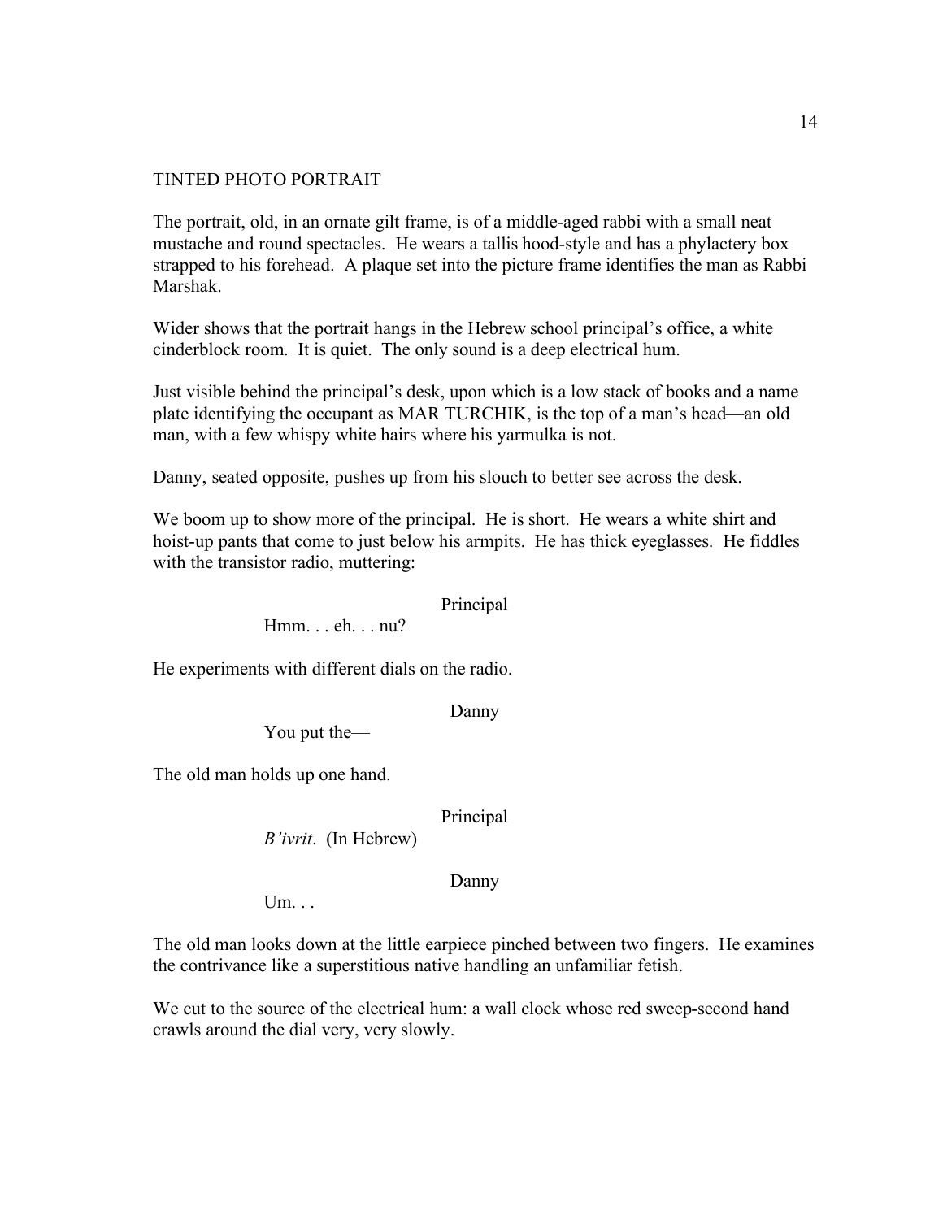TINTED PHOTO PORTRAIT

The portrait, old, in an ornate gilt frame, is of a middle-aged rabbi with a small neat mustache and round spectacles. He wears a tallis hood-style and has a phylactery box strapped to his forehead. A plaque set into the picture frame identifies the man as Rabbi Marshak.

Wider shows that the portrait hangs in the Hebrew school principal's office, a white cinderblock room. It is quiet. The only sound is a deep electrical hum.

Just visible behind the principal's desk, upon which is a low stack of books and a name plate identifying the occupant as MAR TURCHIK, is the top of a man's head—an old man, with a few whispy white hairs where his yarmulka is not.

Danny, seated opposite, pushes up from his slouch to better see across the desk.

We boom up to show more of the principal. He is short. He wears a white shirt and hoist-up pants that come to just below his armpits. He has thick eyeglasses. He fiddles with the transistor radio, muttering:

Principal

Hmm. . . eh. . . nu?

He experiments with different dials on the radio.

Danny

You put the—

The old man holds up one hand.

Principal

*B'ivrit*. (In Hebrew)

Danny

Um. . .

The old man looks down at the little earpiece pinched between two fingers. He examines the contrivance like a superstitious native handling an unfamiliar fetish.

We cut to the source of the electrical hum: a wall clock whose red sweep-second hand crawls around the dial very, very slowly.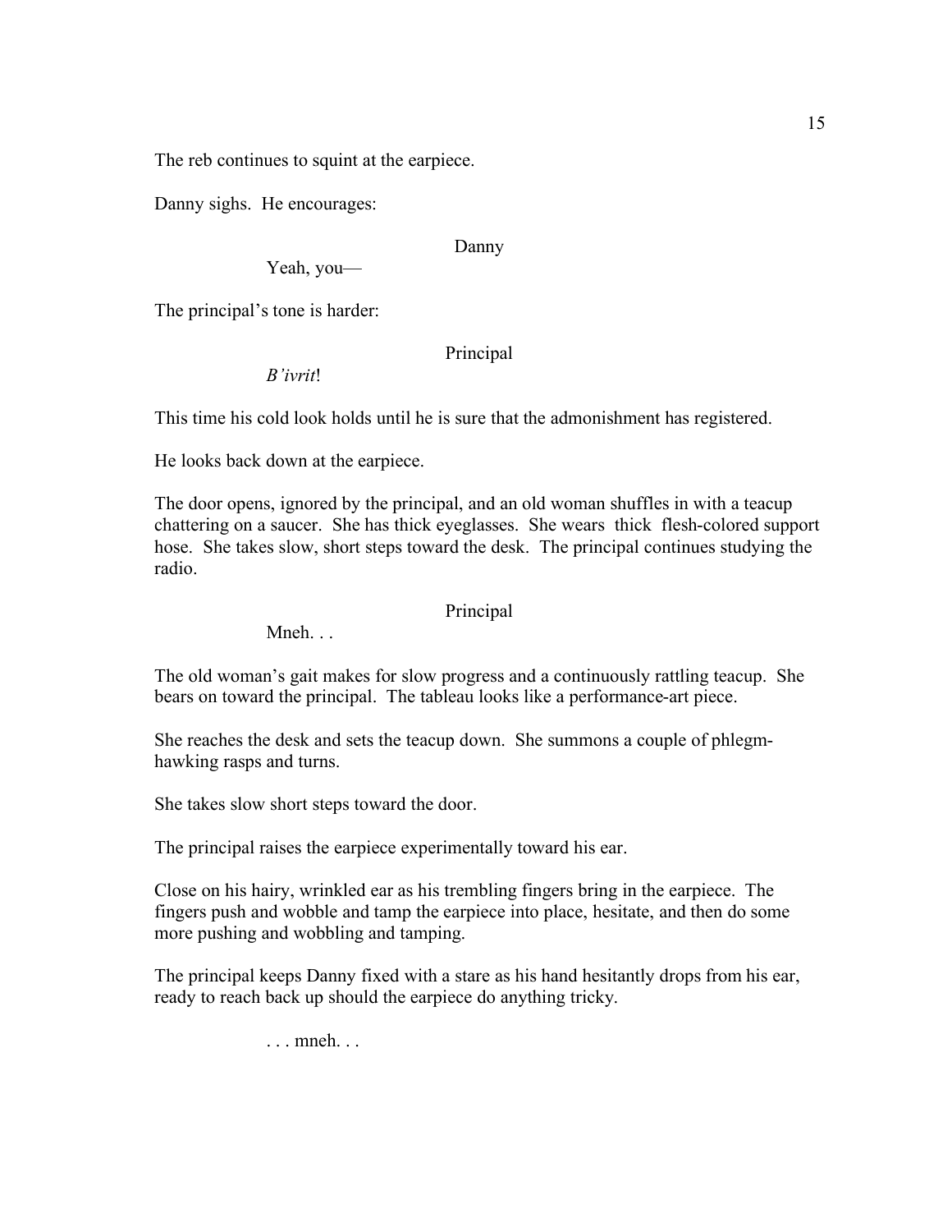The reb continues to squint at the earpiece.

Danny sighs. He encourages:

Danny

Yeah, you—

The principal's tone is harder:

Principal

*B'ivrit*!

This time his cold look holds until he is sure that the admonishment has registered.

He looks back down at the earpiece.

The door opens, ignored by the principal, and an old woman shuffles in with a teacup chattering on a saucer. She has thick eyeglasses. She wears thick flesh-colored support hose. She takes slow, short steps toward the desk. The principal continues studying the radio.

Principal

Mneh. . .

The old woman's gait makes for slow progress and a continuously rattling teacup. She bears on toward the principal. The tableau looks like a performance-art piece.

She reaches the desk and sets the teacup down. She summons a couple of phlegm-hawking rasps and turns.

She takes slow short steps toward the door.

The principal raises the earpiece experimentally toward his ear.

Close on his hairy, wrinkled ear as his trembling fingers bring in the earpiece. The fingers push and wobble and tamp the earpiece into place, hesitate, and then do some more pushing and wobbling and tamping.

The principal keeps Danny fixed with a stare as his hand hesitantly drops from his ear, ready to reach back up should the earpiece do anything tricky.

. . . mneh. . .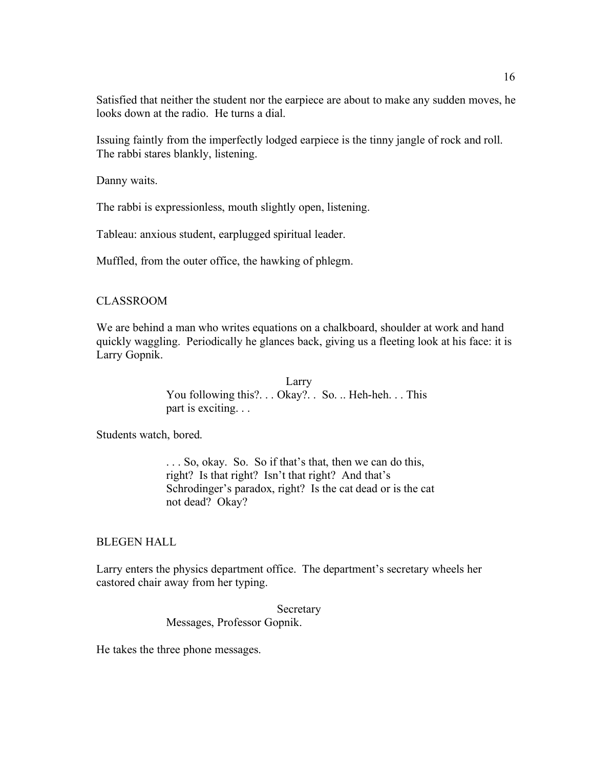Satisfied that neither the student nor the earpiece are about to make any sudden moves, he looks down at the radio. He turns a dial.

Issuing faintly from the imperfectly lodged earpiece is the tinny jangle of rock and roll. The rabbi stares blankly, listening.

Danny waits.

The rabbi is expressionless, mouth slightly open, listening.

Tableau: anxious student, earplugged spiritual leader.

Muffled, from the outer office, the hawking of phlegm.

CLASSROOM

We are behind a man who writes equations on a chalkboard, shoulder at work and hand quickly waggling. Periodically he glances back, giving us a fleeting look at his face: it is Larry Gopnik.

Larry
You following this?. . . Okay?. . So. .. Heh-heh. . . This part is exciting. . .

Students watch, bored.

. . . So, okay. So. So if that's that, then we can do this, right? Is that right? Isn't that right? And that's Schrodinger's paradox, right? Is the cat dead or is the cat not dead? Okay?

BLEGEN HALL

Larry enters the physics department office. The department's secretary wheels her castored chair away from her typing.

Secretary
Messages, Professor Gopnik.

He takes the three phone messages.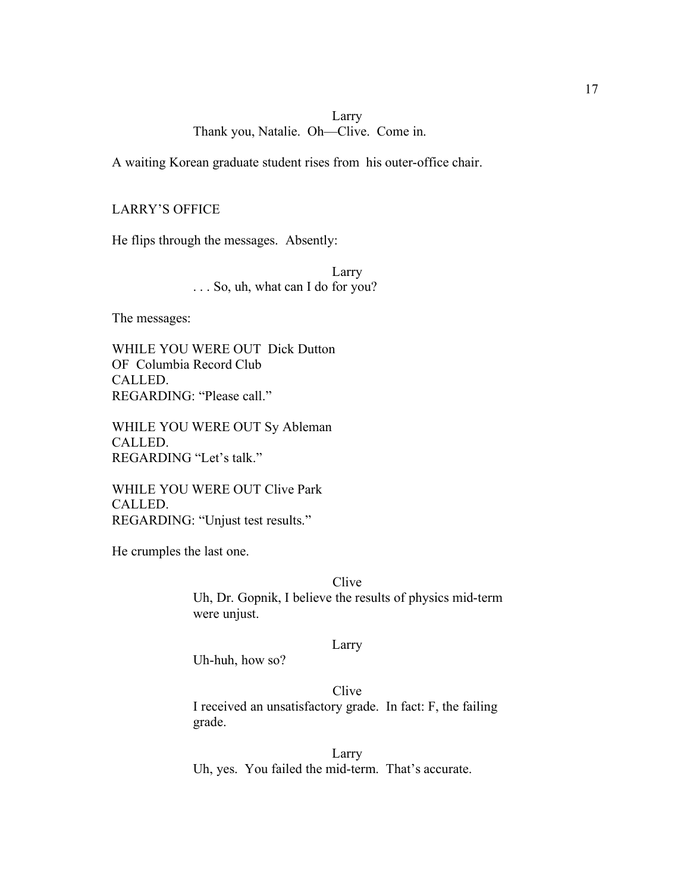Larry
Thank you, Natalie.  Oh—Clive.  Come in.

A waiting Korean graduate student rises from  his outer-office chair.

LARRY'S OFFICE

He flips through the messages.  Absently:

Larry
. . . So, uh, what can I do for you?

The messages:

WHILE YOU WERE OUT  Dick Dutton
OF  Columbia Record Club
CALLED.
REGARDING: "Please call."

WHILE YOU WERE OUT Sy Ableman
CALLED.
REGARDING "Let's talk."

WHILE YOU WERE OUT Clive Park
CALLED.
REGARDING: "Unjust test results."

He crumples the last one.

Clive
Uh, Dr. Gopnik, I believe the results of physics mid-term were unjust.

Larry
Uh-huh, how so?

Clive
I received an unsatisfactory grade.  In fact: F, the failing grade.

Larry
Uh, yes.  You failed the mid-term.  That's accurate.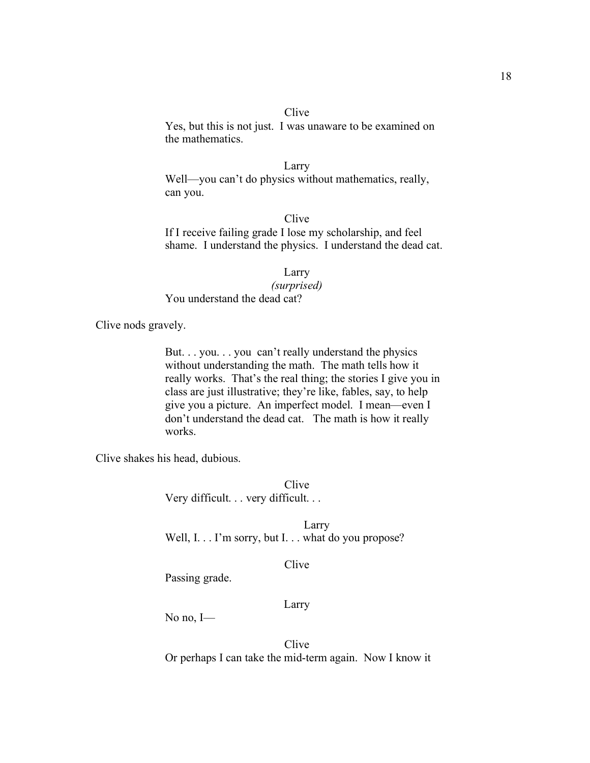Clive

Yes, but this is not just. I was unaware to be examined on the mathematics.

Larry

Well—you can't do physics without mathematics, really, can you.

Clive

If I receive failing grade I lose my scholarship, and feel shame. I understand the physics. I understand the dead cat.

Larry
*(surprised)*

You understand the dead cat?

Clive nods gravely.

But. . . you. . . you can't really understand the physics without understanding the math. The math tells how it really works. That's the real thing; the stories I give you in class are just illustrative; they're like, fables, say, to help give you a picture. An imperfect model. I mean—even I don't understand the dead cat. The math is how it really works.

Clive shakes his head, dubious.

Clive

Very difficult. . . very difficult. . .

Larry

Well, I. . . I'm sorry, but I. . . what do you propose?

Clive

Passing grade.

Larry

No no, I—

Clive

Or perhaps I can take the mid-term again. Now I know it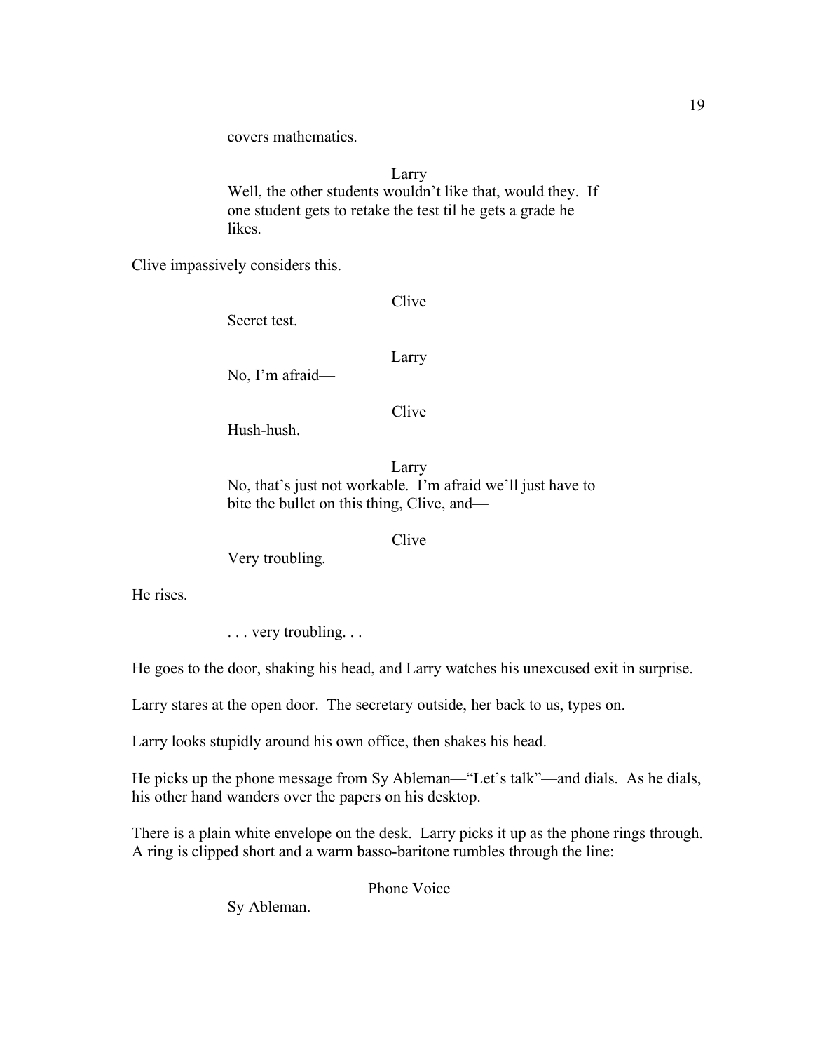covers mathematics.

Larry

Well, the other students wouldn't like that, would they. If one student gets to retake the test til he gets a grade he likes.

Clive impassively considers this.

Clive

Secret test.

Larry

No, I'm afraid—

Clive

Hush-hush.

Larry

No, that's just not workable. I'm afraid we'll just have to bite the bullet on this thing, Clive, and—

Clive

Very troubling.

He rises.

. . . very troubling. . .

He goes to the door, shaking his head, and Larry watches his unexcused exit in surprise.

Larry stares at the open door. The secretary outside, her back to us, types on.

Larry looks stupidly around his own office, then shakes his head.

He picks up the phone message from Sy Ableman—"Let's talk"—and dials. As he dials, his other hand wanders over the papers on his desktop.

There is a plain white envelope on the desk. Larry picks it up as the phone rings through. A ring is clipped short and a warm basso-baritone rumbles through the line:

Phone Voice

Sy Ableman.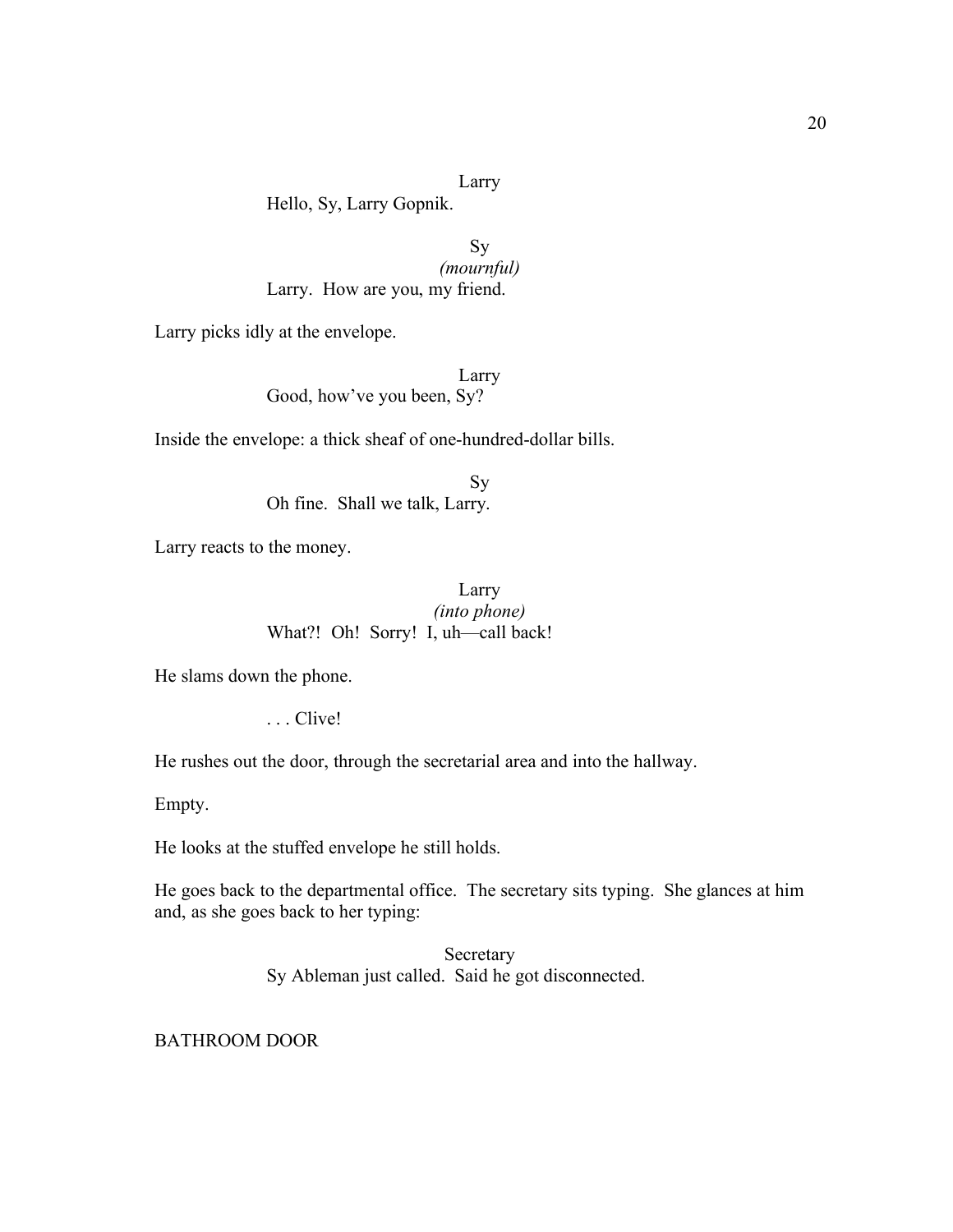Larry
Hello, Sy, Larry Gopnik.

Sy
*(mournful)*
Larry. How are you, my friend.

Larry picks idly at the envelope.

Larry
Good, how've you been, Sy?

Inside the envelope: a thick sheaf of one-hundred-dollar bills.

Sy
Oh fine. Shall we talk, Larry.

Larry reacts to the money.

Larry
*(into phone)*
What?! Oh! Sorry! I, uh—call back!

He slams down the phone.

. . . Clive!

He rushes out the door, through the secretarial area and into the hallway.

Empty.

He looks at the stuffed envelope he still holds.

He goes back to the departmental office. The secretary sits typing. She glances at him and, as she goes back to her typing:

Secretary
Sy Ableman just called. Said he got disconnected.

BATHROOM DOOR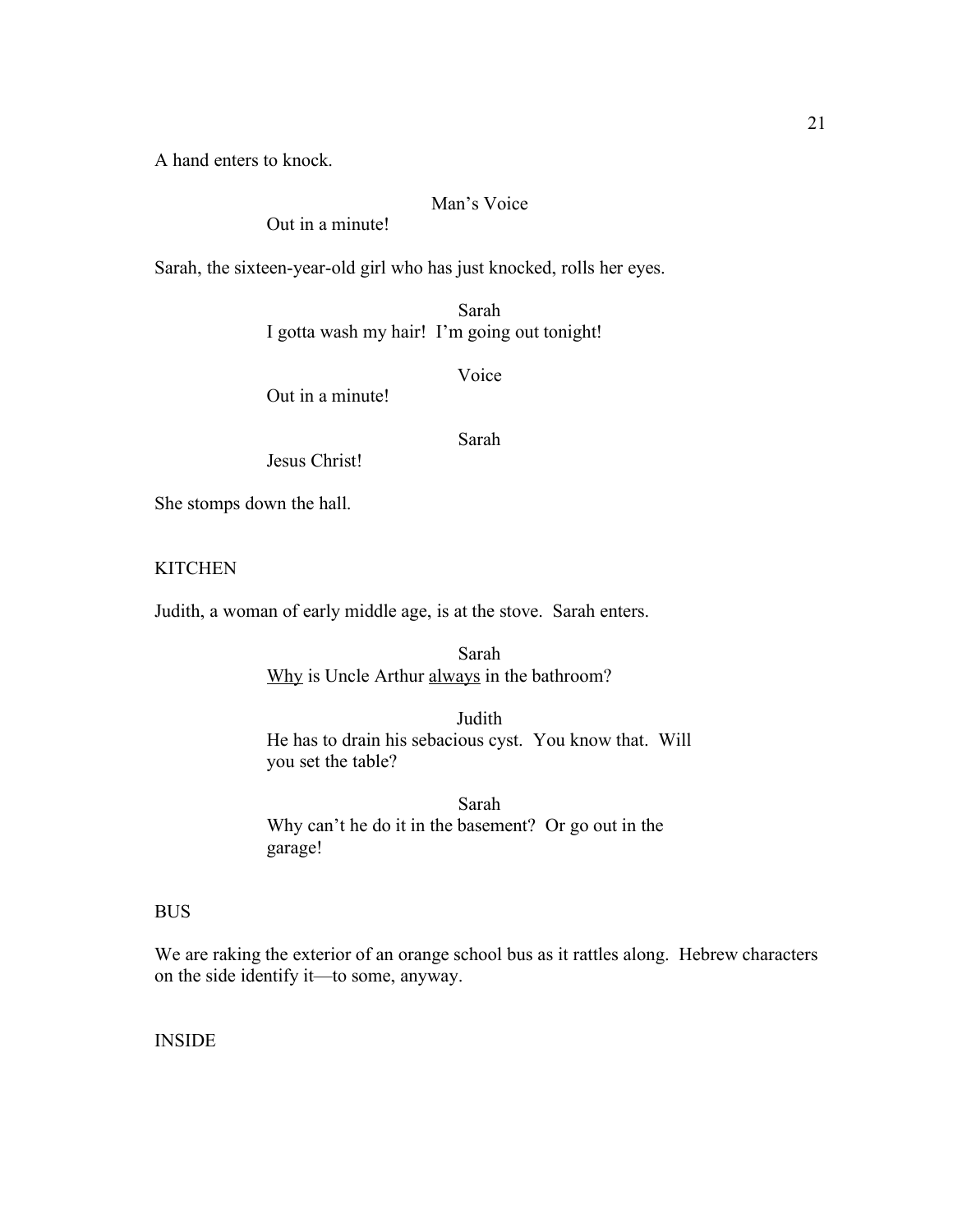A hand enters to knock.

Man's Voice

Out in a minute!

Sarah, the sixteen-year-old girl who has just knocked, rolls her eyes.

Sarah

I gotta wash my hair!  I'm going out tonight!

Voice

Out in a minute!

Sarah

Jesus Christ!

She stomps down the hall.

KITCHEN

Judith, a woman of early middle age, is at the stove.  Sarah enters.

Sarah

<u>Why</u> is Uncle Arthur <u>always</u> in the bathroom?

Judith

He has to drain his sebacious cyst.  You know that.  Will you set the table?

Sarah

Why can't he do it in the basement?  Or go out in the garage!

BUS

We are raking the exterior of an orange school bus as it rattles along.  Hebrew characters on the side identify it—to some, anyway.

INSIDE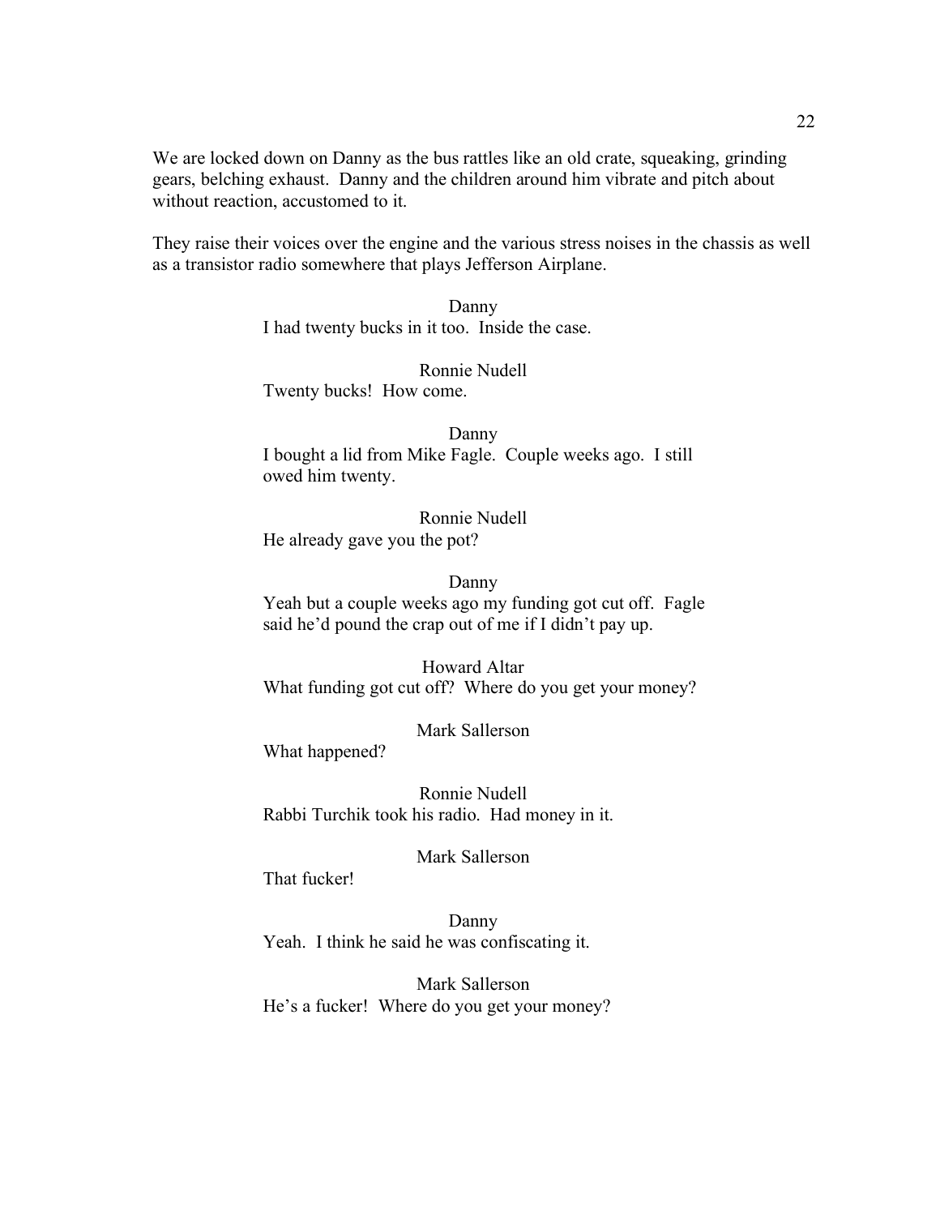We are locked down on Danny as the bus rattles like an old crate, squeaking, grinding gears, belching exhaust. Danny and the children around him vibrate and pitch about without reaction, accustomed to it.

They raise their voices over the engine and the various stress noises in the chassis as well as a transistor radio somewhere that plays Jefferson Airplane.

Danny
I had twenty bucks in it too. Inside the case.

Ronnie Nudell
Twenty bucks! How come.

Danny
I bought a lid from Mike Fagle. Couple weeks ago. I still owed him twenty.

Ronnie Nudell
He already gave you the pot?

Danny
Yeah but a couple weeks ago my funding got cut off. Fagle said he'd pound the crap out of me if I didn't pay up.

Howard Altar
What funding got cut off? Where do you get your money?

Mark Sallerson
What happened?

Ronnie Nudell
Rabbi Turchik took his radio. Had money in it.

Mark Sallerson
That fucker!

Danny
Yeah. I think he said he was confiscating it.

Mark Sallerson
He's a fucker! Where do you get your money?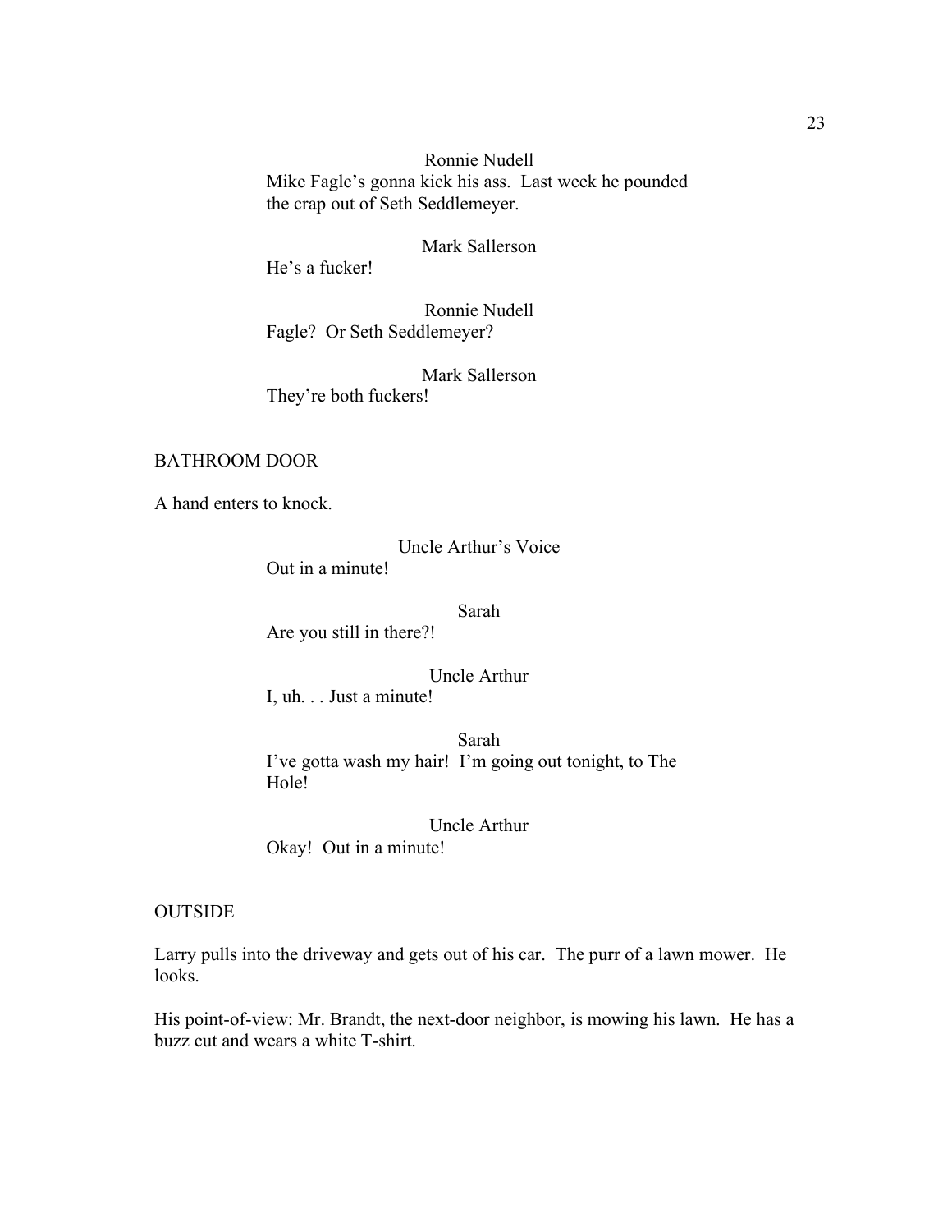Ronnie Nudell

Mike Fagle's gonna kick his ass. Last week he pounded the crap out of Seth Seddlemeyer.

Mark Sallerson

He's a fucker!

Ronnie Nudell

Fagle? Or Seth Seddlemeyer?

Mark Sallerson

They're both fuckers!

BATHROOM DOOR

A hand enters to knock.

Uncle Arthur's Voice

Out in a minute!

Sarah

Are you still in there?!

Uncle Arthur

I, uh. . . Just a minute!

Sarah

I've gotta wash my hair! I'm going out tonight, to The Hole!

Uncle Arthur

Okay! Out in a minute!

OUTSIDE

Larry pulls into the driveway and gets out of his car. The purr of a lawn mower. He looks.

His point-of-view: Mr. Brandt, the next-door neighbor, is mowing his lawn. He has a buzz cut and wears a white T-shirt.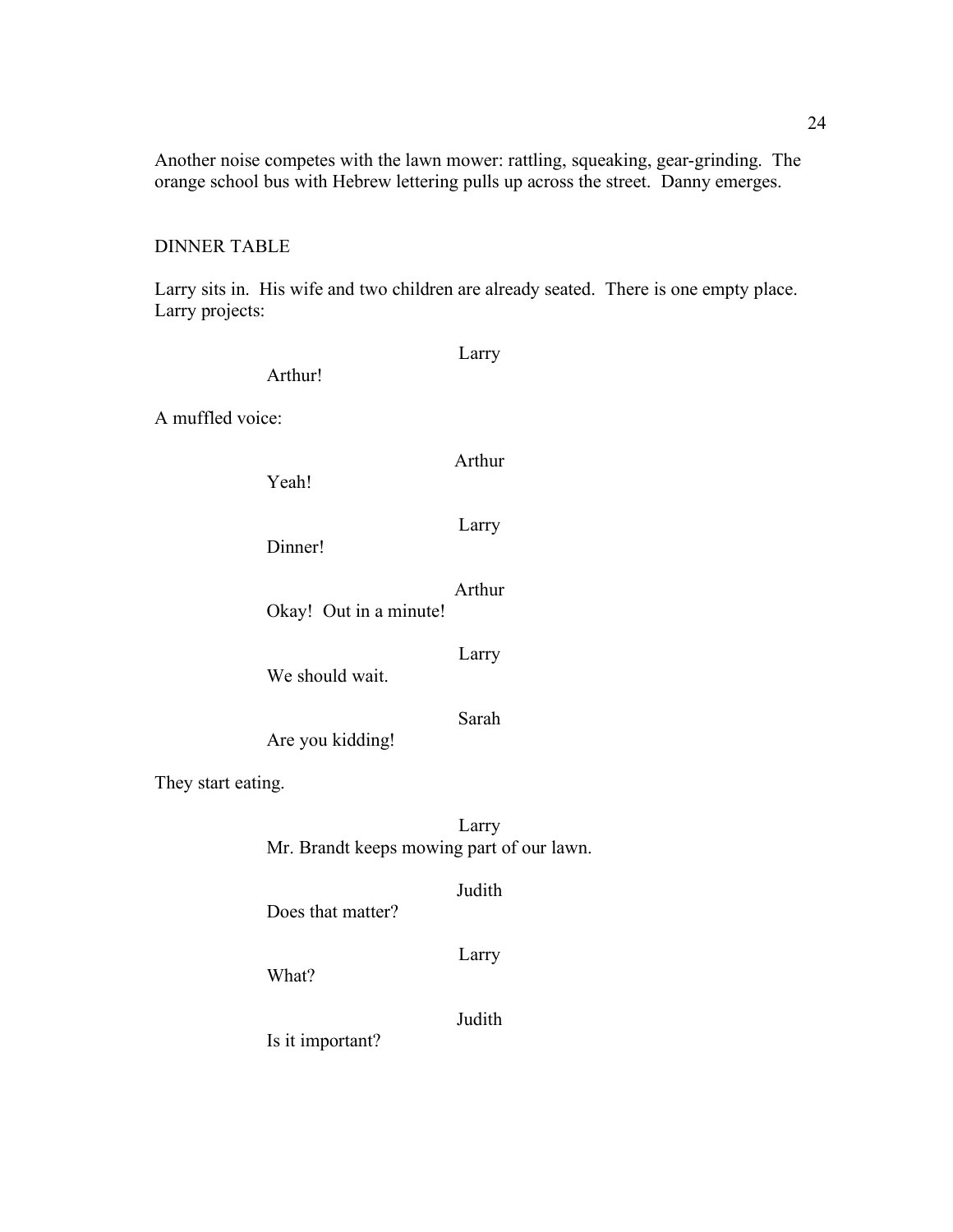Another noise competes with the lawn mower: rattling, squeaking, gear-grinding. The orange school bus with Hebrew lettering pulls up across the street. Danny emerges.

DINNER TABLE

Larry sits in. His wife and two children are already seated. There is one empty place. Larry projects:

Larry

Arthur!

A muffled voice:

Arthur

Yeah!

Larry

Dinner!

Arthur

Okay! Out in a minute!

Larry

We should wait.

Sarah

Are you kidding!

They start eating.

Larry

Mr. Brandt keeps mowing part of our lawn.

Judith

Does that matter?

Larry

What?

Judith

Is it important?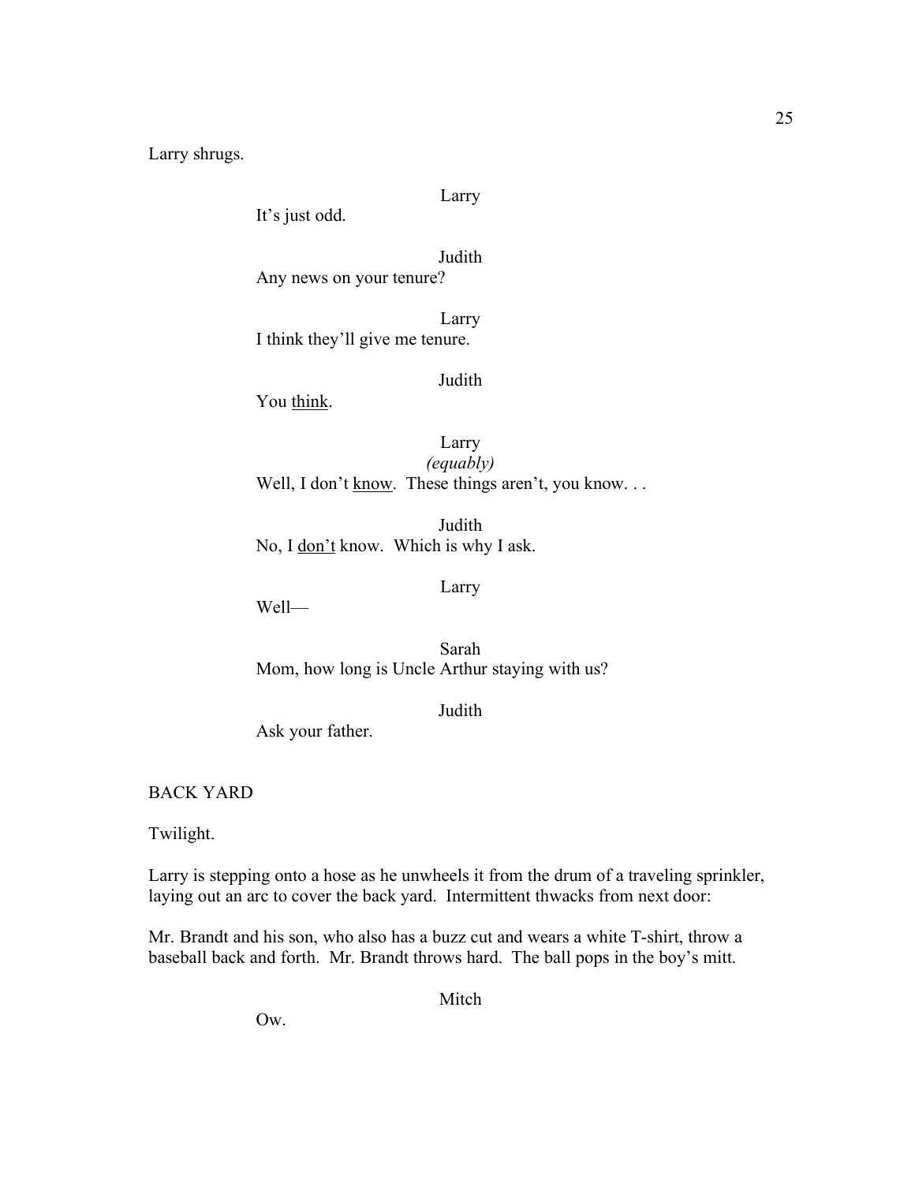Larry shrugs.

LARRY
It’s just odd.

JUDITH
Any news on your tenure?

LARRY
I think they’ll give me tenure.

JUDITH
You <u>think</u>.

LARRY
*(equably)*
Well, I don’t <u>know</u>. These things aren’t, you know. . .

JUDITH
No, I <u>don’t</u> know. Which is why I ask.

LARRY
Well—

SARAH
Mom, how long is Uncle Arthur staying with us?

JUDITH
Ask your father.

BACK YARD

Twilight.

Larry is stepping onto a hose as he unwheels it from the drum of a traveling sprinkler, laying out an arc to cover the back yard. Intermittent thwacks from next door:

Mr. Brandt and his son, who also has a buzz cut and wears a white T-shirt, throw a baseball back and forth. Mr. Brandt throws hard. The ball pops in the boy’s mitt.

MITCH
Ow.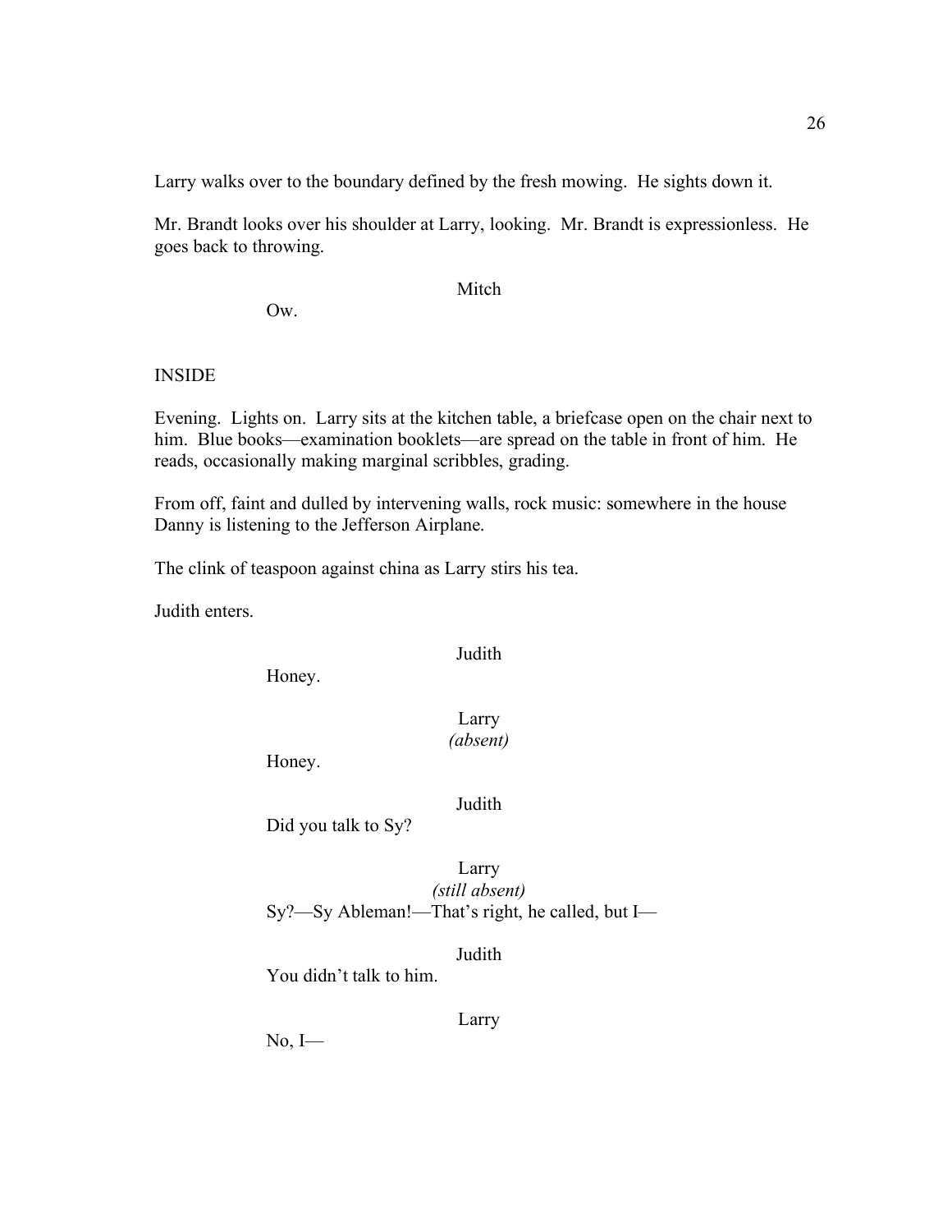Larry walks over to the boundary defined by the fresh mowing. He sights down it.

Mr. Brandt looks over his shoulder at Larry, looking. Mr. Brandt is expressionless. He goes back to throwing.

Mitch

Ow.

INSIDE

Evening. Lights on. Larry sits at the kitchen table, a briefcase open on the chair next to him. Blue books—examination booklets—are spread on the table in front of him. He reads, occasionally making marginal scribbles, grading.

From off, faint and dulled by intervening walls, rock music: somewhere in the house Danny is listening to the Jefferson Airplane.

The clink of teaspoon against china as Larry stirs his tea.

Judith enters.

Judith

Honey.

Larry
*(absent)*

Honey.

Judith

Did you talk to Sy?

Larry
*(still absent)*

Sy?—Sy Ableman!—That's right, he called, but I—

Judith

You didn't talk to him.

Larry

No, I—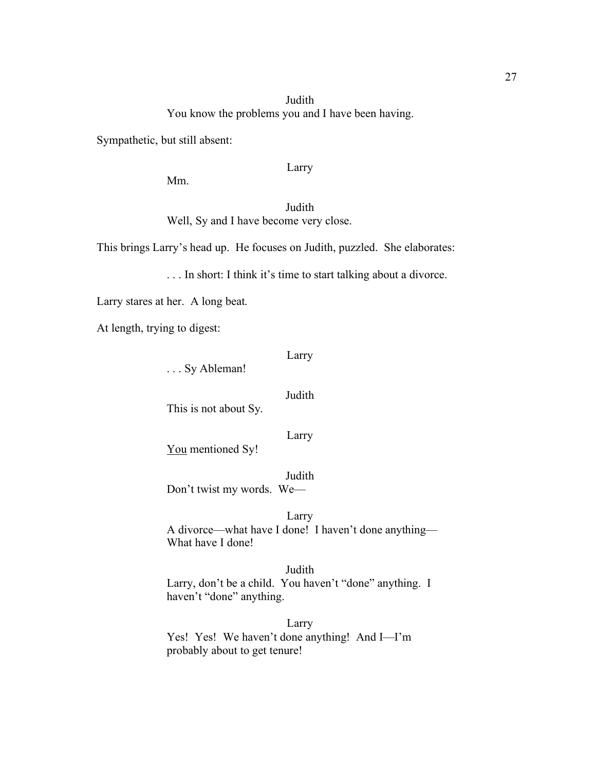Judith

You know the problems you and I have been having.

Sympathetic, but still absent:

Larry

Mm.

Judith

Well, Sy and I have become very close.

This brings Larry's head up. He focuses on Judith, puzzled. She elaborates:

. . . In short: I think it's time to start talking about a divorce.

Larry stares at her. A long beat.

At length, trying to digest:

Larry

. . . Sy Ableman!

Judith

This is not about Sy.

Larry

<u>You</u> mentioned Sy!

Judith

Don't twist my words. We—

Larry

A divorce—what have I done! I haven't done anything—
What have I done!

Judith

Larry, don't be a child. You haven't "done" anything. I haven't "done" anything.

Larry

Yes! Yes! We haven't done anything! And I—I'm probably about to get tenure!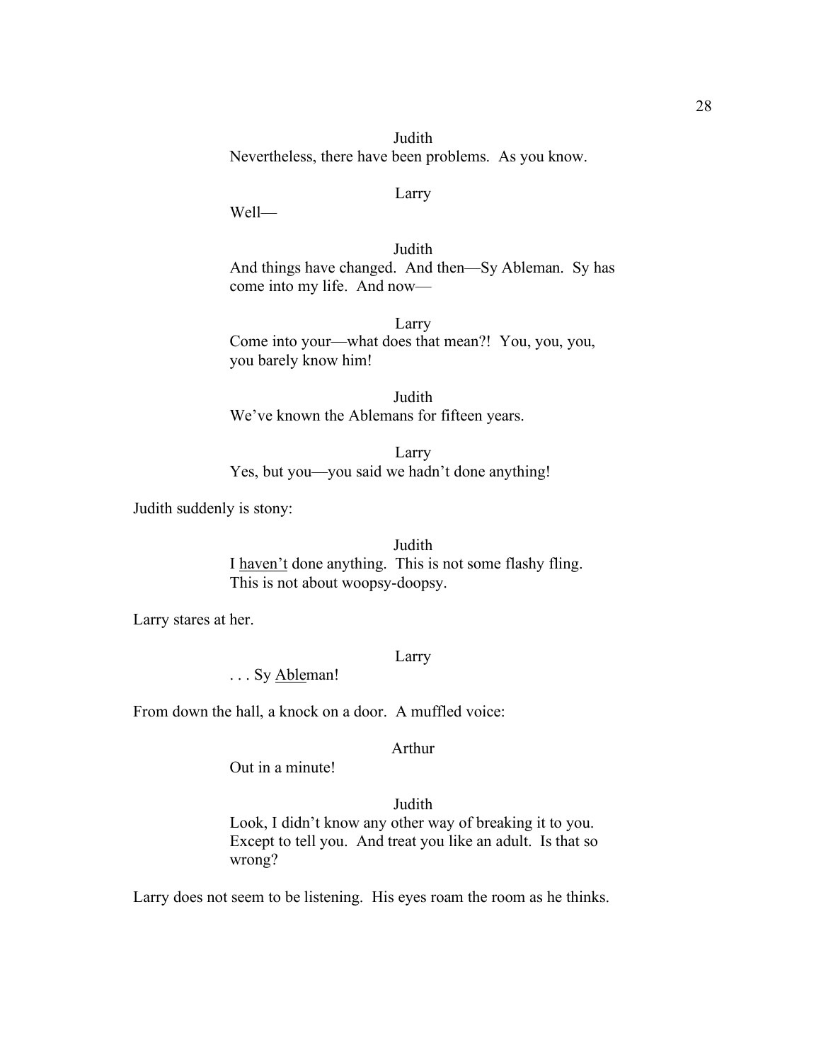Judith

Nevertheless, there have been problems. As you know.

Larry

Well—

Judith

And things have changed. And then—Sy Ableman. Sy has come into my life. And now—

Larry

Come into your—what does that mean?! You, you, you, you barely know him!

Judith

We've known the Ablemans for fifteen years.

Larry

Yes, but you—you said we hadn't done anything!

Judith suddenly is stony:

Judith

I <u>haven't</u> done anything. This is not some flashy fling. This is not about woopsy-doopsy.

Larry stares at her.

Larry

. . . Sy <u>Able</u>man!

From down the hall, a knock on a door. A muffled voice:

Arthur

Out in a minute!

Judith

Look, I didn't know any other way of breaking it to you. Except to tell you. And treat you like an adult. Is that so wrong?

Larry does not seem to be listening. His eyes roam the room as he thinks.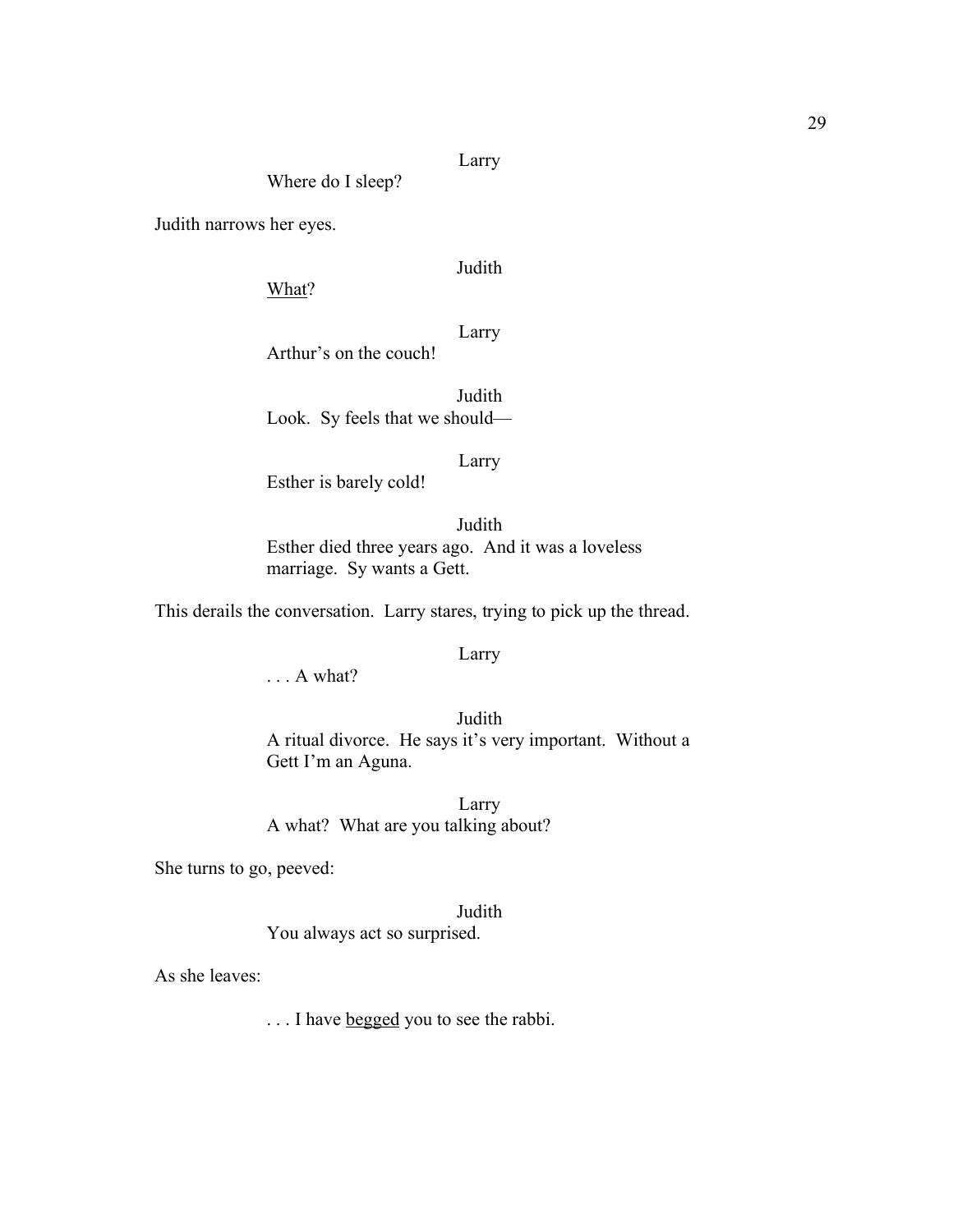Larry

Where do I sleep?

Judith narrows her eyes.

Judith

<u>What</u>?

Larry

Arthur's on the couch!

Judith

Look.  Sy feels that we should—

Larry

Esther is barely cold!

Judith

Esther died three years ago.  And it was a loveless marriage.  Sy wants a Gett.

This derails the conversation.  Larry stares, trying to pick up the thread.

Larry

. . . A what?

Judith

A ritual divorce.  He says it's very important.  Without a Gett I'm an Aguna.

Larry

A what?  What are you talking about?

She turns to go, peeved:

Judith

You always act so surprised.

As she leaves:

. . . I have <u>begged</u> you to see the rabbi.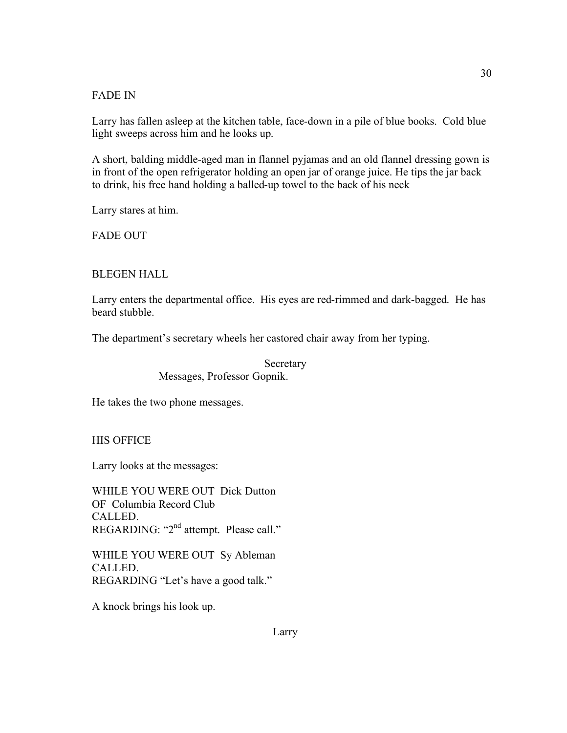FADE IN

Larry has fallen asleep at the kitchen table, face-down in a pile of blue books. Cold blue light sweeps across him and he looks up.

A short, balding middle-aged man in flannel pyjamas and an old flannel dressing gown is in front of the open refrigerator holding an open jar of orange juice. He tips the jar back to drink, his free hand holding a balled-up towel to the back of his neck

Larry stares at him.

FADE OUT

BLEGEN HALL

Larry enters the departmental office. His eyes are red-rimmed and dark-bagged. He has beard stubble.

The department's secretary wheels her castored chair away from her typing.

Secretary
Messages, Professor Gopnik.

He takes the two phone messages.

HIS OFFICE

Larry looks at the messages:

WHILE YOU WERE OUT Dick Dutton
OF Columbia Record Club
CALLED.
REGARDING: "2nd attempt. Please call."

WHILE YOU WERE OUT Sy Ableman
CALLED.
REGARDING "Let's have a good talk."

A knock brings his look up.

Larry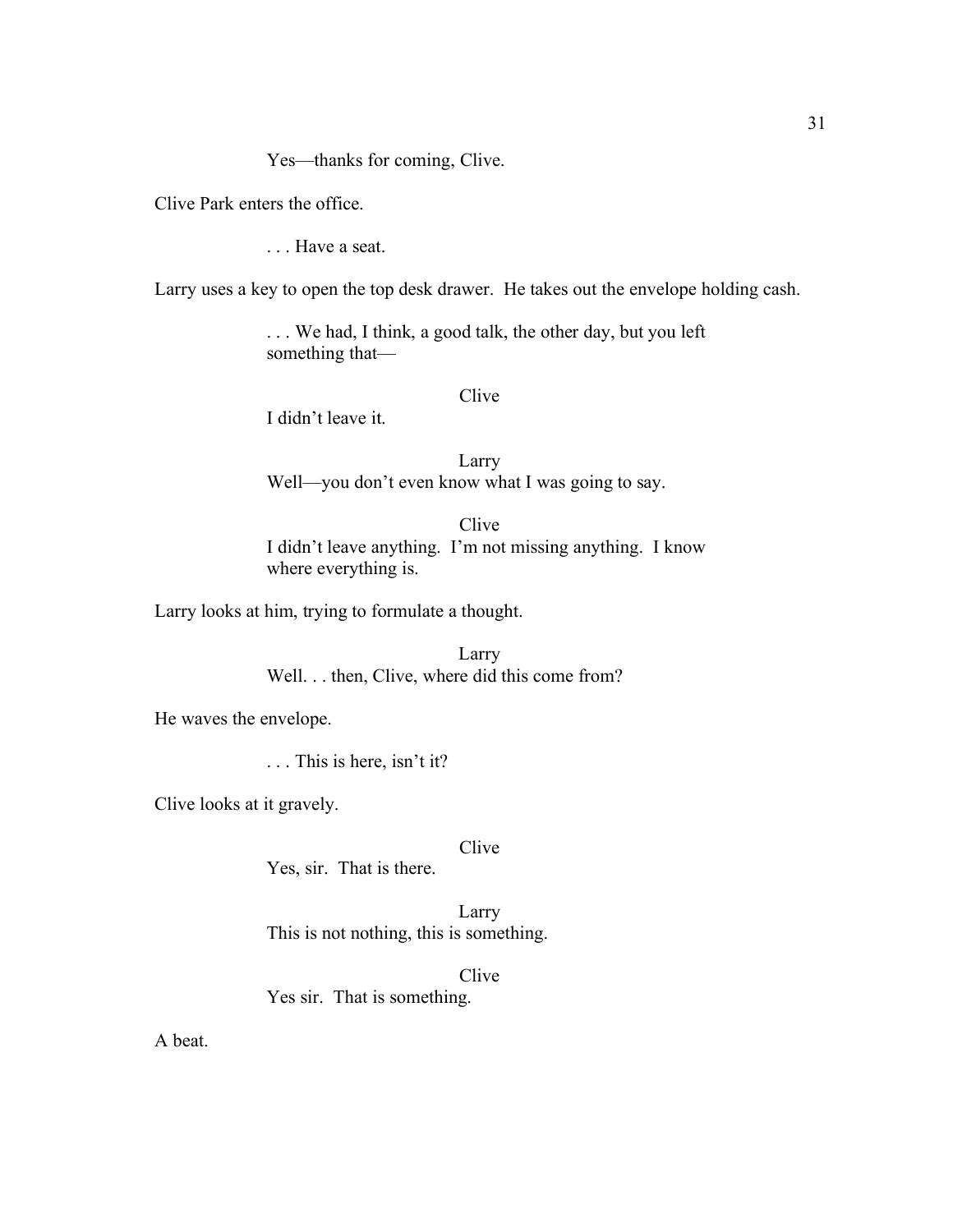Yes—thanks for coming, Clive.

Clive Park enters the office.

. . . Have a seat.

Larry uses a key to open the top desk drawer. He takes out the envelope holding cash.

. . . We had, I think, a good talk, the other day, but you left something that—

Clive

I didn't leave it.

Larry

Well—you don't even know what I was going to say.

Clive

I didn't leave anything. I'm not missing anything. I know where everything is.

Larry looks at him, trying to formulate a thought.

Larry

Well. . . then, Clive, where did this come from?

He waves the envelope.

. . . This is here, isn't it?

Clive looks at it gravely.

Clive

Yes, sir. That is there.

Larry

This is not nothing, this is something.

Clive

Yes sir. That is something.

A beat.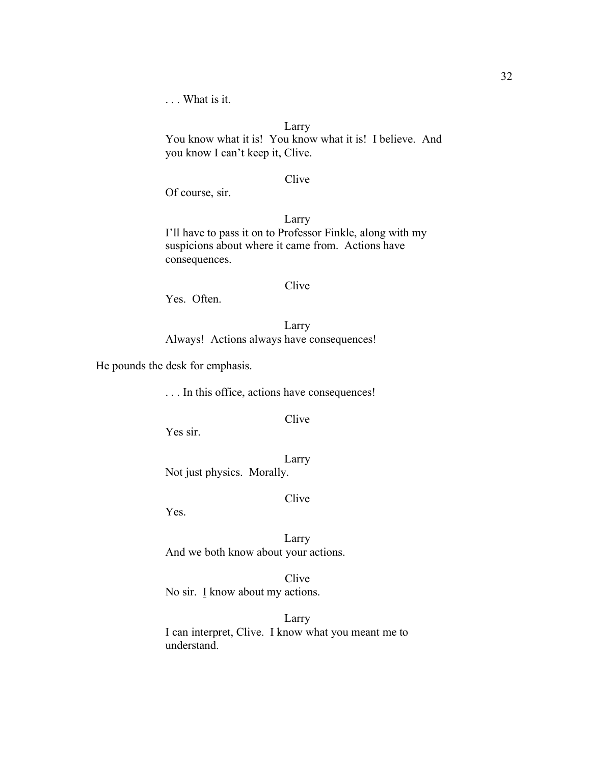. . . What is it.

Larry

You know what it is! You know what it is! I believe. And you know I can't keep it, Clive.

Clive

Of course, sir.

Larry

I'll have to pass it on to Professor Finkle, along with my suspicions about where it came from. Actions have consequences.

Clive

Yes. Often.

Larry

Always! Actions always have consequences!

He pounds the desk for emphasis.

. . . In this office, actions have consequences!

Clive

Yes sir.

Larry

Not just physics. Morally.

Clive

Yes.

Larry

And we both know about your actions.

Clive

No sir. <u>I</u> know about my actions.

Larry

I can interpret, Clive. I know what you meant me to understand.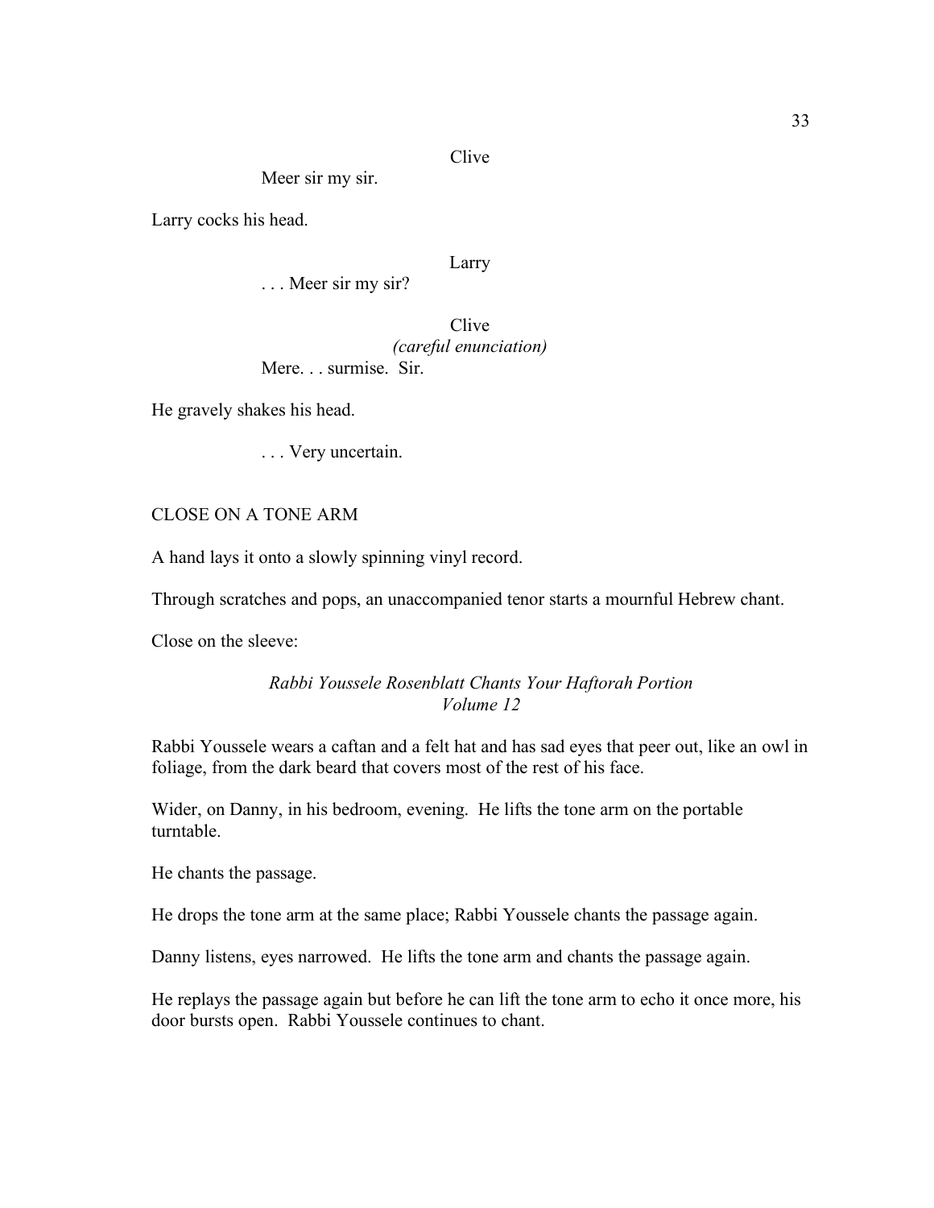Clive

Meer sir my sir.

Larry cocks his head.

Larry

. . . Meer sir my sir?

Clive

*(careful enunciation)*

Mere. . . surmise. Sir.

He gravely shakes his head.

. . . Very uncertain.

CLOSE ON A TONE ARM

A hand lays it onto a slowly spinning vinyl record.

Through scratches and pops, an unaccompanied tenor starts a mournful Hebrew chant.

Close on the sleeve:

*Rabbi Youssele Rosenblatt Chants Your Haftorah Portion*
*Volume 12*

Rabbi Youssele wears a caftan and a felt hat and has sad eyes that peer out, like an owl in foliage, from the dark beard that covers most of the rest of his face.

Wider, on Danny, in his bedroom, evening. He lifts the tone arm on the portable turntable.

He chants the passage.

He drops the tone arm at the same place; Rabbi Youssele chants the passage again.

Danny listens, eyes narrowed. He lifts the tone arm and chants the passage again.

He replays the passage again but before he can lift the tone arm to echo it once more, his door bursts open. Rabbi Youssele continues to chant.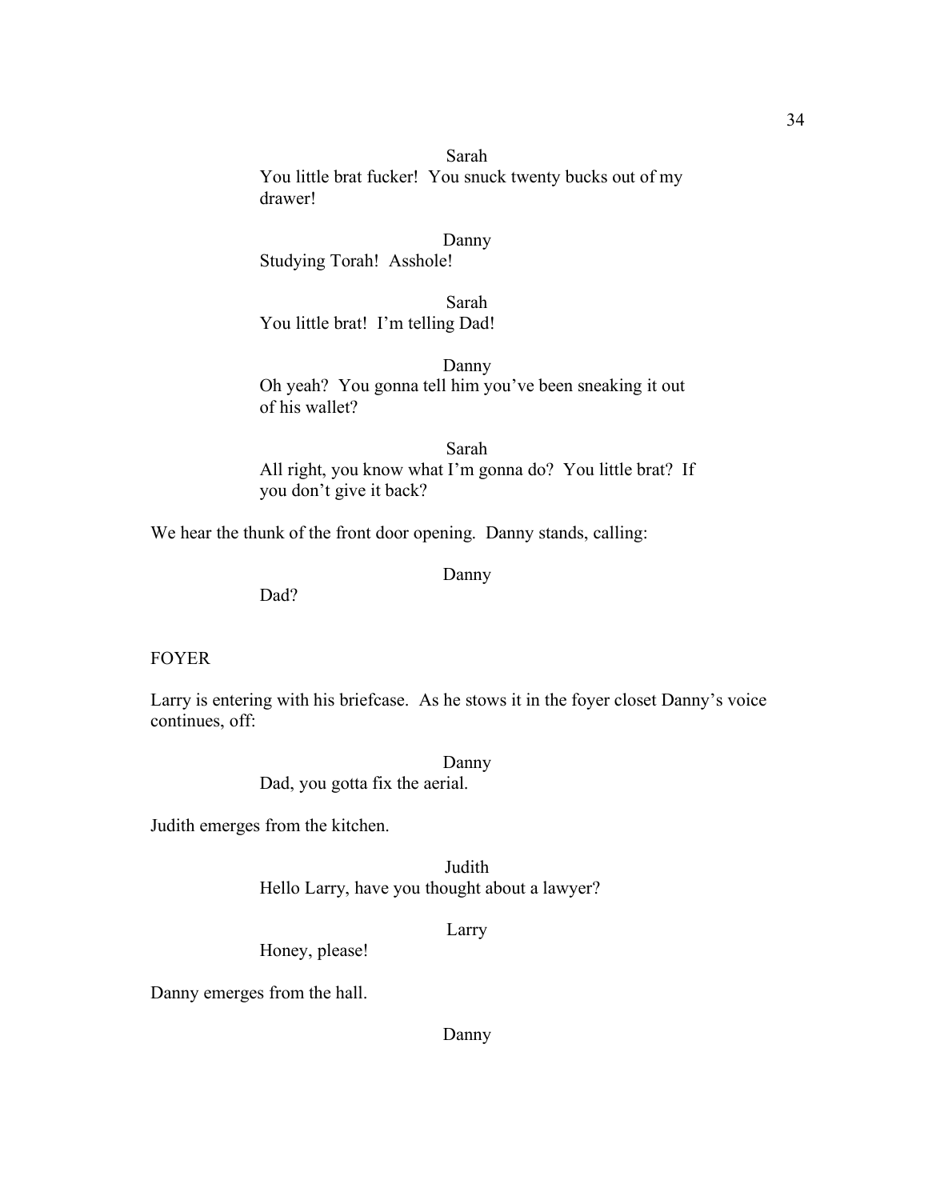Sarah

You little brat fucker! You snuck twenty bucks out of my drawer!

Danny

Studying Torah! Asshole!

Sarah

You little brat! I'm telling Dad!

Danny

Oh yeah? You gonna tell him you've been sneaking it out of his wallet?

Sarah

All right, you know what I'm gonna do? You little brat? If you don't give it back?

We hear the thunk of the front door opening. Danny stands, calling:

Danny

Dad?

FOYER

Larry is entering with his briefcase. As he stows it in the foyer closet Danny's voice continues, off:

Danny

Dad, you gotta fix the aerial.

Judith emerges from the kitchen.

Judith

Hello Larry, have you thought about a lawyer?

Larry

Honey, please!

Danny emerges from the hall.

Danny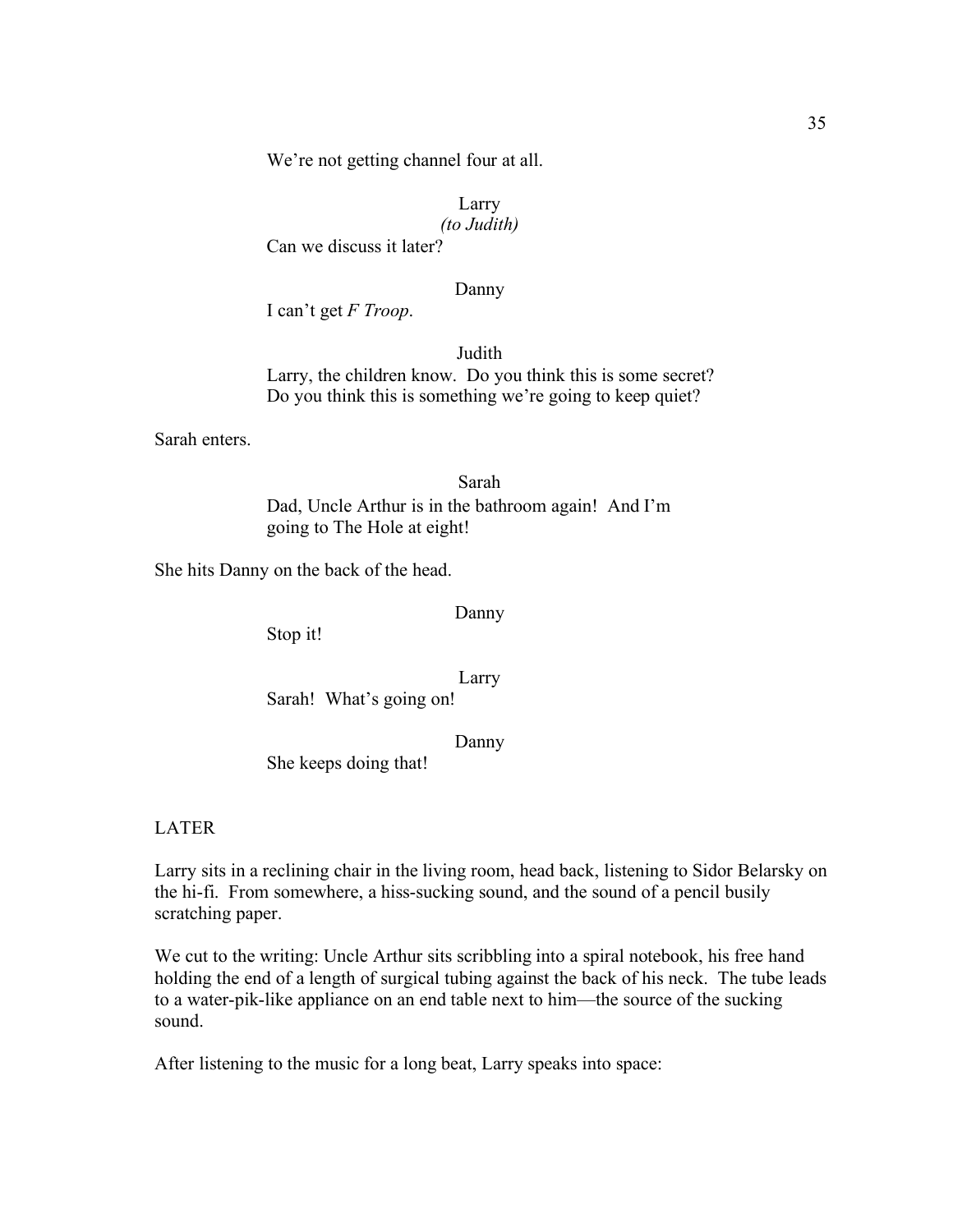We're not getting channel four at all.

Larry
*(to Judith)*
Can we discuss it later?

Danny
I can't get *F Troop*.

Judith
Larry, the children know. Do you think this is some secret? Do you think this is something we're going to keep quiet?

Sarah enters.

Sarah
Dad, Uncle Arthur is in the bathroom again! And I'm going to The Hole at eight!

She hits Danny on the back of the head.

Danny
Stop it!

Larry
Sarah! What's going on!

Danny
She keeps doing that!

LATER

Larry sits in a reclining chair in the living room, head back, listening to Sidor Belarsky on the hi-fi. From somewhere, a hiss-sucking sound, and the sound of a pencil busily scratching paper.

We cut to the writing: Uncle Arthur sits scribbling into a spiral notebook, his free hand holding the end of a length of surgical tubing against the back of his neck. The tube leads to a water-pik-like appliance on an end table next to him—the source of the sucking sound.

After listening to the music for a long beat, Larry speaks into space: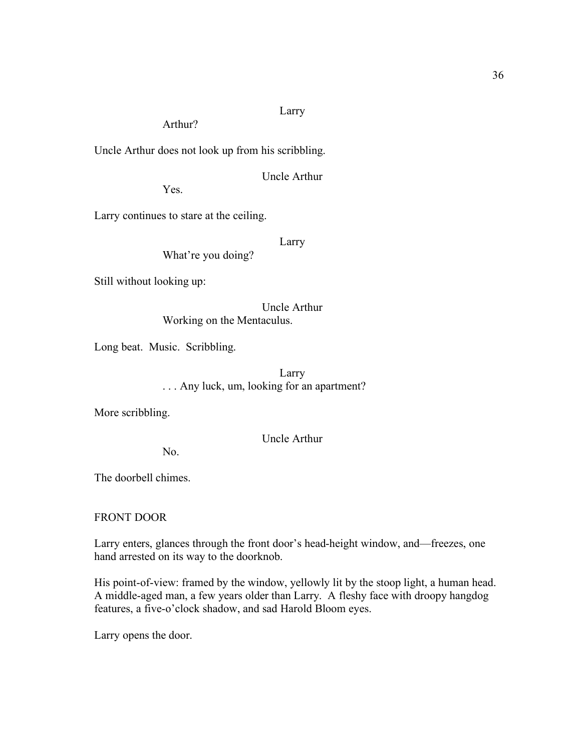Larry

Arthur?

Uncle Arthur does not look up from his scribbling.

Uncle Arthur

Yes.

Larry continues to stare at the ceiling.

Larry

What're you doing?

Still without looking up:

Uncle Arthur

Working on the Mentaculus.

Long beat. Music. Scribbling.

Larry

. . . Any luck, um, looking for an apartment?

More scribbling.

Uncle Arthur

No.

The doorbell chimes.

FRONT DOOR

Larry enters, glances through the front door's head-height window, and—freezes, one hand arrested on its way to the doorknob.

His point-of-view: framed by the window, yellowly lit by the stoop light, a human head. A middle-aged man, a few years older than Larry. A fleshy face with droopy hangdog features, a five-o'clock shadow, and sad Harold Bloom eyes.

Larry opens the door.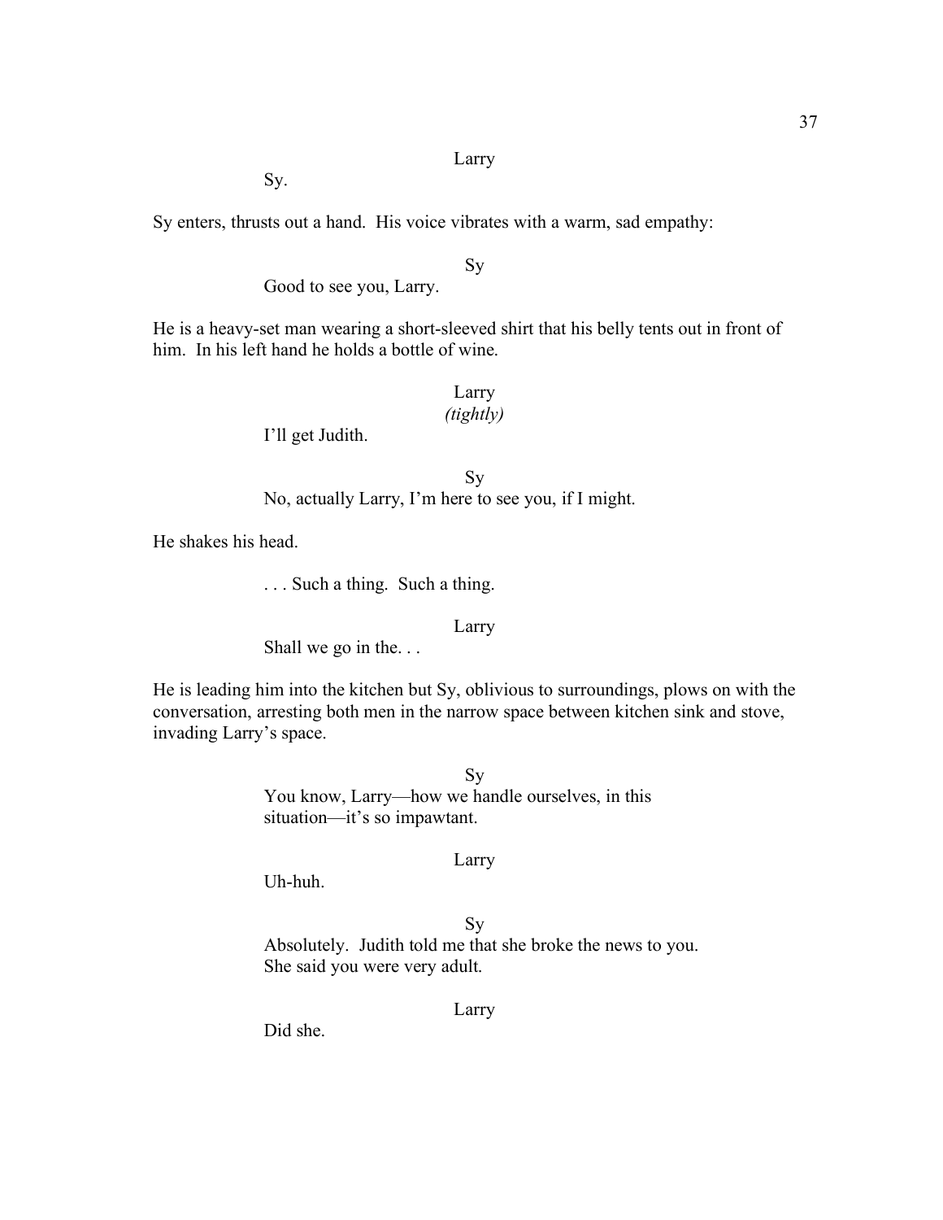Larry

Sy.

Sy enters, thrusts out a hand. His voice vibrates with a warm, sad empathy:

Sy

Good to see you, Larry.

He is a heavy-set man wearing a short-sleeved shirt that his belly tents out in front of him. In his left hand he holds a bottle of wine.

Larry

*(tightly)*

I'll get Judith.

Sy

No, actually Larry, I'm here to see you, if I might.

He shakes his head.

. . . Such a thing. Such a thing.

Larry

Shall we go in the. . .

He is leading him into the kitchen but Sy, oblivious to surroundings, plows on with the conversation, arresting both men in the narrow space between kitchen sink and stove, invading Larry's space.

Sy

You know, Larry—how we handle ourselves, in this situation—it's so impawtant.

Larry

Uh-huh.

Sy

Absolutely. Judith told me that she broke the news to you. She said you were very adult.

Larry

Did she.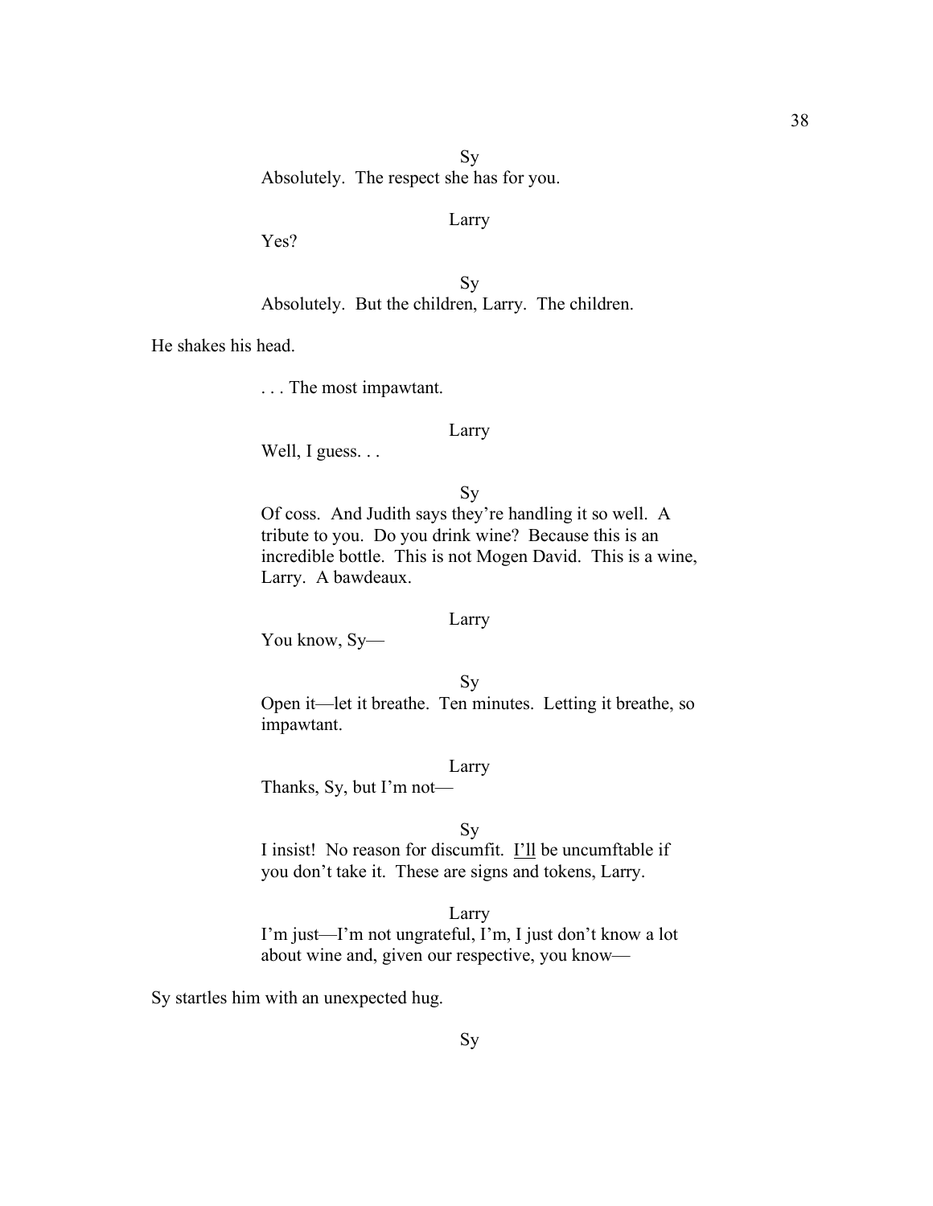Sy

Absolutely. The respect she has for you.

Larry

Yes?

Sy

Absolutely. But the children, Larry. The children.

He shakes his head.

. . . The most impawtant.

Larry

Well, I guess. . .

Sy

Of coss. And Judith says they're handling it so well. A tribute to you. Do you drink wine? Because this is an incredible bottle. This is not Mogen David. This is a wine, Larry. A bawdeaux.

Larry

You know, Sy—

Sy

Open it—let it breathe. Ten minutes. Letting it breathe, so impawtant.

Larry

Thanks, Sy, but I'm not—

Sy

I insist! No reason for discumfit. <u>I'll</u> be uncumftable if you don't take it. These are signs and tokens, Larry.

Larry

I'm just—I'm not ungrateful, I'm, I just don't know a lot about wine and, given our respective, you know—

Sy startles him with an unexpected hug.

Sy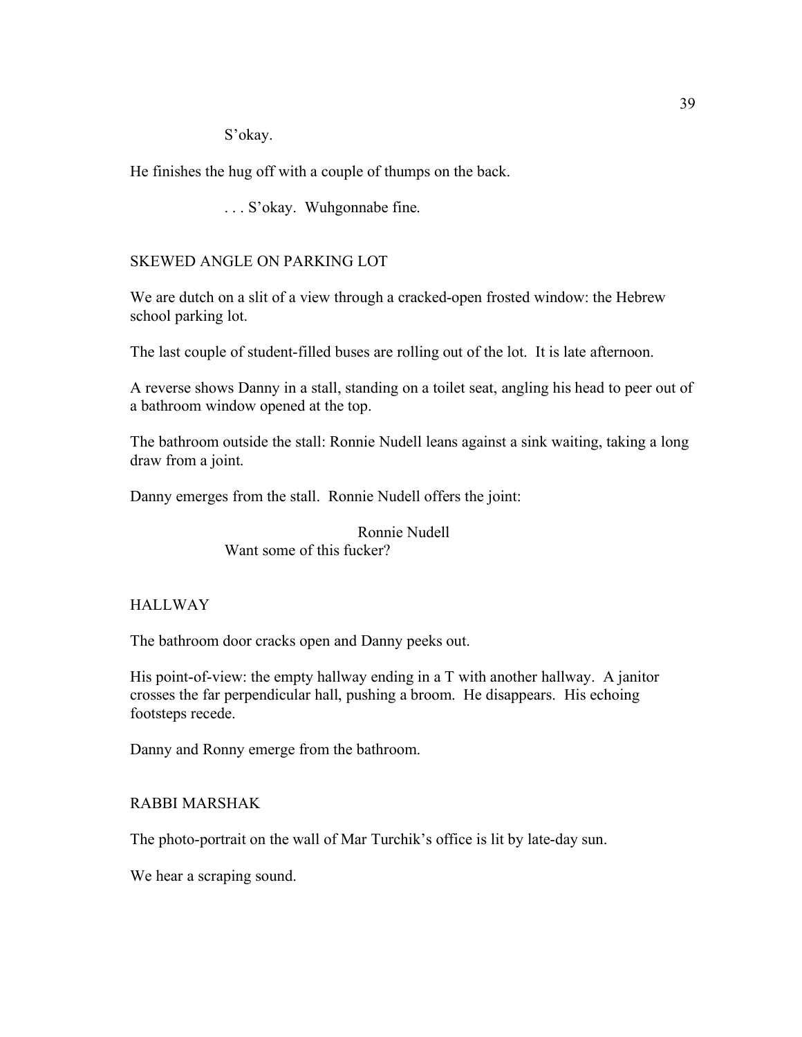S'okay.

He finishes the hug off with a couple of thumps on the back.

. . . S'okay. Wuhgonnabe fine.

SKEWED ANGLE ON PARKING LOT

We are dutch on a slit of a view through a cracked-open frosted window: the Hebrew school parking lot.

The last couple of student-filled buses are rolling out of the lot. It is late afternoon.

A reverse shows Danny in a stall, standing on a toilet seat, angling his head to peer out of a bathroom window opened at the top.

The bathroom outside the stall: Ronnie Nudell leans against a sink waiting, taking a long draw from a joint.

Danny emerges from the stall. Ronnie Nudell offers the joint:

Ronnie Nudell
Want some of this fucker?

HALLWAY

The bathroom door cracks open and Danny peeks out.

His point-of-view: the empty hallway ending in a T with another hallway. A janitor crosses the far perpendicular hall, pushing a broom. He disappears. His echoing footsteps recede.

Danny and Ronny emerge from the bathroom.

RABBI MARSHAK

The photo-portrait on the wall of Mar Turchik's office is lit by late-day sun.

We hear a scraping sound.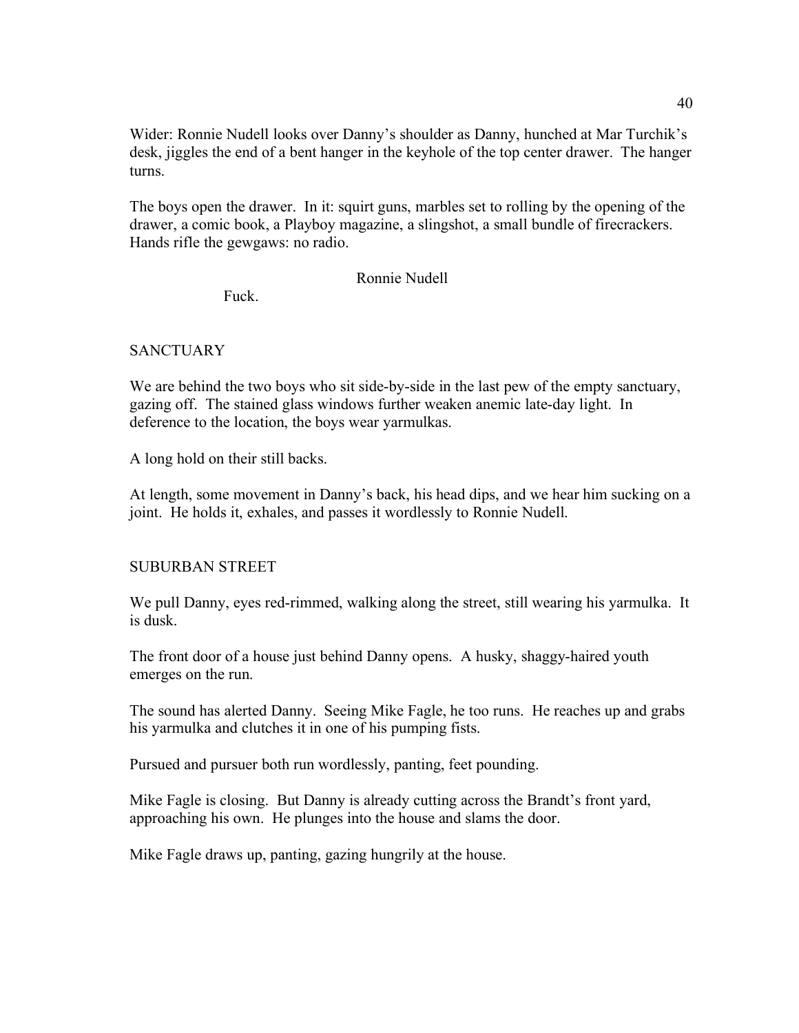Wider: Ronnie Nudell looks over Danny's shoulder as Danny, hunched at Mar Turchik's desk, jiggles the end of a bent hanger in the keyhole of the top center drawer. The hanger turns.

The boys open the drawer. In it: squirt guns, marbles set to rolling by the opening of the drawer, a comic book, a Playboy magazine, a slingshot, a small bundle of firecrackers. Hands rifle the gewgaws: no radio.

Ronnie Nudell

Fuck.

SANCTUARY

We are behind the two boys who sit side-by-side in the last pew of the empty sanctuary, gazing off. The stained glass windows further weaken anemic late-day light. In deference to the location, the boys wear yarmulkas.

A long hold on their still backs.

At length, some movement in Danny's back, his head dips, and we hear him sucking on a joint. He holds it, exhales, and passes it wordlessly to Ronnie Nudell.

SUBURBAN STREET

We pull Danny, eyes red-rimmed, walking along the street, still wearing his yarmulka. It is dusk.

The front door of a house just behind Danny opens. A husky, shaggy-haired youth emerges on the run.

The sound has alerted Danny. Seeing Mike Fagle, he too runs. He reaches up and grabs his yarmulka and clutches it in one of his pumping fists.

Pursued and pursuer both run wordlessly, panting, feet pounding.

Mike Fagle is closing. But Danny is already cutting across the Brandt's front yard, approaching his own. He plunges into the house and slams the door.

Mike Fagle draws up, panting, gazing hungrily at the house.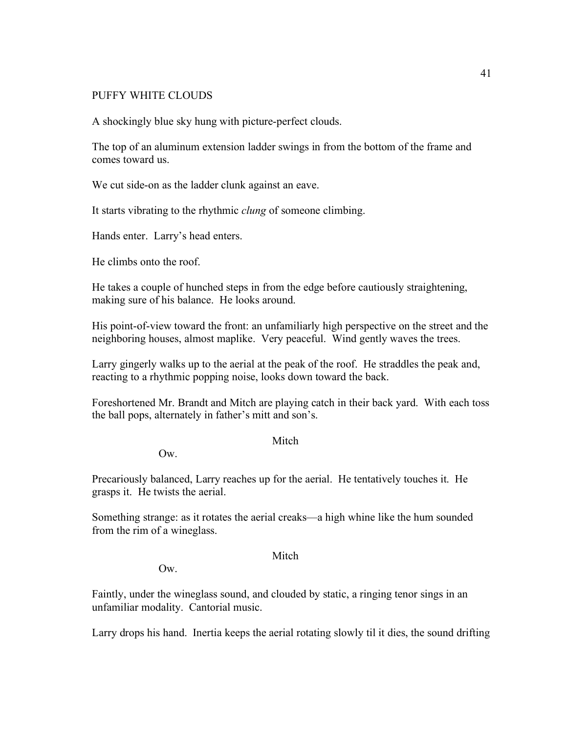PUFFY WHITE CLOUDS

A shockingly blue sky hung with picture-perfect clouds.

The top of an aluminum extension ladder swings in from the bottom of the frame and comes toward us.

We cut side-on as the ladder clunk against an eave.

It starts vibrating to the rhythmic *clung* of someone climbing.

Hands enter. Larry's head enters.

He climbs onto the roof.

He takes a couple of hunched steps in from the edge before cautiously straightening, making sure of his balance. He looks around.

His point-of-view toward the front: an unfamiliarly high perspective on the street and the neighboring houses, almost maplike. Very peaceful. Wind gently waves the trees.

Larry gingerly walks up to the aerial at the peak of the roof. He straddles the peak and, reacting to a rhythmic popping noise, looks down toward the back.

Foreshortened Mr. Brandt and Mitch are playing catch in their back yard. With each toss the ball pops, alternately in father's mitt and son's.

Mitch

Ow.

Precariously balanced, Larry reaches up for the aerial. He tentatively touches it. He grasps it. He twists the aerial.

Something strange: as it rotates the aerial creaks—a high whine like the hum sounded from the rim of a wineglass.

Mitch

Ow.

Faintly, under the wineglass sound, and clouded by static, a ringing tenor sings in an unfamiliar modality. Cantorial music.

Larry drops his hand. Inertia keeps the aerial rotating slowly til it dies, the sound drifting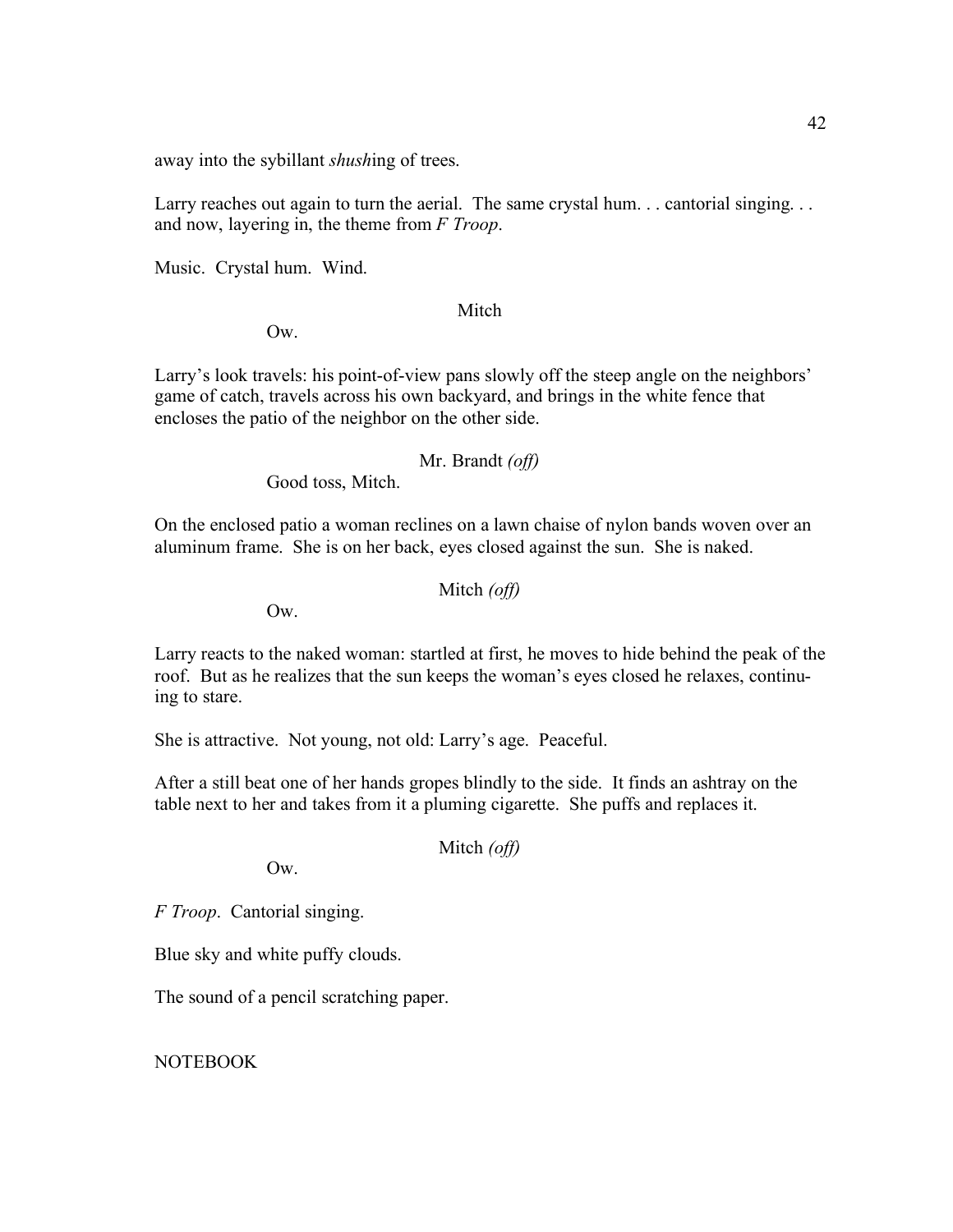away into the sybillant *shush*ing of trees.

Larry reaches out again to turn the aerial. The same crystal hum. . . cantorial singing. . . and now, layering in, the theme from *F Troop*.

Music. Crystal hum. Wind.

Mitch

Ow.

Larry's look travels: his point-of-view pans slowly off the steep angle on the neighbors' game of catch, travels across his own backyard, and brings in the white fence that encloses the patio of the neighbor on the other side.

Mr. Brandt *(off)*

Good toss, Mitch.

On the enclosed patio a woman reclines on a lawn chaise of nylon bands woven over an aluminum frame. She is on her back, eyes closed against the sun. She is naked.

Mitch *(off)*

Ow.

Larry reacts to the naked woman: startled at first, he moves to hide behind the peak of the roof. But as he realizes that the sun keeps the woman's eyes closed he relaxes, continuing to stare.

She is attractive. Not young, not old: Larry's age. Peaceful.

After a still beat one of her hands gropes blindly to the side. It finds an ashtray on the table next to her and takes from it a pluming cigarette. She puffs and replaces it.

Mitch *(off)*

Ow.

*F Troop*. Cantorial singing.

Blue sky and white puffy clouds.

The sound of a pencil scratching paper.

NOTEBOOK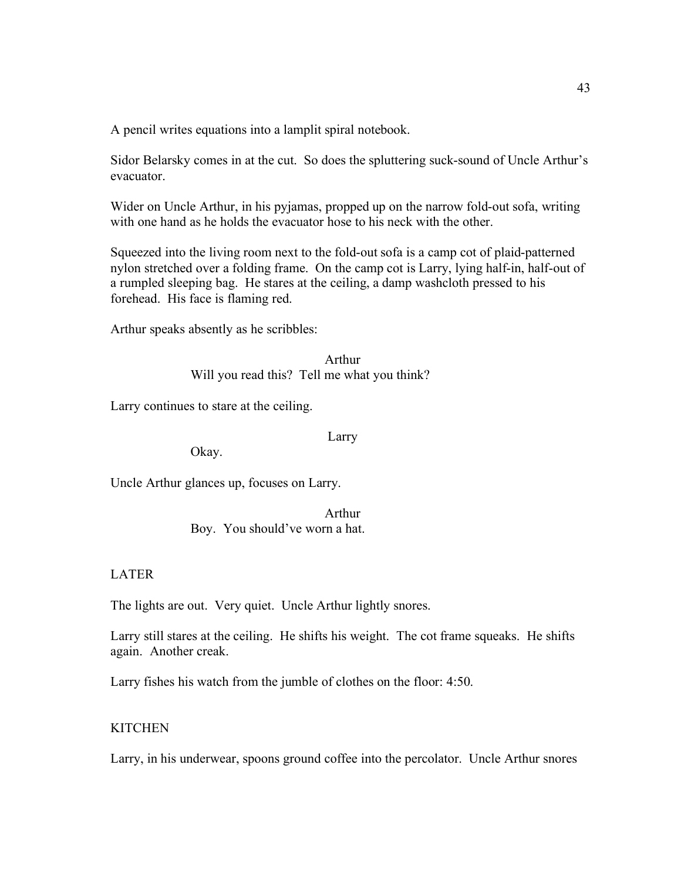A pencil writes equations into a lamplit spiral notebook.

Sidor Belarsky comes in at the cut. So does the spluttering suck-sound of Uncle Arthur's evacuator.

Wider on Uncle Arthur, in his pyjamas, propped up on the narrow fold-out sofa, writing with one hand as he holds the evacuator hose to his neck with the other.

Squeezed into the living room next to the fold-out sofa is a camp cot of plaid-patterned nylon stretched over a folding frame. On the camp cot is Larry, lying half-in, half-out of a rumpled sleeping bag. He stares at the ceiling, a damp washcloth pressed to his forehead. His face is flaming red.

Arthur speaks absently as he scribbles:

Arthur
Will you read this? Tell me what you think?

Larry continues to stare at the ceiling.

Larry
Okay.

Uncle Arthur glances up, focuses on Larry.

Arthur
Boy. You should've worn a hat.

LATER

The lights are out. Very quiet. Uncle Arthur lightly snores.

Larry still stares at the ceiling. He shifts his weight. The cot frame squeaks. He shifts again. Another creak.

Larry fishes his watch from the jumble of clothes on the floor: 4:50.

KITCHEN

Larry, in his underwear, spoons ground coffee into the percolator. Uncle Arthur snores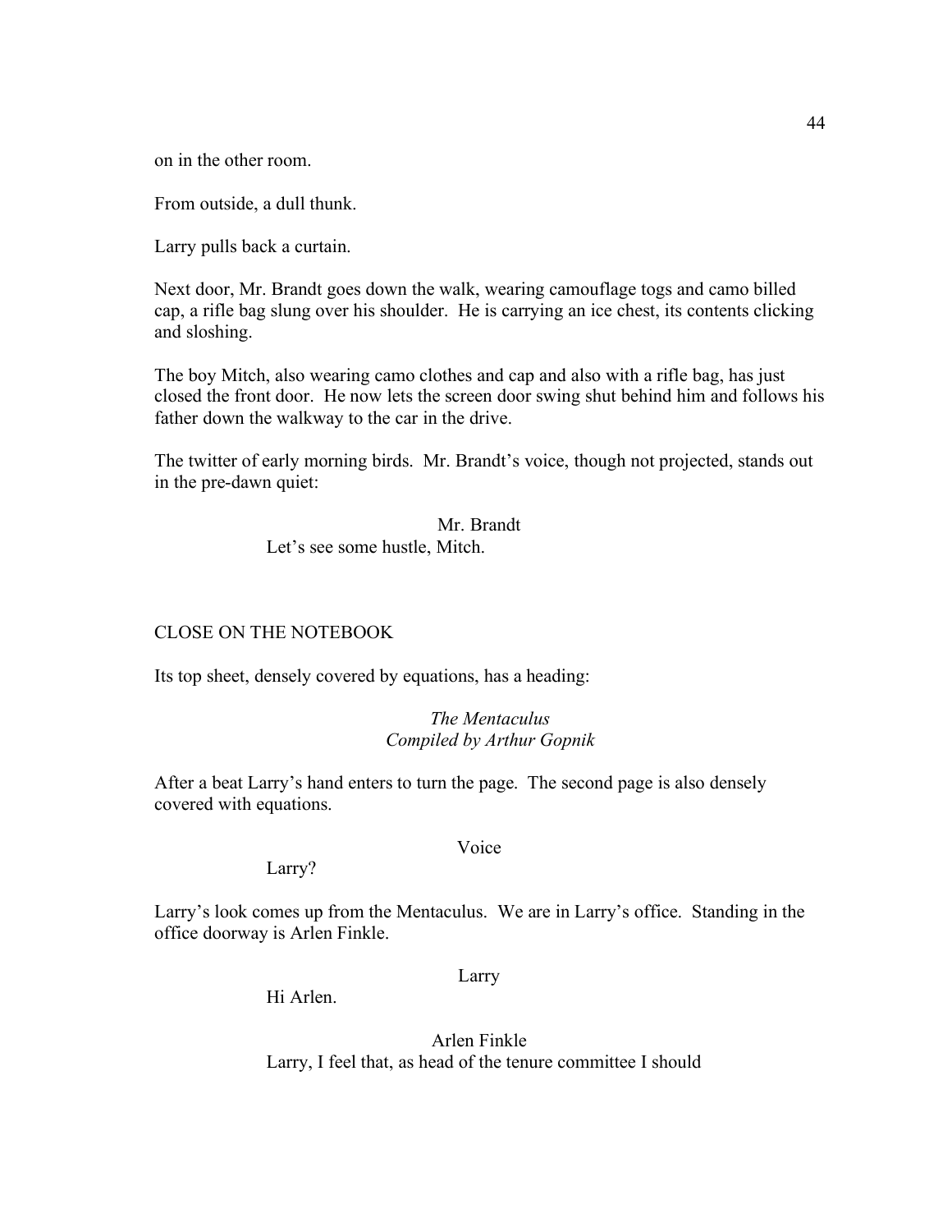on in the other room.

From outside, a dull thunk.

Larry pulls back a curtain.

Next door, Mr. Brandt goes down the walk, wearing camouflage togs and camo billed cap, a rifle bag slung over his shoulder. He is carrying an ice chest, its contents clicking and sloshing.

The boy Mitch, also wearing camo clothes and cap and also with a rifle bag, has just closed the front door. He now lets the screen door swing shut behind him and follows his father down the walkway to the car in the drive.

The twitter of early morning birds. Mr. Brandt's voice, though not projected, stands out in the pre-dawn quiet:

Mr. Brandt

Let's see some hustle, Mitch.

CLOSE ON THE NOTEBOOK

Its top sheet, densely covered by equations, has a heading:

*The Mentaculus*
*Compiled by Arthur Gopnik*

After a beat Larry's hand enters to turn the page. The second page is also densely covered with equations.

Voice

Larry?

Larry's look comes up from the Mentaculus. We are in Larry's office. Standing in the office doorway is Arlen Finkle.

Larry

Hi Arlen.

Arlen Finkle

Larry, I feel that, as head of the tenure committee I should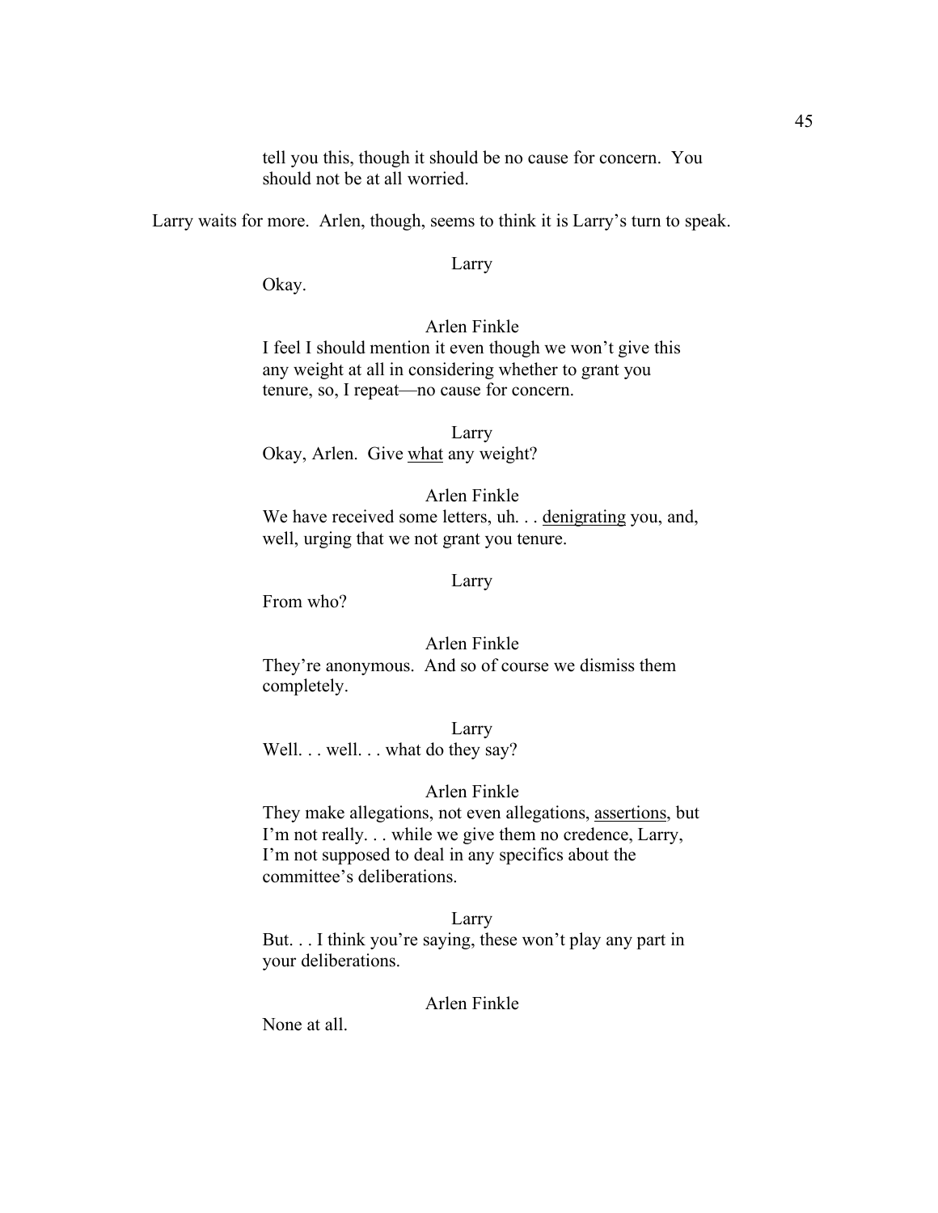tell you this, though it should be no cause for concern. You should not be at all worried.

Larry waits for more. Arlen, though, seems to think it is Larry's turn to speak.

Larry

Okay.

Arlen Finkle

I feel I should mention it even though we won't give this any weight at all in considering whether to grant you tenure, so, I repeat—no cause for concern.

Larry

Okay, Arlen. Give <u>what</u> any weight?

Arlen Finkle

We have received some letters, uh. . . <u>denigrating</u> you, and, well, urging that we not grant you tenure.

Larry

From who?

Arlen Finkle

They're anonymous. And so of course we dismiss them completely.

Larry

Well. . . well. . . what do they say?

Arlen Finkle

They make allegations, not even allegations, <u>assertions</u>, but I'm not really. . . while we give them no credence, Larry, I'm not supposed to deal in any specifics about the committee's deliberations.

Larry

But. . . I think you're saying, these won't play any part in your deliberations.

Arlen Finkle

None at all.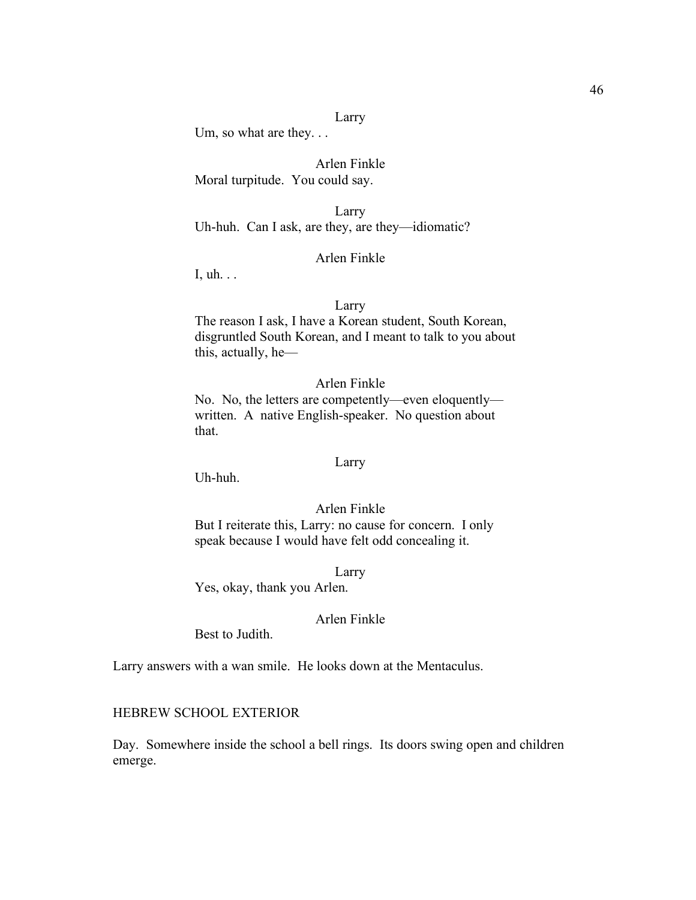Larry

Um, so what are they. . .

Arlen Finkle

Moral turpitude. You could say.

Larry

Uh-huh. Can I ask, are they, are they—idiomatic?

Arlen Finkle

I, uh. . .

Larry

The reason I ask, I have a Korean student, South Korean, disgruntled South Korean, and I meant to talk to you about this, actually, he—

Arlen Finkle

No. No, the letters are competently—even eloquently—written. A native English-speaker. No question about that.

Larry

Uh-huh.

Arlen Finkle

But I reiterate this, Larry: no cause for concern. I only speak because I would have felt odd concealing it.

Larry

Yes, okay, thank you Arlen.

Arlen Finkle

Best to Judith.

Larry answers with a wan smile. He looks down at the Mentaculus.

HEBREW SCHOOL EXTERIOR

Day. Somewhere inside the school a bell rings. Its doors swing open and children emerge.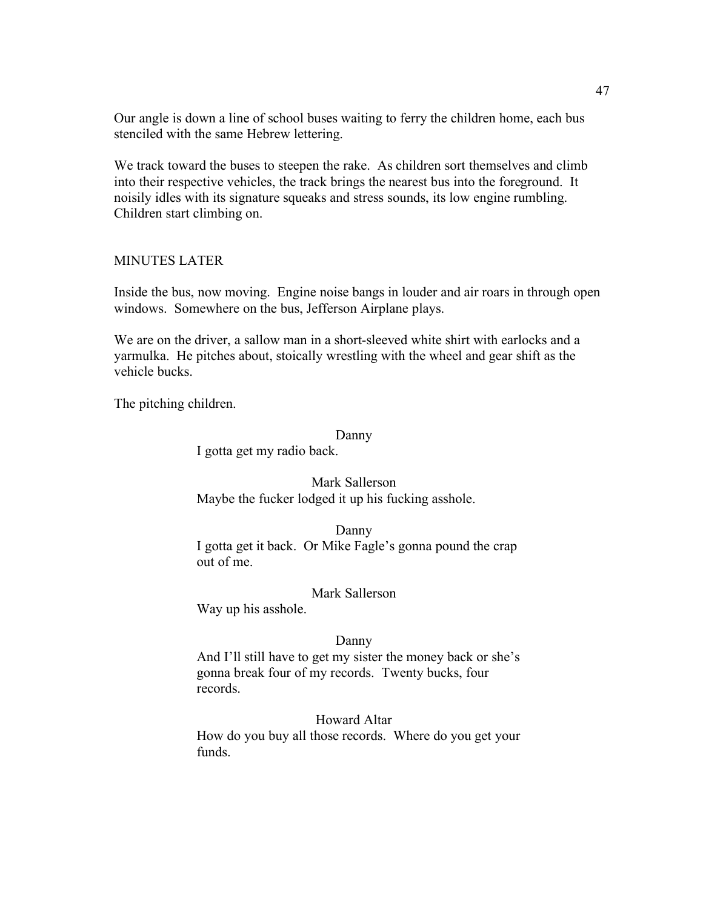Our angle is down a line of school buses waiting to ferry the children home, each bus stenciled with the same Hebrew lettering.

We track toward the buses to steepen the rake. As children sort themselves and climb into their respective vehicles, the track brings the nearest bus into the foreground. It noisily idles with its signature squeaks and stress sounds, its low engine rumbling. Children start climbing on.

MINUTES LATER

Inside the bus, now moving. Engine noise bangs in louder and air roars in through open windows. Somewhere on the bus, Jefferson Airplane plays.

We are on the driver, a sallow man in a short-sleeved white shirt with earlocks and a yarmulka. He pitches about, stoically wrestling with the wheel and gear shift as the vehicle bucks.

The pitching children.

Danny

I gotta get my radio back.

Mark Sallerson

Maybe the fucker lodged it up his fucking asshole.

Danny

I gotta get it back. Or Mike Fagle's gonna pound the crap out of me.

Mark Sallerson

Way up his asshole.

Danny

And I'll still have to get my sister the money back or she's gonna break four of my records. Twenty bucks, four records.

Howard Altar

How do you buy all those records. Where do you get your funds.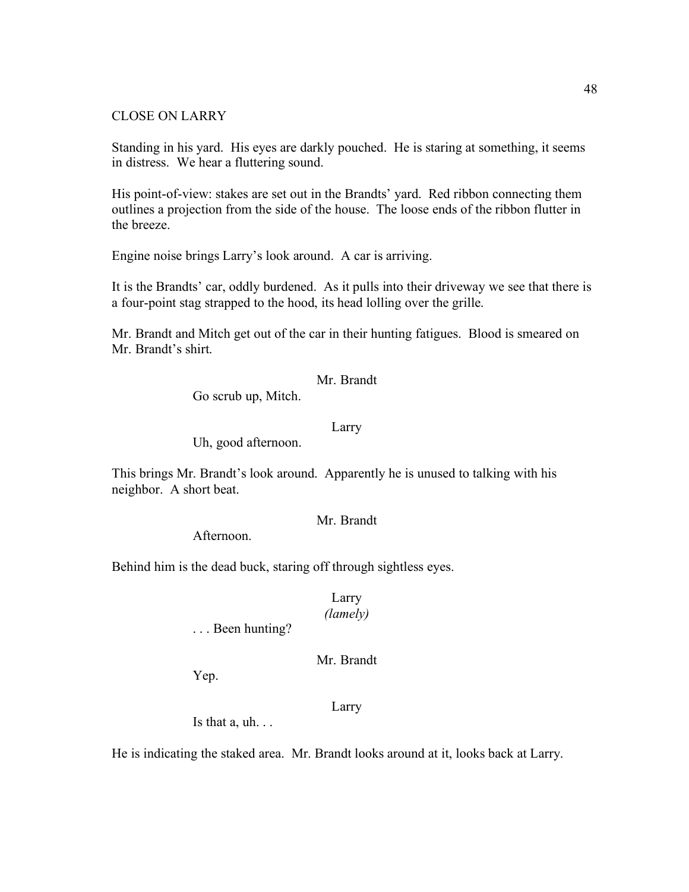CLOSE ON LARRY

Standing in his yard. His eyes are darkly pouched. He is staring at something, it seems in distress. We hear a fluttering sound.

His point-of-view: stakes are set out in the Brandts' yard. Red ribbon connecting them outlines a projection from the side of the house. The loose ends of the ribbon flutter in the breeze.

Engine noise brings Larry's look around. A car is arriving.

It is the Brandts' car, oddly burdened. As it pulls into their driveway we see that there is a four-point stag strapped to the hood, its head lolling over the grille.

Mr. Brandt and Mitch get out of the car in their hunting fatigues. Blood is smeared on Mr. Brandt's shirt.

Mr. Brandt

Go scrub up, Mitch.

Larry

Uh, good afternoon.

This brings Mr. Brandt's look around. Apparently he is unused to talking with his neighbor. A short beat.

Mr. Brandt

Afternoon.

Behind him is the dead buck, staring off through sightless eyes.

Larry
*(lamely)*

. . . Been hunting?

Mr. Brandt

Yep.

Larry

Is that a, uh. . .

He is indicating the staked area. Mr. Brandt looks around at it, looks back at Larry.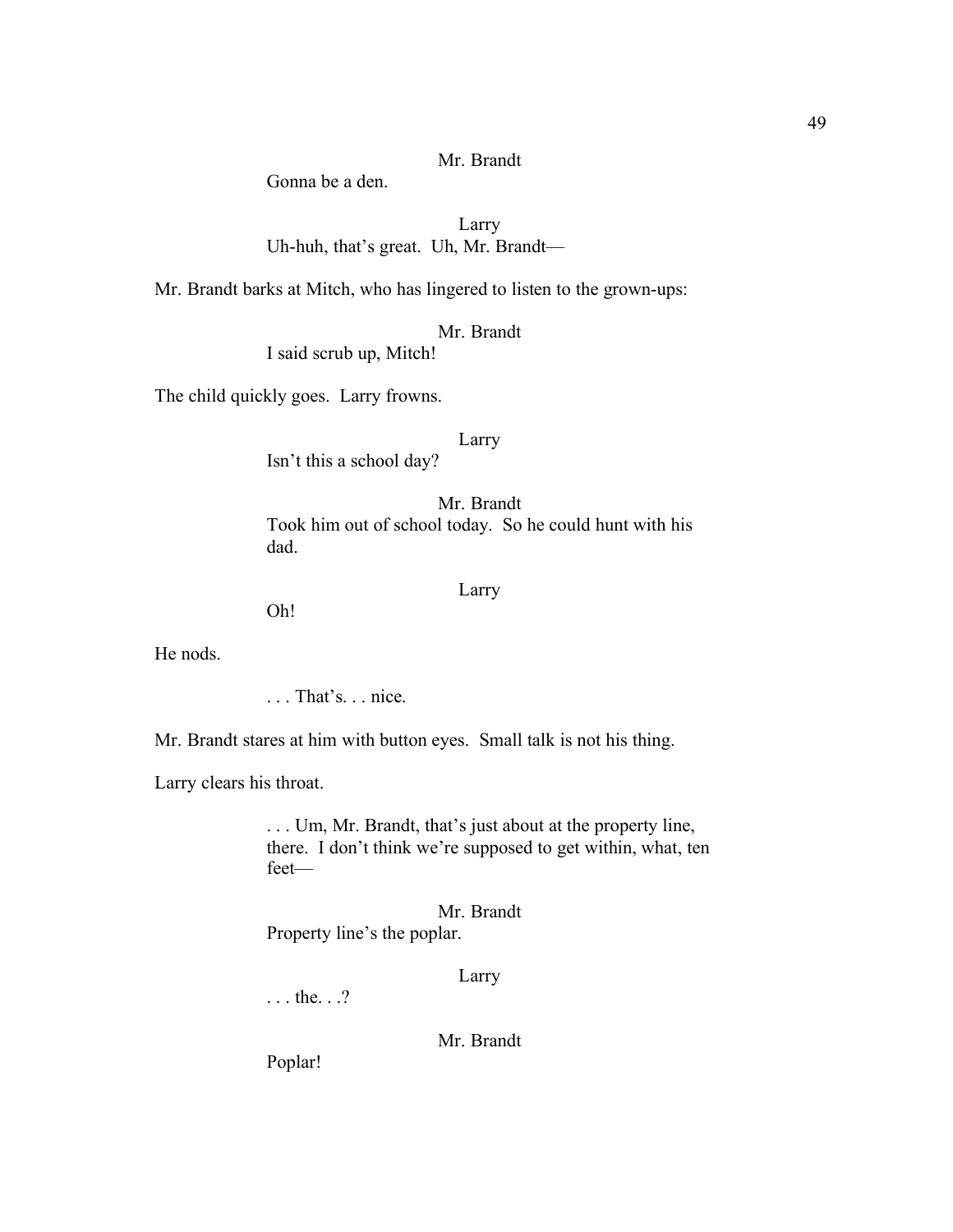Mr. Brandt

Gonna be a den.

Larry

Uh-huh, that's great. Uh, Mr. Brandt—

Mr. Brandt barks at Mitch, who has lingered to listen to the grown-ups:

Mr. Brandt

I said scrub up, Mitch!

The child quickly goes. Larry frowns.

Larry

Isn't this a school day?

Mr. Brandt

Took him out of school today. So he could hunt with his dad.

Larry

Oh!

He nods.

. . . That's. . . nice.

Mr. Brandt stares at him with button eyes. Small talk is not his thing.

Larry clears his throat.

. . . Um, Mr. Brandt, that's just about at the property line, there. I don't think we're supposed to get within, what, ten feet—

Mr. Brandt

Property line's the poplar.

Larry

. . . the. . .?

Mr. Brandt

Poplar!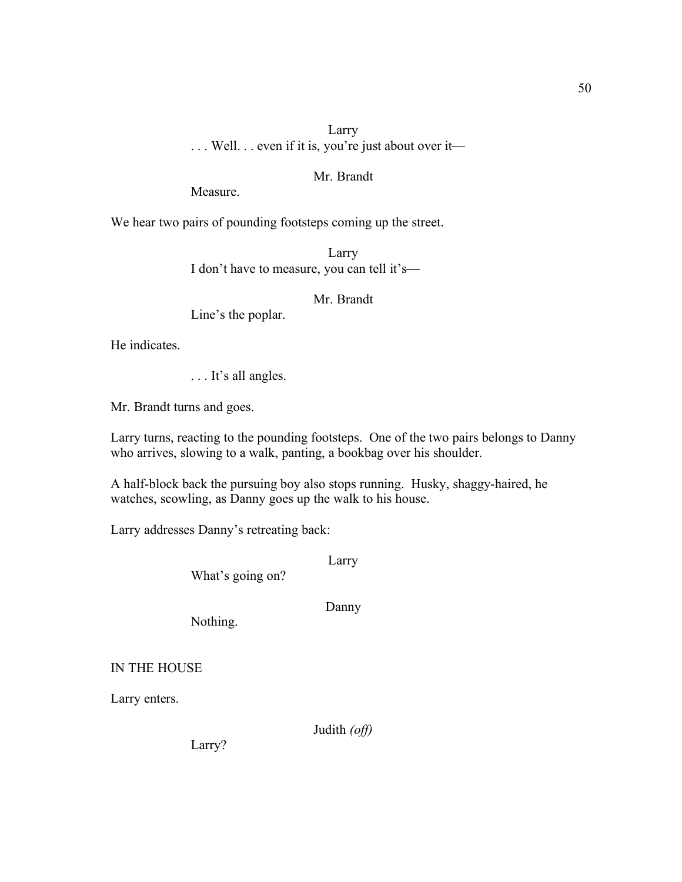Larry

. . . Well. . . even if it is, you're just about over it—

Mr. Brandt

Measure.

We hear two pairs of pounding footsteps coming up the street.

Larry

I don't have to measure, you can tell it's—

Mr. Brandt

Line's the poplar.

He indicates.

. . . It's all angles.

Mr. Brandt turns and goes.

Larry turns, reacting to the pounding footsteps. One of the two pairs belongs to Danny who arrives, slowing to a walk, panting, a bookbag over his shoulder.

A half-block back the pursuing boy also stops running. Husky, shaggy-haired, he watches, scowling, as Danny goes up the walk to his house.

Larry addresses Danny's retreating back:

Larry

What's going on?

Danny

Nothing.

IN THE HOUSE

Larry enters.

Judith *(off)*

Larry?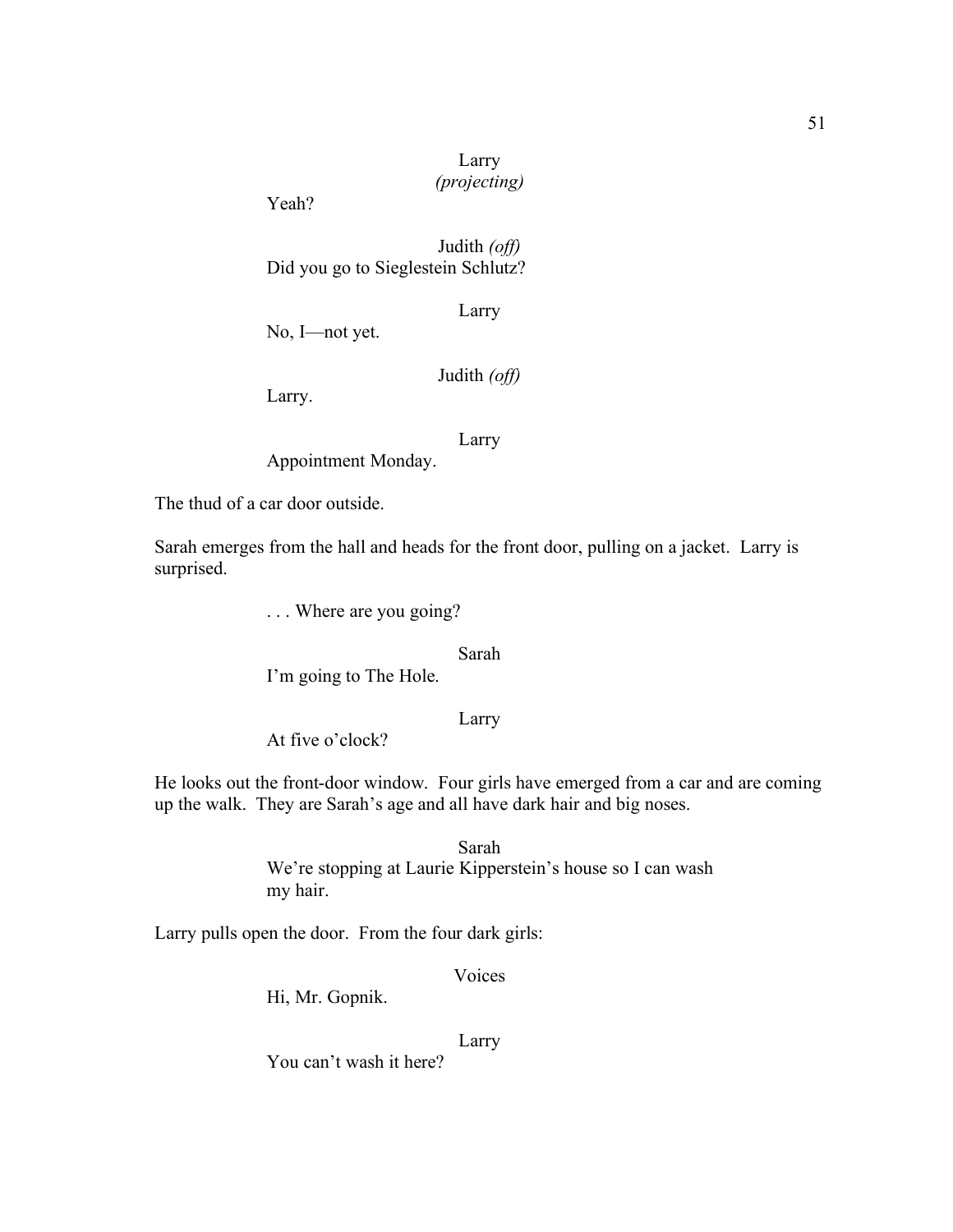Larry
*(projecting)*

Yeah?

Judith *(off)*

Did you go to Sieglestein Schlutz?

Larry

No, I—not yet.

Judith *(off)*

Larry.

Larry

Appointment Monday.

The thud of a car door outside.

Sarah emerges from the hall and heads for the front door, pulling on a jacket. Larry is surprised.

. . . Where are you going?

Sarah

I'm going to The Hole.

Larry

At five o'clock?

He looks out the front-door window. Four girls have emerged from a car and are coming up the walk. They are Sarah's age and all have dark hair and big noses.

Sarah

We're stopping at Laurie Kipperstein's house so I can wash my hair.

Larry pulls open the door. From the four dark girls:

Voices

Hi, Mr. Gopnik.

Larry

You can't wash it here?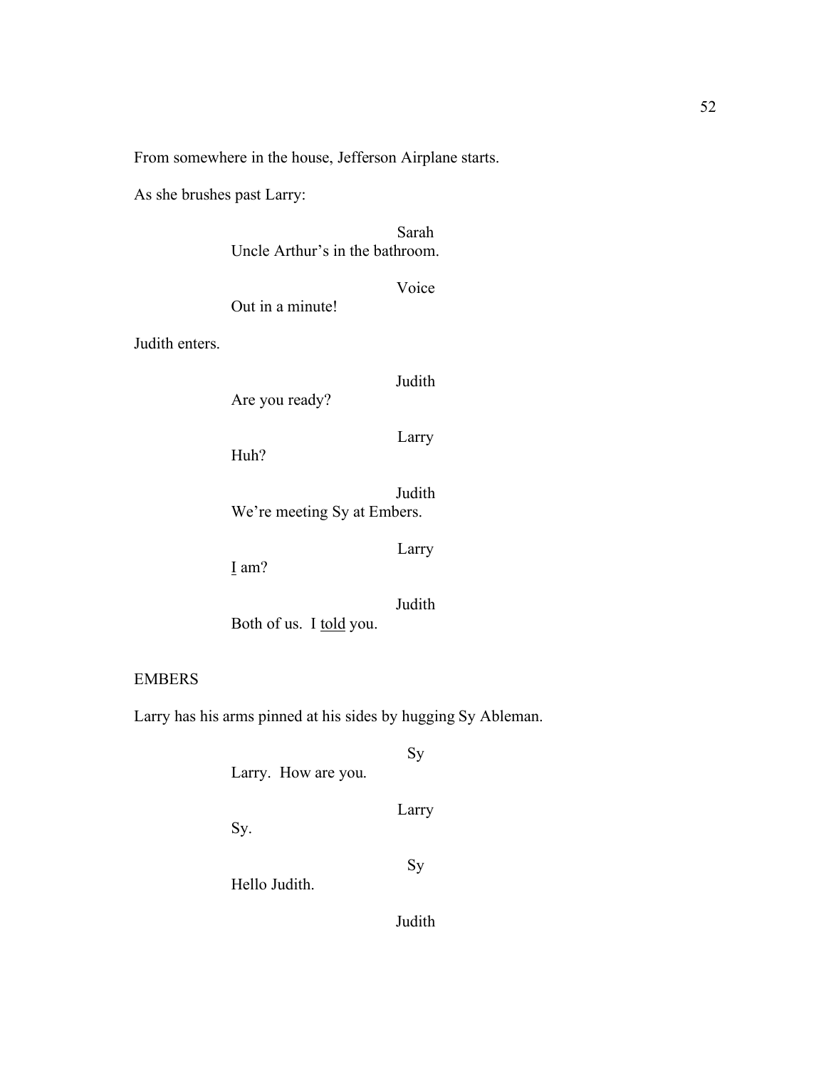From somewhere in the house, Jefferson Airplane starts.

As she brushes past Larry:

Sarah
Uncle Arthur's in the bathroom.

Voice
Out in a minute!

Judith enters.

Judith
Are you ready?

Larry
Huh?

Judith
We're meeting Sy at Embers.

Larry
<u>I</u> am?

Judith
Both of us. I <u>told</u> you.

EMBERS

Larry has his arms pinned at his sides by hugging Sy Ableman.

Sy
Larry. How are you.

Larry
Sy.

Sy
Hello Judith.

Judith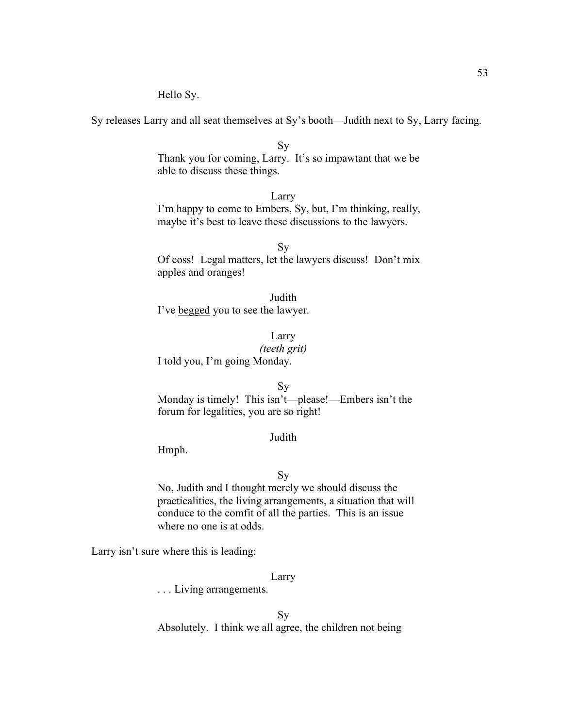Hello Sy.

Sy releases Larry and all seat themselves at Sy's booth—Judith next to Sy, Larry facing.

Sy

Thank you for coming, Larry. It's so impawtant that we be able to discuss these things.

Larry

I'm happy to come to Embers, Sy, but, I'm thinking, really, maybe it's best to leave these discussions to the lawyers.

Sy

Of coss! Legal matters, let the lawyers discuss! Don't mix apples and oranges!

Judith

I've <u>begged</u> you to see the lawyer.

Larry

*(teeth grit)*

I told you, I'm going Monday.

Sy

Monday is timely! This isn't—please!—Embers isn't the forum for legalities, you are so right!

Judith

Hmph.

Sy

No, Judith and I thought merely we should discuss the practicalities, the living arrangements, a situation that will conduce to the comfit of all the parties. This is an issue where no one is at odds.

Larry isn't sure where this is leading:

Larry

. . . Living arrangements.

Sy

Absolutely. I think we all agree, the children not being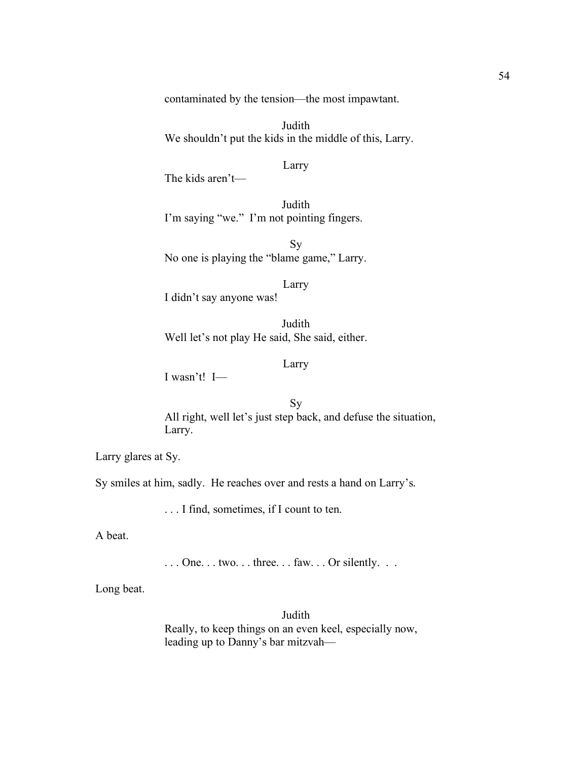contaminated by the tension—the most impawtant.

Judith

We shouldn't put the kids in the middle of this, Larry.

Larry

The kids aren't—

Judith

I'm saying "we." I'm not pointing fingers.

Sy

No one is playing the "blame game," Larry.

Larry

I didn't say anyone was!

Judith

Well let's not play He said, She said, either.

Larry

I wasn't! I—

Sy

All right, well let's just step back, and defuse the situation, Larry.

Larry glares at Sy.

Sy smiles at him, sadly. He reaches over and rests a hand on Larry's.

. . . I find, sometimes, if I count to ten.

A beat.

. . . One. . . two. . . three. . . faw. . . Or silently. . .

Long beat.

Judith

Really, to keep things on an even keel, especially now, leading up to Danny's bar mitzvah—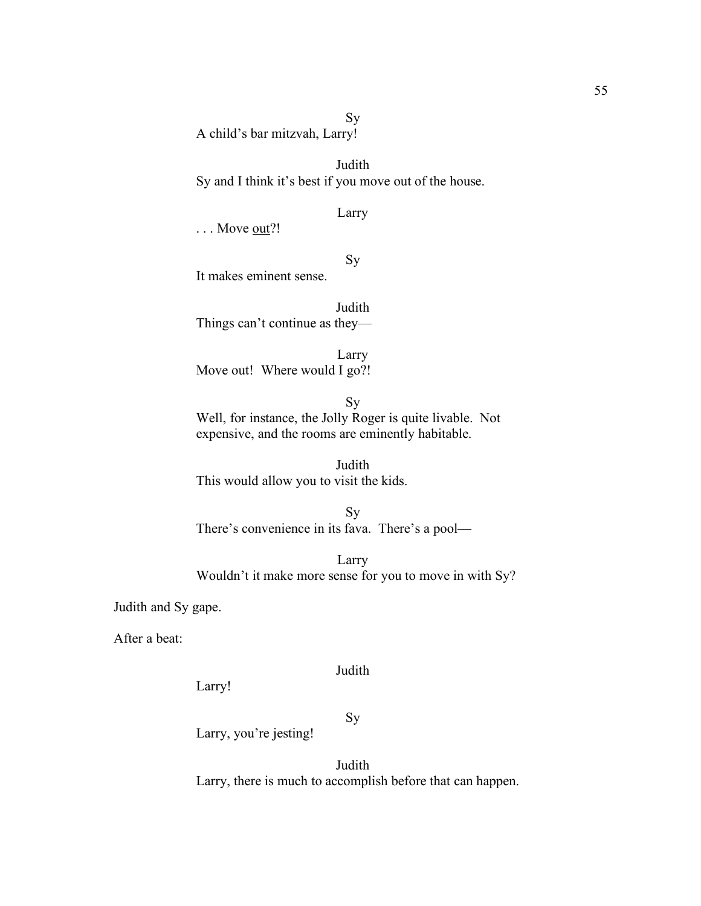Sy

A child's bar mitzvah, Larry!

Judith

Sy and I think it's best if you move out of the house.

Larry

. . . Move <u>out</u>?!

Sy

It makes eminent sense.

Judith

Things can't continue as they—

Larry

Move out! Where would I go?!

Sy

Well, for instance, the Jolly Roger is quite livable. Not expensive, and the rooms are eminently habitable.

Judith

This would allow you to visit the kids.

Sy

There's convenience in its fava. There's a pool—

Larry

Wouldn't it make more sense for you to move in with Sy?

Judith and Sy gape.

After a beat:

Judith

Larry!

Sy

Larry, you're jesting!

Judith

Larry, there is much to accomplish before that can happen.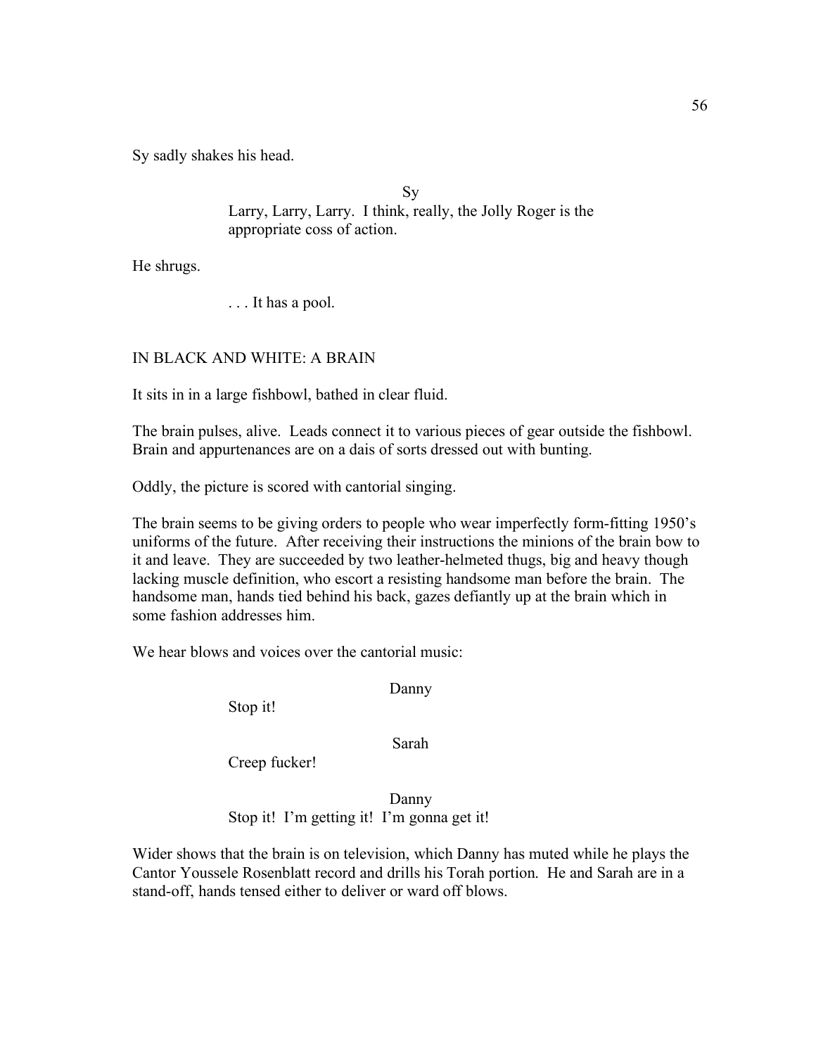Sy sadly shakes his head.

Sy

Larry, Larry, Larry. I think, really, the Jolly Roger is the appropriate coss of action.

He shrugs.

. . . It has a pool.

IN BLACK AND WHITE: A BRAIN

It sits in in a large fishbowl, bathed in clear fluid.

The brain pulses, alive. Leads connect it to various pieces of gear outside the fishbowl. Brain and appurtenances are on a dais of sorts dressed out with bunting.

Oddly, the picture is scored with cantorial singing.

The brain seems to be giving orders to people who wear imperfectly form-fitting 1950's uniforms of the future. After receiving their instructions the minions of the brain bow to it and leave. They are succeeded by two leather-helmeted thugs, big and heavy though lacking muscle definition, who escort a resisting handsome man before the brain. The handsome man, hands tied behind his back, gazes defiantly up at the brain which in some fashion addresses him.

We hear blows and voices over the cantorial music:

Danny

Stop it!

Sarah

Creep fucker!

Danny

Stop it! I'm getting it! I'm gonna get it!

Wider shows that the brain is on television, which Danny has muted while he plays the Cantor Youssele Rosenblatt record and drills his Torah portion. He and Sarah are in a stand-off, hands tensed either to deliver or ward off blows.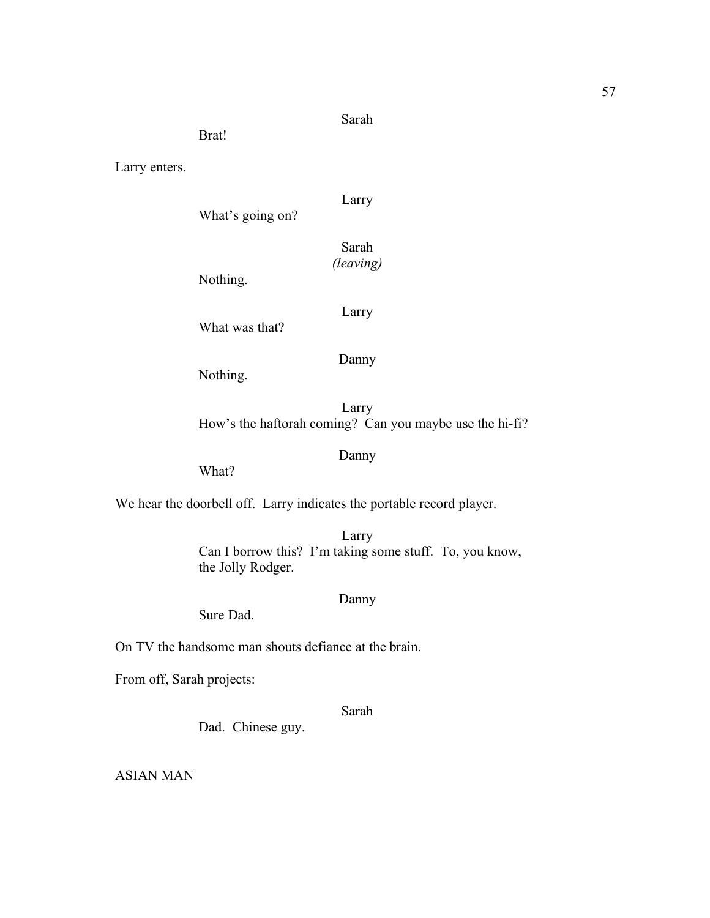Sarah

Brat!

Larry enters.

Larry

What's going on?

Sarah
*(leaving)*

Nothing.

Larry

What was that?

Danny

Nothing.

Larry

How's the haftorah coming? Can you maybe use the hi-fi?

Danny

What?

We hear the doorbell off. Larry indicates the portable record player.

Larry

Can I borrow this? I'm taking some stuff. To, you know, the Jolly Rodger.

Danny

Sure Dad.

On TV the handsome man shouts defiance at the brain.

From off, Sarah projects:

Sarah

Dad. Chinese guy.

ASIAN MAN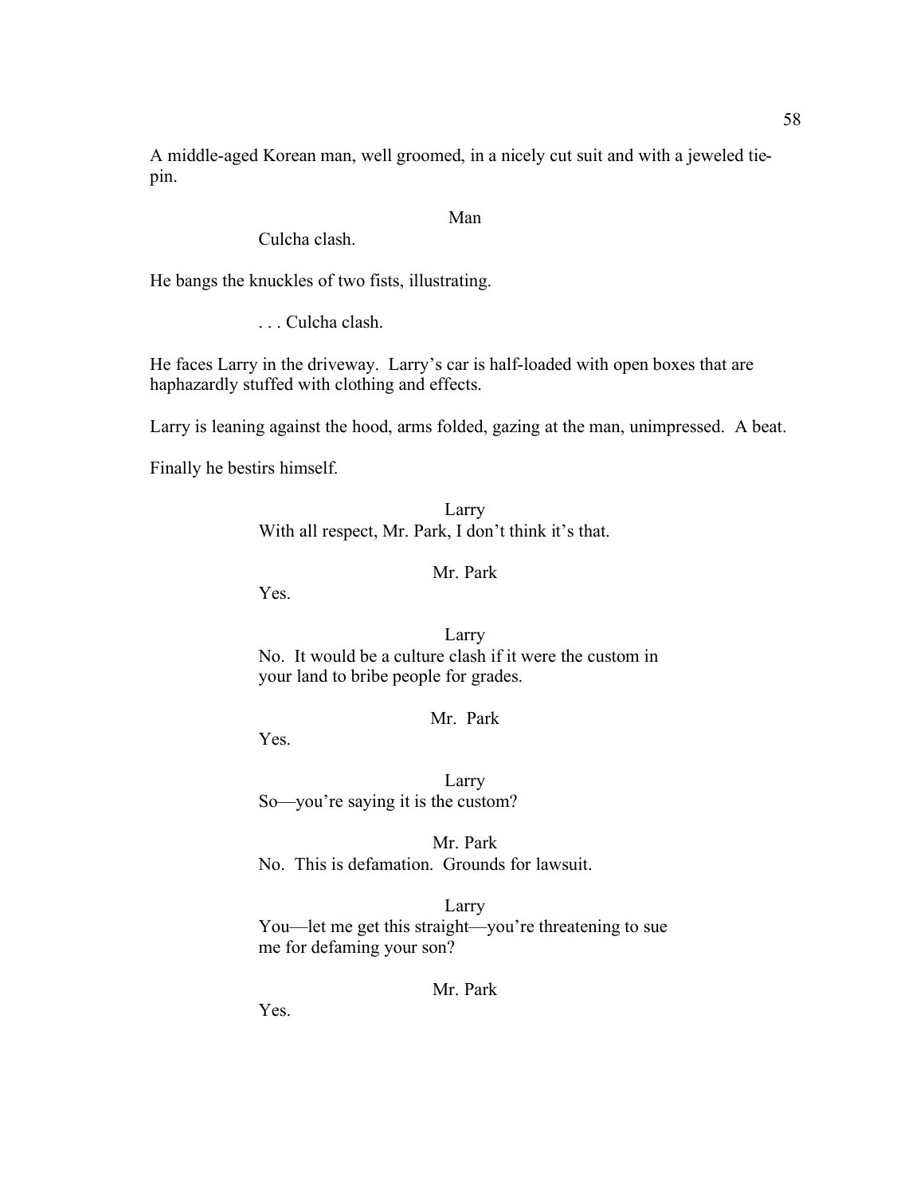A middle-aged Korean man, well groomed, in a nicely cut suit and with a jeweled tie-pin.

Man

Culcha clash.

He bangs the knuckles of two fists, illustrating.

. . . Culcha clash.

He faces Larry in the driveway. Larry's car is half-loaded with open boxes that are haphazardly stuffed with clothing and effects.

Larry is leaning against the hood, arms folded, gazing at the man, unimpressed. A beat.

Finally he bestirs himself.

Larry

With all respect, Mr. Park, I don't think it's that.

Mr. Park

Yes.

Larry

No. It would be a culture clash if it were the custom in your land to bribe people for grades.

Mr. Park

Yes.

Larry

So—you're saying it is the custom?

Mr. Park

No. This is defamation. Grounds for lawsuit.

Larry

You—let me get this straight—you're threatening to sue me for defaming your son?

Mr. Park

Yes.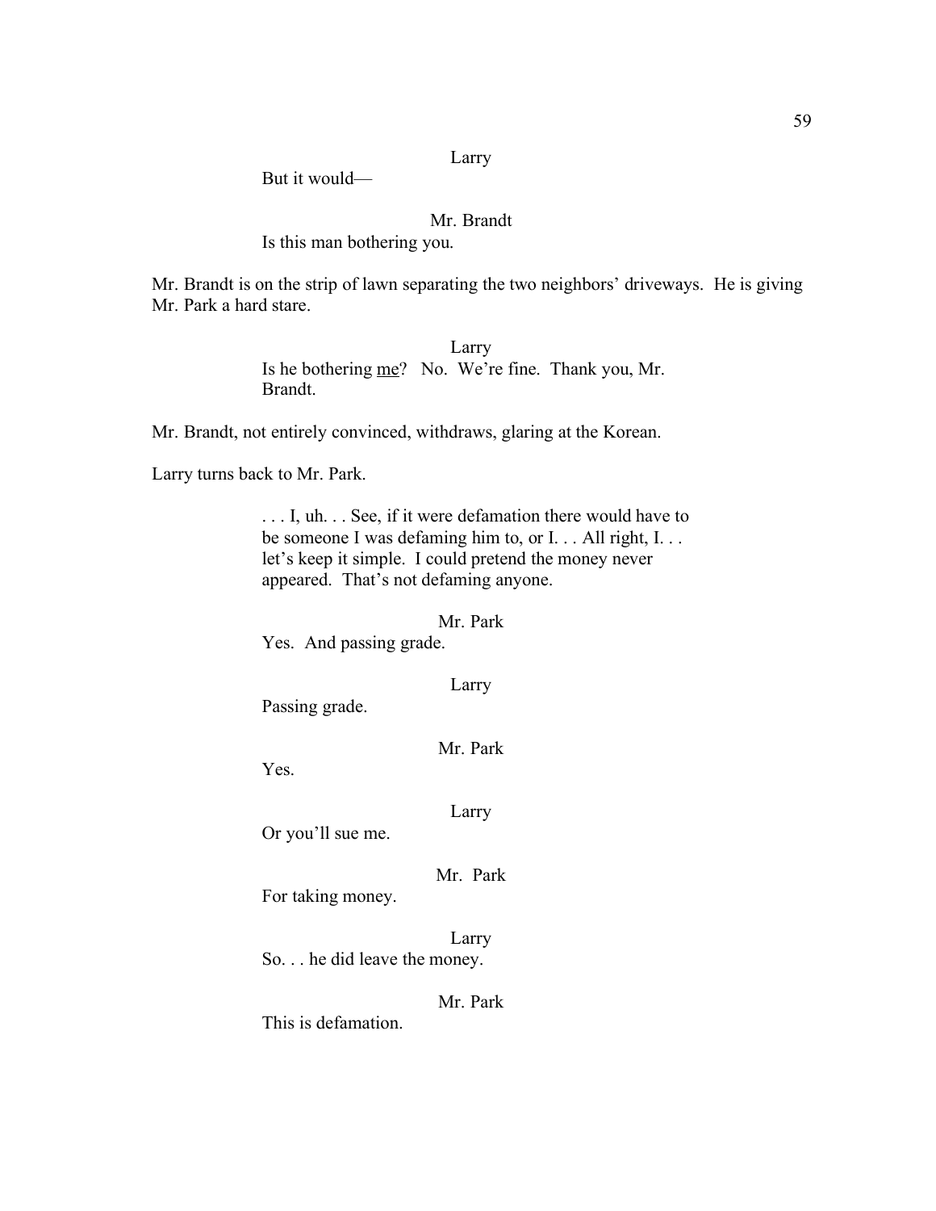Larry

But it would—

Mr. Brandt

Is this man bothering you.

Mr. Brandt is on the strip of lawn separating the two neighbors' driveways. He is giving Mr. Park a hard stare.

Larry

Is he bothering <u>me</u>? No. We're fine. Thank you, Mr. Brandt.

Mr. Brandt, not entirely convinced, withdraws, glaring at the Korean.

Larry turns back to Mr. Park.

. . . I, uh. . . See, if it were defamation there would have to be someone I was defaming him to, or I. . . All right, I. . . let's keep it simple. I could pretend the money never appeared. That's not defaming anyone.

Mr. Park

Yes. And passing grade.

Larry

Passing grade.

Mr. Park

Yes.

Larry

Or you'll sue me.

Mr. Park

For taking money.

Larry

So. . . he did leave the money.

Mr. Park

This is defamation.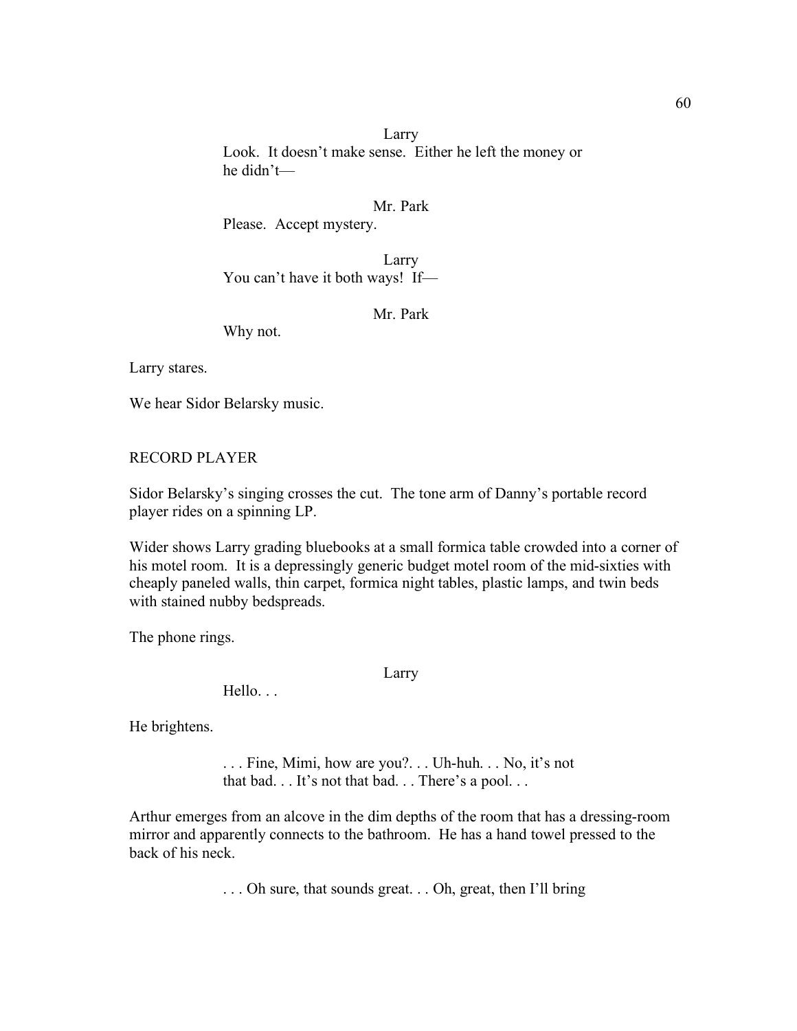Larry

Look. It doesn't make sense. Either he left the money or he didn't—

Mr. Park

Please. Accept mystery.

Larry

You can't have it both ways! If—

Mr. Park

Why not.

Larry stares.

We hear Sidor Belarsky music.

RECORD PLAYER

Sidor Belarsky's singing crosses the cut. The tone arm of Danny's portable record player rides on a spinning LP.

Wider shows Larry grading bluebooks at a small formica table crowded into a corner of his motel room. It is a depressingly generic budget motel room of the mid-sixties with cheaply paneled walls, thin carpet, formica night tables, plastic lamps, and twin beds with stained nubby bedspreads.

The phone rings.

Larry

Hello. . .

He brightens.

. . . Fine, Mimi, how are you?. . . Uh-huh. . . No, it's not that bad. . . It's not that bad. . . There's a pool. . .

Arthur emerges from an alcove in the dim depths of the room that has a dressing-room mirror and apparently connects to the bathroom. He has a hand towel pressed to the back of his neck.

. . . Oh sure, that sounds great. . . Oh, great, then I'll bring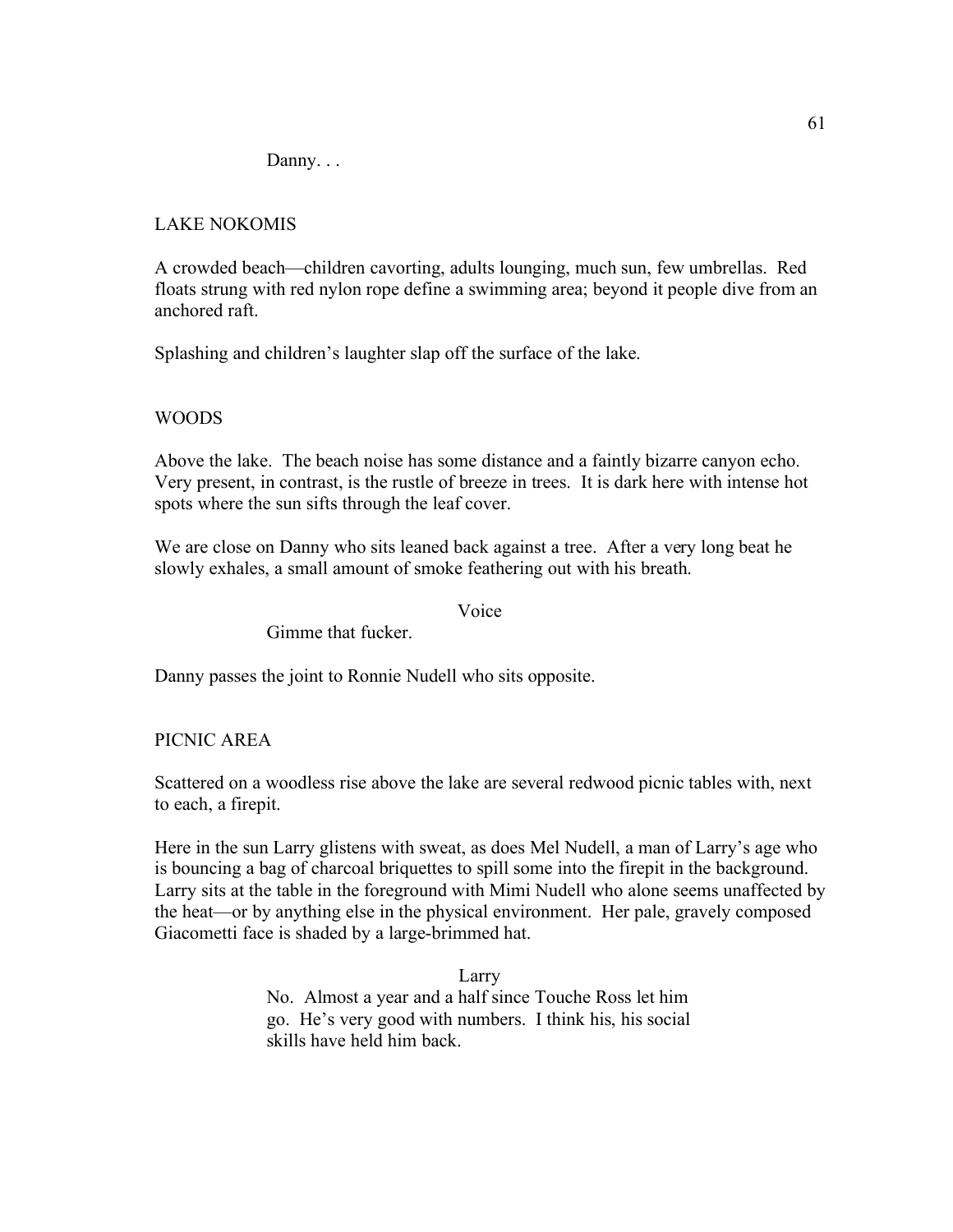Danny. . .

LAKE NOKOMIS

A crowded beach—children cavorting, adults lounging, much sun, few umbrellas. Red floats strung with red nylon rope define a swimming area; beyond it people dive from an anchored raft.

Splashing and children's laughter slap off the surface of the lake.

WOODS

Above the lake. The beach noise has some distance and a faintly bizarre canyon echo. Very present, in contrast, is the rustle of breeze in trees. It is dark here with intense hot spots where the sun sifts through the leaf cover.

We are close on Danny who sits leaned back against a tree. After a very long beat he slowly exhales, a small amount of smoke feathering out with his breath.

Voice

Gimme that fucker.

Danny passes the joint to Ronnie Nudell who sits opposite.

PICNIC AREA

Scattered on a woodless rise above the lake are several redwood picnic tables with, next to each, a firepit.

Here in the sun Larry glistens with sweat, as does Mel Nudell, a man of Larry's age who is bouncing a bag of charcoal briquettes to spill some into the firepit in the background. Larry sits at the table in the foreground with Mimi Nudell who alone seems unaffected by the heat—or by anything else in the physical environment. Her pale, gravely composed Giacometti face is shaded by a large-brimmed hat.

Larry

No. Almost a year and a half since Touche Ross let him go. He's very good with numbers. I think his, his social skills have held him back.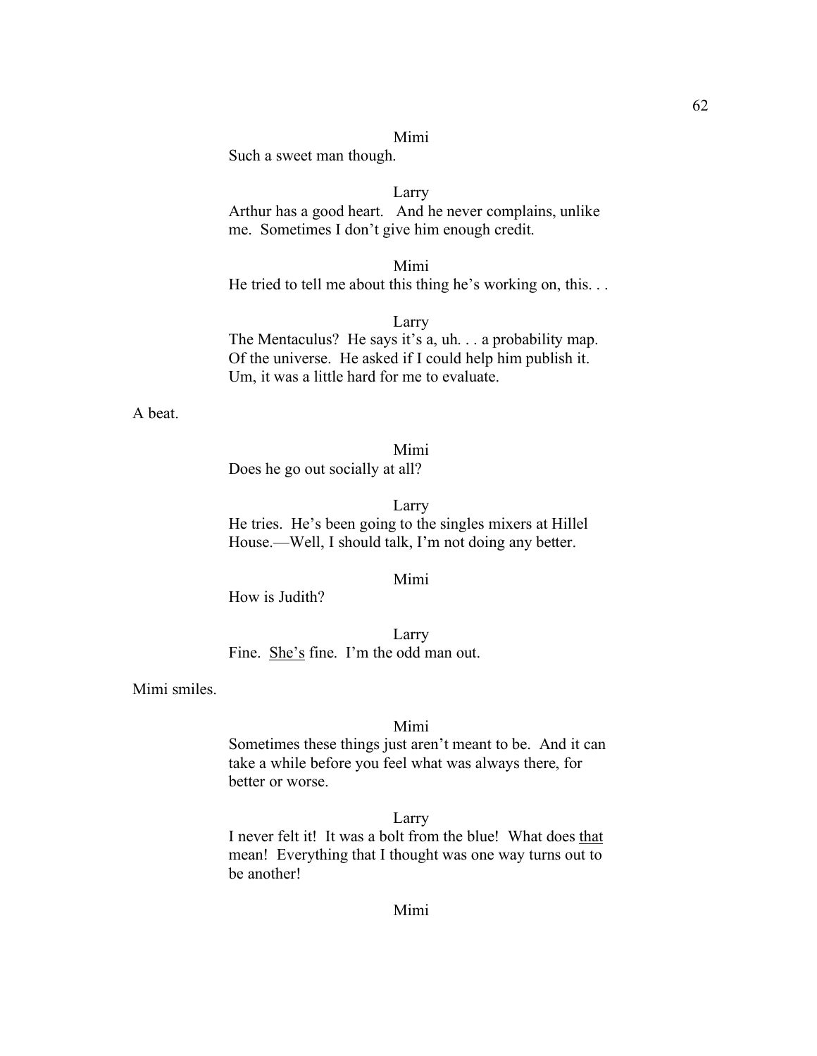Mimi

Such a sweet man though.

Larry

Arthur has a good heart. And he never complains, unlike me. Sometimes I don't give him enough credit.

Mimi

He tried to tell me about this thing he's working on, this. . .

Larry

The Mentaculus? He says it's a, uh. . . a probability map. Of the universe. He asked if I could help him publish it. Um, it was a little hard for me to evaluate.

A beat.

Mimi

Does he go out socially at all?

Larry

He tries. He's been going to the singles mixers at Hillel House.—Well, I should talk, I'm not doing any better.

Mimi

How is Judith?

Larry

Fine. <u>She's</u> fine. I'm the odd man out.

Mimi smiles.

Mimi

Sometimes these things just aren't meant to be. And it can take a while before you feel what was always there, for better or worse.

Larry

I never felt it! It was a bolt from the blue! What does <u>that</u> mean! Everything that I thought was one way turns out to be another!

Mimi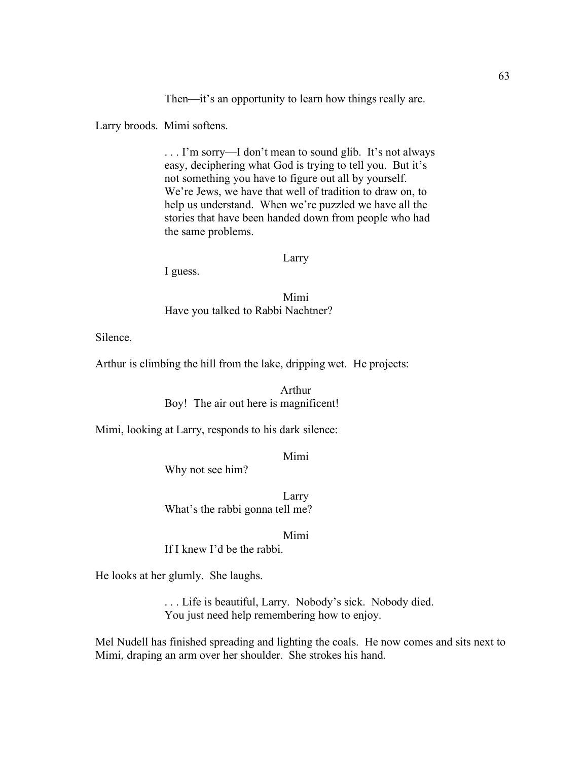Then—it's an opportunity to learn how things really are.

Larry broods. Mimi softens.

. . . I'm sorry—I don't mean to sound glib. It's not always easy, deciphering what God is trying to tell you. But it's not something you have to figure out all by yourself. We're Jews, we have that well of tradition to draw on, to help us understand. When we're puzzled we have all the stories that have been handed down from people who had the same problems.

Larry

I guess.

Mimi

Have you talked to Rabbi Nachtner?

Silence.

Arthur is climbing the hill from the lake, dripping wet. He projects:

Arthur

Boy! The air out here is magnificent!

Mimi, looking at Larry, responds to his dark silence:

Mimi

Why not see him?

Larry

What's the rabbi gonna tell me?

Mimi

If I knew I'd be the rabbi.

He looks at her glumly. She laughs.

. . . Life is beautiful, Larry. Nobody's sick. Nobody died. You just need help remembering how to enjoy.

Mel Nudell has finished spreading and lighting the coals. He now comes and sits next to Mimi, draping an arm over her shoulder. She strokes his hand.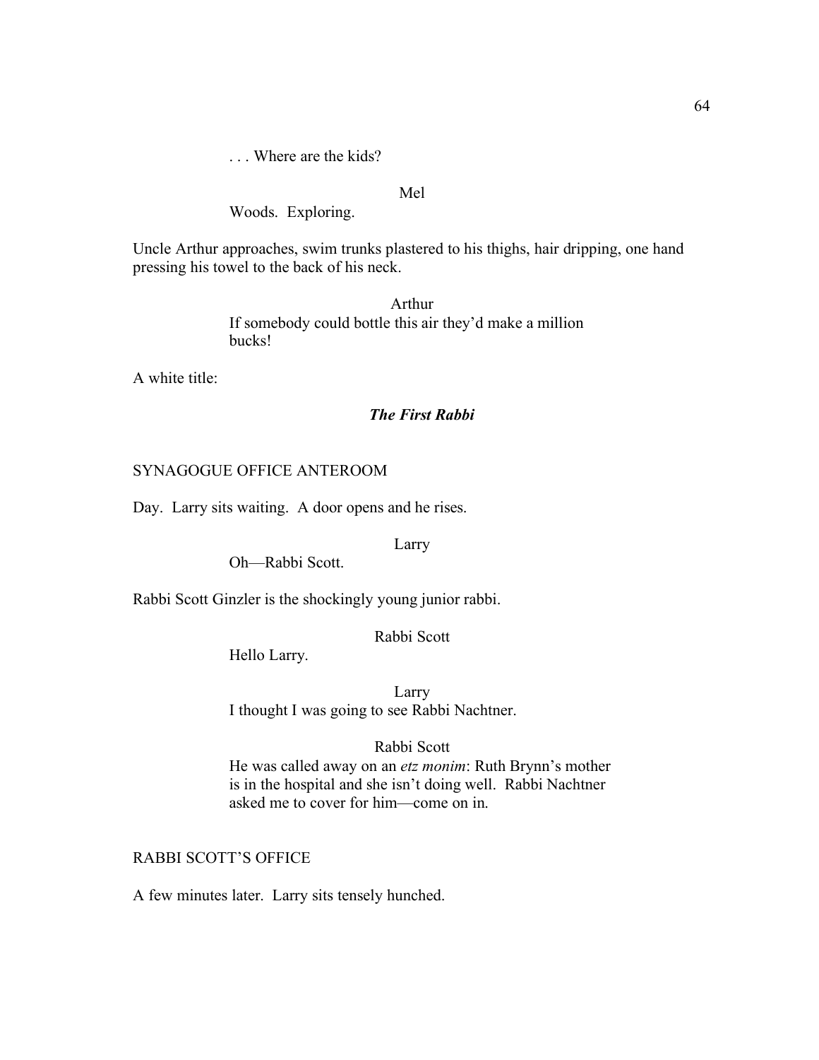. . . Where are the kids?

Mel

Woods.  Exploring.

Uncle Arthur approaches, swim trunks plastered to his thighs, hair dripping, one hand pressing his towel to the back of his neck.

Arthur

If somebody could bottle this air they'd make a million bucks!

A white title:

***The First Rabbi***

SYNAGOGUE OFFICE ANTEROOM

Day.  Larry sits waiting.  A door opens and he rises.

Larry

Oh—Rabbi Scott.

Rabbi Scott Ginzler is the shockingly young junior rabbi.

Rabbi Scott

Hello Larry.

Larry

I thought I was going to see Rabbi Nachtner.

Rabbi Scott

He was called away on an *etz monim*: Ruth Brynn's mother is in the hospital and she isn't doing well.  Rabbi Nachtner asked me to cover for him—come on in.

RABBI SCOTT'S OFFICE

A few minutes later.  Larry sits tensely hunched.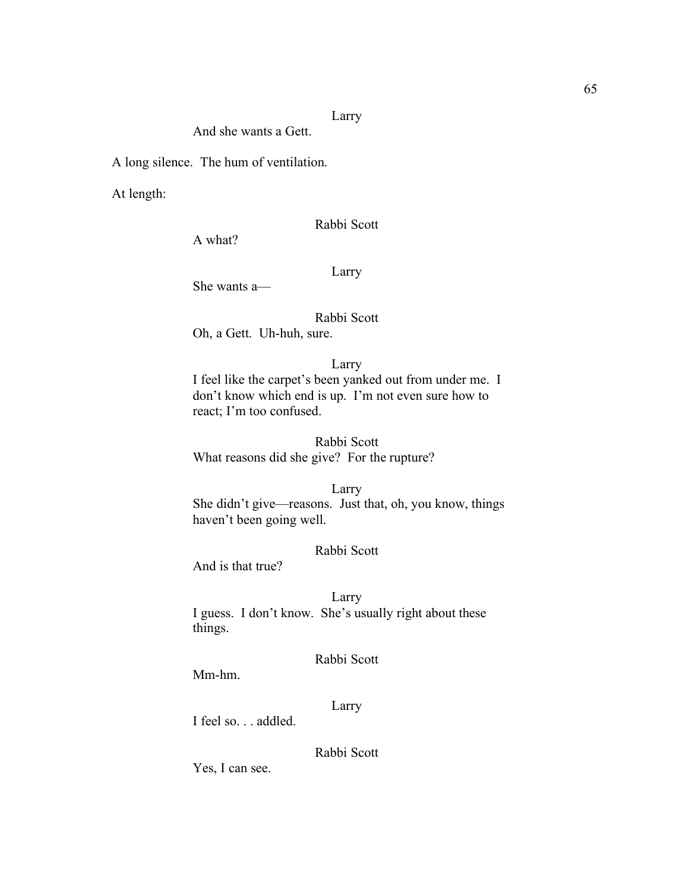Larry

And she wants a Gett.

A long silence. The hum of ventilation.

At length:

Rabbi Scott

A what?

Larry

She wants a—

Rabbi Scott

Oh, a Gett. Uh-huh, sure.

Larry

I feel like the carpet's been yanked out from under me. I don't know which end is up. I'm not even sure how to react; I'm too confused.

Rabbi Scott

What reasons did she give? For the rupture?

Larry

She didn't give—reasons. Just that, oh, you know, things haven't been going well.

Rabbi Scott

And is that true?

Larry

I guess. I don't know. She's usually right about these things.

Rabbi Scott

Mm-hm.

Larry

I feel so. . . addled.

Rabbi Scott

Yes, I can see.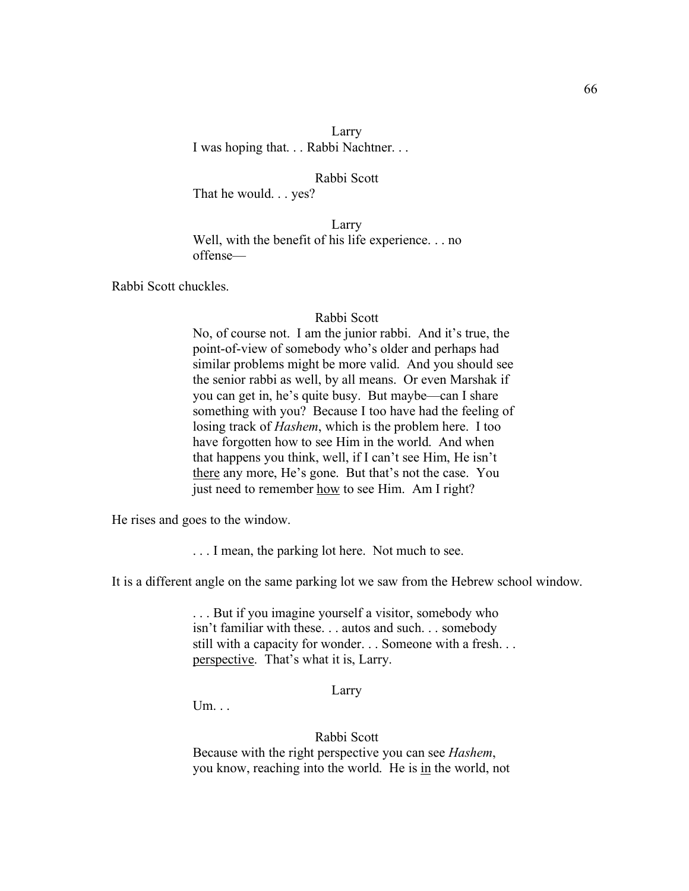Larry

I was hoping that. . . Rabbi Nachtner. . .

Rabbi Scott

That he would. . . yes?

Larry

Well, with the benefit of his life experience. . . no offense—

Rabbi Scott chuckles.

Rabbi Scott

No, of course not. I am the junior rabbi. And it's true, the point-of-view of somebody who's older and perhaps had similar problems might be more valid. And you should see the senior rabbi as well, by all means. Or even Marshak if you can get in, he's quite busy. But maybe—can I share something with you? Because I too have had the feeling of losing track of *Hashem*, which is the problem here. I too have forgotten how to see Him in the world. And when that happens you think, well, if I can't see Him, He isn't <u>there</u> any more, He's gone. But that's not the case. You just need to remember <u>how</u> to see Him. Am I right?

He rises and goes to the window.

. . . I mean, the parking lot here. Not much to see.

It is a different angle on the same parking lot we saw from the Hebrew school window.

. . . But if you imagine yourself a visitor, somebody who isn't familiar with these. . . autos and such. . . somebody still with a capacity for wonder. . . Someone with a fresh. . . <u>perspective</u>. That's what it is, Larry.

Larry

Um. . .

Rabbi Scott

Because with the right perspective you can see *Hashem*, you know, reaching into the world. He is <u>in</u> the world, not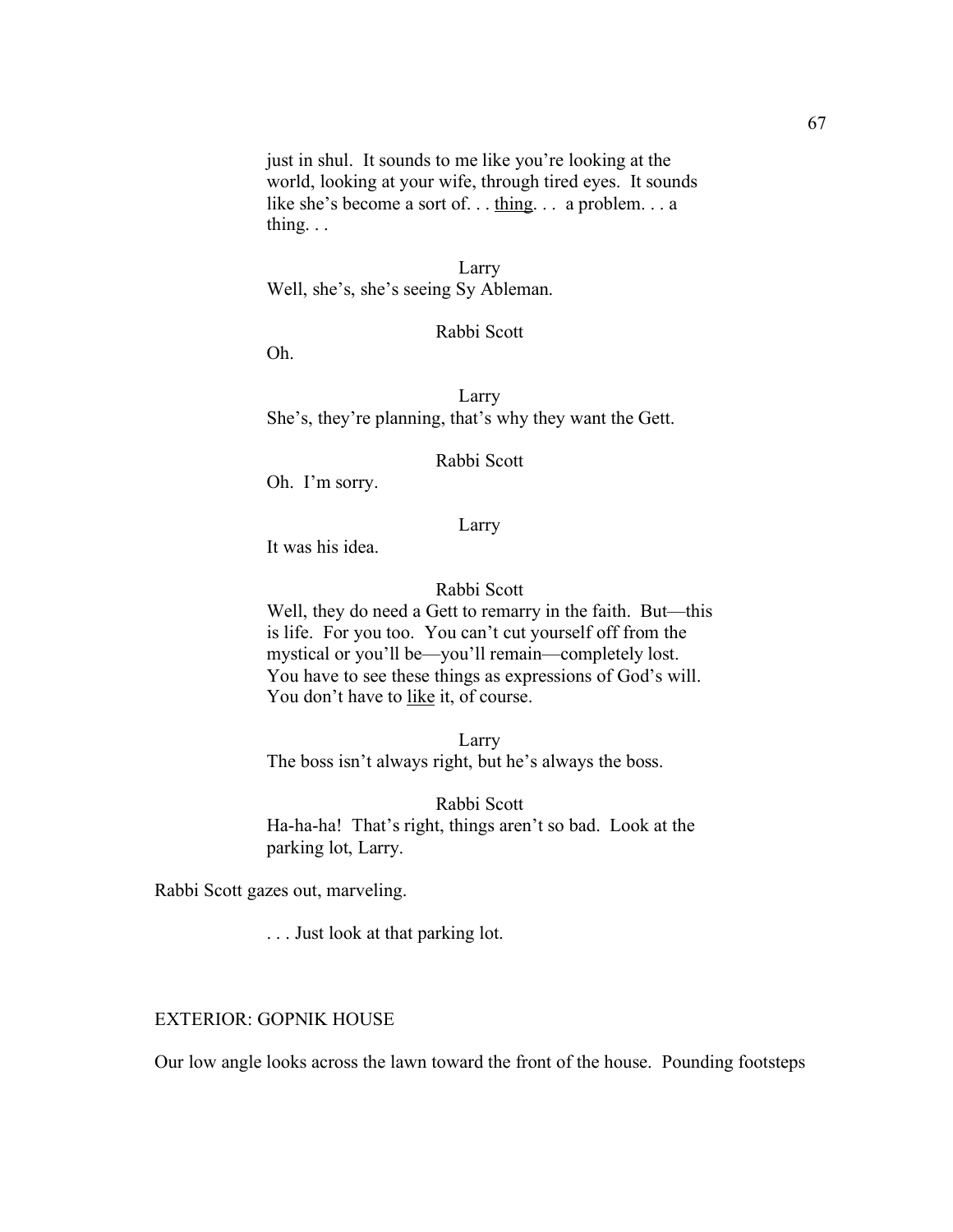just in shul. It sounds to me like you're looking at the world, looking at your wife, through tired eyes. It sounds like she's become a sort of. . . <u>thing</u>. . . a problem. . . a thing. . .

Larry

Well, she's, she's seeing Sy Ableman.

Rabbi Scott

Oh.

Larry

She's, they're planning, that's why they want the Gett.

Rabbi Scott

Oh. I'm sorry.

Larry

It was his idea.

Rabbi Scott

Well, they do need a Gett to remarry in the faith. But—this is life. For you too. You can't cut yourself off from the mystical or you'll be—you'll remain—completely lost. You have to see these things as expressions of God's will. You don't have to <u>like</u> it, of course.

Larry

The boss isn't always right, but he's always the boss.

Rabbi Scott

Ha-ha-ha! That's right, things aren't so bad. Look at the parking lot, Larry.

Rabbi Scott gazes out, marveling.

. . . Just look at that parking lot.

EXTERIOR: GOPNIK HOUSE

Our low angle looks across the lawn toward the front of the house. Pounding footsteps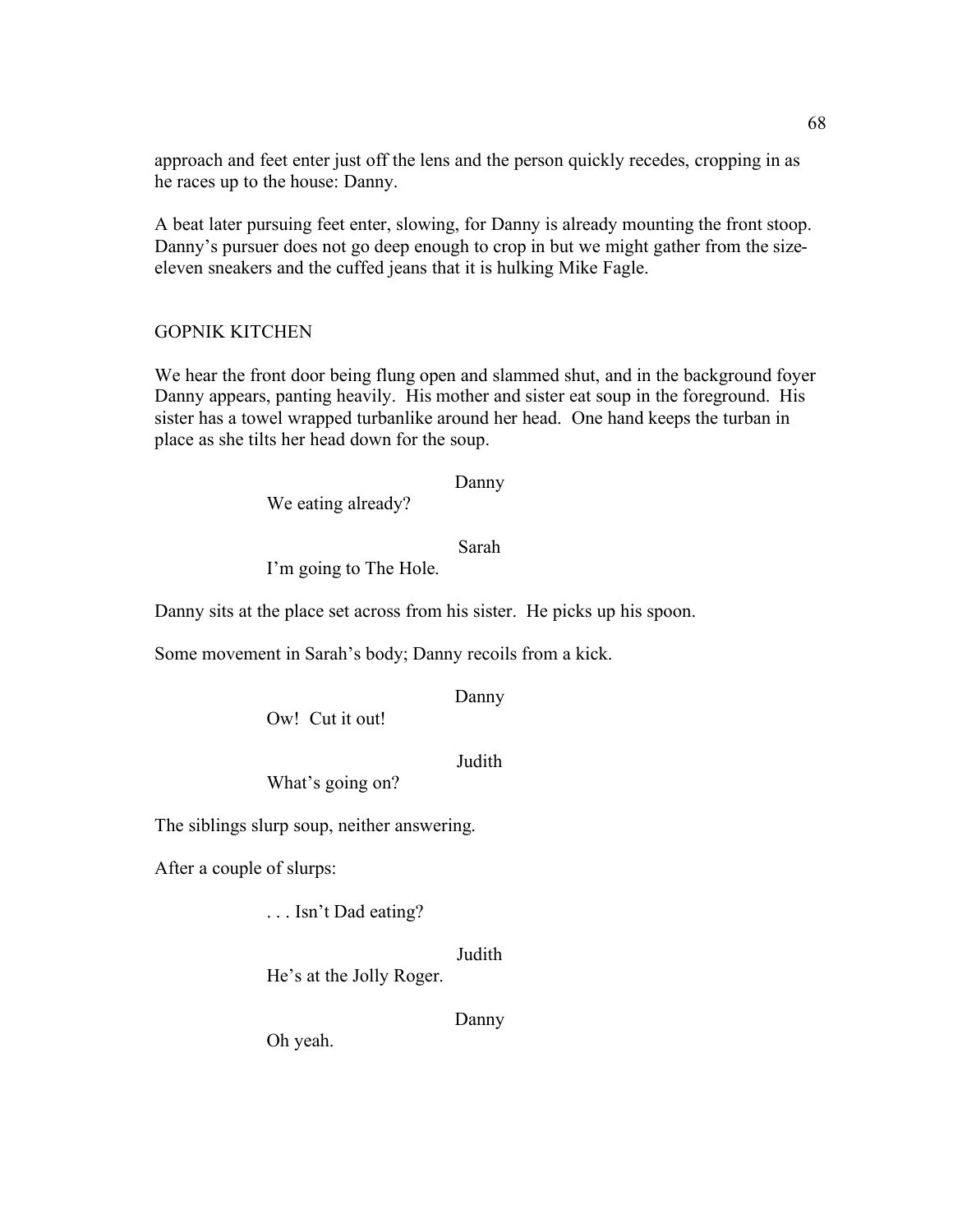approach and feet enter just off the lens and the person quickly recedes, cropping in as he races up to the house: Danny.

A beat later pursuing feet enter, slowing, for Danny is already mounting the front stoop. Danny's pursuer does not go deep enough to crop in but we might gather from the size-eleven sneakers and the cuffed jeans that it is hulking Mike Fagle.

GOPNIK KITCHEN

We hear the front door being flung open and slammed shut, and in the background foyer Danny appears, panting heavily. His mother and sister eat soup in the foreground. His sister has a towel wrapped turbanlike around her head. One hand keeps the turban in place as she tilts her head down for the soup.

Danny

We eating already?

Sarah

I'm going to The Hole.

Danny sits at the place set across from his sister. He picks up his spoon.

Some movement in Sarah's body; Danny recoils from a kick.

Danny

Ow! Cut it out!

Judith

What's going on?

The siblings slurp soup, neither answering.

After a couple of slurps:

. . . Isn't Dad eating?

Judith

He's at the Jolly Roger.

Danny

Oh yeah.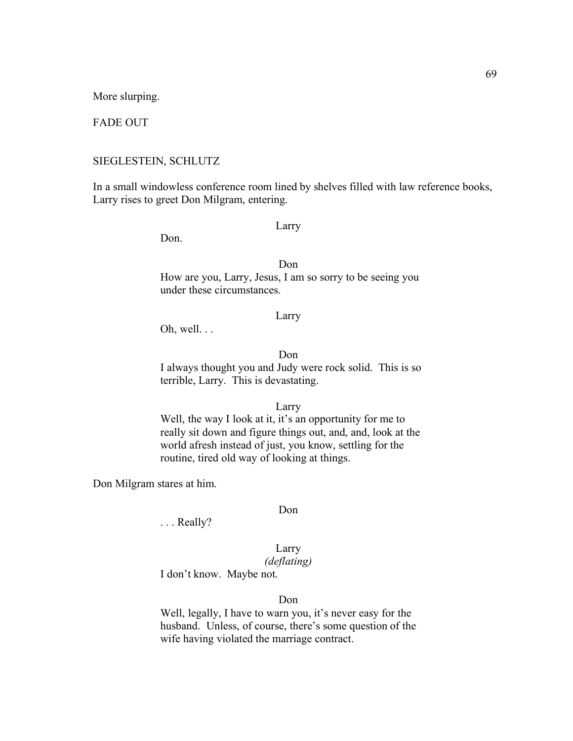More slurping.

FADE OUT

SIEGLESTEIN, SCHLUTZ

In a small windowless conference room lined by shelves filled with law reference books, Larry rises to greet Don Milgram, entering.

Larry

Don.

Don

How are you, Larry, Jesus, I am so sorry to be seeing you under these circumstances.

Larry

Oh, well. . .

Don

I always thought you and Judy were rock solid. This is so terrible, Larry. This is devastating.

Larry

Well, the way I look at it, it's an opportunity for me to really sit down and figure things out, and, and, look at the world afresh instead of just, you know, settling for the routine, tired old way of looking at things.

Don Milgram stares at him.

Don

. . . Really?

Larry
*(deflating)*

I don't know. Maybe not.

Don

Well, legally, I have to warn you, it's never easy for the husband. Unless, of course, there's some question of the wife having violated the marriage contract.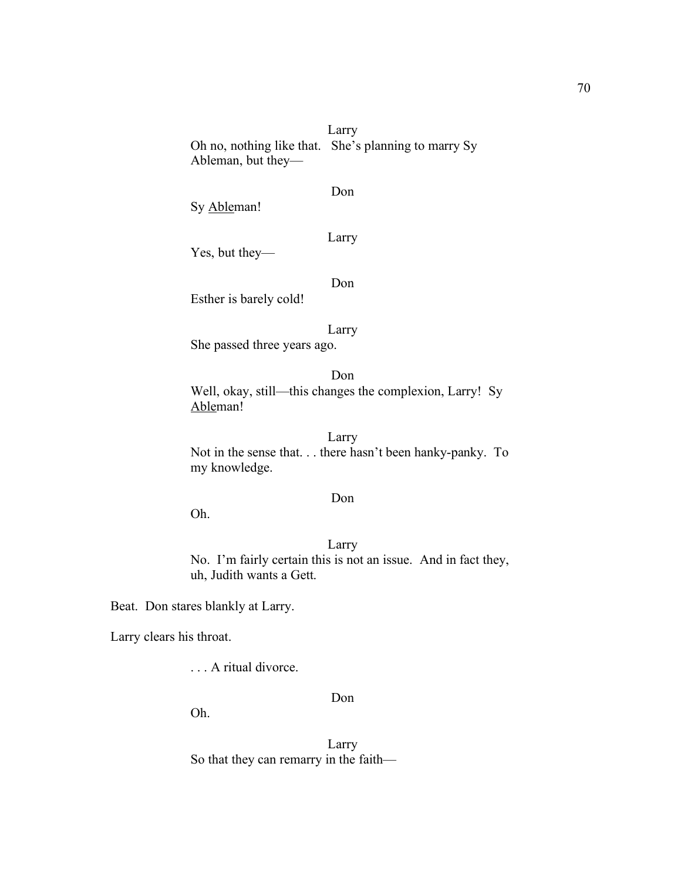Larry

Oh no, nothing like that. She's planning to marry Sy Ableman, but they—

Don

Sy <u>Able</u>man!

Larry

Yes, but they—

Don

Esther is barely cold!

Larry

She passed three years ago.

Don

Well, okay, still—this changes the complexion, Larry! Sy <u>Able</u>man!

Larry

Not in the sense that. . . there hasn't been hanky-panky. To my knowledge.

Don

Oh.

Larry

No. I'm fairly certain this is not an issue. And in fact they, uh, Judith wants a Gett.

Beat. Don stares blankly at Larry.

Larry clears his throat.

. . . A ritual divorce.

Don

Oh.

Larry

So that they can remarry in the faith—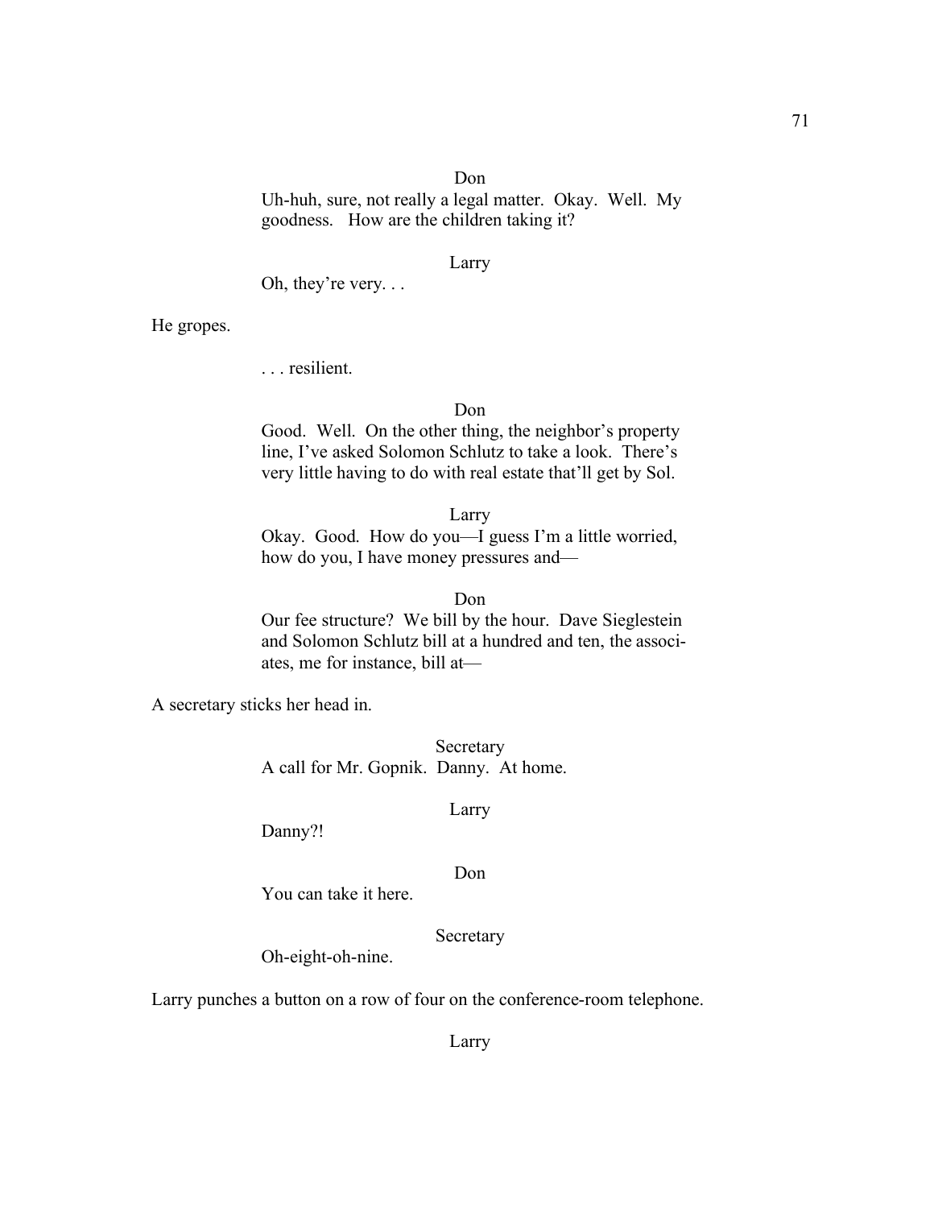Don

Uh-huh, sure, not really a legal matter. Okay. Well. My goodness. How are the children taking it?

Larry

Oh, they're very. . .

He gropes.

. . . resilient.

Don

Good. Well. On the other thing, the neighbor's property line, I've asked Solomon Schlutz to take a look. There's very little having to do with real estate that'll get by Sol.

Larry

Okay. Good. How do you—I guess I'm a little worried, how do you, I have money pressures and—

Don

Our fee structure? We bill by the hour. Dave Sieglestein and Solomon Schlutz bill at a hundred and ten, the associates, me for instance, bill at—

A secretary sticks her head in.

Secretary

A call for Mr. Gopnik. Danny. At home.

Larry

Danny?!

Don

You can take it here.

Secretary

Oh-eight-oh-nine.

Larry punches a button on a row of four on the conference-room telephone.

Larry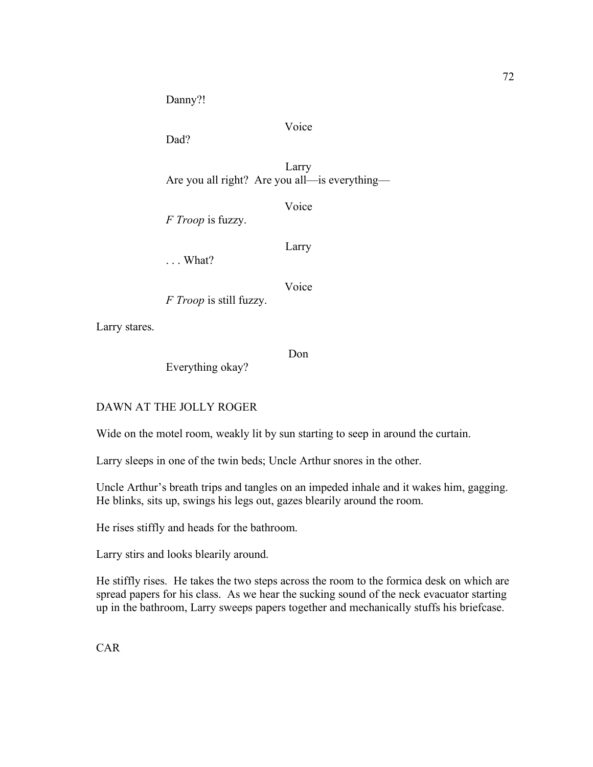Danny?!

Voice

Dad?

Larry

Are you all right?  Are you all—is everything—

Voice

*F Troop* is fuzzy.

Larry

. . . What?

Voice

*F Troop* is still fuzzy.

Larry stares.

Don

Everything okay?

DAWN AT THE JOLLY ROGER

Wide on the motel room, weakly lit by sun starting to seep in around the curtain.

Larry sleeps in one of the twin beds; Uncle Arthur snores in the other.

Uncle Arthur's breath trips and tangles on an impeded inhale and it wakes him, gagging. He blinks, sits up, swings his legs out, gazes blearily around the room.

He rises stiffly and heads for the bathroom.

Larry stirs and looks blearily around.

He stiffly rises.  He takes the two steps across the room to the formica desk on which are spread papers for his class.  As we hear the sucking sound of the neck evacuator starting up in the bathroom, Larry sweeps papers together and mechanically stuffs his briefcase.

CAR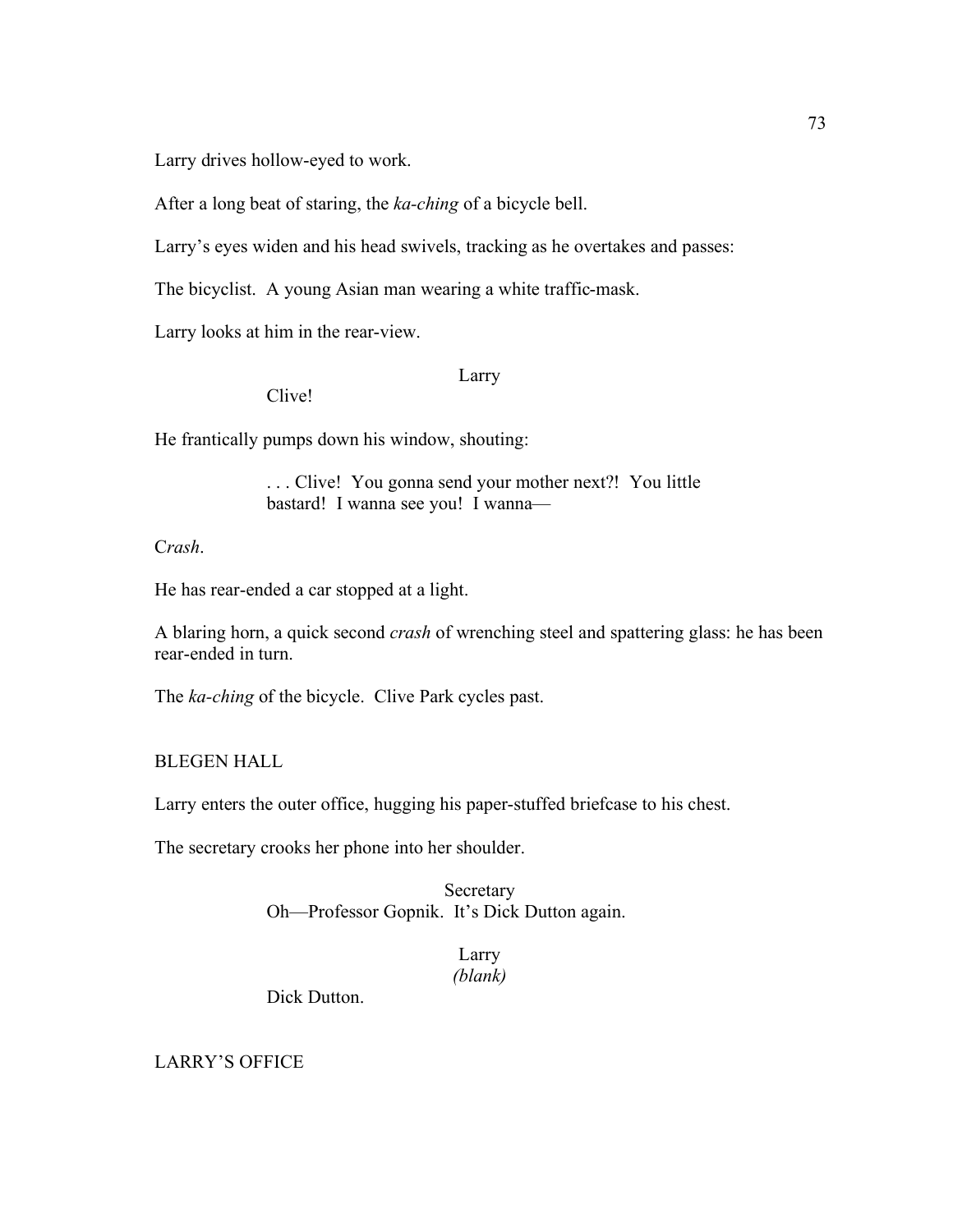Larry drives hollow-eyed to work.

After a long beat of staring, the *ka-ching* of a bicycle bell.

Larry's eyes widen and his head swivels, tracking as he overtakes and passes:

The bicyclist. A young Asian man wearing a white traffic-mask.

Larry looks at him in the rear-view.

Larry

Clive!

He frantically pumps down his window, shouting:

. . . Clive! You gonna send your mother next?! You little bastard! I wanna see you! I wanna—

C*rash*.

He has rear-ended a car stopped at a light.

A blaring horn, a quick second *crash* of wrenching steel and spattering glass: he has been rear-ended in turn.

The *ka-ching* of the bicycle. Clive Park cycles past.

BLEGEN HALL

Larry enters the outer office, hugging his paper-stuffed briefcase to his chest.

The secretary crooks her phone into her shoulder.

Secretary

Oh—Professor Gopnik. It's Dick Dutton again.

Larry

*(blank)*

Dick Dutton.

LARRY'S OFFICE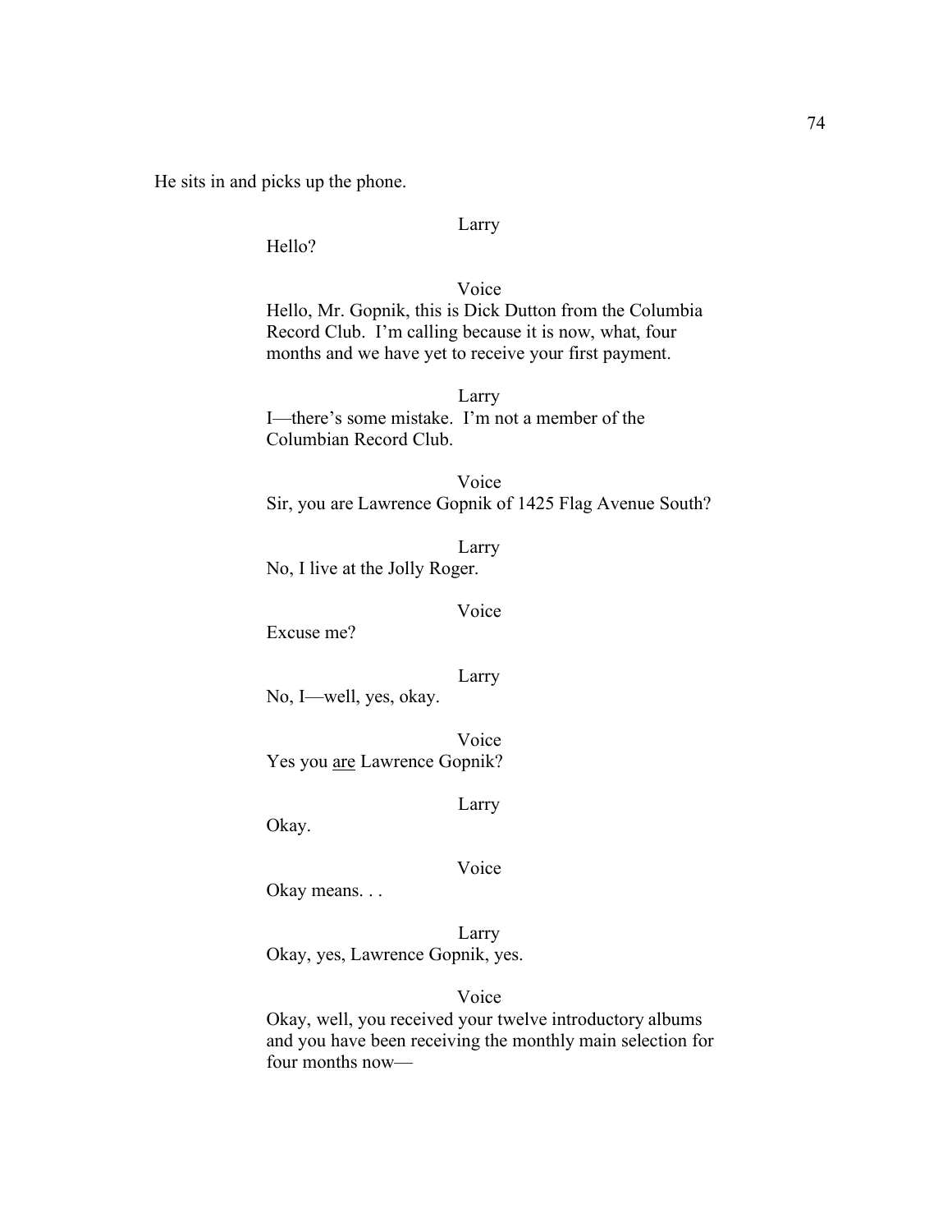He sits in and picks up the phone.

Larry

Hello?

Voice

Hello, Mr. Gopnik, this is Dick Dutton from the Columbia Record Club. I'm calling because it is now, what, four months and we have yet to receive your first payment.

Larry

I—there's some mistake. I'm not a member of the Columbian Record Club.

Voice

Sir, you are Lawrence Gopnik of 1425 Flag Avenue South?

Larry

No, I live at the Jolly Roger.

Voice

Excuse me?

Larry

No, I—well, yes, okay.

Voice

Yes you <u>are</u> Lawrence Gopnik?

Larry

Okay.

Voice

Okay means. . .

Larry

Okay, yes, Lawrence Gopnik, yes.

Voice

Okay, well, you received your twelve introductory albums and you have been receiving the monthly main selection for four months now—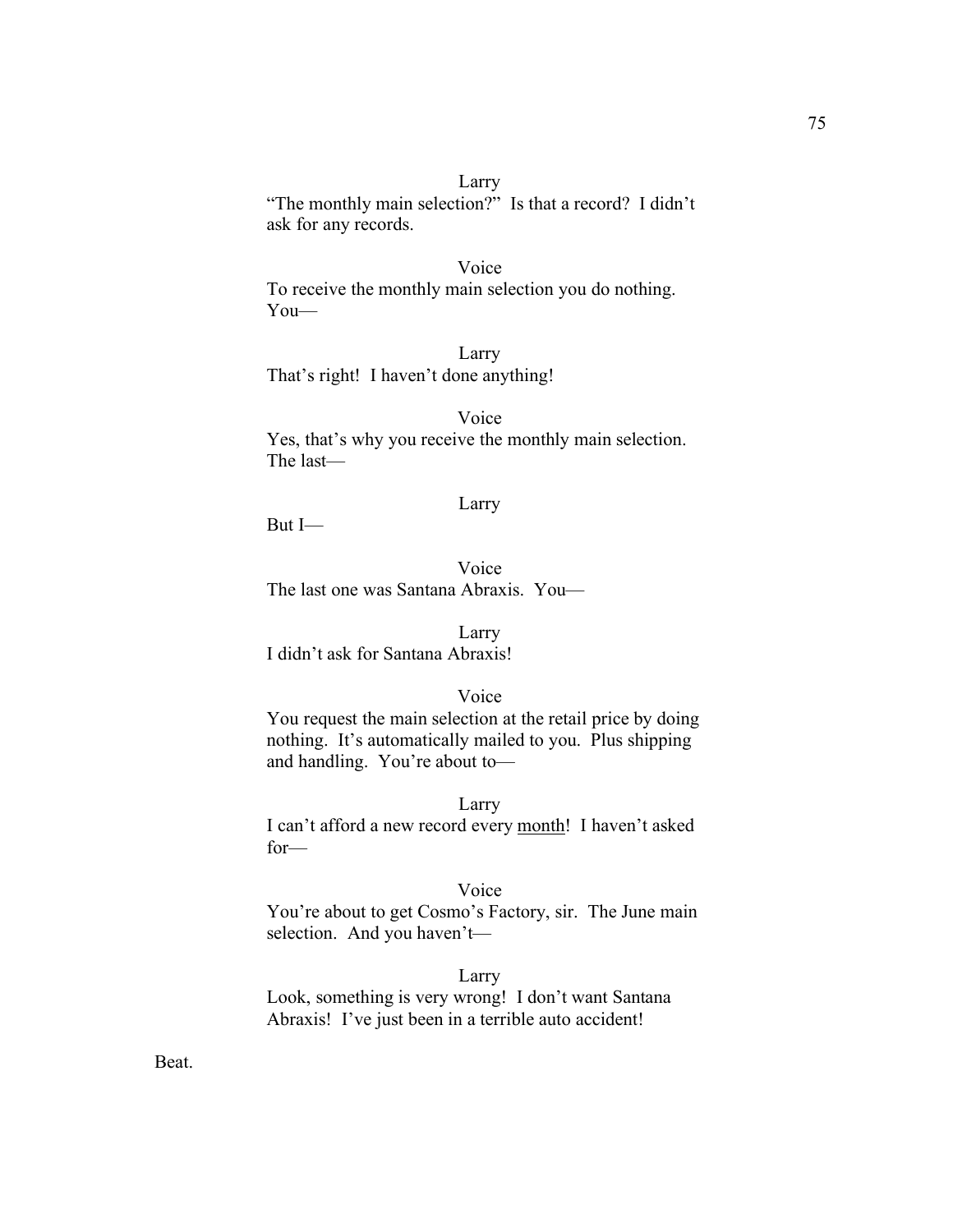Larry

"The monthly main selection?" Is that a record? I didn't ask for any records.

Voice

To receive the monthly main selection you do nothing. You—

Larry

That's right! I haven't done anything!

Voice

Yes, that's why you receive the monthly main selection. The last—

Larry

But I—

Voice

The last one was Santana Abraxis. You—

Larry

I didn't ask for Santana Abraxis!

Voice

You request the main selection at the retail price by doing nothing. It's automatically mailed to you. Plus shipping and handling. You're about to—

Larry

I can't afford a new record every <u>month</u>! I haven't asked for—

Voice

You're about to get Cosmo's Factory, sir. The June main selection. And you haven't—

Larry

Look, something is very wrong! I don't want Santana Abraxis! I've just been in a terrible auto accident!

Beat.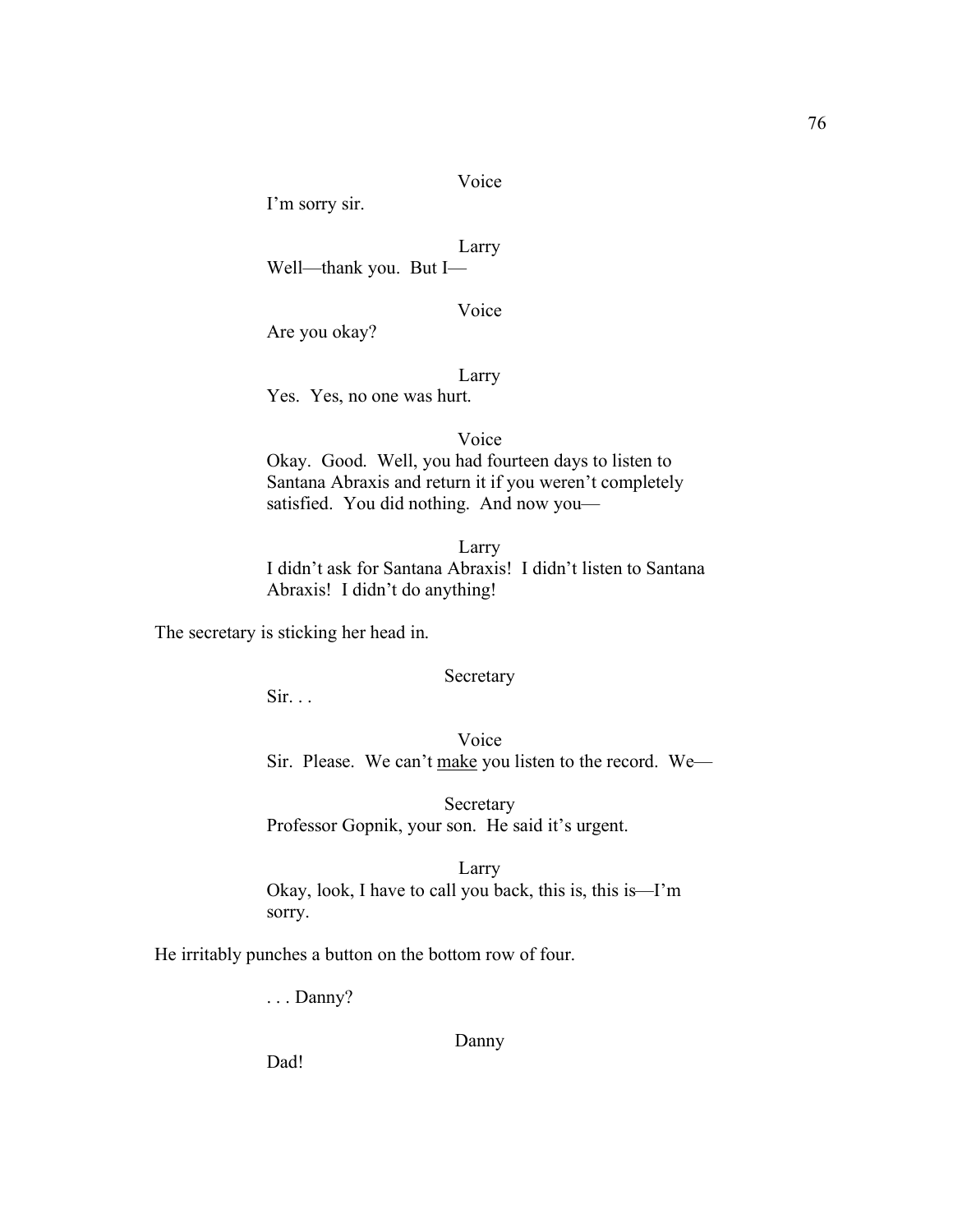Voice

I'm sorry sir.

Larry

Well—thank you. But I—

Voice

Are you okay?

Larry

Yes. Yes, no one was hurt.

Voice

Okay. Good. Well, you had fourteen days to listen to Santana Abraxis and return it if you weren't completely satisfied. You did nothing. And now you—

Larry

I didn't ask for Santana Abraxis! I didn't listen to Santana Abraxis! I didn't do anything!

The secretary is sticking her head in.

Secretary

Sir. . .

Voice

Sir. Please. We can't <u>make</u> you listen to the record. We—

Secretary

Professor Gopnik, your son. He said it's urgent.

Larry

Okay, look, I have to call you back, this is, this is—I'm sorry.

He irritably punches a button on the bottom row of four.

. . . Danny?

Danny

Dad!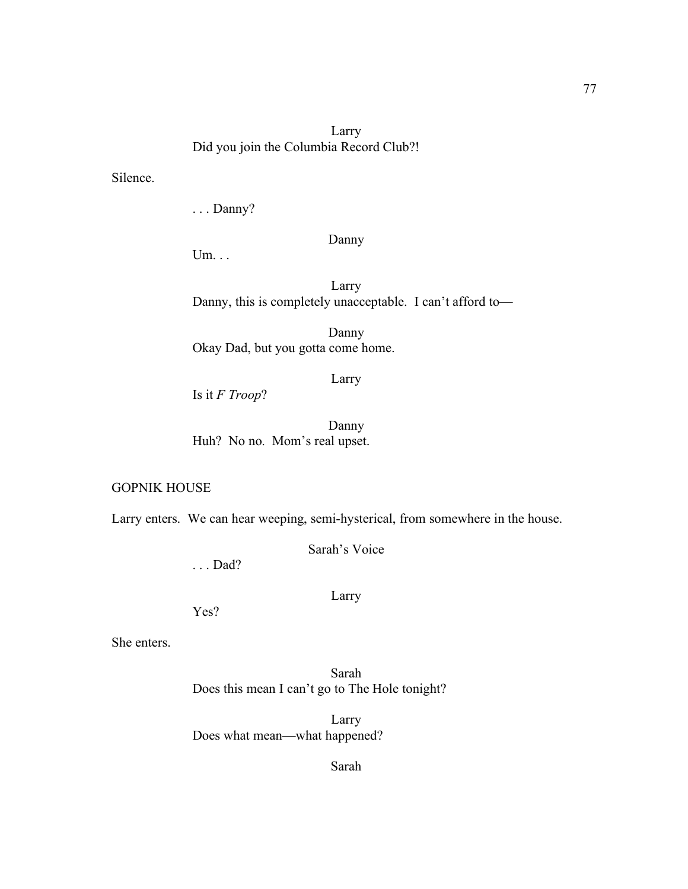Larry

Did you join the Columbia Record Club?!

Silence.

. . . Danny?

Danny

Um. . .

Larry

Danny, this is completely unacceptable. I can't afford to—

Danny

Okay Dad, but you gotta come home.

Larry

Is it *F Troop*?

Danny

Huh? No no. Mom's real upset.

GOPNIK HOUSE

Larry enters. We can hear weeping, semi-hysterical, from somewhere in the house.

Sarah's Voice

. . . Dad?

Larry

Yes?

She enters.

Sarah

Does this mean I can't go to The Hole tonight?

Larry

Does what mean—what happened?

Sarah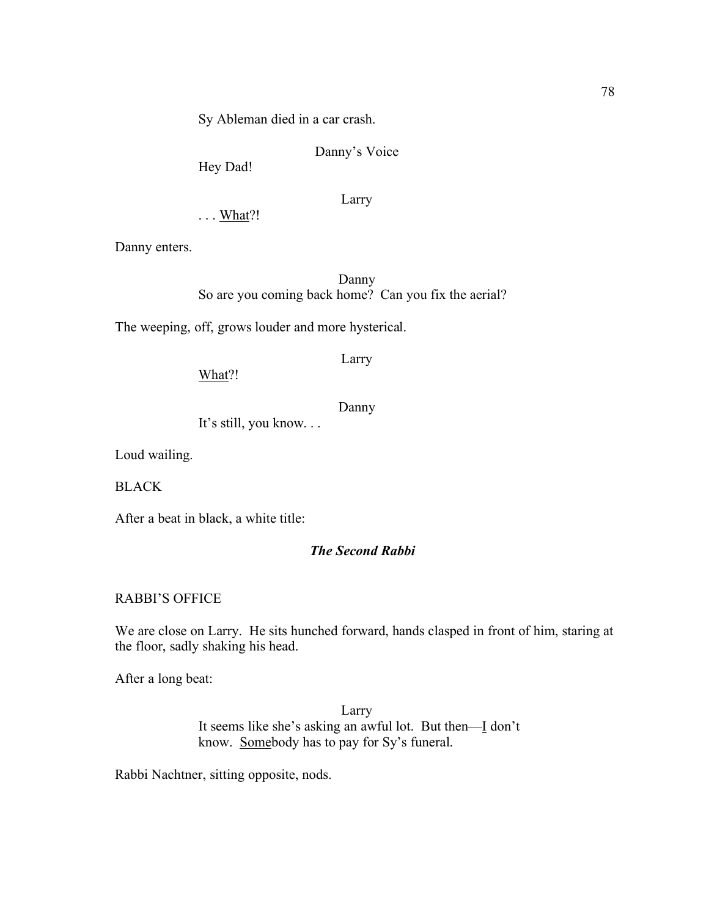Sy Ableman died in a car crash.

Danny's Voice

Hey Dad!

Larry

. . . <u>What</u>?!

Danny enters.

Danny

So are you coming back home? Can you fix the aerial?

The weeping, off, grows louder and more hysterical.

Larry

<u>What</u>?!

Danny

It's still, you know. . .

Loud wailing.

BLACK

After a beat in black, a white title:

***The Second Rabbi***

RABBI'S OFFICE

We are close on Larry. He sits hunched forward, hands clasped in front of him, staring at the floor, sadly shaking his head.

After a long beat:

Larry

It seems like she's asking an awful lot. But then—<u>I</u> don't know. <u>Some</u>body has to pay for Sy's funeral.

Rabbi Nachtner, sitting opposite, nods.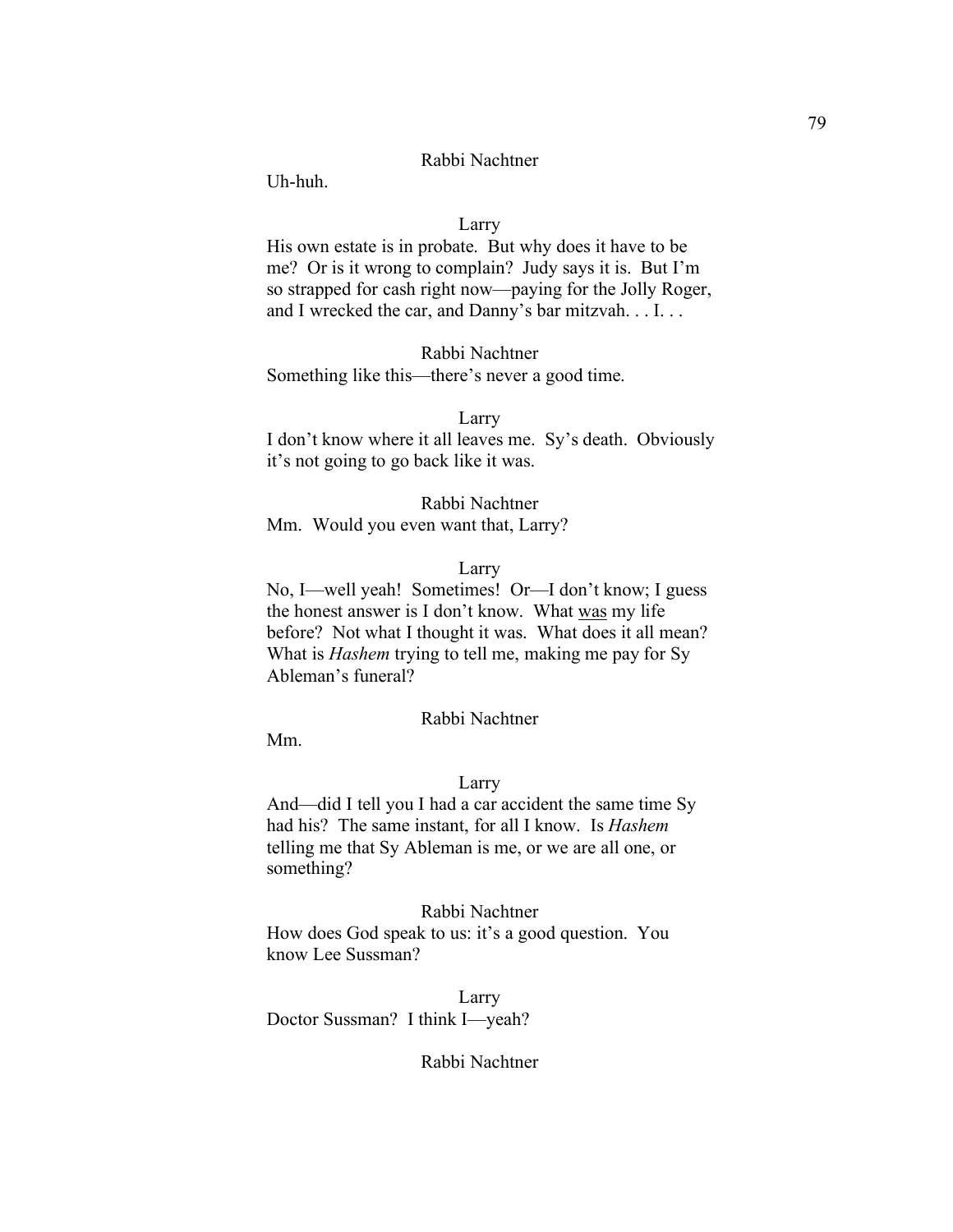Rabbi Nachtner

Uh-huh.

Larry

His own estate is in probate. But why does it have to be me? Or is it wrong to complain? Judy says it is. But I'm so strapped for cash right now—paying for the Jolly Roger, and I wrecked the car, and Danny's bar mitzvah. . . I. . .

Rabbi Nachtner

Something like this—there's never a good time.

Larry

I don't know where it all leaves me. Sy's death. Obviously it's not going to go back like it was.

Rabbi Nachtner

Mm. Would you even want that, Larry?

Larry

No, I—well yeah! Sometimes! Or—I don't know; I guess the honest answer is I don't know. What <u>was</u> my life before? Not what I thought it was. What does it all mean? What is *Hashem* trying to tell me, making me pay for Sy Ableman's funeral?

Rabbi Nachtner

Mm.

Larry

And—did I tell you I had a car accident the same time Sy had his? The same instant, for all I know. Is *Hashem* telling me that Sy Ableman is me, or we are all one, or something?

Rabbi Nachtner

How does God speak to us: it's a good question. You know Lee Sussman?

Larry

Doctor Sussman? I think I—yeah?

Rabbi Nachtner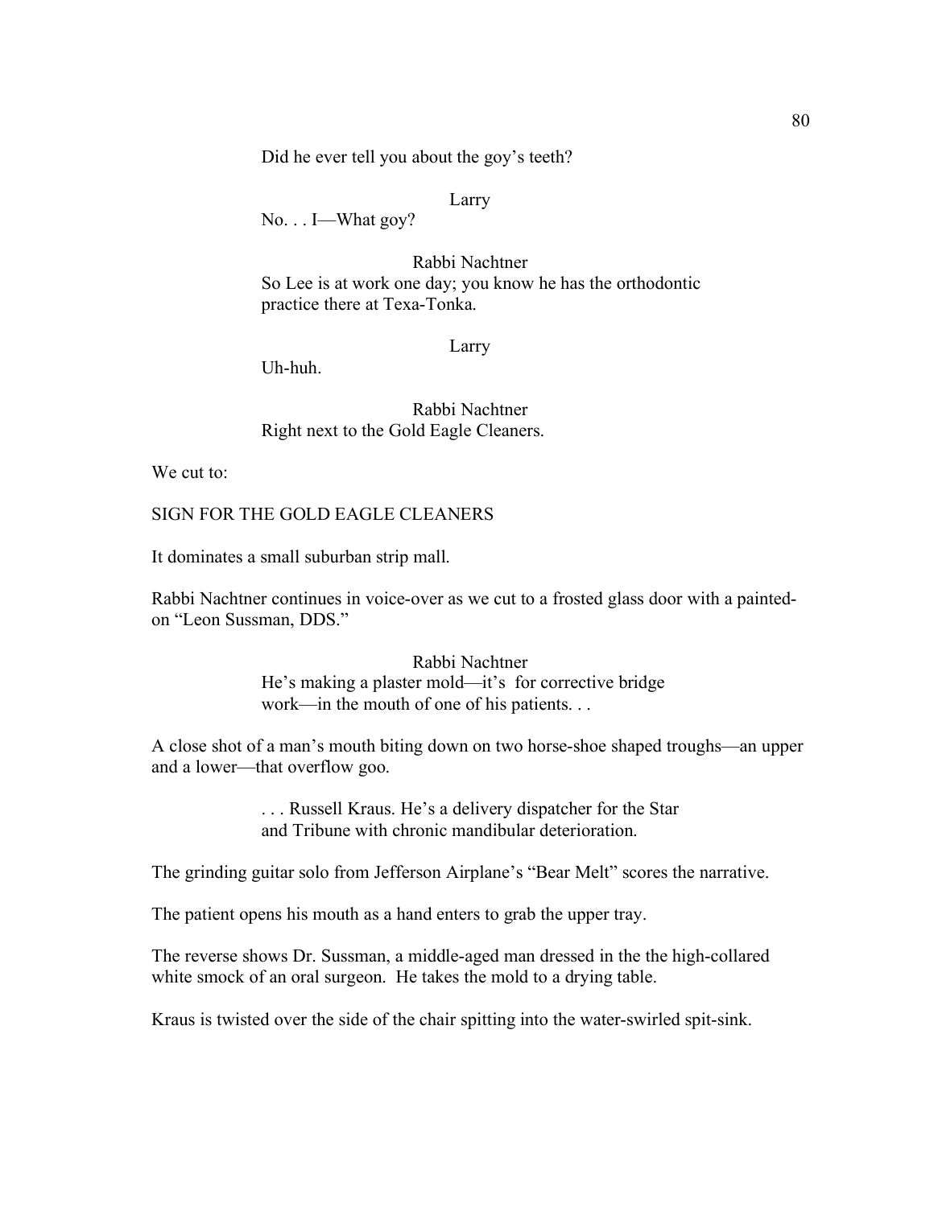Did he ever tell you about the goy's teeth?

Larry

No. . . I—What goy?

Rabbi Nachtner

So Lee is at work one day; you know he has the orthodontic practice there at Texa-Tonka.

Larry

Uh-huh.

Rabbi Nachtner

Right next to the Gold Eagle Cleaners.

We cut to:

SIGN FOR THE GOLD EAGLE CLEANERS

It dominates a small suburban strip mall.

Rabbi Nachtner continues in voice-over as we cut to a frosted glass door with a painted-on "Leon Sussman, DDS."

Rabbi Nachtner

He's making a plaster mold—it's for corrective bridge work—in the mouth of one of his patients. . .

A close shot of a man's mouth biting down on two horse-shoe shaped troughs—an upper and a lower—that overflow goo.

. . . Russell Kraus. He's a delivery dispatcher for the Star and Tribune with chronic mandibular deterioration.

The grinding guitar solo from Jefferson Airplane's "Bear Melt" scores the narrative.

The patient opens his mouth as a hand enters to grab the upper tray.

The reverse shows Dr. Sussman, a middle-aged man dressed in the the high-collared white smock of an oral surgeon. He takes the mold to a drying table.

Kraus is twisted over the side of the chair spitting into the water-swirled spit-sink.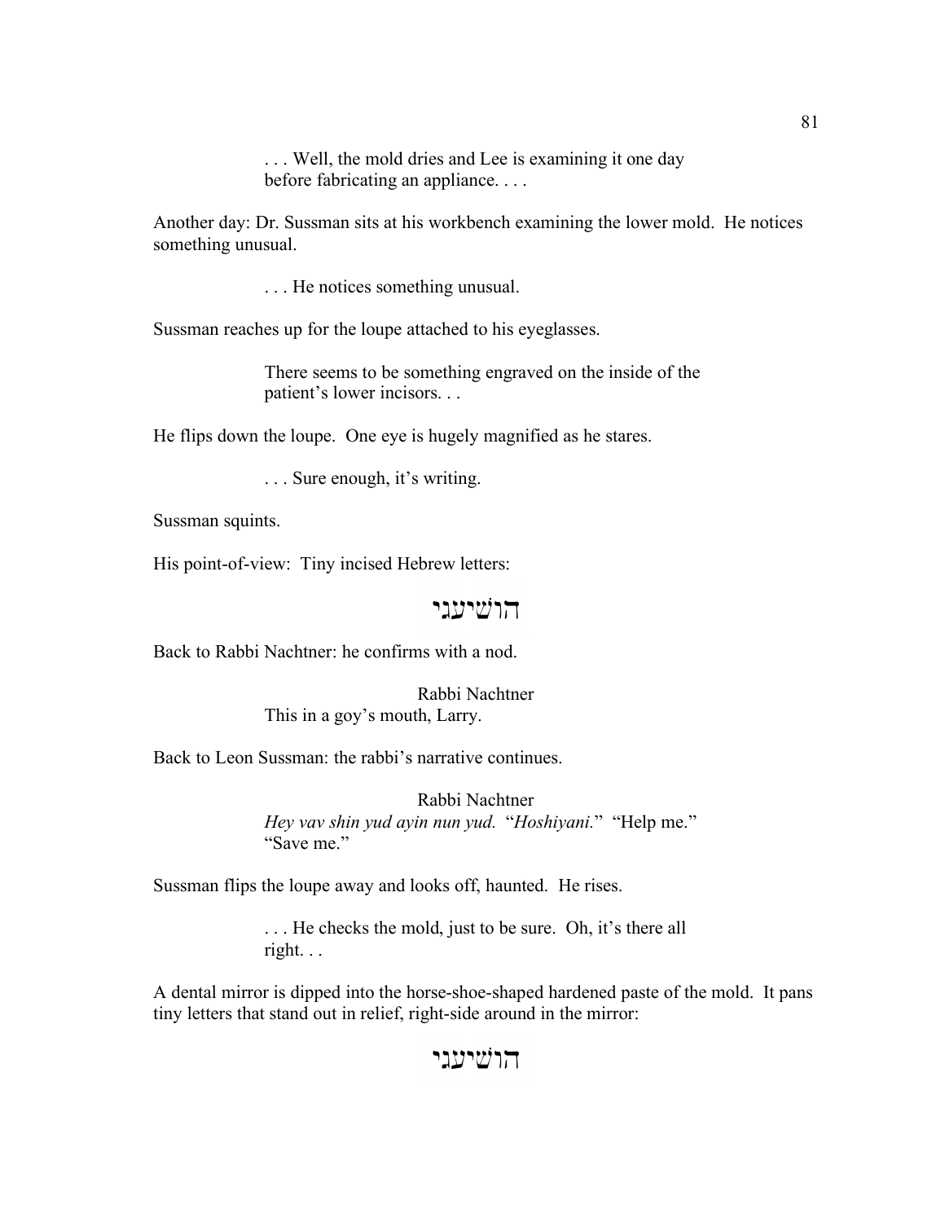. . . Well, the mold dries and Lee is examining it one day before fabricating an appliance. . . .

Another day: Dr. Sussman sits at his workbench examining the lower mold. He notices something unusual.

. . . He notices something unusual.

Sussman reaches up for the loupe attached to his eyeglasses.

There seems to be something engraved on the inside of the patient's lower incisors. . .

He flips down the loupe. One eye is hugely magnified as he stares.

. . . Sure enough, it's writing.

Sussman squints.

His point-of-view: Tiny incised Hebrew letters:

הושיעני

Back to Rabbi Nachtner: he confirms with a nod.

Rabbi Nachtner
This in a goy's mouth, Larry.

Back to Leon Sussman: the rabbi's narrative continues.

Rabbi Nachtner
*Hey vav shin yud ayin nun yud.* "*Hoshiyani.*" "Help me." "Save me."

Sussman flips the loupe away and looks off, haunted. He rises.

. . . He checks the mold, just to be sure. Oh, it's there all right. . .

A dental mirror is dipped into the horse-shoe-shaped hardened paste of the mold. It pans tiny letters that stand out in relief, right-side around in the mirror:

הושיעני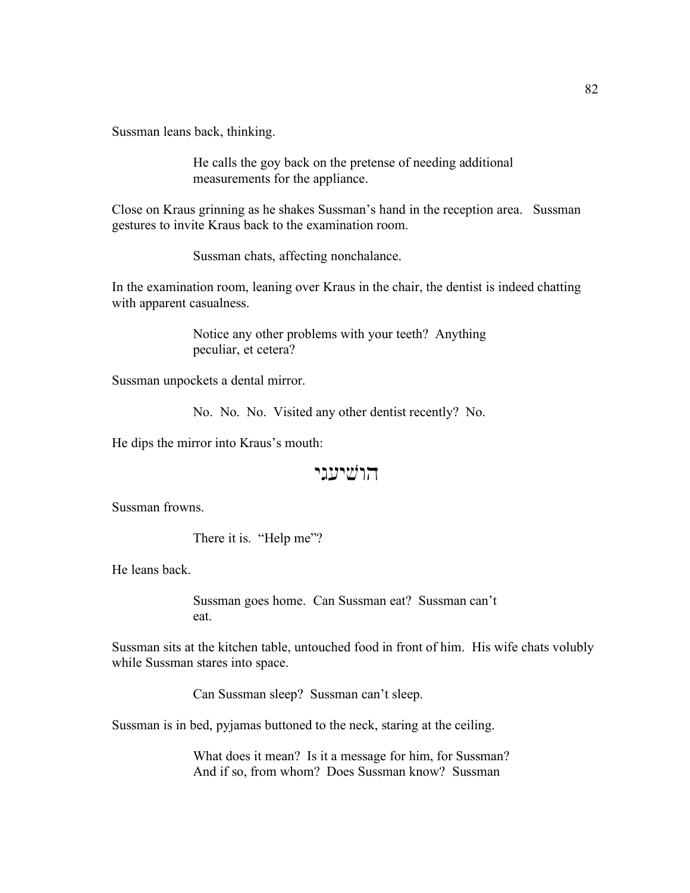Sussman leans back, thinking.

> He calls the goy back on the pretense of needing additional measurements for the appliance.

Close on Kraus grinning as he shakes Sussman's hand in the reception area. Sussman gestures to invite Kraus back to the examination room.

> Sussman chats, affecting nonchalance.

In the examination room, leaning over Kraus in the chair, the dentist is indeed chatting with apparent casualness.

> Notice any other problems with your teeth? Anything peculiar, et cetera?

Sussman unpockets a dental mirror.

> No. No. No. Visited any other dentist recently? No.

He dips the mirror into Kraus's mouth:

הושיעני

Sussman frowns.

> There it is. "Help me"?

He leans back.

> Sussman goes home. Can Sussman eat? Sussman can't eat.

Sussman sits at the kitchen table, untouched food in front of him. His wife chats volubly while Sussman stares into space.

> Can Sussman sleep? Sussman can't sleep.

Sussman is in bed, pyjamas buttoned to the neck, staring at the ceiling.

> What does it mean? Is it a message for him, for Sussman? And if so, from whom? Does Sussman know? Sussman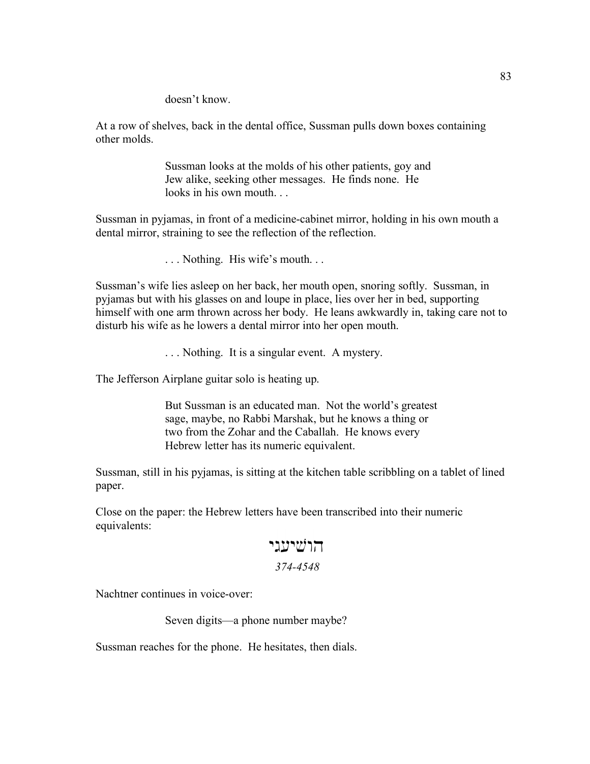doesn't know.

At a row of shelves, back in the dental office, Sussman pulls down boxes containing other molds.

> Sussman looks at the molds of his other patients, goy and Jew alike, seeking other messages. He finds none. He looks in his own mouth. . .

Sussman in pyjamas, in front of a medicine-cabinet mirror, holding in his own mouth a dental mirror, straining to see the reflection of the reflection.

> . . . Nothing. His wife's mouth. . .

Sussman's wife lies asleep on her back, her mouth open, snoring softly. Sussman, in pyjamas but with his glasses on and loupe in place, lies over her in bed, supporting himself with one arm thrown across her body. He leans awkwardly in, taking care not to disturb his wife as he lowers a dental mirror into her open mouth.

> . . . Nothing. It is a singular event. A mystery.

The Jefferson Airplane guitar solo is heating up.

> But Sussman is an educated man. Not the world's greatest sage, maybe, no Rabbi Marshak, but he knows a thing or two from the Zohar and the Caballah. He knows every Hebrew letter has its numeric equivalent.

Sussman, still in his pyjamas, is sitting at the kitchen table scribbling on a tablet of lined paper.

Close on the paper: the Hebrew letters have been transcribed into their numeric equivalents:

הושיעגי

*374-4548*

Nachtner continues in voice-over:

> Seven digits—a phone number maybe?

Sussman reaches for the phone. He hesitates, then dials.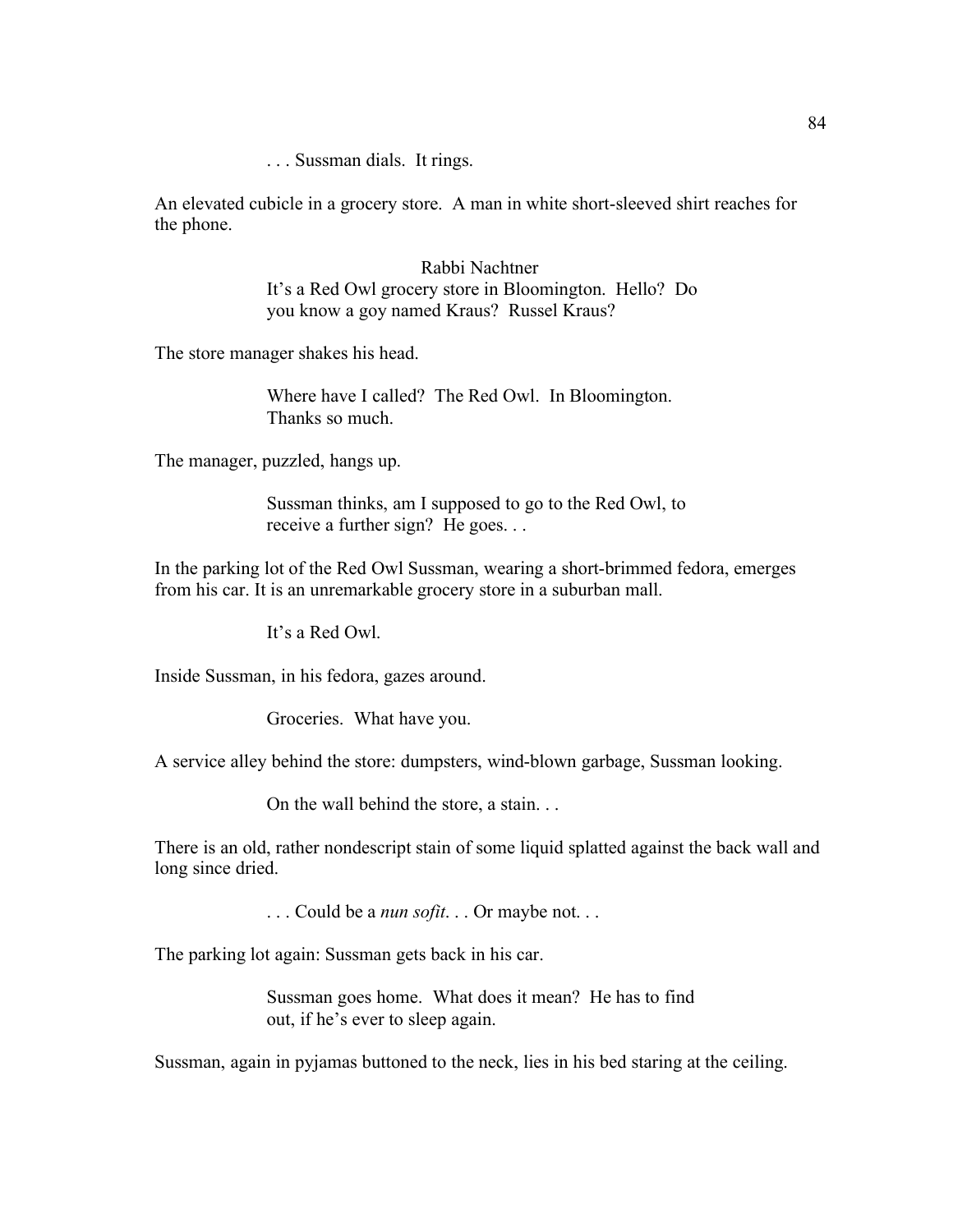. . . Sussman dials. It rings.

An elevated cubicle in a grocery store. A man in white short-sleeved shirt reaches for the phone.

Rabbi Nachtner

It's a Red Owl grocery store in Bloomington. Hello? Do you know a goy named Kraus? Russel Kraus?

The store manager shakes his head.

Where have I called? The Red Owl. In Bloomington. Thanks so much.

The manager, puzzled, hangs up.

Sussman thinks, am I supposed to go to the Red Owl, to receive a further sign? He goes. . .

In the parking lot of the Red Owl Sussman, wearing a short-brimmed fedora, emerges from his car. It is an unremarkable grocery store in a suburban mall.

It's a Red Owl.

Inside Sussman, in his fedora, gazes around.

Groceries. What have you.

A service alley behind the store: dumpsters, wind-blown garbage, Sussman looking.

On the wall behind the store, a stain. . .

There is an old, rather nondescript stain of some liquid splatted against the back wall and long since dried.

. . . Could be a *nun sofit*. . . Or maybe not. . .

The parking lot again: Sussman gets back in his car.

Sussman goes home. What does it mean? He has to find out, if he's ever to sleep again.

Sussman, again in pyjamas buttoned to the neck, lies in his bed staring at the ceiling.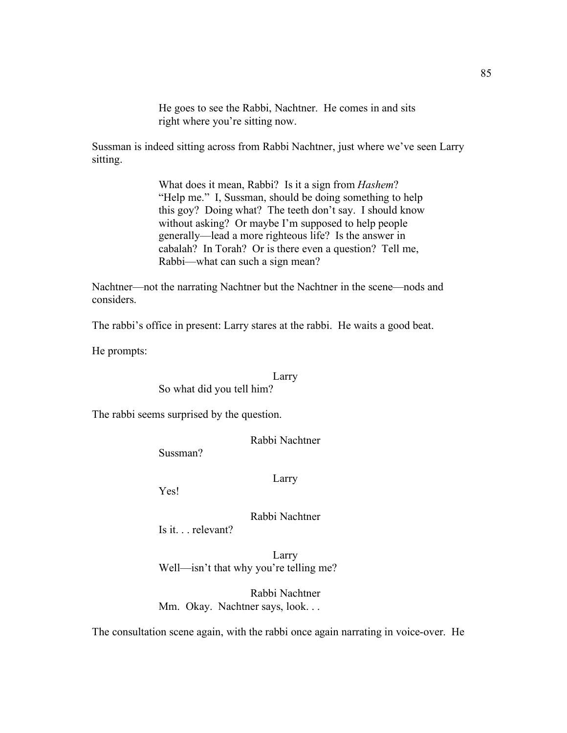He goes to see the Rabbi, Nachtner. He comes in and sits right where you're sitting now.

Sussman is indeed sitting across from Rabbi Nachtner, just where we've seen Larry sitting.

What does it mean, Rabbi? Is it a sign from *Hashem*? "Help me." I, Sussman, should be doing something to help this goy? Doing what? The teeth don't say. I should know without asking? Or maybe I'm supposed to help people generally—lead a more righteous life? Is the answer in cabalah? In Torah? Or is there even a question? Tell me, Rabbi—what can such a sign mean?

Nachtner—not the narrating Nachtner but the Nachtner in the scene—nods and considers.

The rabbi's office in present: Larry stares at the rabbi. He waits a good beat.

He prompts:

Larry

So what did you tell him?

The rabbi seems surprised by the question.

Rabbi Nachtner

Sussman?

Larry

Yes!

Rabbi Nachtner

Is it. . . relevant?

Larry

Well—isn't that why you're telling me?

Rabbi Nachtner

Mm. Okay. Nachtner says, look. . .

The consultation scene again, with the rabbi once again narrating in voice-over. He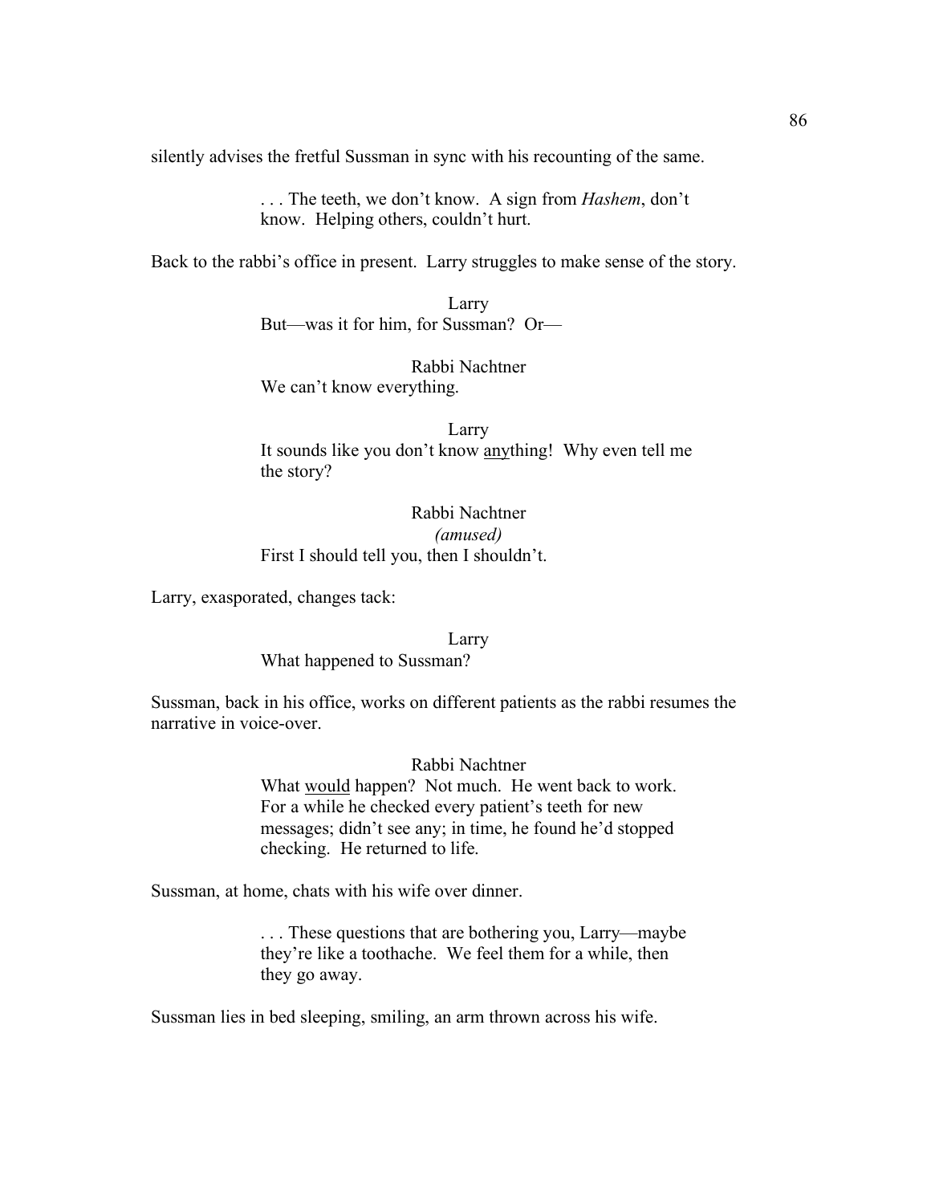silently advises the fretful Sussman in sync with his recounting of the same.

> . . . The teeth, we don't know. A sign from *Hashem*, don't know. Helping others, couldn't hurt.

Back to the rabbi's office in present. Larry struggles to make sense of the story.

Larry
> But—was it for him, for Sussman? Or—

Rabbi Nachtner
> We can't know everything.

Larry
> It sounds like you don't know <u>any</u>thing! Why even tell me the story?

Rabbi Nachtner
*(amused)*
> First I should tell you, then I shouldn't.

Larry, exasporated, changes tack:

Larry
> What happened to Sussman?

Sussman, back in his office, works on different patients as the rabbi resumes the narrative in voice-over.

Rabbi Nachtner
> What <u>would</u> happen? Not much. He went back to work. For a while he checked every patient's teeth for new messages; didn't see any; in time, he found he'd stopped checking. He returned to life.

Sussman, at home, chats with his wife over dinner.

> . . . These questions that are bothering you, Larry—maybe they're like a toothache. We feel them for a while, then they go away.

Sussman lies in bed sleeping, smiling, an arm thrown across his wife.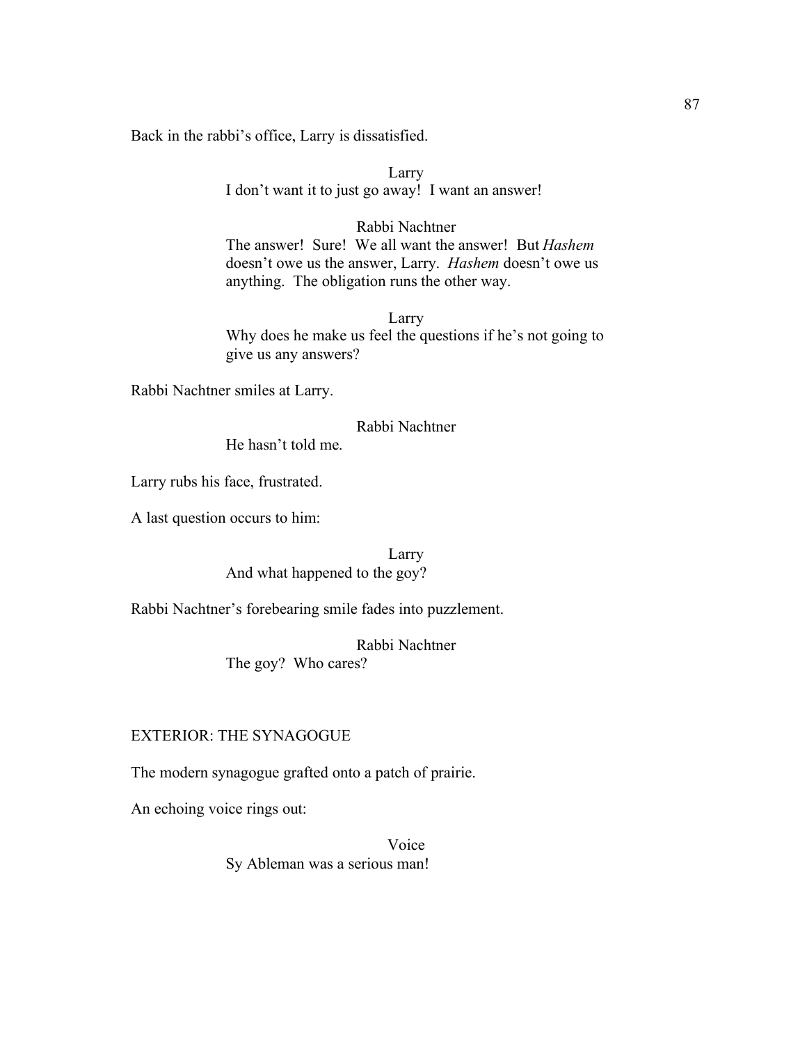Back in the rabbi's office, Larry is dissatisfied.

Larry
I don't want it to just go away! I want an answer!

Rabbi Nachtner
The answer! Sure! We all want the answer! But *Hashem* doesn't owe us the answer, Larry. *Hashem* doesn't owe us anything. The obligation runs the other way.

Larry
Why does he make us feel the questions if he's not going to give us any answers?

Rabbi Nachtner smiles at Larry.

Rabbi Nachtner
He hasn't told me.

Larry rubs his face, frustrated.

A last question occurs to him:

Larry
And what happened to the goy?

Rabbi Nachtner's forebearing smile fades into puzzlement.

Rabbi Nachtner
The goy? Who cares?

EXTERIOR: THE SYNAGOGUE

The modern synagogue grafted onto a patch of prairie.

An echoing voice rings out:

Voice
Sy Ableman was a serious man!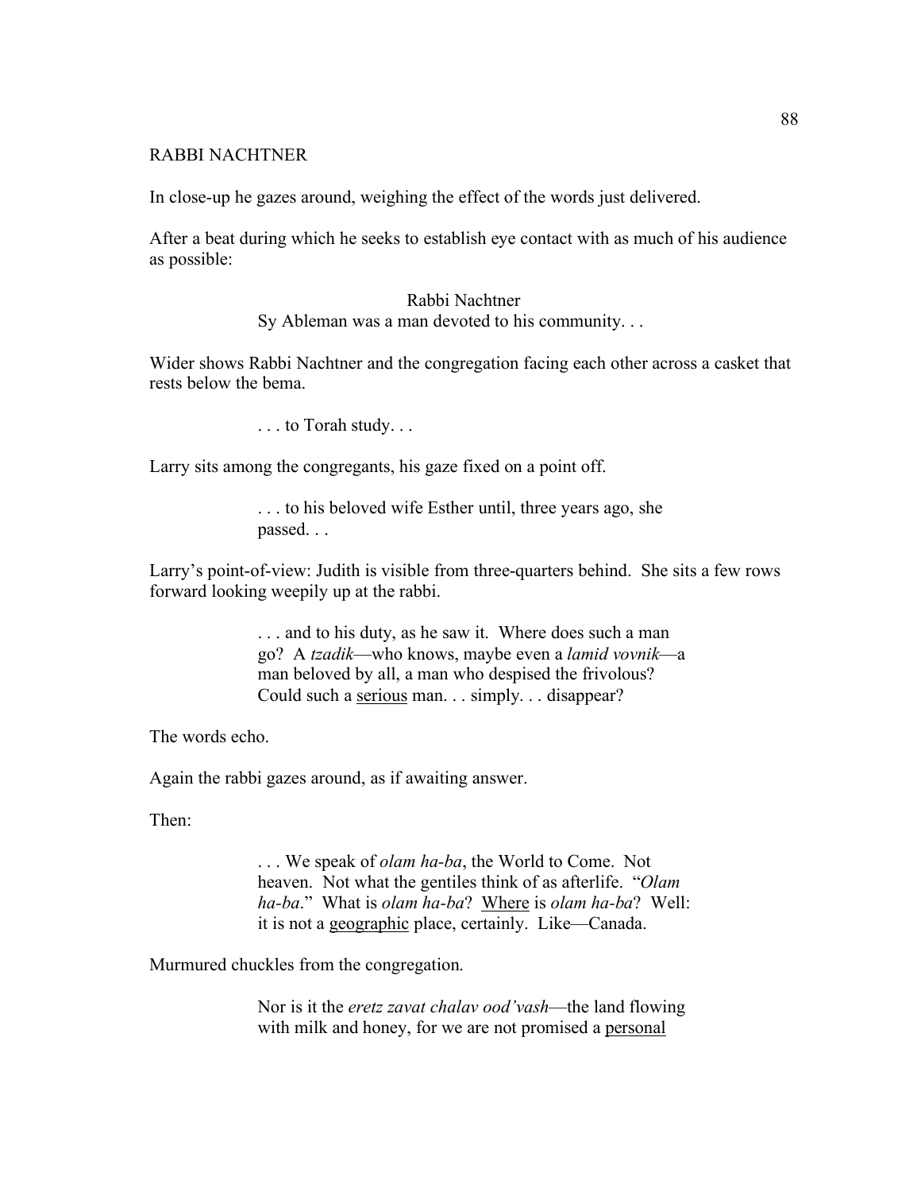RABBI NACHTNER

In close-up he gazes around, weighing the effect of the words just delivered.

After a beat during which he seeks to establish eye contact with as much of his audience as possible:

Rabbi Nachtner
Sy Ableman was a man devoted to his community. . .

Wider shows Rabbi Nachtner and the congregation facing each other across a casket that rests below the bema.

. . . to Torah study. . .

Larry sits among the congregants, his gaze fixed on a point off.

. . . to his beloved wife Esther until, three years ago, she passed. . .

Larry's point-of-view: Judith is visible from three-quarters behind. She sits a few rows forward looking weepily up at the rabbi.

. . . and to his duty, as he saw it. Where does such a man go? A *tzadik*—who knows, maybe even a *lamid vovnik*—a man beloved by all, a man who despised the frivolous? Could such a serious man. . . simply. . . disappear?

The words echo.

Again the rabbi gazes around, as if awaiting answer.

Then:

. . . We speak of *olam ha-ba*, the World to Come. Not heaven. Not what the gentiles think of as afterlife. "*Olam ha-ba*." What is *olam ha-ba*? Where is *olam ha-ba*? Well: it is not a geographic place, certainly. Like—Canada.

Murmured chuckles from the congregation.

Nor is it the *eretz zavat chalav ood'vash*—the land flowing with milk and honey, for we are not promised a personal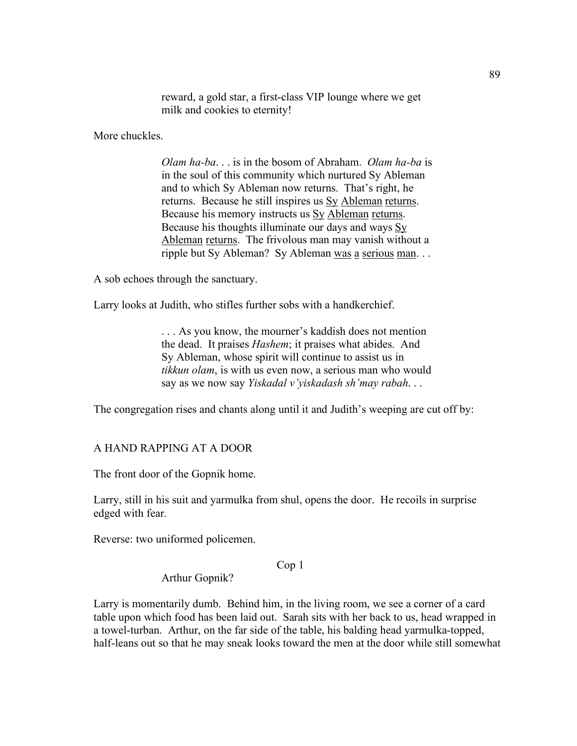reward, a gold star, a first-class VIP lounge where we get milk and cookies to eternity!

More chuckles.

*Olam ha-ba*. . . is in the bosom of Abraham. *Olam ha-ba* is in the soul of this community which nurtured Sy Ableman and to which Sy Ableman now returns. That's right, he returns. Because he still inspires us <u>Sy</u> <u>Ableman</u> <u>returns</u>. Because his memory instructs us <u>Sy</u> <u>Ableman</u> <u>returns</u>. Because his thoughts illuminate our days and ways <u>Sy</u> <u>Ableman</u> <u>returns</u>. The frivolous man may vanish without a ripple but Sy Ableman? Sy Ableman <u>was</u> <u>a</u> <u>serious</u> <u>man</u>. . .

A sob echoes through the sanctuary.

Larry looks at Judith, who stifles further sobs with a handkerchief.

. . . As you know, the mourner's kaddish does not mention the dead. It praises *Hashem*; it praises what abides. And Sy Ableman, whose spirit will continue to assist us in *tikkun olam*, is with us even now, a serious man who would say as we now say *Yiskadal v'yiskadash sh'may rabah*. . .

The congregation rises and chants along until it and Judith's weeping are cut off by:

A HAND RAPPING AT A DOOR

The front door of the Gopnik home.

Larry, still in his suit and yarmulka from shul, opens the door. He recoils in surprise edged with fear.

Reverse: two uniformed policemen.

Cop 1

Arthur Gopnik?

Larry is momentarily dumb. Behind him, in the living room, we see a corner of a card table upon which food has been laid out. Sarah sits with her back to us, head wrapped in a towel-turban. Arthur, on the far side of the table, his balding head yarmulka-topped, half-leans out so that he may sneak looks toward the men at the door while still somewhat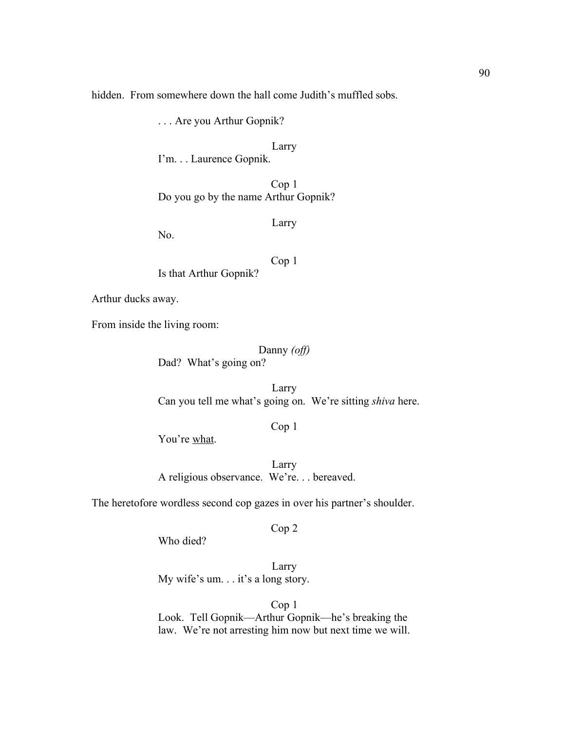hidden. From somewhere down the hall come Judith's muffled sobs.

. . . Are you Arthur Gopnik?

Larry

I'm. . . Laurence Gopnik.

Cop 1

Do you go by the name Arthur Gopnik?

Larry

No.

Cop 1

Is that Arthur Gopnik?

Arthur ducks away.

From inside the living room:

Danny *(off)*

Dad? What's going on?

Larry

Can you tell me what's going on. We're sitting *shiva* here.

Cop 1

You're <u>what</u>.

Larry

A religious observance. We're. . . bereaved.

The heretofore wordless second cop gazes in over his partner's shoulder.

Cop 2

Who died?

Larry

My wife's um. . . it's a long story.

Cop 1

Look. Tell Gopnik—Arthur Gopnik—he's breaking the law. We're not arresting him now but next time we will.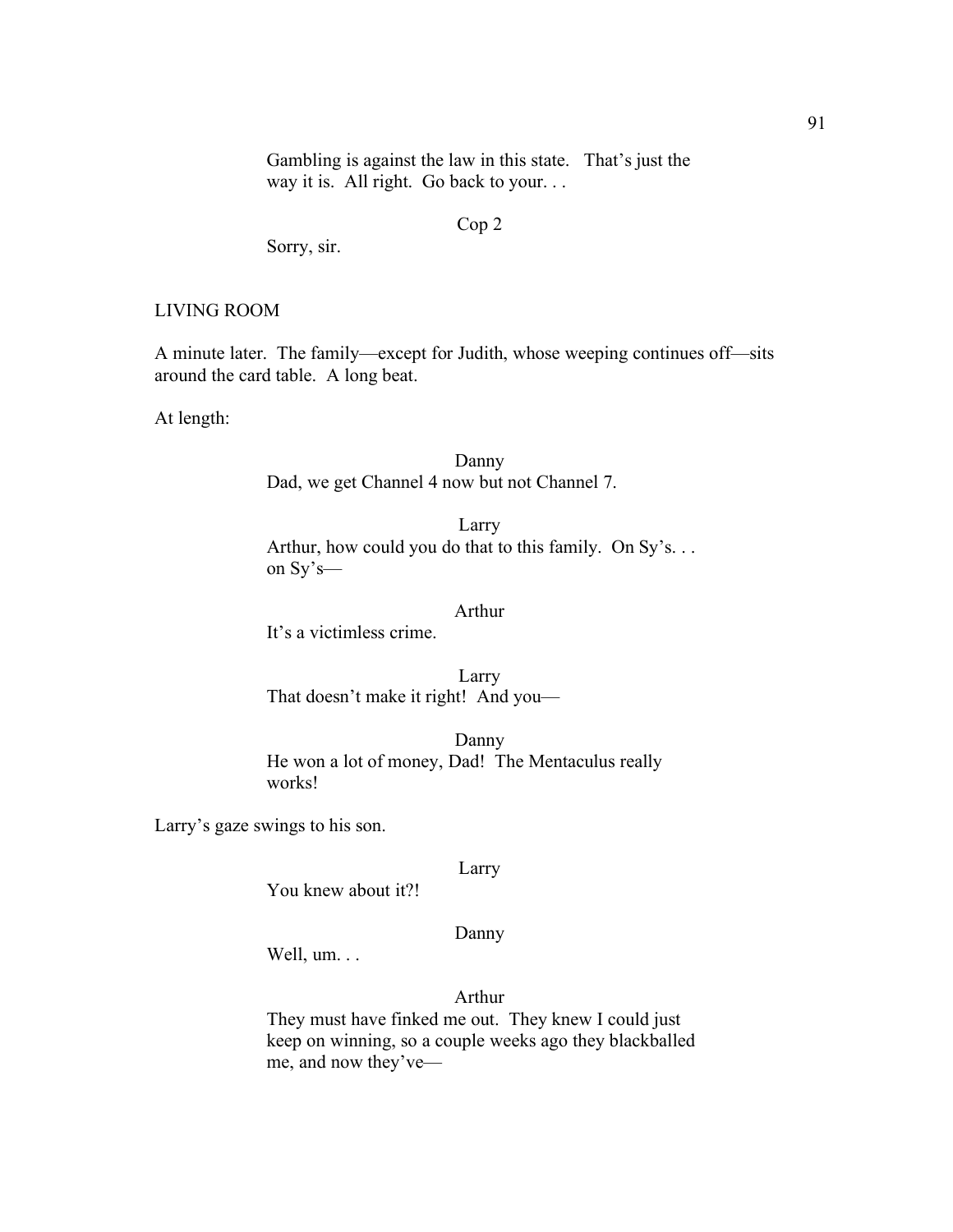Gambling is against the law in this state. That's just the way it is. All right. Go back to your. . .

Cop 2

Sorry, sir.

LIVING ROOM

A minute later. The family—except for Judith, whose weeping continues off—sits around the card table. A long beat.

At length:

Danny

Dad, we get Channel 4 now but not Channel 7.

Larry

Arthur, how could you do that to this family. On Sy's. . . on Sy's—

Arthur

It's a victimless crime.

Larry

That doesn't make it right! And you—

Danny

He won a lot of money, Dad! The Mentaculus really works!

Larry's gaze swings to his son.

Larry

You knew about it?!

Danny

Well, um. . .

Arthur

They must have finked me out. They knew I could just keep on winning, so a couple weeks ago they blackballed me, and now they've—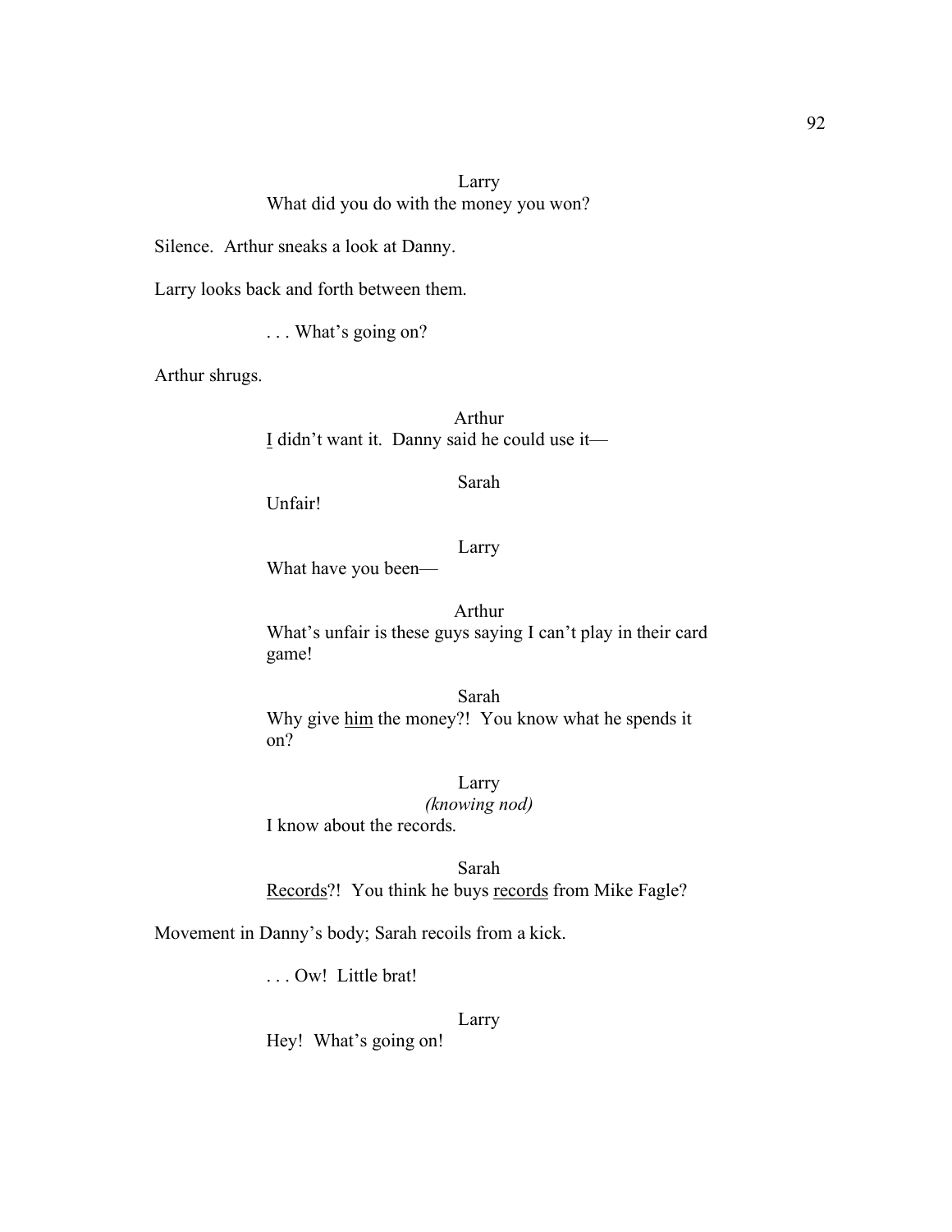Larry
What did you do with the money you won?

Silence. Arthur sneaks a look at Danny.

Larry looks back and forth between them.

. . . What's going on?

Arthur shrugs.

Arthur
<u>I</u> didn't want it. Danny said he could use it—

Sarah
Unfair!

Larry
What have you been—

Arthur
What's unfair is these guys saying I can't play in their card game!

Sarah
Why give <u>him</u> the money?! You know what he spends it on?

Larry
*(knowing nod)*
I know about the records.

Sarah
<u>Records</u>?! You think he buys <u>records</u> from Mike Fagle?

Movement in Danny's body; Sarah recoils from a kick.

. . . Ow! Little brat!

Larry
Hey! What's going on!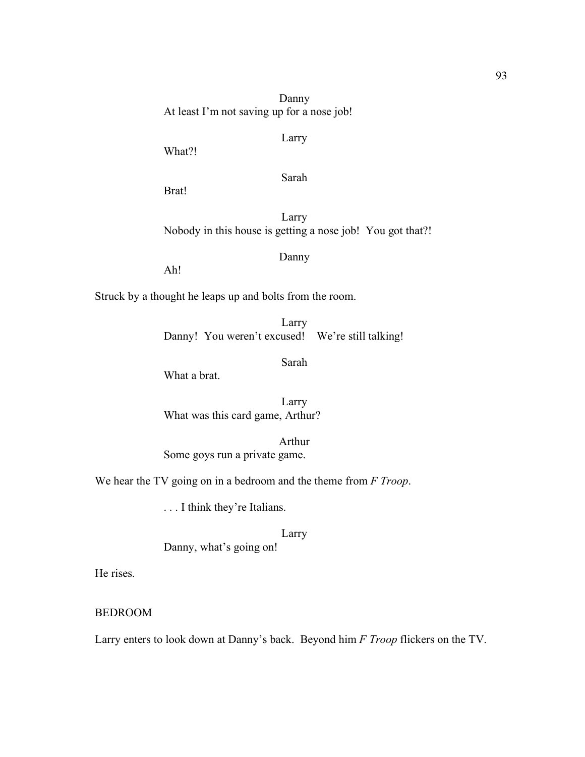Danny
At least I'm not saving up for a nose job!

Larry
What?!

Sarah
Brat!

Larry
Nobody in this house is getting a nose job!  You got that?!

Danny
Ah!

Struck by a thought he leaps up and bolts from the room.

Larry
Danny!  You weren't excused!    We're still talking!

Sarah
What a brat.

Larry
What was this card game, Arthur?

Arthur
Some goys run a private game.

We hear the TV going on in a bedroom and the theme from *F Troop*.

. . . I think they're Italians.

Larry
Danny, what's going on!

He rises.

BEDROOM

Larry enters to look down at Danny's back.  Beyond him *F Troop* flickers on the TV.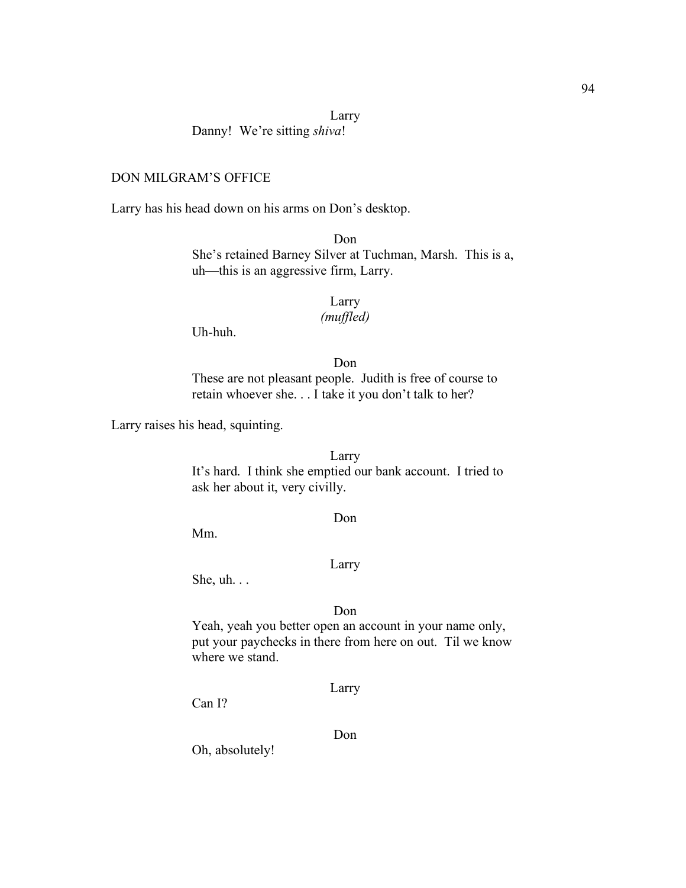Larry

Danny! We're sitting *shiva*!

DON MILGRAM'S OFFICE

Larry has his head down on his arms on Don's desktop.

Don

She's retained Barney Silver at Tuchman, Marsh. This is a, uh—this is an aggressive firm, Larry.

Larry
*(muffled)*

Uh-huh.

Don

These are not pleasant people. Judith is free of course to retain whoever she. . . I take it you don't talk to her?

Larry raises his head, squinting.

Larry

It's hard. I think she emptied our bank account. I tried to ask her about it, very civilly.

Don

Mm.

Larry

She, uh. . .

Don

Yeah, yeah you better open an account in your name only, put your paychecks in there from here on out. Til we know where we stand.

Larry

Can I?

Don

Oh, absolutely!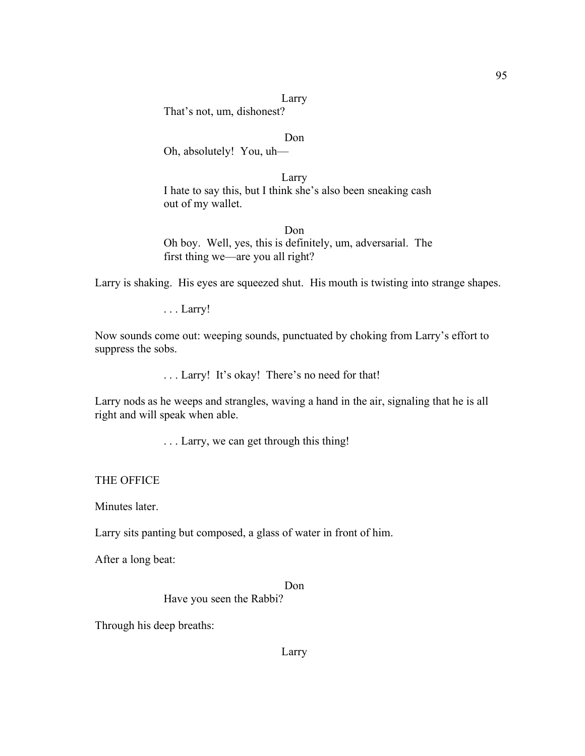Larry

That's not, um, dishonest?

Don

Oh, absolutely! You, uh—

Larry

I hate to say this, but I think she's also been sneaking cash out of my wallet.

Don

Oh boy. Well, yes, this is definitely, um, adversarial. The first thing we—are you all right?

Larry is shaking. His eyes are squeezed shut. His mouth is twisting into strange shapes.

. . . Larry!

Now sounds come out: weeping sounds, punctuated by choking from Larry's effort to suppress the sobs.

. . . Larry! It's okay! There's no need for that!

Larry nods as he weeps and strangles, waving a hand in the air, signaling that he is all right and will speak when able.

. . . Larry, we can get through this thing!

THE OFFICE

Minutes later.

Larry sits panting but composed, a glass of water in front of him.

After a long beat:

Don

Have you seen the Rabbi?

Through his deep breaths:

Larry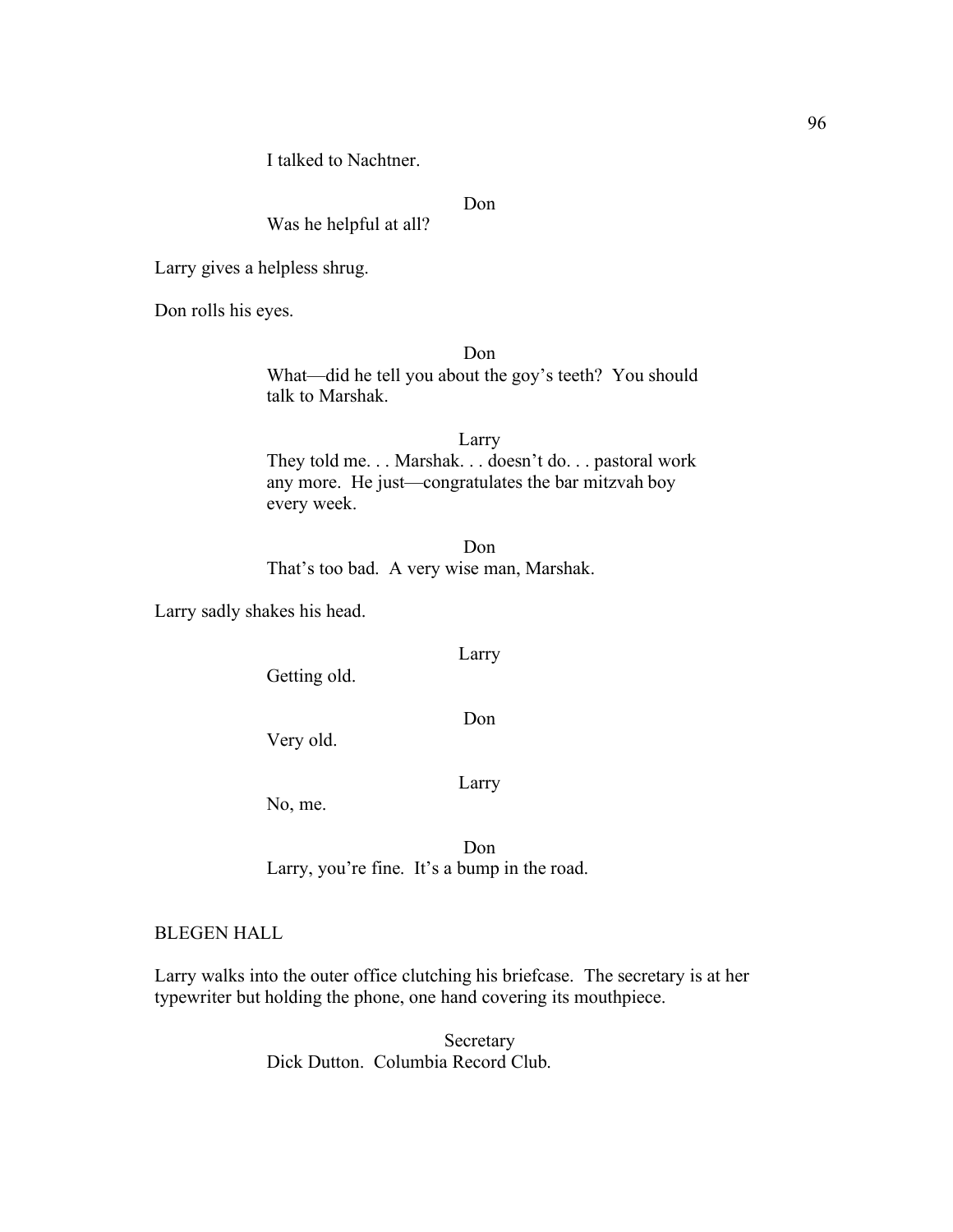I talked to Nachtner.

Don

Was he helpful at all?

Larry gives a helpless shrug.

Don rolls his eyes.

Don

What—did he tell you about the goy's teeth? You should talk to Marshak.

Larry

They told me. . . Marshak. . . doesn't do. . . pastoral work any more. He just—congratulates the bar mitzvah boy every week.

Don

That's too bad. A very wise man, Marshak.

Larry sadly shakes his head.

Larry

Getting old.

Don

Very old.

Larry

No, me.

Don

Larry, you're fine. It's a bump in the road.

BLEGEN HALL

Larry walks into the outer office clutching his briefcase. The secretary is at her typewriter but holding the phone, one hand covering its mouthpiece.

Secretary

Dick Dutton. Columbia Record Club.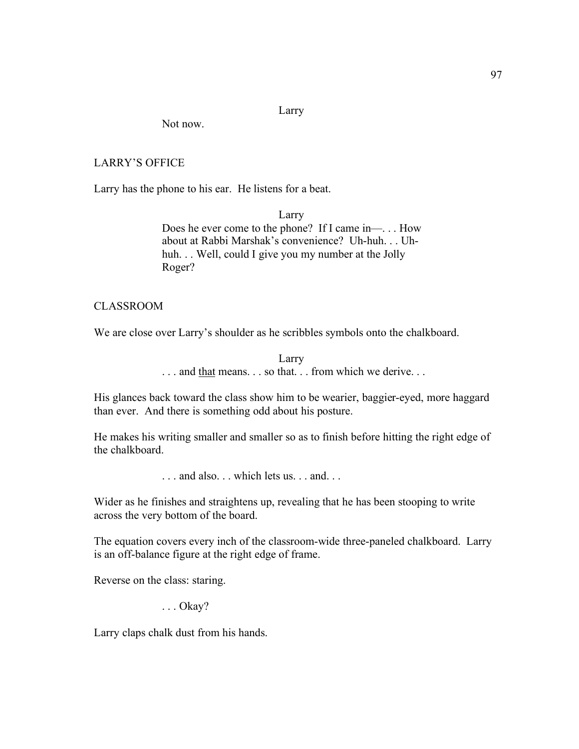Larry

Not now.

LARRY'S OFFICE

Larry has the phone to his ear. He listens for a beat.

Larry

Does he ever come to the phone? If I came in—. . . How about at Rabbi Marshak's convenience? Uh-huh. . . Uh-huh. . . Well, could I give you my number at the Jolly Roger?

CLASSROOM

We are close over Larry's shoulder as he scribbles symbols onto the chalkboard.

Larry

. . . and <u>that</u> means. . . so that. . . from which we derive. . .

His glances back toward the class show him to be wearier, baggier-eyed, more haggard than ever. And there is something odd about his posture.

He makes his writing smaller and smaller so as to finish before hitting the right edge of the chalkboard.

. . . and also. . . which lets us. . . and. . .

Wider as he finishes and straightens up, revealing that he has been stooping to write across the very bottom of the board.

The equation covers every inch of the classroom-wide three-paneled chalkboard. Larry is an off-balance figure at the right edge of frame.

Reverse on the class: staring.

. . . Okay?

Larry claps chalk dust from his hands.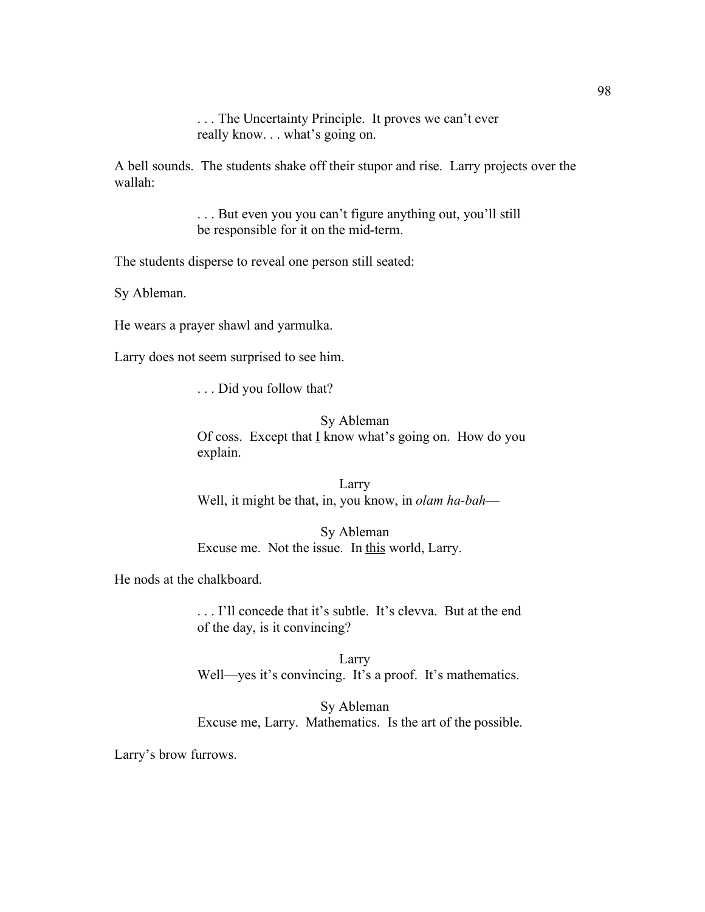. . . The Uncertainty Principle.  It proves we can't ever really know. . . what's going on.

A bell sounds.  The students shake off their stupor and rise.  Larry projects over the wallah:

. . . But even you you can't figure anything out, you'll still be responsible for it on the mid-term.

The students disperse to reveal one person still seated:

Sy Ableman.

He wears a prayer shawl and yarmulka.

Larry does not seem surprised to see him.

. . . Did you follow that?

Sy Ableman

Of coss.  Except that <u>I</u> know what's going on.  How do you explain.

Larry

Well, it might be that, in, you know, in *olam ha-bah*—

Sy Ableman

Excuse me.  Not the issue.  In <u>this</u> world, Larry.

He nods at the chalkboard.

. . . I'll concede that it's subtle.  It's clevva.  But at the end of the day, is it convincing?

Larry

Well—yes it's convincing.  It's a proof.  It's mathematics.

Sy Ableman

Excuse me, Larry.  Mathematics.  Is the art of the possible.

Larry's brow furrows.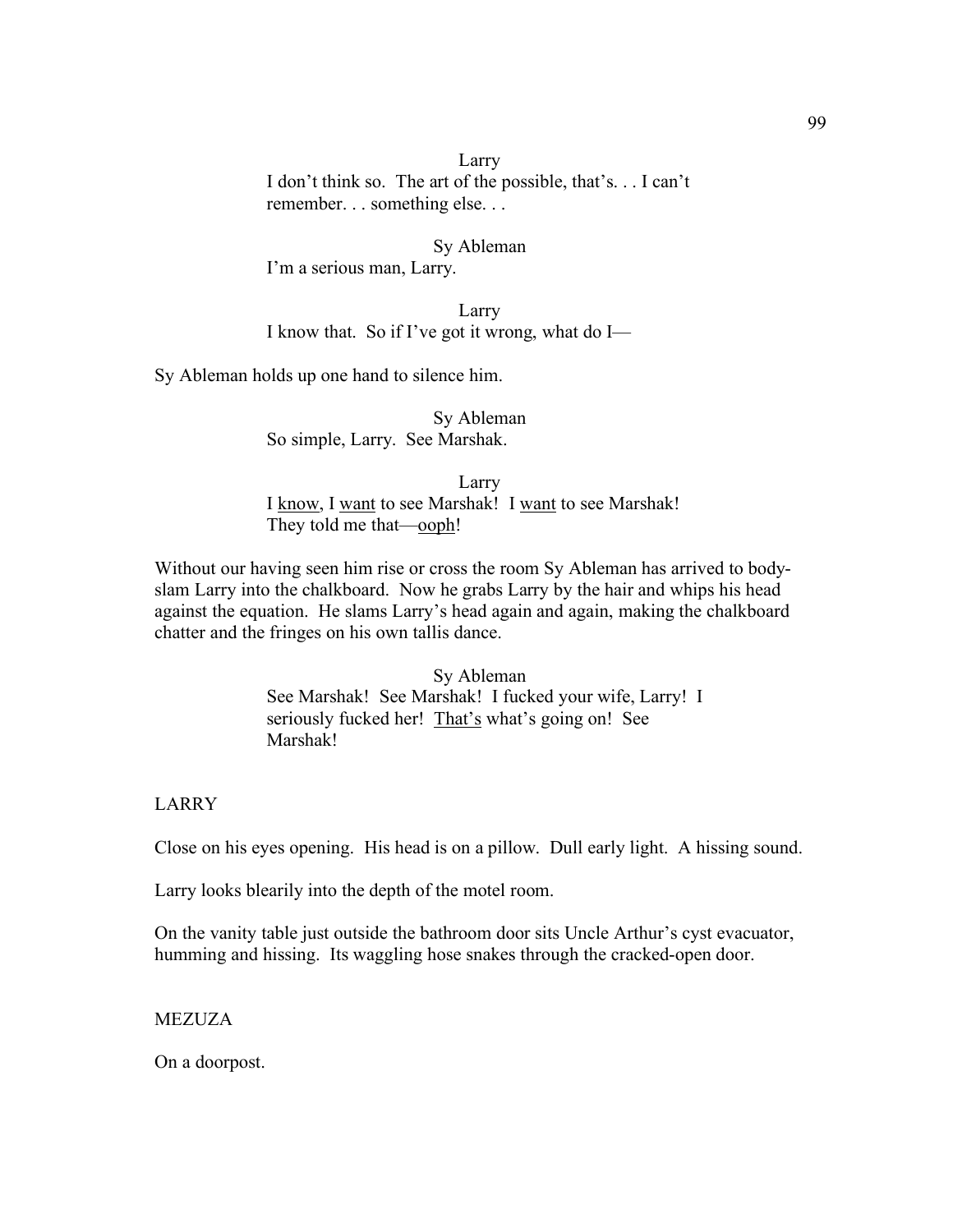Larry

I don't think so.  The art of the possible, that's. . . I can't remember. . . something else. . .

Sy Ableman

I'm a serious man, Larry.

Larry

I know that.  So if I've got it wrong, what do I—

Sy Ableman holds up one hand to silence him.

Sy Ableman

So simple, Larry.  See Marshak.

Larry

I <u>know</u>, I <u>want</u> to see Marshak!  I <u>want</u> to see Marshak!  They told me that—<u>ooph</u>!

Without our having seen him rise or cross the room Sy Ableman has arrived to body-slam Larry into the chalkboard.  Now he grabs Larry by the hair and whips his head against the equation.  He slams Larry's head again and again, making the chalkboard chatter and the fringes on his own tallis dance.

Sy Ableman

See Marshak!  See Marshak!  I fucked your wife, Larry!  I seriously fucked her!  <u>That's</u> what's going on!  See Marshak!

LARRY

Close on his eyes opening.  His head is on a pillow.  Dull early light.  A hissing sound.

Larry looks blearily into the depth of the motel room.

On the vanity table just outside the bathroom door sits Uncle Arthur's cyst evacuator, humming and hissing.  Its waggling hose snakes through the cracked-open door.

MEZUZA

On a doorpost.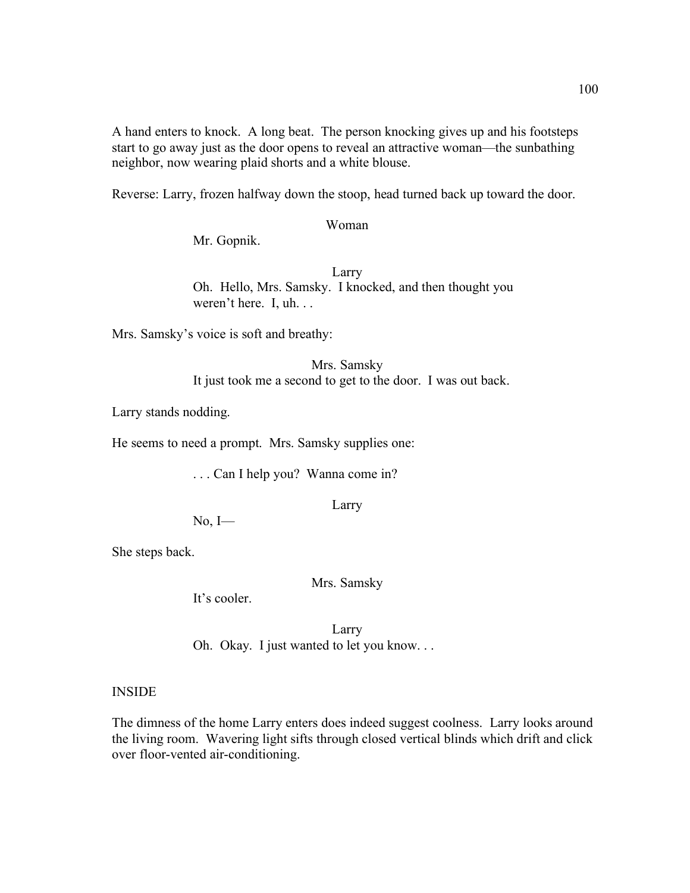A hand enters to knock. A long beat. The person knocking gives up and his footsteps start to go away just as the door opens to reveal an attractive woman—the sunbathing neighbor, now wearing plaid shorts and a white blouse.

Reverse: Larry, frozen halfway down the stoop, head turned back up toward the door.

Woman

Mr. Gopnik.

Larry

Oh. Hello, Mrs. Samsky. I knocked, and then thought you weren't here. I, uh. . .

Mrs. Samsky's voice is soft and breathy:

Mrs. Samsky

It just took me a second to get to the door. I was out back.

Larry stands nodding.

He seems to need a prompt. Mrs. Samsky supplies one:

. . . Can I help you? Wanna come in?

Larry

No, I—

She steps back.

Mrs. Samsky

It's cooler.

Larry

Oh. Okay. I just wanted to let you know. . .

INSIDE

The dimness of the home Larry enters does indeed suggest coolness. Larry looks around the living room. Wavering light sifts through closed vertical blinds which drift and click over floor-vented air-conditioning.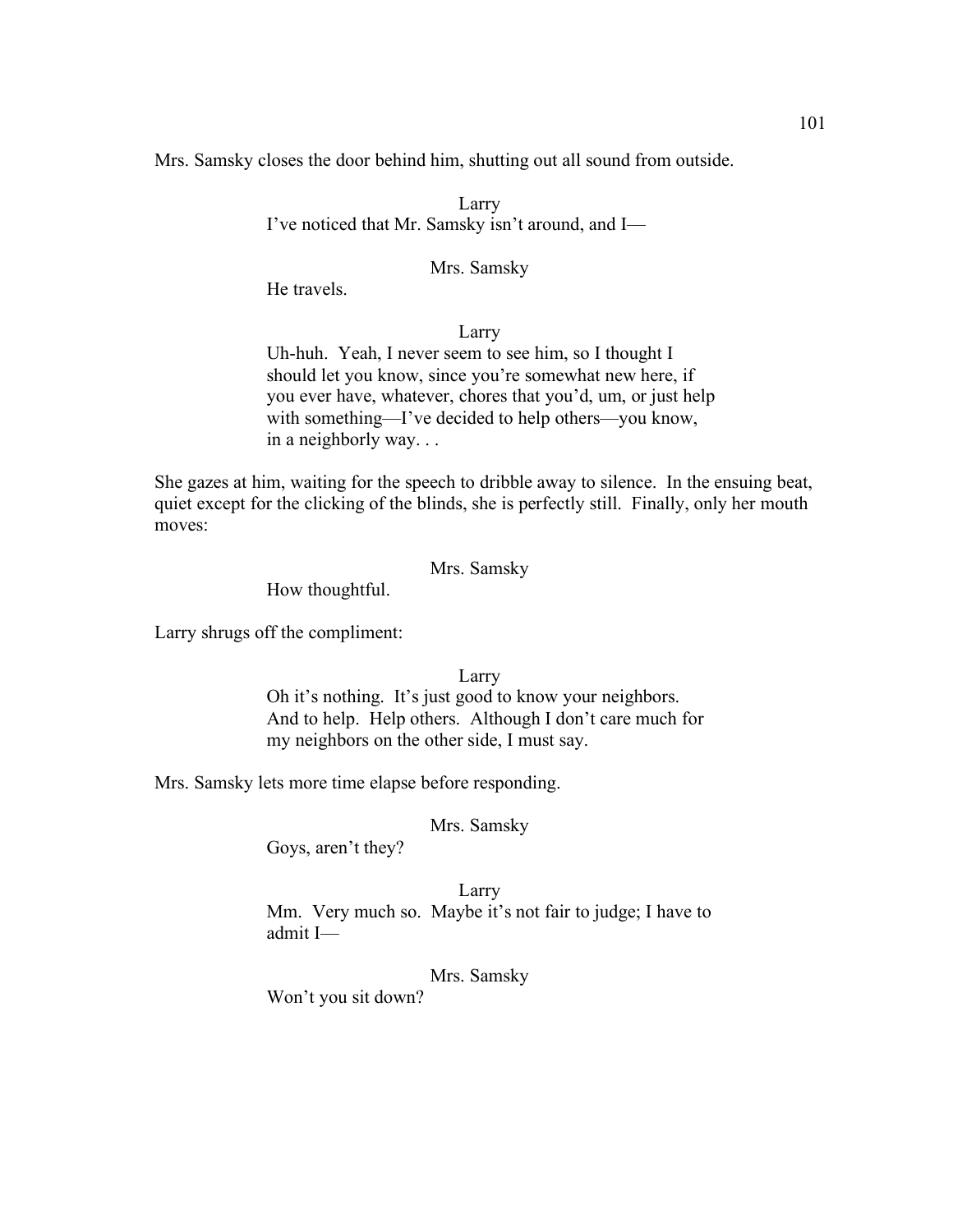Mrs. Samsky closes the door behind him, shutting out all sound from outside.

Larry

I've noticed that Mr. Samsky isn't around, and I—

Mrs. Samsky

He travels.

Larry

Uh-huh. Yeah, I never seem to see him, so I thought I should let you know, since you're somewhat new here, if you ever have, whatever, chores that you'd, um, or just help with something—I've decided to help others—you know, in a neighborly way. . .

She gazes at him, waiting for the speech to dribble away to silence. In the ensuing beat, quiet except for the clicking of the blinds, she is perfectly still. Finally, only her mouth moves:

Mrs. Samsky

How thoughtful.

Larry shrugs off the compliment:

Larry

Oh it's nothing. It's just good to know your neighbors. And to help. Help others. Although I don't care much for my neighbors on the other side, I must say.

Mrs. Samsky lets more time elapse before responding.

Mrs. Samsky

Goys, aren't they?

Larry

Mm. Very much so. Maybe it's not fair to judge; I have to admit I—

Mrs. Samsky

Won't you sit down?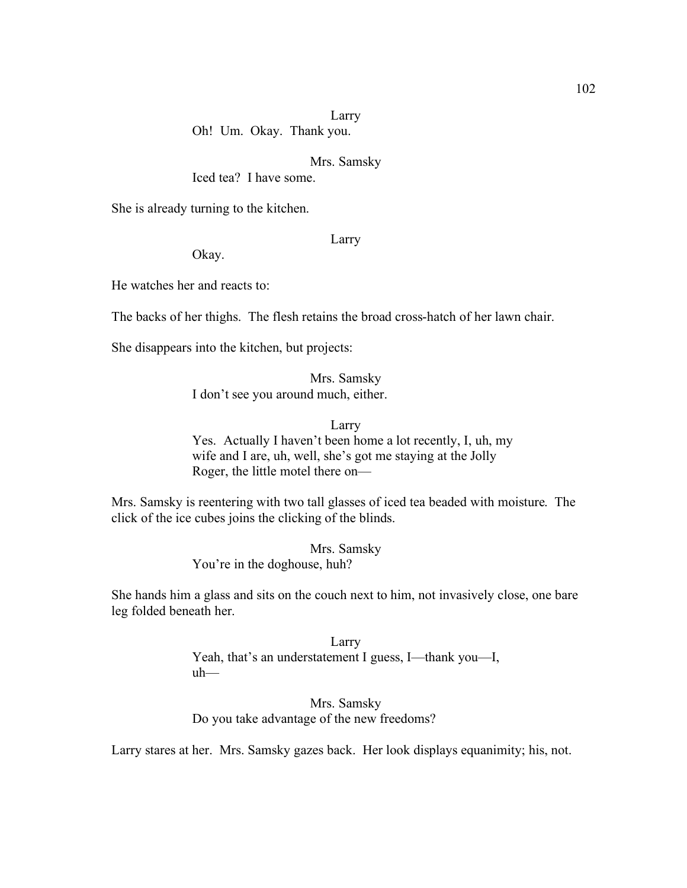Larry

Oh! Um. Okay. Thank you.

Mrs. Samsky

Iced tea? I have some.

She is already turning to the kitchen.

Larry

Okay.

He watches her and reacts to:

The backs of her thighs. The flesh retains the broad cross-hatch of her lawn chair.

She disappears into the kitchen, but projects:

Mrs. Samsky

I don't see you around much, either.

Larry

Yes. Actually I haven't been home a lot recently, I, uh, my wife and I are, uh, well, she's got me staying at the Jolly Roger, the little motel there on—

Mrs. Samsky is reentering with two tall glasses of iced tea beaded with moisture. The click of the ice cubes joins the clicking of the blinds.

Mrs. Samsky

You're in the doghouse, huh?

She hands him a glass and sits on the couch next to him, not invasively close, one bare leg folded beneath her.

Larry

Yeah, that's an understatement I guess, I—thank you—I, uh—

Mrs. Samsky

Do you take advantage of the new freedoms?

Larry stares at her. Mrs. Samsky gazes back. Her look displays equanimity; his, not.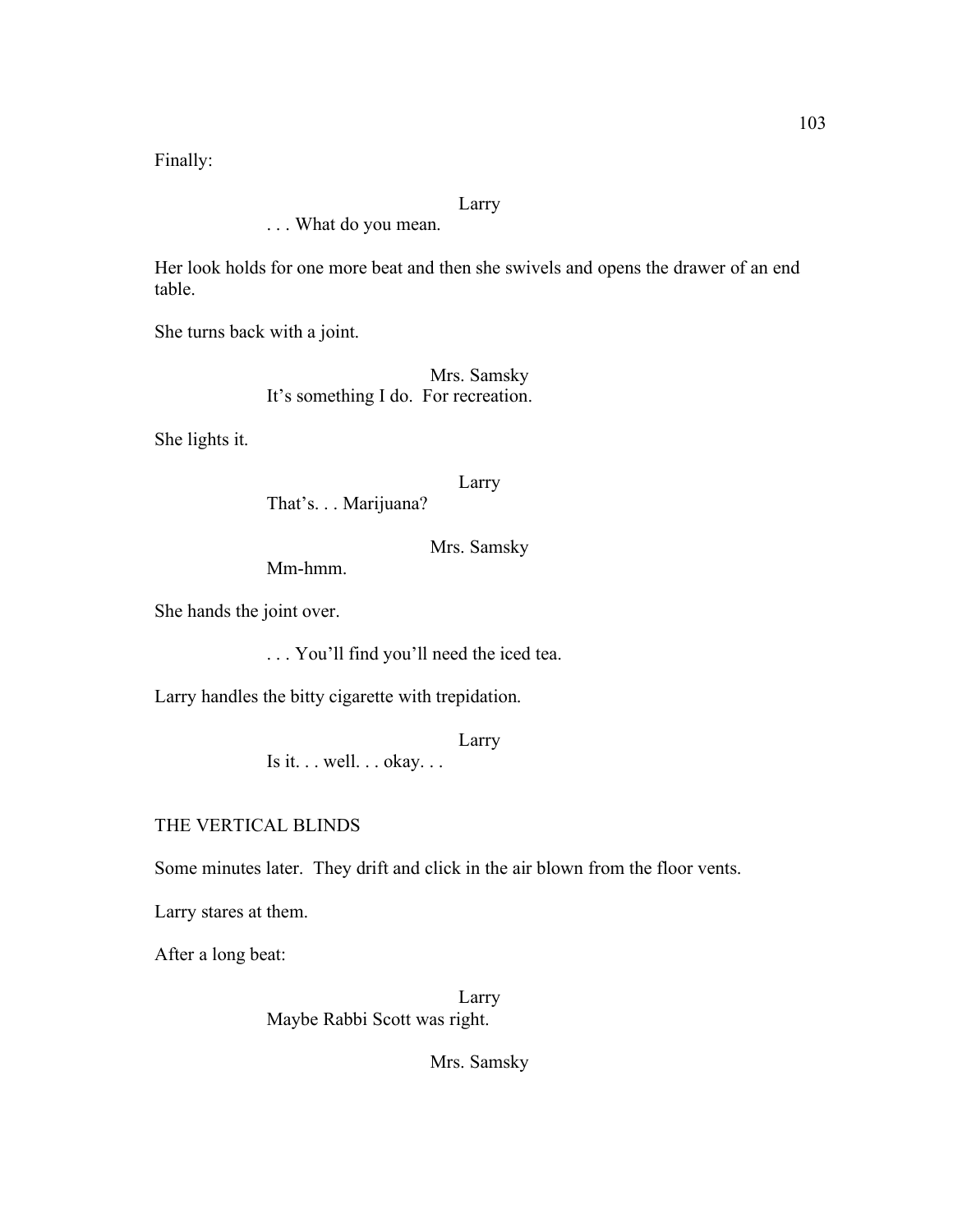Finally:

Larry

. . . What do you mean.

Her look holds for one more beat and then she swivels and opens the drawer of an end table.

She turns back with a joint.

Mrs. Samsky

It's something I do. For recreation.

She lights it.

Larry

That's. . . Marijuana?

Mrs. Samsky

Mm-hmm.

She hands the joint over.

. . . You'll find you'll need the iced tea.

Larry handles the bitty cigarette with trepidation.

Larry

Is it. . . well. . . okay. . .

THE VERTICAL BLINDS

Some minutes later. They drift and click in the air blown from the floor vents.

Larry stares at them.

After a long beat:

Larry

Maybe Rabbi Scott was right.

Mrs. Samsky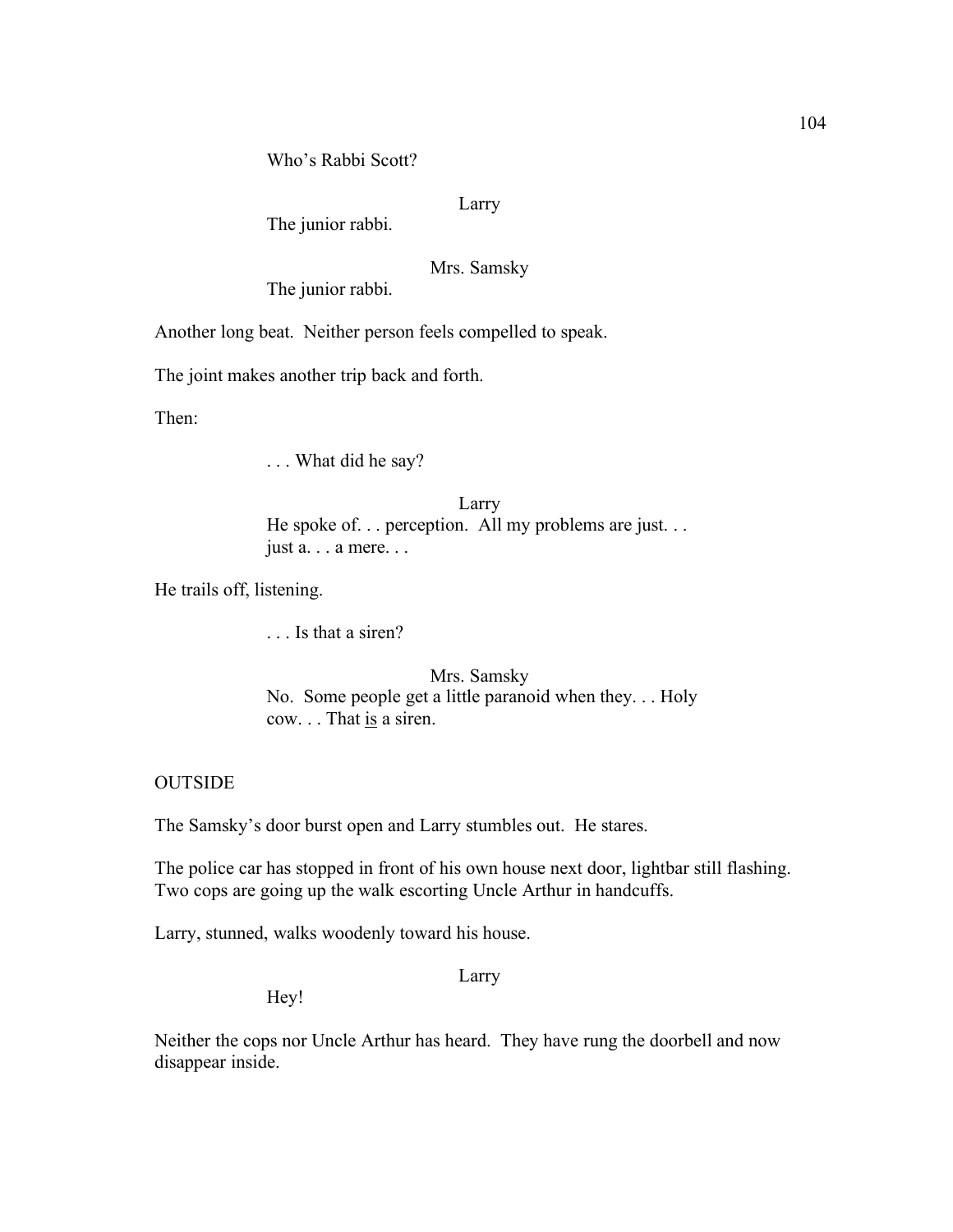Who's Rabbi Scott?

Larry

The junior rabbi.

Mrs. Samsky

The junior rabbi.

Another long beat. Neither person feels compelled to speak.

The joint makes another trip back and forth.

Then:

. . . What did he say?

Larry

He spoke of. . . perception. All my problems are just. . . just a. . . a mere. . .

He trails off, listening.

. . . Is that a siren?

Mrs. Samsky

No. Some people get a little paranoid when they. . . Holy cow. . . That <u>is</u> a siren.

OUTSIDE

The Samsky's door burst open and Larry stumbles out. He stares.

The police car has stopped in front of his own house next door, lightbar still flashing. Two cops are going up the walk escorting Uncle Arthur in handcuffs.

Larry, stunned, walks woodenly toward his house.

Larry

Hey!

Neither the cops nor Uncle Arthur has heard. They have rung the doorbell and now disappear inside.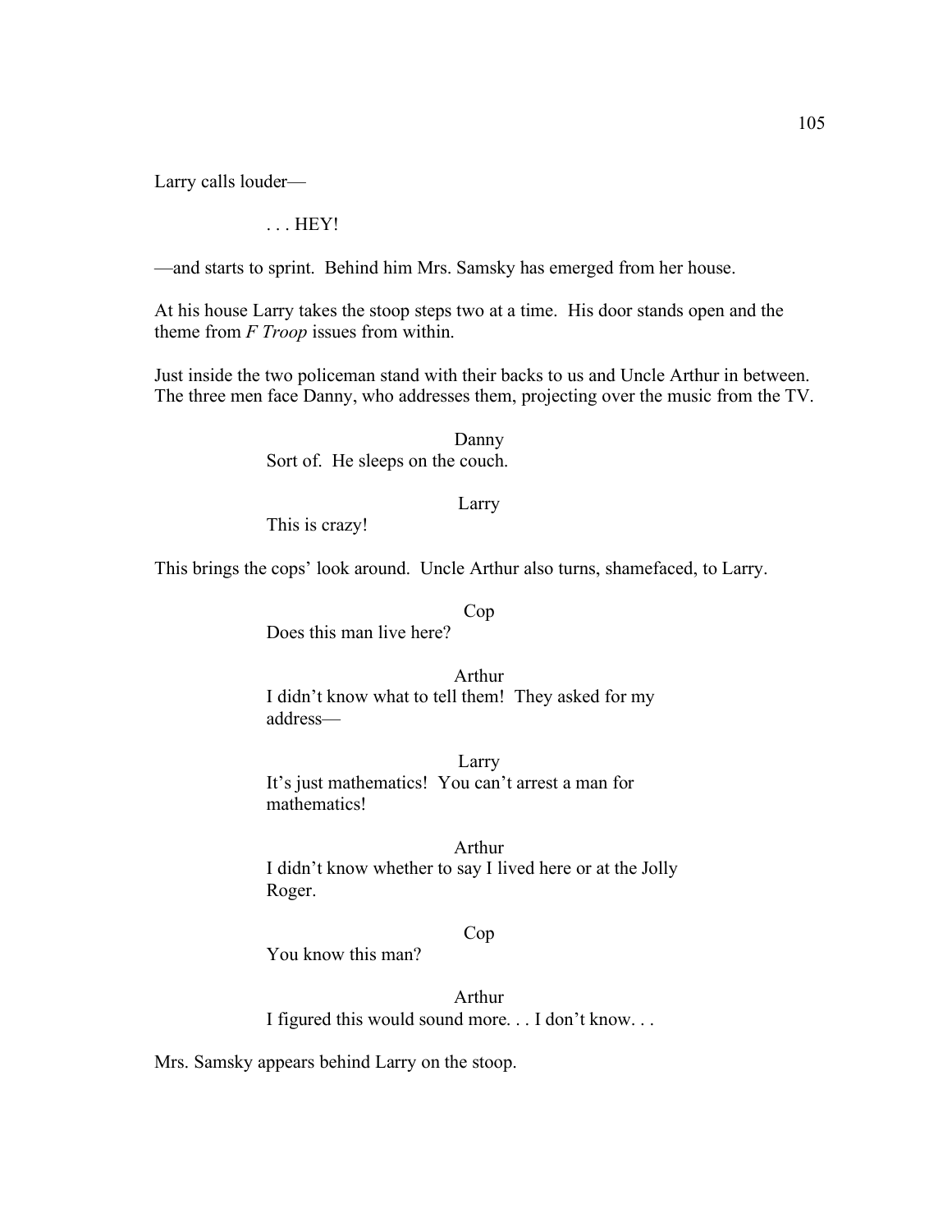Larry calls louder—

. . . HEY!

—and starts to sprint. Behind him Mrs. Samsky has emerged from her house.

At his house Larry takes the stoop steps two at a time. His door stands open and the theme from *F Troop* issues from within.

Just inside the two policeman stand with their backs to us and Uncle Arthur in between. The three men face Danny, who addresses them, projecting over the music from the TV.

Danny
Sort of. He sleeps on the couch.

Larry
This is crazy!

This brings the cops' look around. Uncle Arthur also turns, shamefaced, to Larry.

Cop
Does this man live here?

Arthur
I didn't know what to tell them! They asked for my address—

Larry
It's just mathematics! You can't arrest a man for mathematics!

Arthur
I didn't know whether to say I lived here or at the Jolly Roger.

Cop
You know this man?

Arthur
I figured this would sound more. . . I don't know. . .

Mrs. Samsky appears behind Larry on the stoop.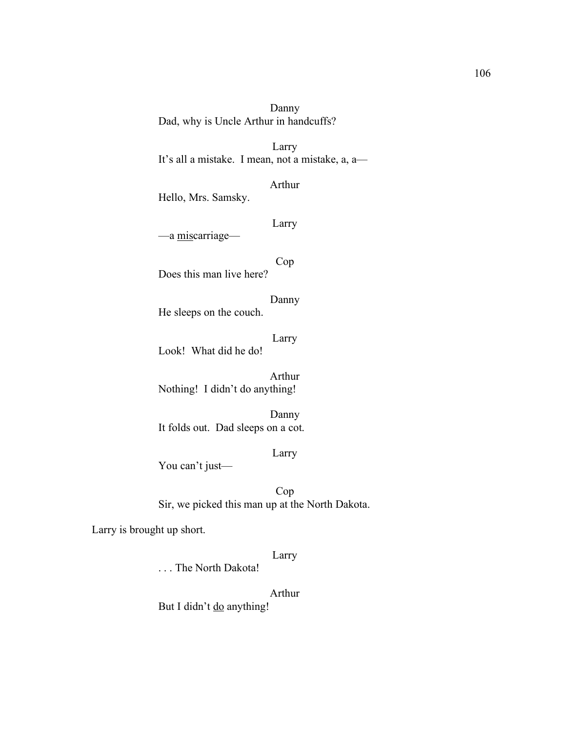Danny

Dad, why is Uncle Arthur in handcuffs?

Larry

It's all a mistake. I mean, not a mistake, a, a—

Arthur

Hello, Mrs. Samsky.

Larry

—a <u>mis</u>carriage—

Cop

Does this man live here?

Danny

He sleeps on the couch.

Larry

Look! What did he do!

Arthur

Nothing! I didn't do anything!

Danny

It folds out. Dad sleeps on a cot.

Larry

You can't just—

Cop

Sir, we picked this man up at the North Dakota.

Larry is brought up short.

Larry

. . . The North Dakota!

Arthur

But I didn't <u>do</u> anything!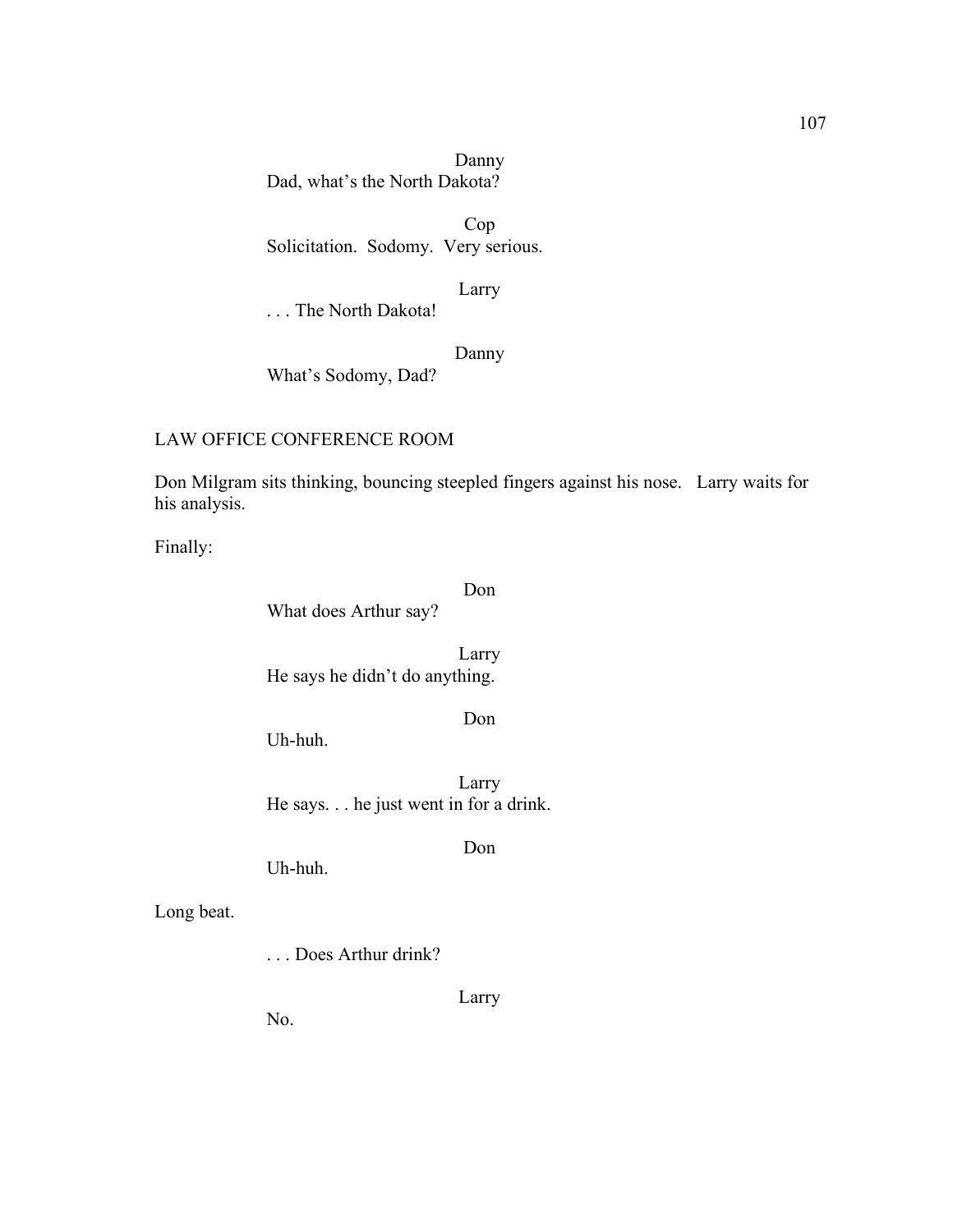Danny

Dad, what's the North Dakota?

Cop

Solicitation. Sodomy. Very serious.

Larry

. . . The North Dakota!

Danny

What's Sodomy, Dad?

LAW OFFICE CONFERENCE ROOM

Don Milgram sits thinking, bouncing steepled fingers against his nose. Larry waits for his analysis.

Finally:

Don

What does Arthur say?

Larry

He says he didn't do anything.

Don

Uh-huh.

Larry

He says. . . he just went in for a drink.

Don

Uh-huh.

Long beat.

. . . Does Arthur drink?

Larry

No.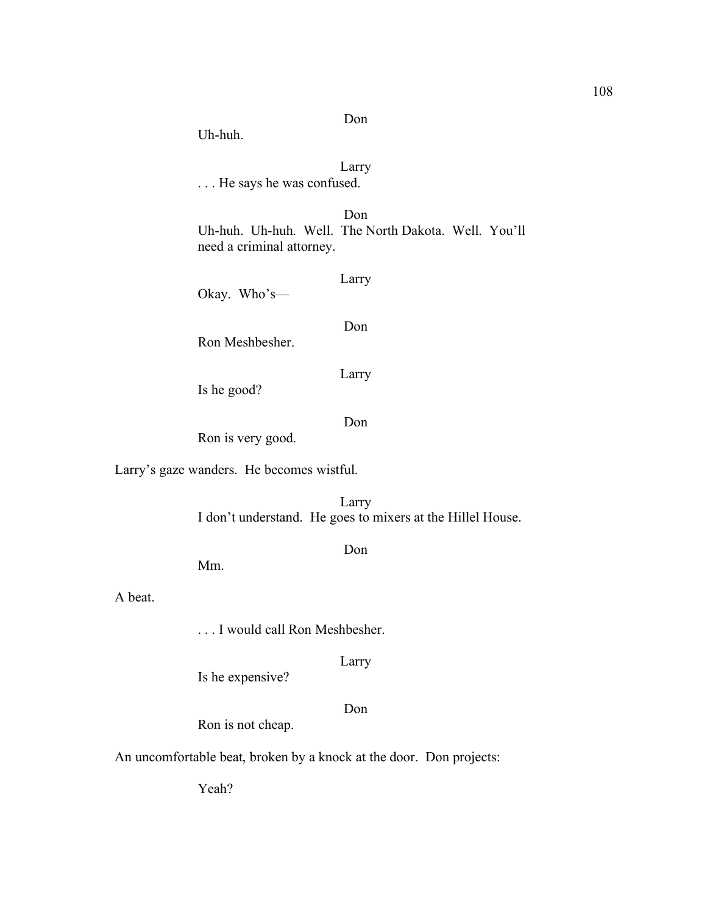Don

Uh-huh.

Larry

. . . He says he was confused.

Don

Uh-huh. Uh-huh. Well. The North Dakota. Well. You'll need a criminal attorney.

Larry

Okay. Who's—

Don

Ron Meshbesher.

Larry

Is he good?

Don

Ron is very good.

Larry's gaze wanders. He becomes wistful.

Larry

I don't understand. He goes to mixers at the Hillel House.

Don

Mm.

A beat.

. . . I would call Ron Meshbesher.

Larry

Is he expensive?

Don

Ron is not cheap.

An uncomfortable beat, broken by a knock at the door. Don projects:

Yeah?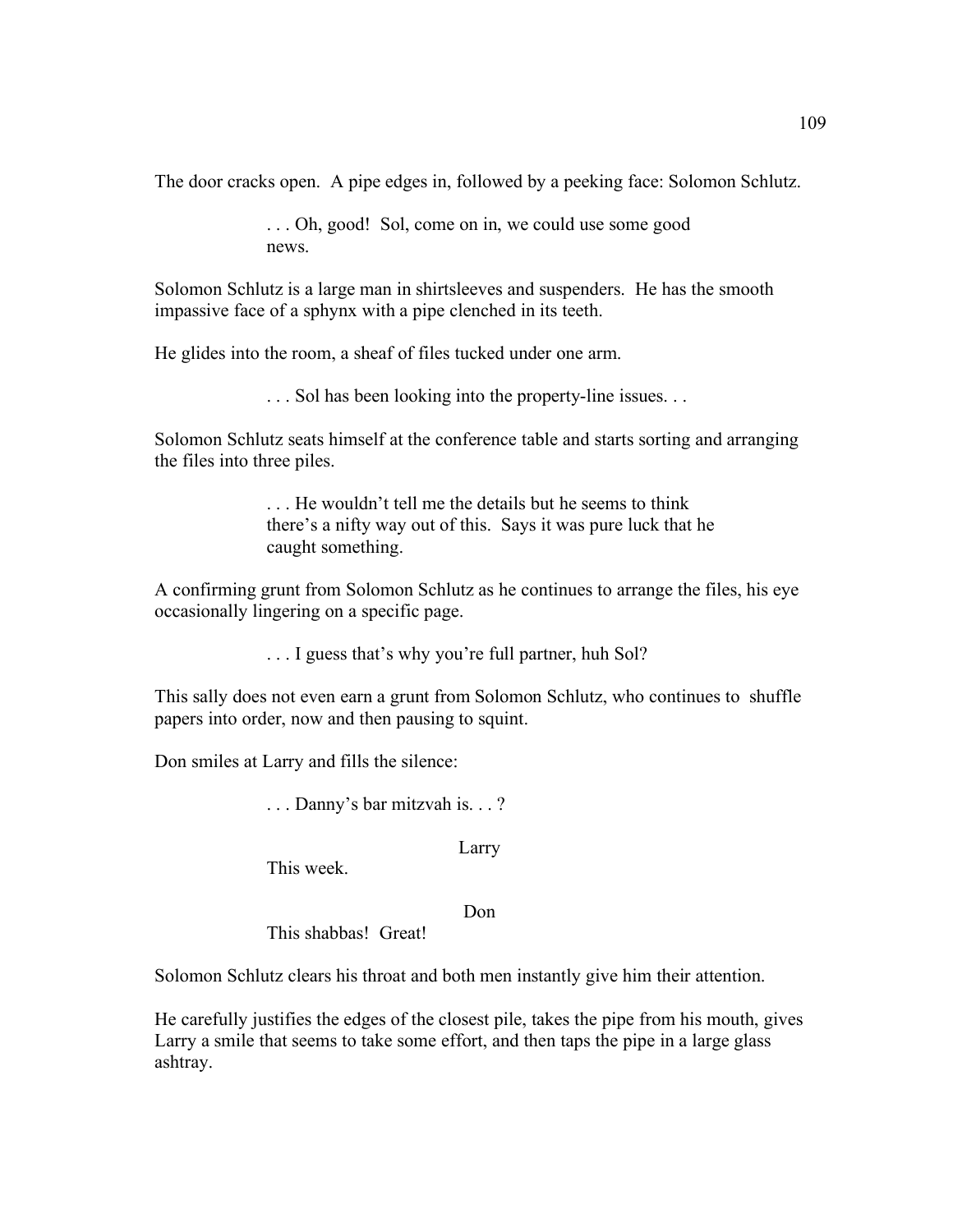The door cracks open. A pipe edges in, followed by a peeking face: Solomon Schlutz.

> . . . Oh, good! Sol, come on in, we could use some good news.

Solomon Schlutz is a large man in shirtsleeves and suspenders. He has the smooth impassive face of a sphynx with a pipe clenched in its teeth.

He glides into the room, a sheaf of files tucked under one arm.

> . . . Sol has been looking into the property-line issues. . .

Solomon Schlutz seats himself at the conference table and starts sorting and arranging the files into three piles.

> . . . He wouldn't tell me the details but he seems to think there's a nifty way out of this. Says it was pure luck that he caught something.

A confirming grunt from Solomon Schlutz as he continues to arrange the files, his eye occasionally lingering on a specific page.

> . . . I guess that's why you're full partner, huh Sol?

This sally does not even earn a grunt from Solomon Schlutz, who continues to shuffle papers into order, now and then pausing to squint.

Don smiles at Larry and fills the silence:

> . . . Danny's bar mitzvah is. . . ?

Larry

> This week.

Don

> This shabbas! Great!

Solomon Schlutz clears his throat and both men instantly give him their attention.

He carefully justifies the edges of the closest pile, takes the pipe from his mouth, gives Larry a smile that seems to take some effort, and then taps the pipe in a large glass ashtray.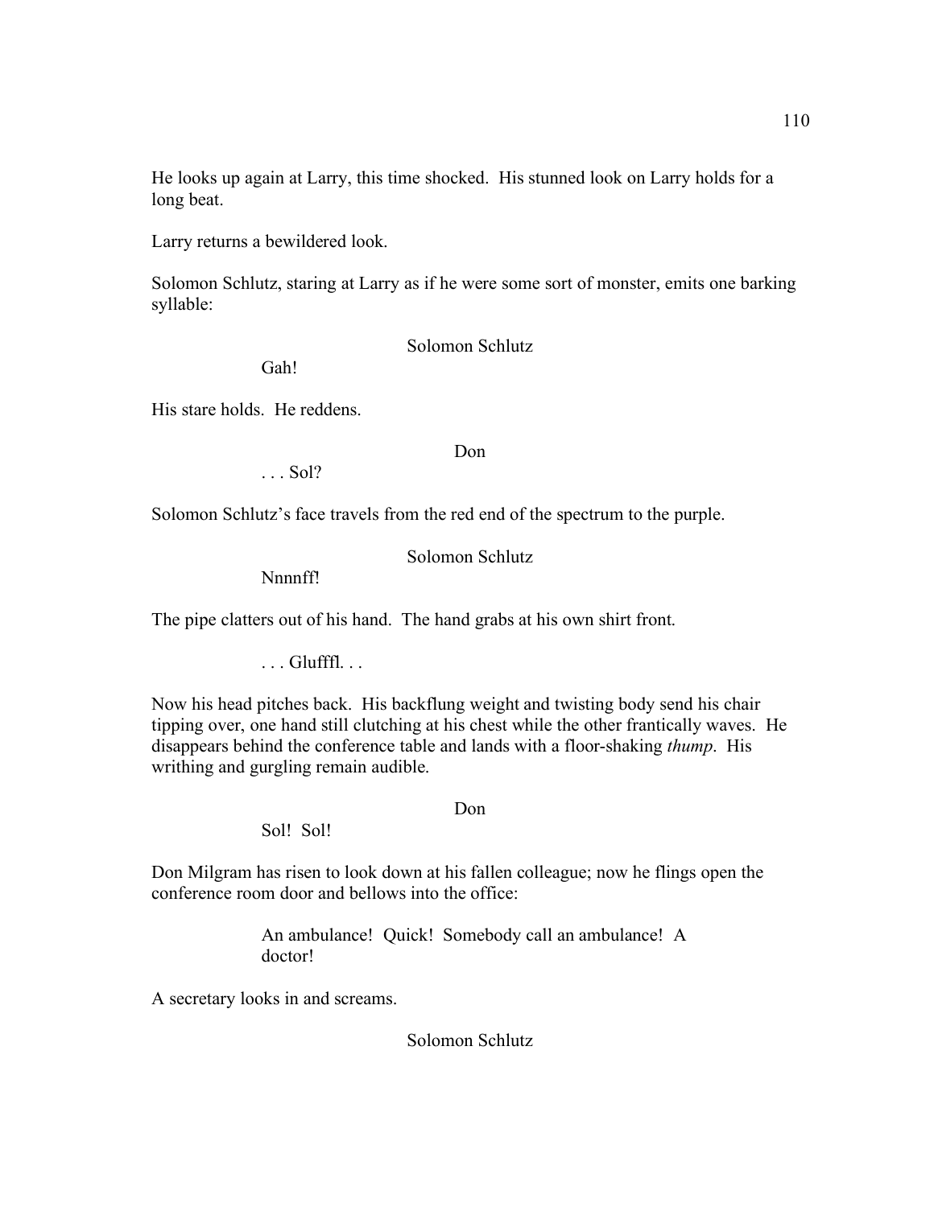He looks up again at Larry, this time shocked. His stunned look on Larry holds for a long beat.

Larry returns a bewildered look.

Solomon Schlutz, staring at Larry as if he were some sort of monster, emits one barking syllable:

Solomon Schlutz

Gah!

His stare holds. He reddens.

Don

. . . Sol?

Solomon Schlutz's face travels from the red end of the spectrum to the purple.

Solomon Schlutz

Nnnnff!

The pipe clatters out of his hand. The hand grabs at his own shirt front.

. . . Glufffl. . .

Now his head pitches back. His backflung weight and twisting body send his chair tipping over, one hand still clutching at his chest while the other frantically waves. He disappears behind the conference table and lands with a floor-shaking *thump*. His writhing and gurgling remain audible.

Don

Sol! Sol!

Don Milgram has risen to look down at his fallen colleague; now he flings open the conference room door and bellows into the office:

An ambulance! Quick! Somebody call an ambulance! A doctor!

A secretary looks in and screams.

Solomon Schlutz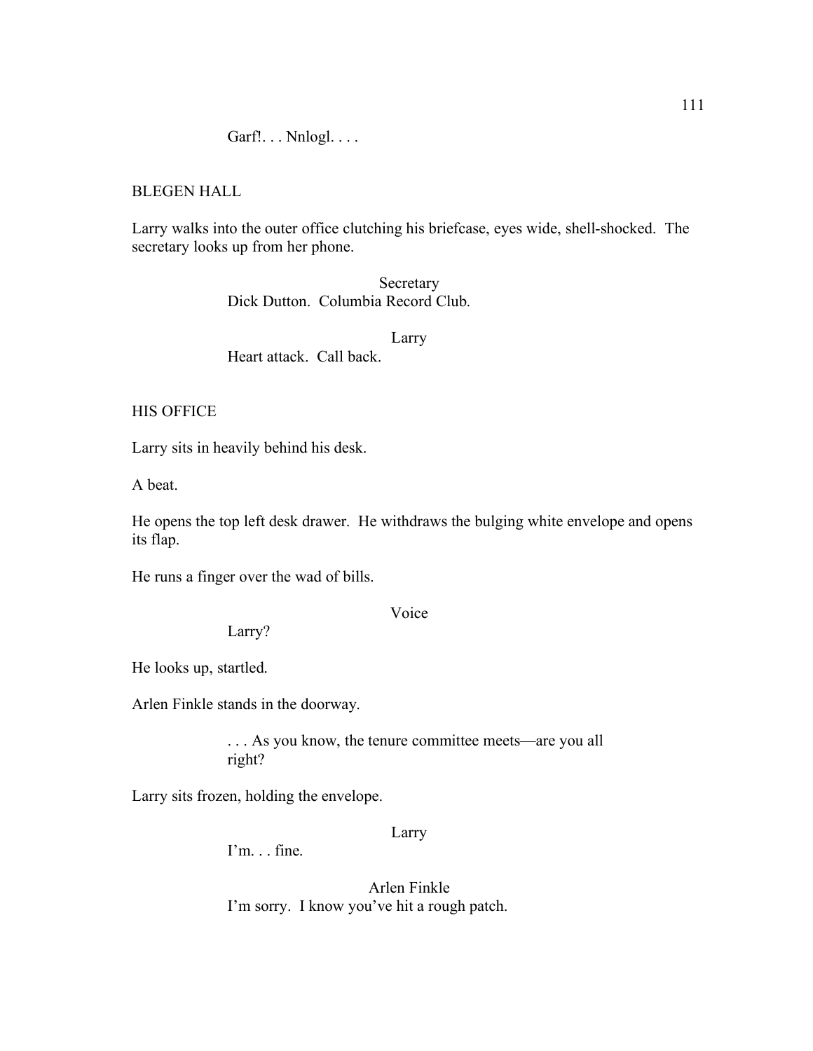Garf!. . . Nnlogl. . . .

BLEGEN HALL

Larry walks into the outer office clutching his briefcase, eyes wide, shell-shocked. The secretary looks up from her phone.

Secretary
Dick Dutton. Columbia Record Club.

Larry
Heart attack. Call back.

HIS OFFICE

Larry sits in heavily behind his desk.

A beat.

He opens the top left desk drawer. He withdraws the bulging white envelope and opens its flap.

He runs a finger over the wad of bills.

Voice
Larry?

He looks up, startled.

Arlen Finkle stands in the doorway.

. . . As you know, the tenure committee meets—are you all right?

Larry sits frozen, holding the envelope.

Larry
I'm. . . fine.

Arlen Finkle
I'm sorry. I know you've hit a rough patch.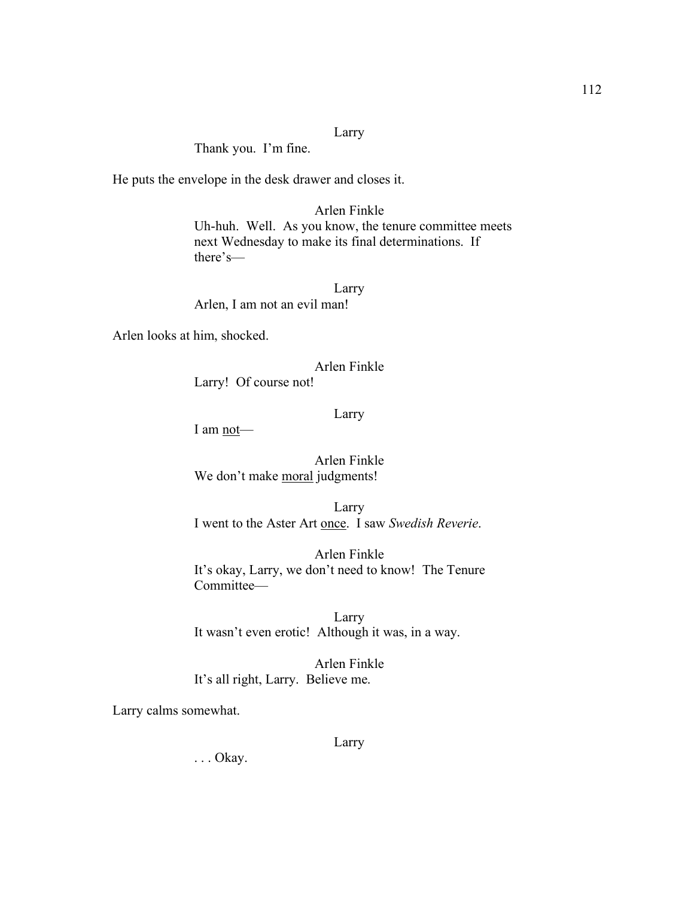Larry

Thank you. I'm fine.

He puts the envelope in the desk drawer and closes it.

Arlen Finkle

Uh-huh. Well. As you know, the tenure committee meets next Wednesday to make its final determinations. If there's—

Larry

Arlen, I am not an evil man!

Arlen looks at him, shocked.

Arlen Finkle

Larry! Of course not!

Larry

I am <u>not</u>—

Arlen Finkle

We don't make <u>moral</u> judgments!

Larry

I went to the Aster Art <u>once</u>. I saw *Swedish Reverie*.

Arlen Finkle

It's okay, Larry, we don't need to know! The Tenure Committee—

Larry

It wasn't even erotic! Although it was, in a way.

Arlen Finkle

It's all right, Larry. Believe me.

Larry calms somewhat.

Larry

. . . Okay.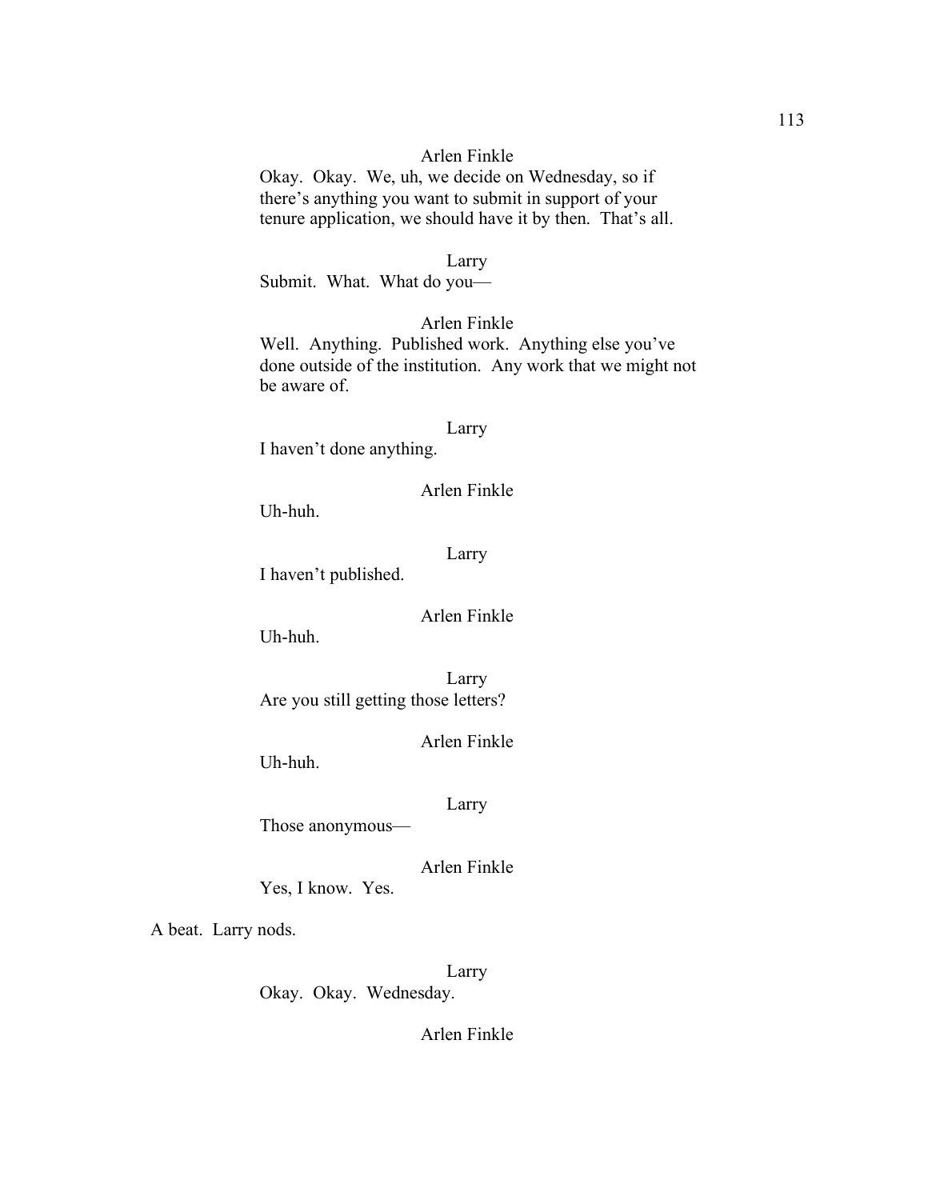Arlen Finkle

Okay. Okay. We, uh, we decide on Wednesday, so if there's anything you want to submit in support of your tenure application, we should have it by then. That's all.

Larry

Submit. What. What do you—

Arlen Finkle

Well. Anything. Published work. Anything else you've done outside of the institution. Any work that we might not be aware of.

Larry

I haven't done anything.

Arlen Finkle

Uh-huh.

Larry

I haven't published.

Arlen Finkle

Uh-huh.

Larry

Are you still getting those letters?

Arlen Finkle

Uh-huh.

Larry

Those anonymous—

Arlen Finkle

Yes, I know. Yes.

A beat. Larry nods.

Larry

Okay. Okay. Wednesday.

Arlen Finkle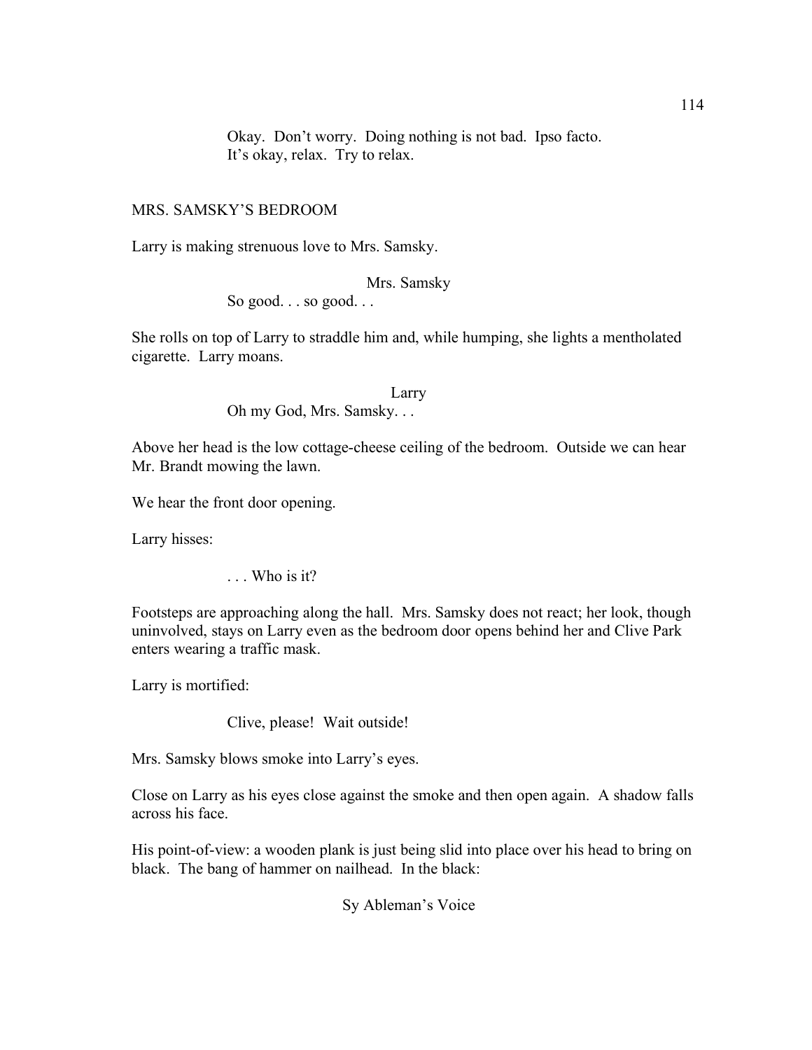Okay. Don't worry. Doing nothing is not bad. Ipso facto.
It's okay, relax. Try to relax.

MRS. SAMSKY'S BEDROOM

Larry is making strenuous love to Mrs. Samsky.

Mrs. Samsky

So good. . . so good. . .

She rolls on top of Larry to straddle him and, while humping, she lights a mentholated cigarette. Larry moans.

Larry

Oh my God, Mrs. Samsky. . .

Above her head is the low cottage-cheese ceiling of the bedroom. Outside we can hear Mr. Brandt mowing the lawn.

We hear the front door opening.

Larry hisses:

. . . Who is it?

Footsteps are approaching along the hall. Mrs. Samsky does not react; her look, though uninvolved, stays on Larry even as the bedroom door opens behind her and Clive Park enters wearing a traffic mask.

Larry is mortified:

Clive, please! Wait outside!

Mrs. Samsky blows smoke into Larry's eyes.

Close on Larry as his eyes close against the smoke and then open again. A shadow falls across his face.

His point-of-view: a wooden plank is just being slid into place over his head to bring on black. The bang of hammer on nailhead. In the black:

Sy Ableman's Voice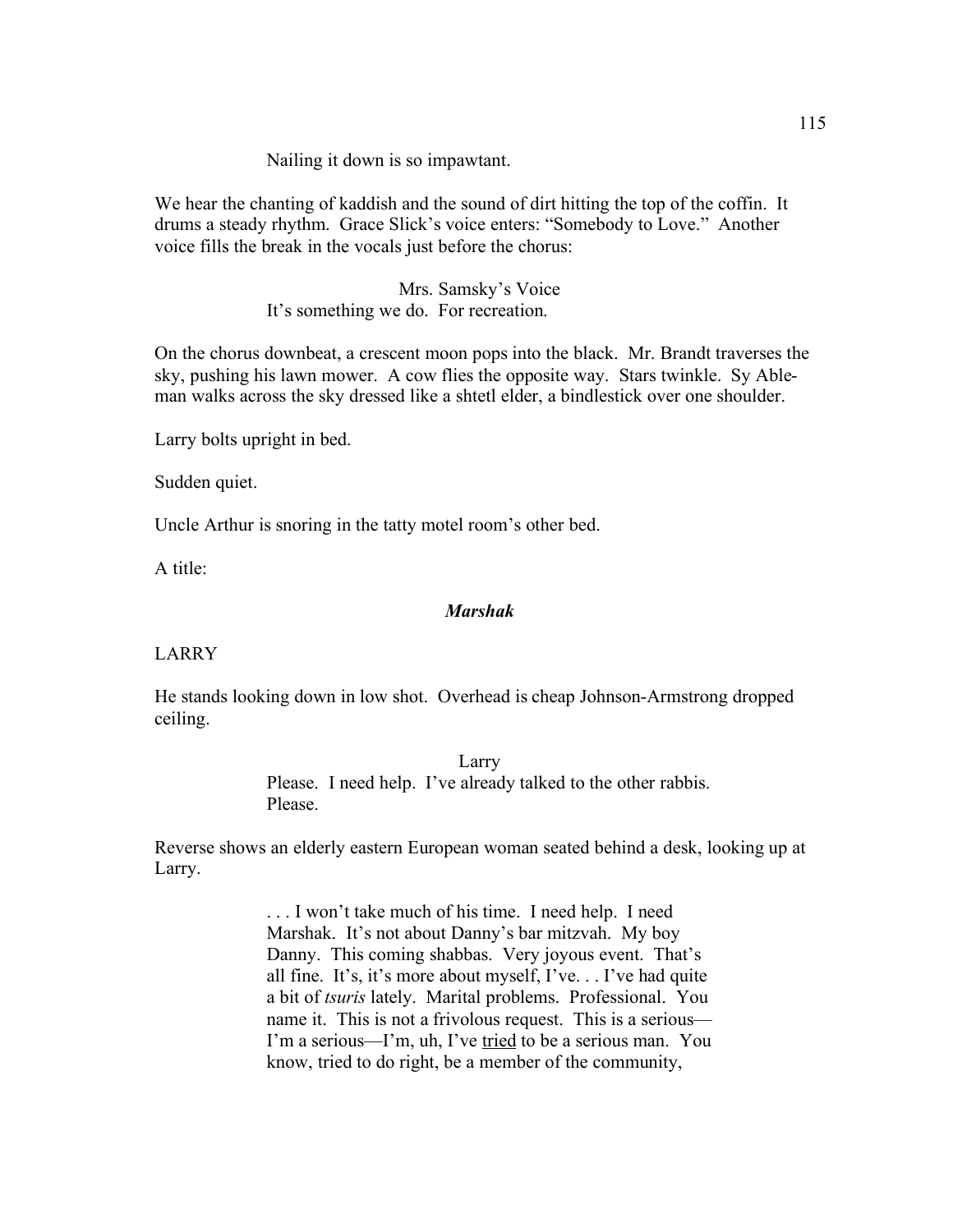Nailing it down is so impawtant.

We hear the chanting of kaddish and the sound of dirt hitting the top of the coffin. It drums a steady rhythm. Grace Slick's voice enters: "Somebody to Love." Another voice fills the break in the vocals just before the chorus:

Mrs. Samsky's Voice

It's something we do. For recreation.

On the chorus downbeat, a crescent moon pops into the black. Mr. Brandt traverses the sky, pushing his lawn mower. A cow flies the opposite way. Stars twinkle. Sy Ableman walks across the sky dressed like a shtetl elder, a bindlestick over one shoulder.

Larry bolts upright in bed.

Sudden quiet.

Uncle Arthur is snoring in the tatty motel room's other bed.

A title:

***Marshak***

LARRY

He stands looking down in low shot. Overhead is cheap Johnson-Armstrong dropped ceiling.

Larry

Please. I need help. I've already talked to the other rabbis. Please.

Reverse shows an elderly eastern European woman seated behind a desk, looking up at Larry.

. . . I won't take much of his time. I need help. I need Marshak. It's not about Danny's bar mitzvah. My boy Danny. This coming shabbas. Very joyous event. That's all fine. It's, it's more about myself, I've. . . I've had quite a bit of *tsuris* lately. Marital problems. Professional. You name it. This is not a frivolous request. This is a serious—I'm a serious—I'm, uh, I've <u>tried</u> to be a serious man. You know, tried to do right, be a member of the community,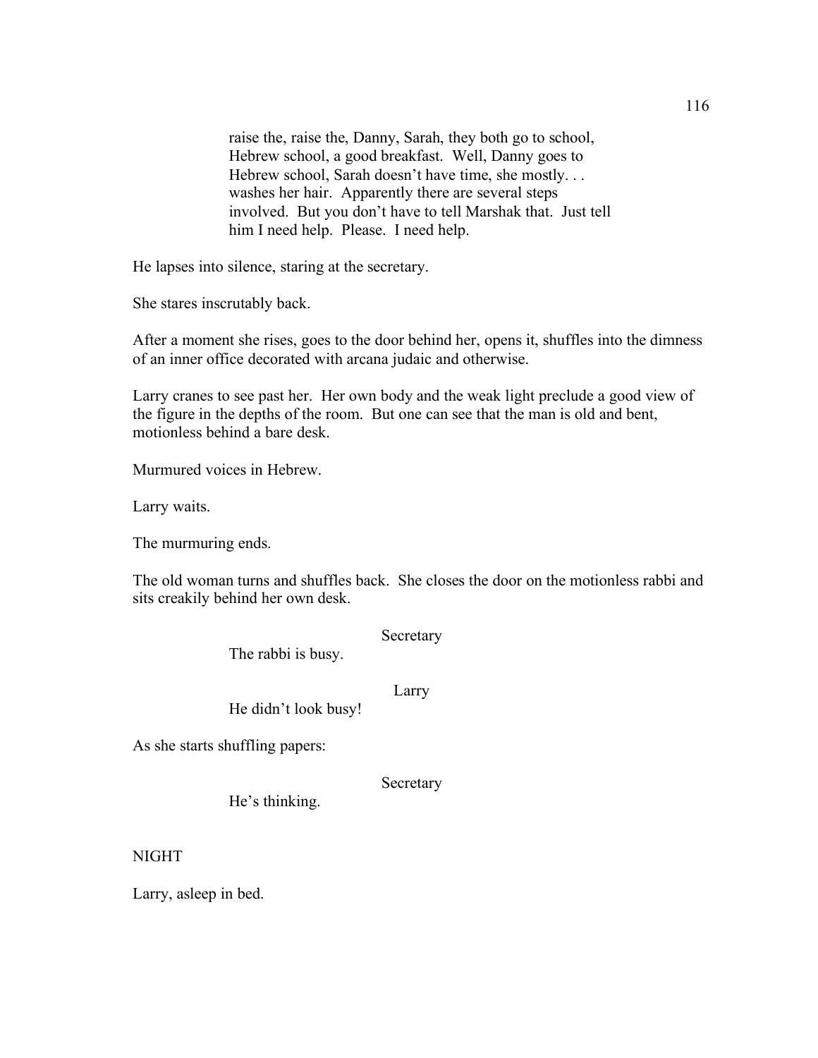raise the, raise the, Danny, Sarah, they both go to school, Hebrew school, a good breakfast. Well, Danny goes to Hebrew school, Sarah doesn't have time, she mostly. . . washes her hair. Apparently there are several steps involved. But you don't have to tell Marshak that. Just tell him I need help. Please. I need help.

He lapses into silence, staring at the secretary.

She stares inscrutably back.

After a moment she rises, goes to the door behind her, opens it, shuffles into the dimness of an inner office decorated with arcana judaic and otherwise.

Larry cranes to see past her. Her own body and the weak light preclude a good view of the figure in the depths of the room. But one can see that the man is old and bent, motionless behind a bare desk.

Murmured voices in Hebrew.

Larry waits.

The murmuring ends.

The old woman turns and shuffles back. She closes the door on the motionless rabbi and sits creakily behind her own desk.

Secretary

The rabbi is busy.

Larry

He didn't look busy!

As she starts shuffling papers:

Secretary

He's thinking.

NIGHT

Larry, asleep in bed.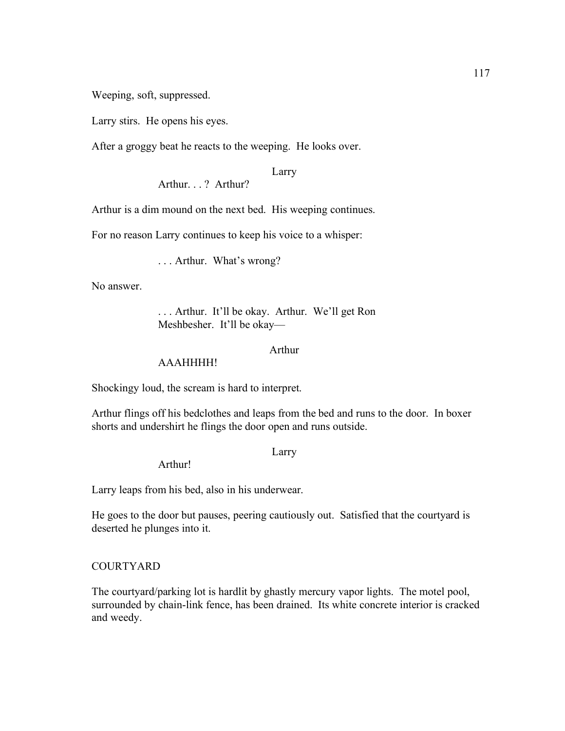Weeping, soft, suppressed.

Larry stirs. He opens his eyes.

After a groggy beat he reacts to the weeping. He looks over.

Larry

Arthur. . . ? Arthur?

Arthur is a dim mound on the next bed. His weeping continues.

For no reason Larry continues to keep his voice to a whisper:

. . . Arthur. What's wrong?

No answer.

. . . Arthur. It'll be okay. Arthur. We'll get Ron Meshbesher. It'll be okay—

Arthur

AAAHHHH!

Shockingy loud, the scream is hard to interpret.

Arthur flings off his bedclothes and leaps from the bed and runs to the door. In boxer shorts and undershirt he flings the door open and runs outside.

Larry

Arthur!

Larry leaps from his bed, also in his underwear.

He goes to the door but pauses, peering cautiously out. Satisfied that the courtyard is deserted he plunges into it.

COURTYARD

The courtyard/parking lot is hardlit by ghastly mercury vapor lights. The motel pool, surrounded by chain-link fence, has been drained. Its white concrete interior is cracked and weedy.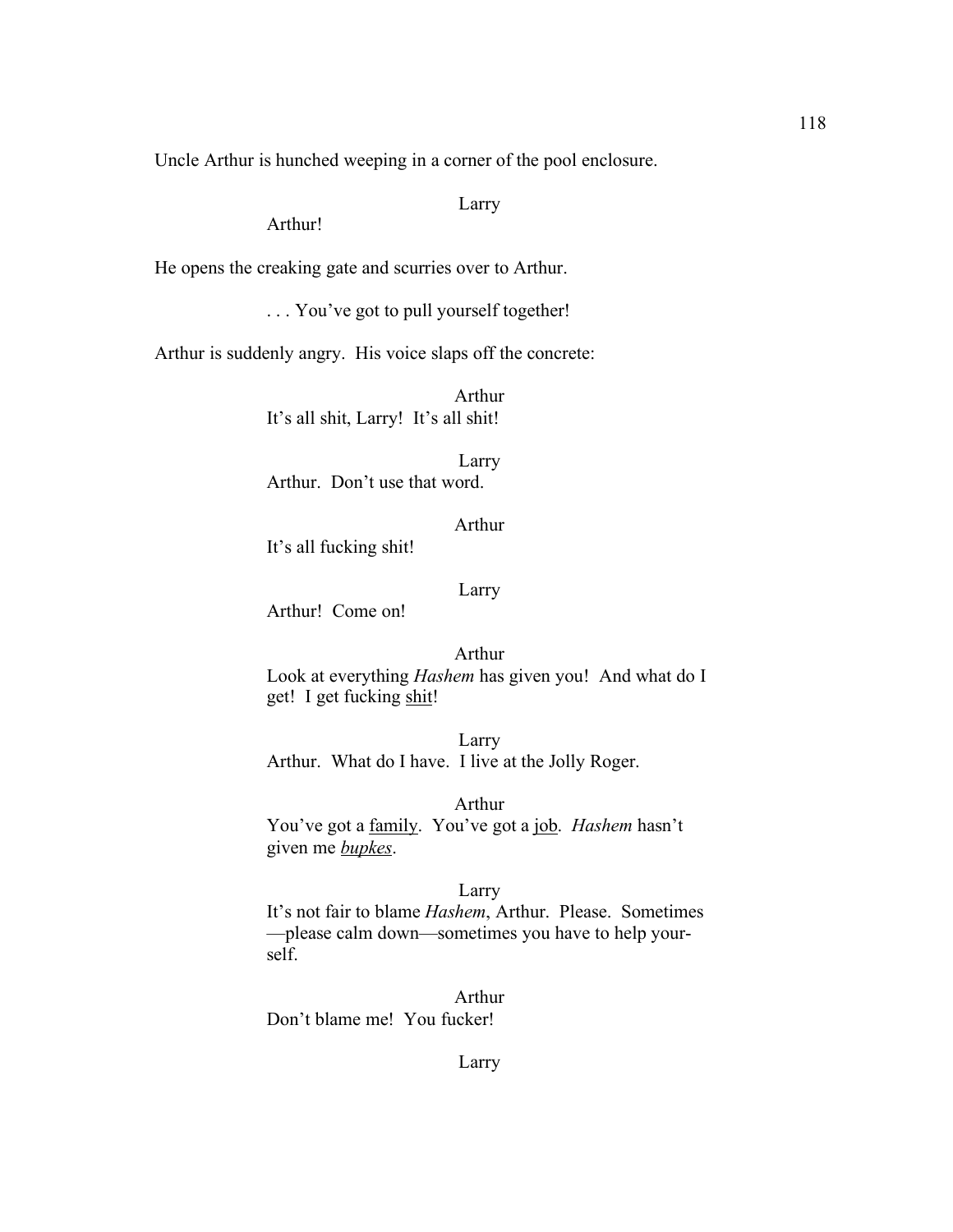Uncle Arthur is hunched weeping in a corner of the pool enclosure.

Larry

Arthur!

He opens the creaking gate and scurries over to Arthur.

. . . You've got to pull yourself together!

Arthur is suddenly angry. His voice slaps off the concrete:

Arthur

It's all shit, Larry! It's all shit!

Larry

Arthur. Don't use that word.

Arthur

It's all fucking shit!

Larry

Arthur! Come on!

Arthur

Look at everything *Hashem* has given you! And what do I get! I get fucking <u>shit</u>!

Larry

Arthur. What do I have. I live at the Jolly Roger.

Arthur

You've got a <u>family</u>. You've got a <u>job</u>. *Hashem* hasn't given me <u>*bupkes*</u>.

Larry

It's not fair to blame *Hashem*, Arthur. Please. Sometimes—please calm down—sometimes you have to help yourself.

Arthur

Don't blame me! You fucker!

Larry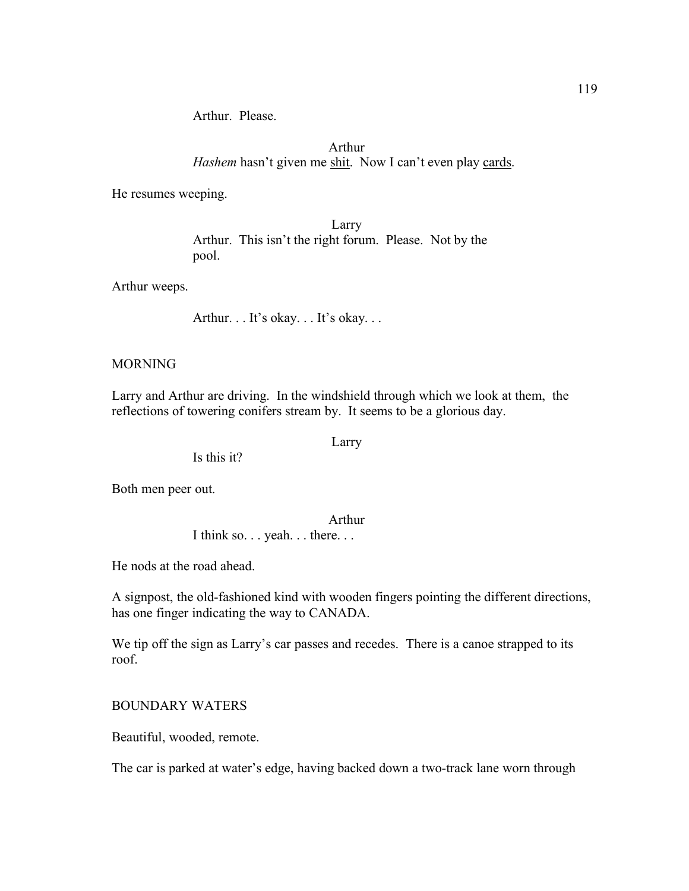Arthur. Please.

Arthur

*Hashem* hasn't given me shit. Now I can't even play cards.

He resumes weeping.

Larry

Arthur. This isn't the right forum. Please. Not by the pool.

Arthur weeps.

Arthur. . . It's okay. . . It's okay. . .

MORNING

Larry and Arthur are driving. In the windshield through which we look at them, the reflections of towering conifers stream by. It seems to be a glorious day.

Larry

Is this it?

Both men peer out.

Arthur

I think so. . . yeah. . . there. . .

He nods at the road ahead.

A signpost, the old-fashioned kind with wooden fingers pointing the different directions, has one finger indicating the way to CANADA.

We tip off the sign as Larry's car passes and recedes. There is a canoe strapped to its roof.

BOUNDARY WATERS

Beautiful, wooded, remote.

The car is parked at water's edge, having backed down a two-track lane worn through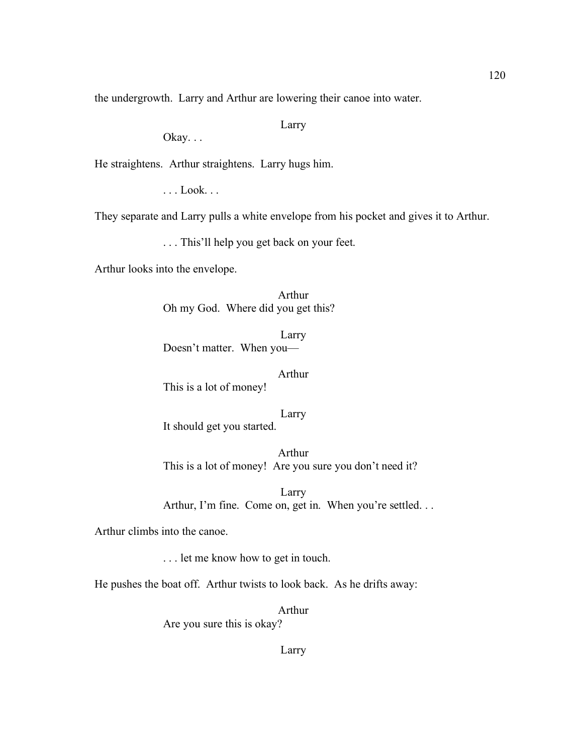the undergrowth. Larry and Arthur are lowering their canoe into water.

Larry

Okay. . .

He straightens. Arthur straightens. Larry hugs him.

. . . Look. . .

They separate and Larry pulls a white envelope from his pocket and gives it to Arthur.

. . . This'll help you get back on your feet.

Arthur looks into the envelope.

Arthur

Oh my God. Where did you get this?

Larry

Doesn't matter. When you—

Arthur

This is a lot of money!

Larry

It should get you started.

Arthur

This is a lot of money! Are you sure you don't need it?

Larry

Arthur, I'm fine. Come on, get in. When you're settled. . .

Arthur climbs into the canoe.

. . . let me know how to get in touch.

He pushes the boat off. Arthur twists to look back. As he drifts away:

Arthur

Are you sure this is okay?

Larry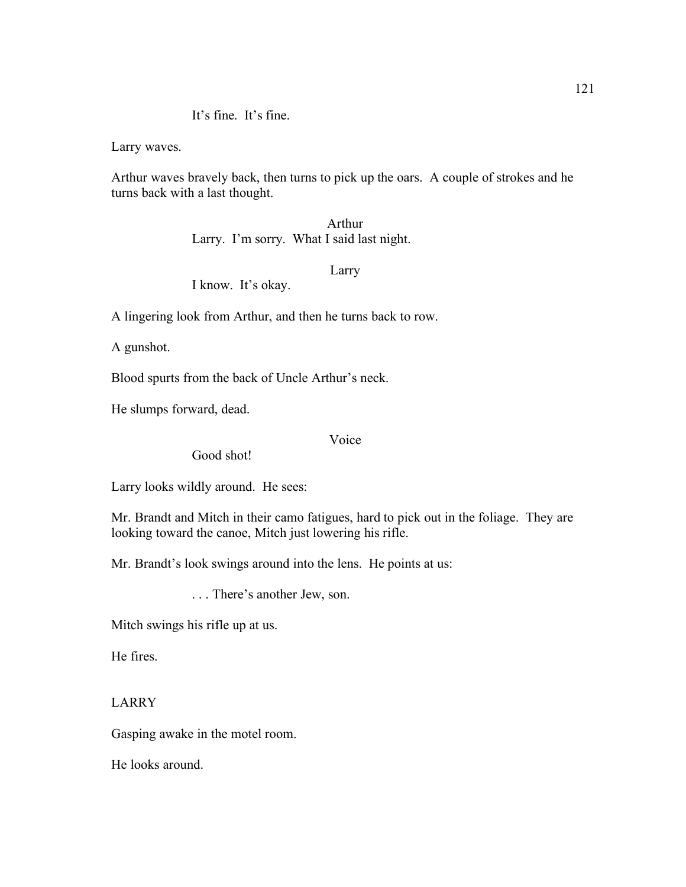It's fine. It's fine.

Larry waves.

Arthur waves bravely back, then turns to pick up the oars. A couple of strokes and he turns back with a last thought.

Arthur

Larry. I'm sorry. What I said last night.

Larry

I know. It's okay.

A lingering look from Arthur, and then he turns back to row.

A gunshot.

Blood spurts from the back of Uncle Arthur's neck.

He slumps forward, dead.

Voice

Good shot!

Larry looks wildly around. He sees:

Mr. Brandt and Mitch in their camo fatigues, hard to pick out in the foliage. They are looking toward the canoe, Mitch just lowering his rifle.

Mr. Brandt's look swings around into the lens. He points at us:

. . . There's another Jew, son.

Mitch swings his rifle up at us.

He fires.

LARRY

Gasping awake in the motel room.

He looks around.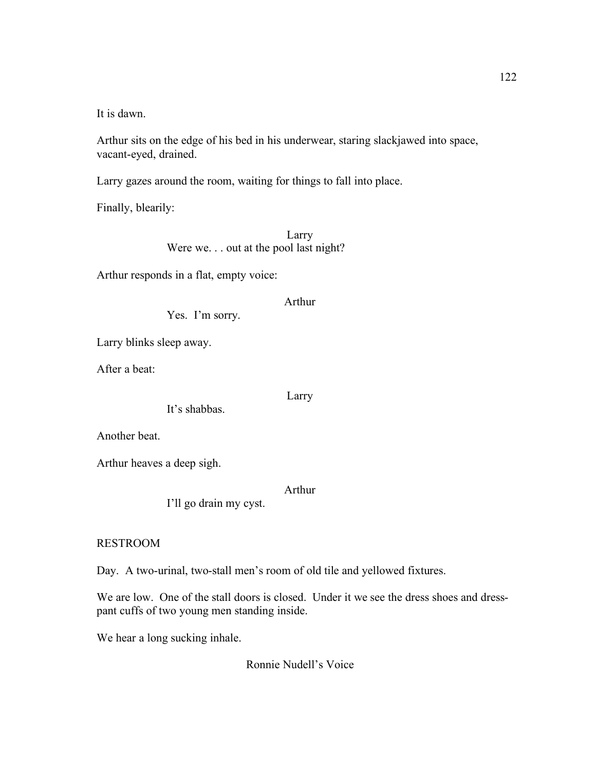It is dawn.

Arthur sits on the edge of his bed in his underwear, staring slackjawed into space, vacant-eyed, drained.

Larry gazes around the room, waiting for things to fall into place.

Finally, blearily:

Larry

Were we. . . out at the pool last night?

Arthur responds in a flat, empty voice:

Arthur

Yes. I'm sorry.

Larry blinks sleep away.

After a beat:

Larry

It's shabbas.

Another beat.

Arthur heaves a deep sigh.

Arthur

I'll go drain my cyst.

RESTROOM

Day. A two-urinal, two-stall men's room of old tile and yellowed fixtures.

We are low. One of the stall doors is closed. Under it we see the dress shoes and dress-pant cuffs of two young men standing inside.

We hear a long sucking inhale.

Ronnie Nudell's Voice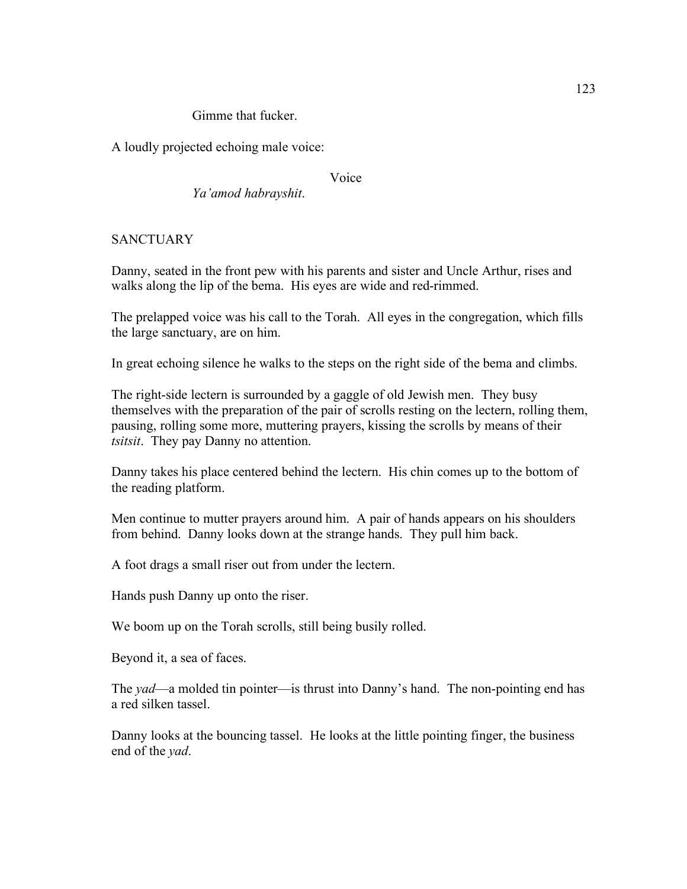Gimme that fucker.

A loudly projected echoing male voice:

Voice

*Ya'amod habrayshit*.

SANCTUARY

Danny, seated in the front pew with his parents and sister and Uncle Arthur, rises and walks along the lip of the bema. His eyes are wide and red-rimmed.

The prelapped voice was his call to the Torah. All eyes in the congregation, which fills the large sanctuary, are on him.

In great echoing silence he walks to the steps on the right side of the bema and climbs.

The right-side lectern is surrounded by a gaggle of old Jewish men. They busy themselves with the preparation of the pair of scrolls resting on the lectern, rolling them, pausing, rolling some more, muttering prayers, kissing the scrolls by means of their *tsitsit*. They pay Danny no attention.

Danny takes his place centered behind the lectern. His chin comes up to the bottom of the reading platform.

Men continue to mutter prayers around him. A pair of hands appears on his shoulders from behind. Danny looks down at the strange hands. They pull him back.

A foot drags a small riser out from under the lectern.

Hands push Danny up onto the riser.

We boom up on the Torah scrolls, still being busily rolled.

Beyond it, a sea of faces.

The *yad*—a molded tin pointer—is thrust into Danny's hand. The non-pointing end has a red silken tassel.

Danny looks at the bouncing tassel. He looks at the little pointing finger, the business end of the *yad*.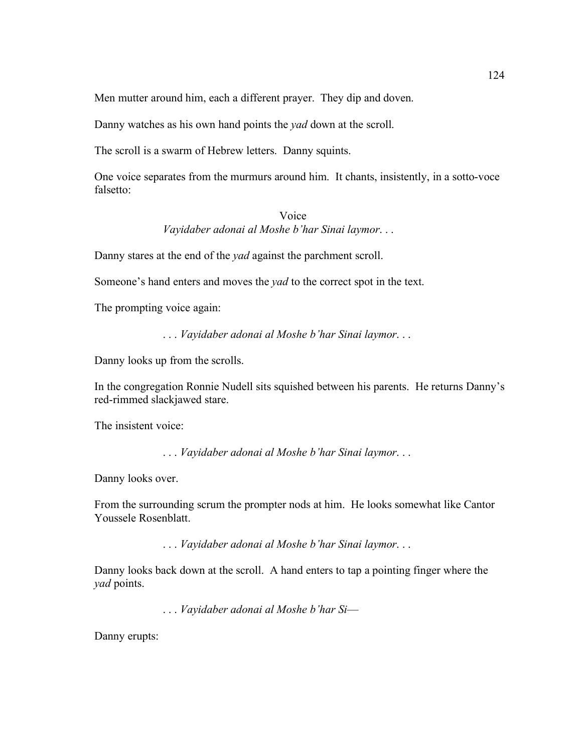Men mutter around him, each a different prayer. They dip and doven.

Danny watches as his own hand points the *yad* down at the scroll.

The scroll is a swarm of Hebrew letters. Danny squints.

One voice separates from the murmurs around him. It chants, insistently, in a sotto-voce falsetto:

Voice  
*Vayidaber adonai al Moshe b'har Sinai laymor*. . .

Danny stares at the end of the *yad* against the parchment scroll.

Someone's hand enters and moves the *yad* to the correct spot in the text.

The prompting voice again:

. . . *Vayidaber adonai al Moshe b'har Sinai laymor*. . .

Danny looks up from the scrolls.

In the congregation Ronnie Nudell sits squished between his parents. He returns Danny's red-rimmed slackjawed stare.

The insistent voice:

. . . *Vayidaber adonai al Moshe b'har Sinai laymor*. . .

Danny looks over.

From the surrounding scrum the prompter nods at him. He looks somewhat like Cantor Youssele Rosenblatt.

. . . *Vayidaber adonai al Moshe b'har Sinai laymor*. . .

Danny looks back down at the scroll. A hand enters to tap a pointing finger where the *yad* points.

. . . *Vayidaber adonai al Moshe b'har Si*—

Danny erupts: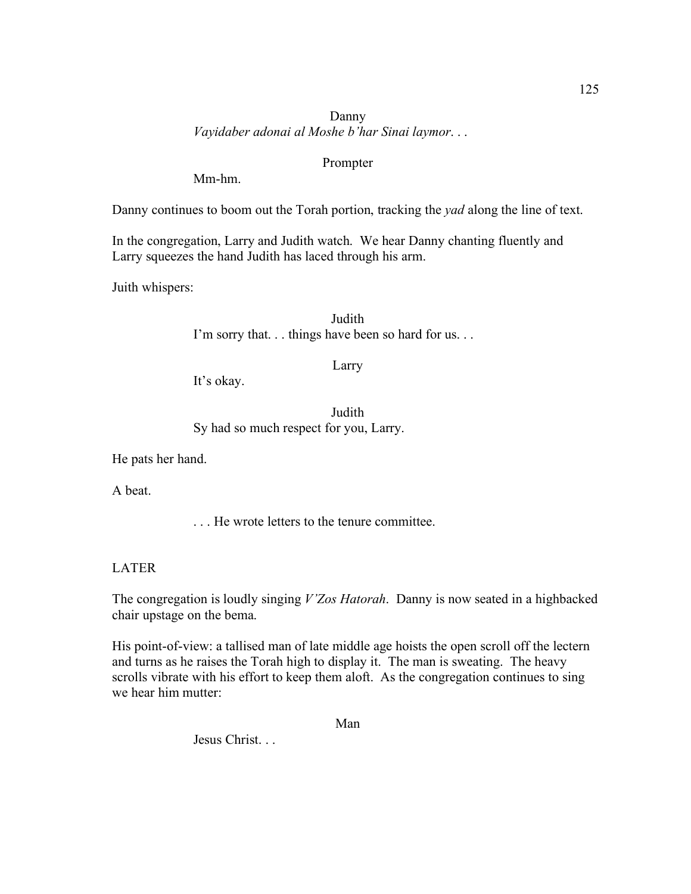Danny

*Vayidaber adonai al Moshe b'har Sinai laymor*. . .

Prompter

Mm-hm.

Danny continues to boom out the Torah portion, tracking the *yad* along the line of text.

In the congregation, Larry and Judith watch. We hear Danny chanting fluently and Larry squeezes the hand Judith has laced through his arm.

Juith whispers:

Judith

I'm sorry that. . . things have been so hard for us. . .

Larry

It's okay.

Judith

Sy had so much respect for you, Larry.

He pats her hand.

A beat.

. . . He wrote letters to the tenure committee.

LATER

The congregation is loudly singing *V'Zos Hatorah*. Danny is now seated in a highbacked chair upstage on the bema.

His point-of-view: a tallised man of late middle age hoists the open scroll off the lectern and turns as he raises the Torah high to display it. The man is sweating. The heavy scrolls vibrate with his effort to keep them aloft. As the congregation continues to sing we hear him mutter:

Man

Jesus Christ. . .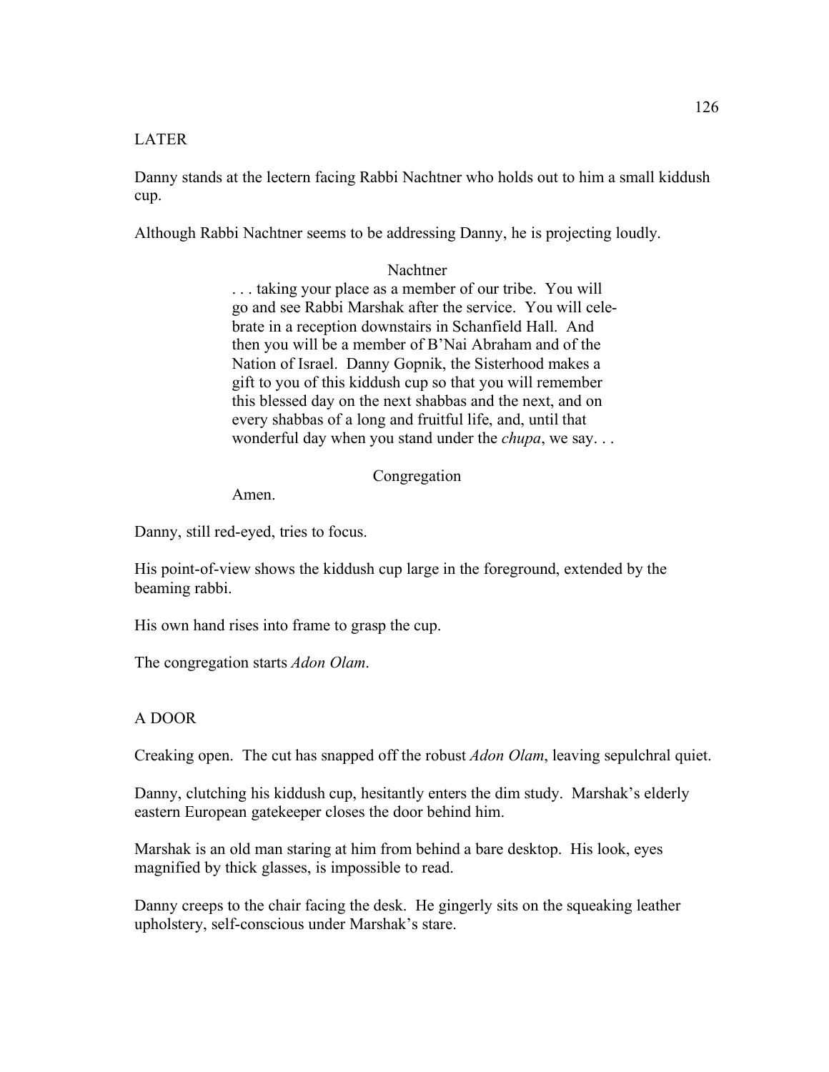LATER

Danny stands at the lectern facing Rabbi Nachtner who holds out to him a small kiddush cup.

Although Rabbi Nachtner seems to be addressing Danny, he is projecting loudly.

Nachtner

. . . taking your place as a member of our tribe. You will go and see Rabbi Marshak after the service. You will celebrate in a reception downstairs in Schanfield Hall. And then you will be a member of B'Nai Abraham and of the Nation of Israel. Danny Gopnik, the Sisterhood makes a gift to you of this kiddush cup so that you will remember this blessed day on the next shabbas and the next, and on every shabbas of a long and fruitful life, and, until that wonderful day when you stand under the *chupa*, we say. . .

Congregation

Amen.

Danny, still red-eyed, tries to focus.

His point-of-view shows the kiddush cup large in the foreground, extended by the beaming rabbi.

His own hand rises into frame to grasp the cup.

The congregation starts *Adon Olam*.

A DOOR

Creaking open. The cut has snapped off the robust *Adon Olam*, leaving sepulchral quiet.

Danny, clutching his kiddush cup, hesitantly enters the dim study. Marshak's elderly eastern European gatekeeper closes the door behind him.

Marshak is an old man staring at him from behind a bare desktop. His look, eyes magnified by thick glasses, is impossible to read.

Danny creeps to the chair facing the desk. He gingerly sits on the squeaking leather upholstery, self-conscious under Marshak's stare.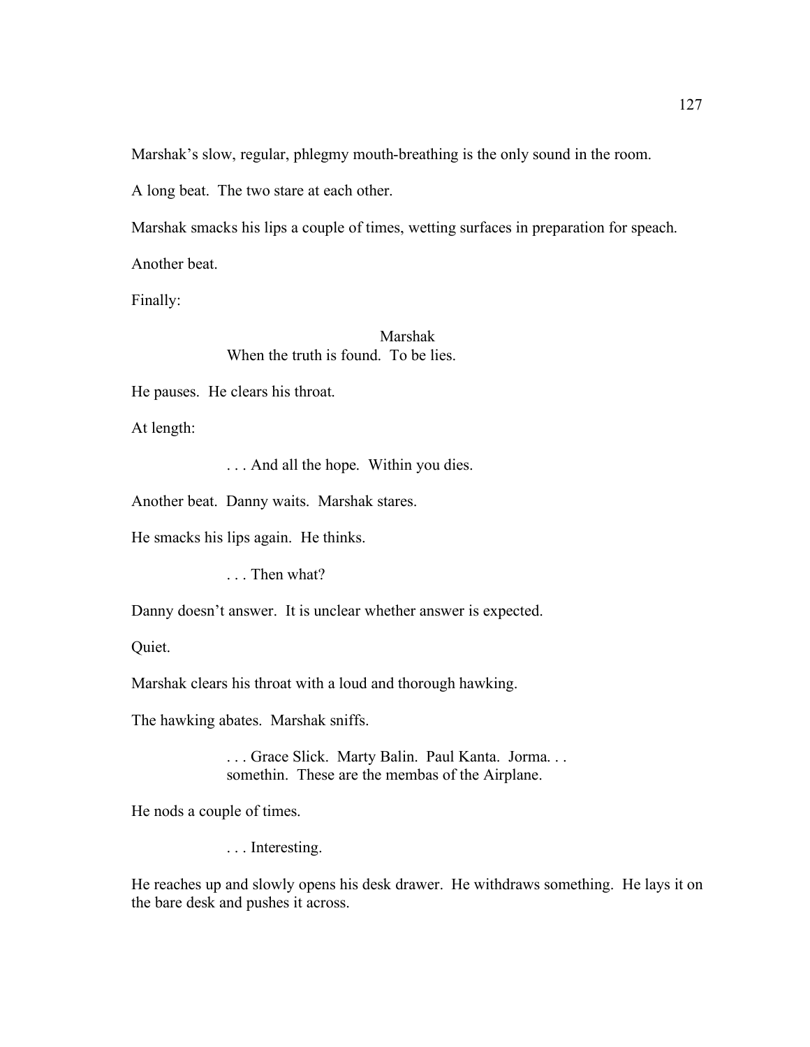Marshak's slow, regular, phlegmy mouth-breathing is the only sound in the room.

A long beat. The two stare at each other.

Marshak smacks his lips a couple of times, wetting surfaces in preparation for speach.

Another beat.

Finally:

Marshak
When the truth is found. To be lies.

He pauses. He clears his throat.

At length:

. . . And all the hope. Within you dies.

Another beat. Danny waits. Marshak stares.

He smacks his lips again. He thinks.

. . . Then what?

Danny doesn't answer. It is unclear whether answer is expected.

Quiet.

Marshak clears his throat with a loud and thorough hawking.

The hawking abates. Marshak sniffs.

. . . Grace Slick. Marty Balin. Paul Kanta. Jorma. . .
somethin. These are the membas of the Airplane.

He nods a couple of times.

. . . Interesting.

He reaches up and slowly opens his desk drawer. He withdraws something. He lays it on the bare desk and pushes it across.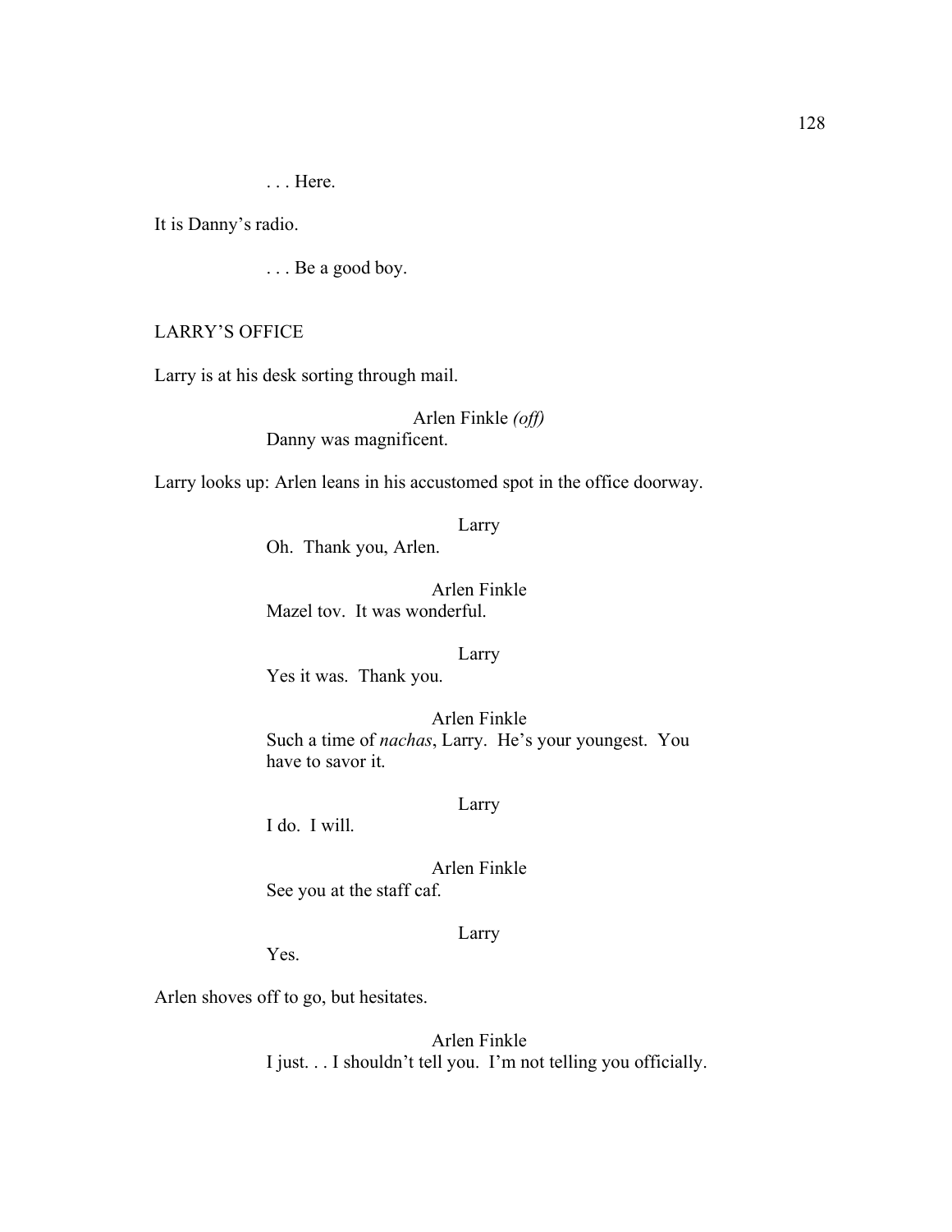. . . Here.

It is Danny's radio.

. . . Be a good boy.

LARRY'S OFFICE

Larry is at his desk sorting through mail.

Arlen Finkle *(off)*
Danny was magnificent.

Larry looks up: Arlen leans in his accustomed spot in the office doorway.

Larry
Oh. Thank you, Arlen.

Arlen Finkle
Mazel tov. It was wonderful.

Larry
Yes it was. Thank you.

Arlen Finkle
Such a time of *nachas*, Larry. He's your youngest. You have to savor it.

Larry
I do. I will.

Arlen Finkle
See you at the staff caf.

Larry
Yes.

Arlen shoves off to go, but hesitates.

Arlen Finkle
I just. . . I shouldn't tell you. I'm not telling you officially.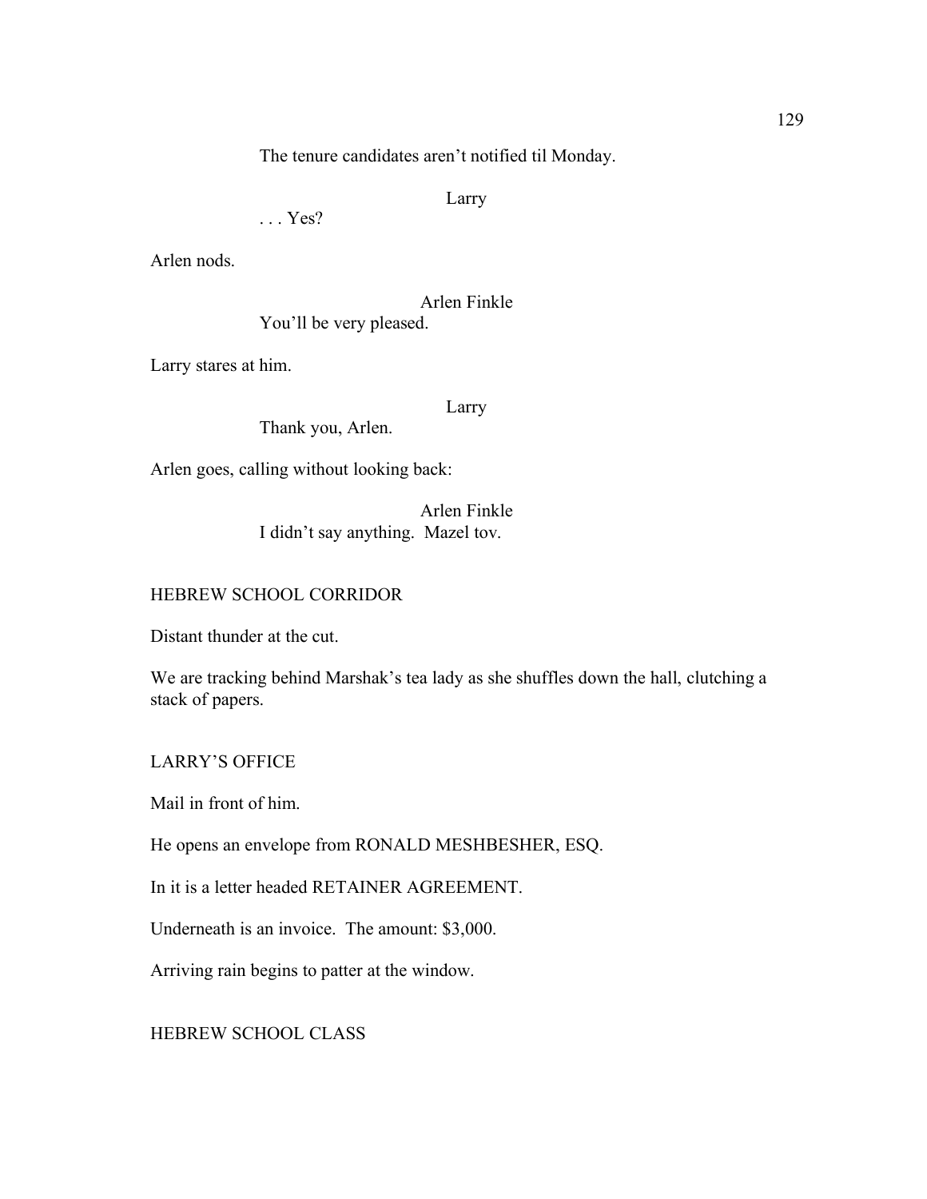The tenure candidates aren't notified til Monday.

Larry

. . . Yes?

Arlen nods.

Arlen Finkle

You'll be very pleased.

Larry stares at him.

Larry

Thank you, Arlen.

Arlen goes, calling without looking back:

Arlen Finkle

I didn't say anything.  Mazel tov.

HEBREW SCHOOL CORRIDOR

Distant thunder at the cut.

We are tracking behind Marshak's tea lady as she shuffles down the hall, clutching a stack of papers.

LARRY'S OFFICE

Mail in front of him.

He opens an envelope from RONALD MESHBESHER, ESQ.

In it is a letter headed RETAINER AGREEMENT.

Underneath is an invoice.  The amount: $3,000.

Arriving rain begins to patter at the window.

HEBREW SCHOOL CLASS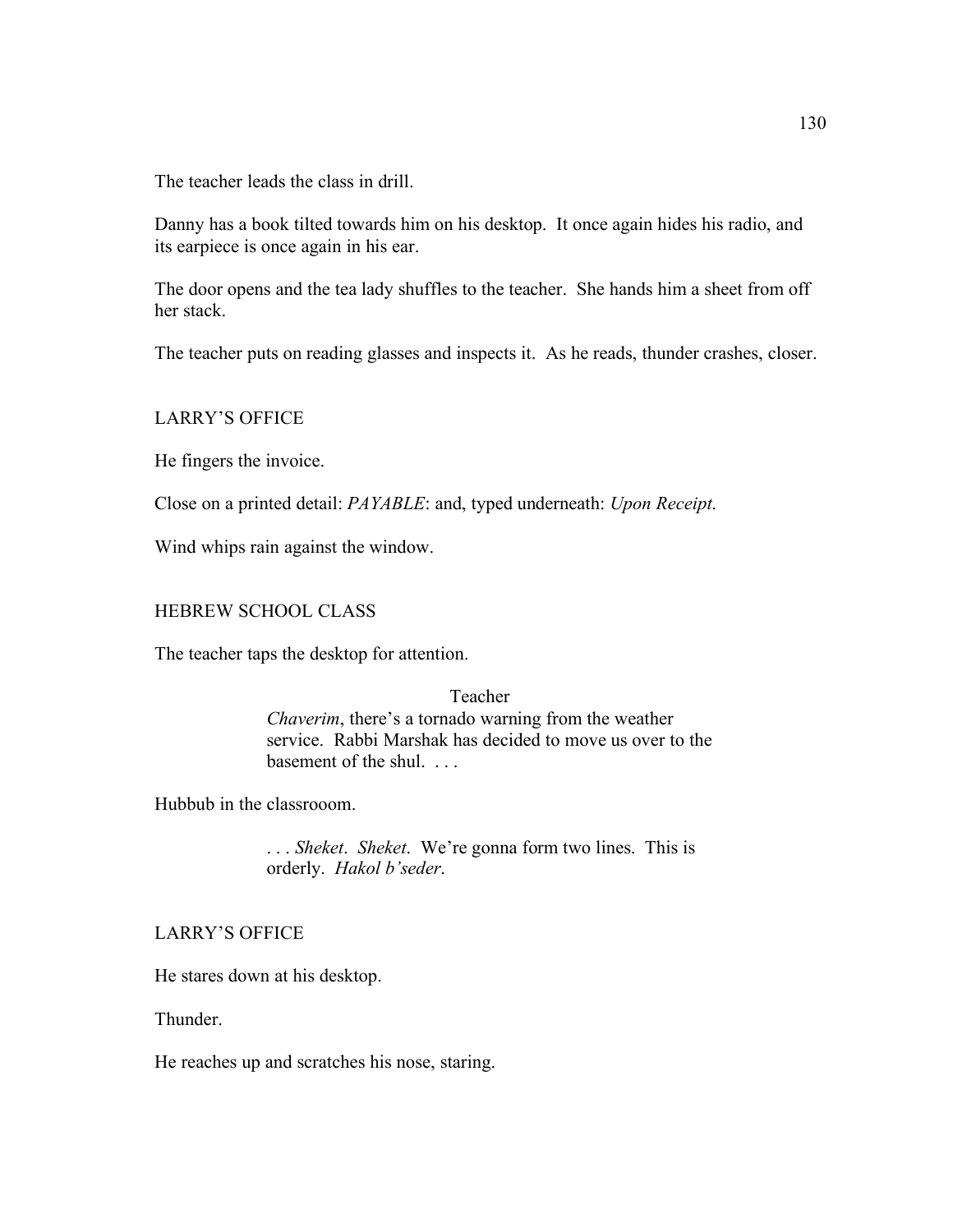The teacher leads the class in drill.

Danny has a book tilted towards him on his desktop. It once again hides his radio, and its earpiece is once again in his ear.

The door opens and the tea lady shuffles to the teacher. She hands him a sheet from off her stack.

The teacher puts on reading glasses and inspects it. As he reads, thunder crashes, closer.

LARRY'S OFFICE

He fingers the invoice.

Close on a printed detail: *PAYABLE*: and, typed underneath: *Upon Receipt.*

Wind whips rain against the window.

HEBREW SCHOOL CLASS

The teacher taps the desktop for attention.

Teacher

*Chaverim*, there's a tornado warning from the weather service. Rabbi Marshak has decided to move us over to the basement of the shul. . . .

Hubbub in the classrooom.

. . . *Sheket*. *Sheket*. We're gonna form two lines. This is orderly. *Hakol b'seder.*

LARRY'S OFFICE

He stares down at his desktop.

Thunder.

He reaches up and scratches his nose, staring.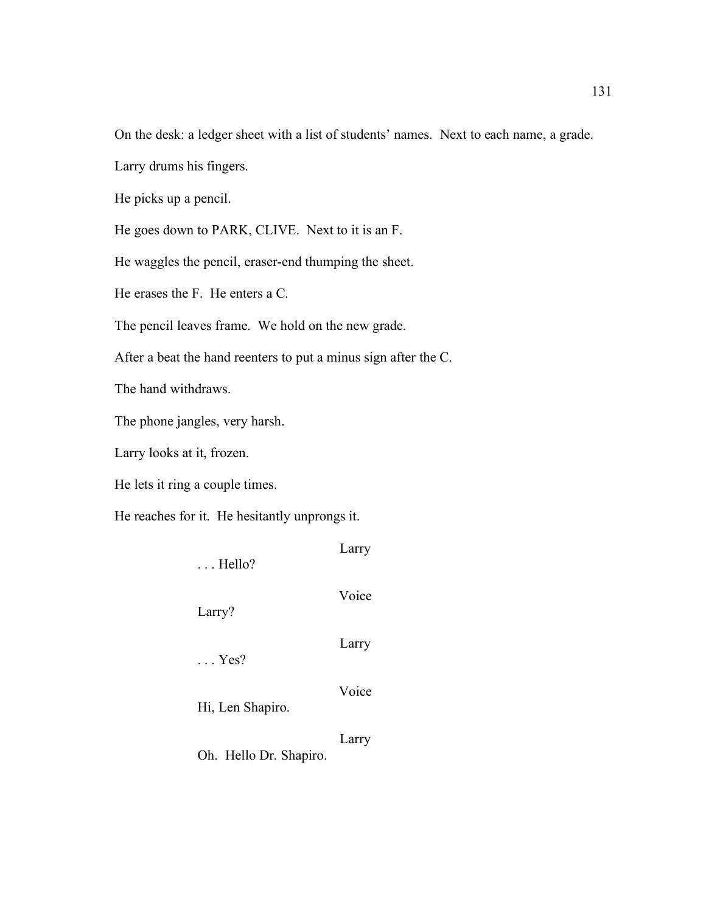On the desk: a ledger sheet with a list of students' names. Next to each name, a grade.

Larry drums his fingers.

He picks up a pencil.

He goes down to PARK, CLIVE. Next to it is an F.

He waggles the pencil, eraser-end thumping the sheet.

He erases the F. He enters a C.

The pencil leaves frame. We hold on the new grade.

After a beat the hand reenters to put a minus sign after the C.

The hand withdraws.

The phone jangles, very harsh.

Larry looks at it, frozen.

He lets it ring a couple times.

He reaches for it. He hesitantly unprongs it.

Larry

. . . Hello?

Voice

Larry?

Larry

. . . Yes?

Voice

Hi, Len Shapiro.

Larry

Oh. Hello Dr. Shapiro.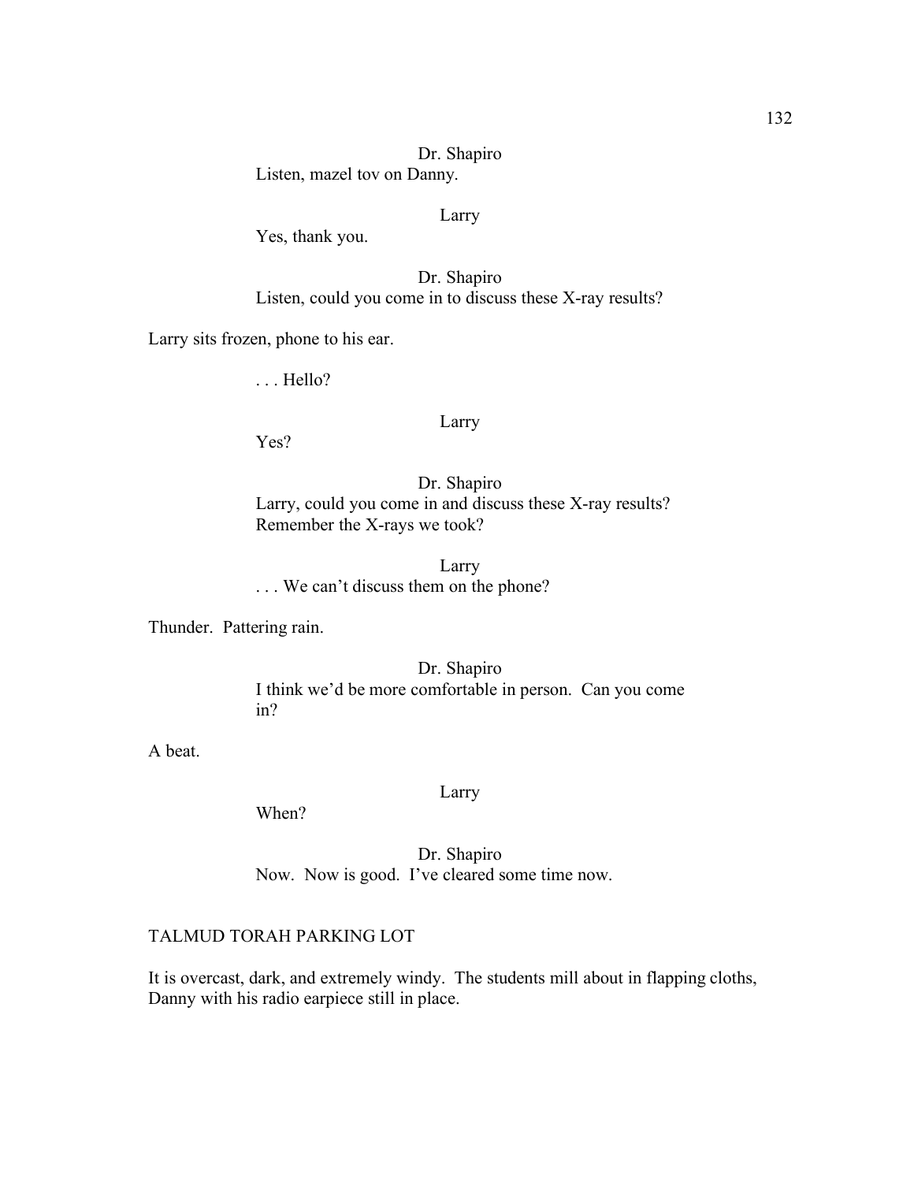Dr. Shapiro

Listen, mazel tov on Danny.

Larry

Yes, thank you.

Dr. Shapiro

Listen, could you come in to discuss these X-ray results?

Larry sits frozen, phone to his ear.

. . . Hello?

Larry

Yes?

Dr. Shapiro

Larry, could you come in and discuss these X-ray results? Remember the X-rays we took?

Larry

. . . We can't discuss them on the phone?

Thunder. Pattering rain.

Dr. Shapiro

I think we'd be more comfortable in person. Can you come in?

A beat.

Larry

When?

Dr. Shapiro

Now. Now is good. I've cleared some time now.

TALMUD TORAH PARKING LOT

It is overcast, dark, and extremely windy. The students mill about in flapping cloths, Danny with his radio earpiece still in place.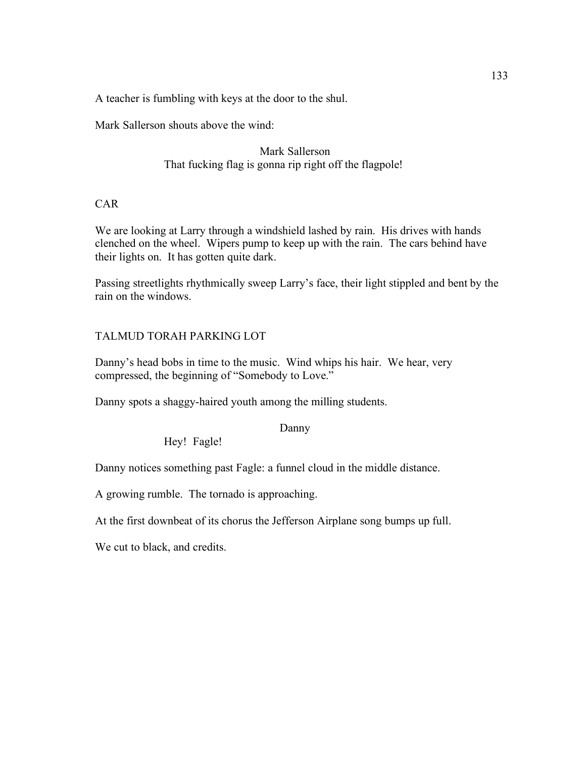A teacher is fumbling with keys at the door to the shul.

Mark Sallerson shouts above the wind:

Mark Sallerson
That fucking flag is gonna rip right off the flagpole!

CAR

We are looking at Larry through a windshield lashed by rain. His drives with hands clenched on the wheel. Wipers pump to keep up with the rain. The cars behind have their lights on. It has gotten quite dark.

Passing streetlights rhythmically sweep Larry's face, their light stippled and bent by the rain on the windows.

TALMUD TORAH PARKING LOT

Danny's head bobs in time to the music. Wind whips his hair. We hear, very compressed, the beginning of "Somebody to Love."

Danny spots a shaggy-haired youth among the milling students.

Danny
Hey! Fagle!

Danny notices something past Fagle: a funnel cloud in the middle distance.

A growing rumble. The tornado is approaching.

At the first downbeat of its chorus the Jefferson Airplane song bumps up full.

We cut to black, and credits.